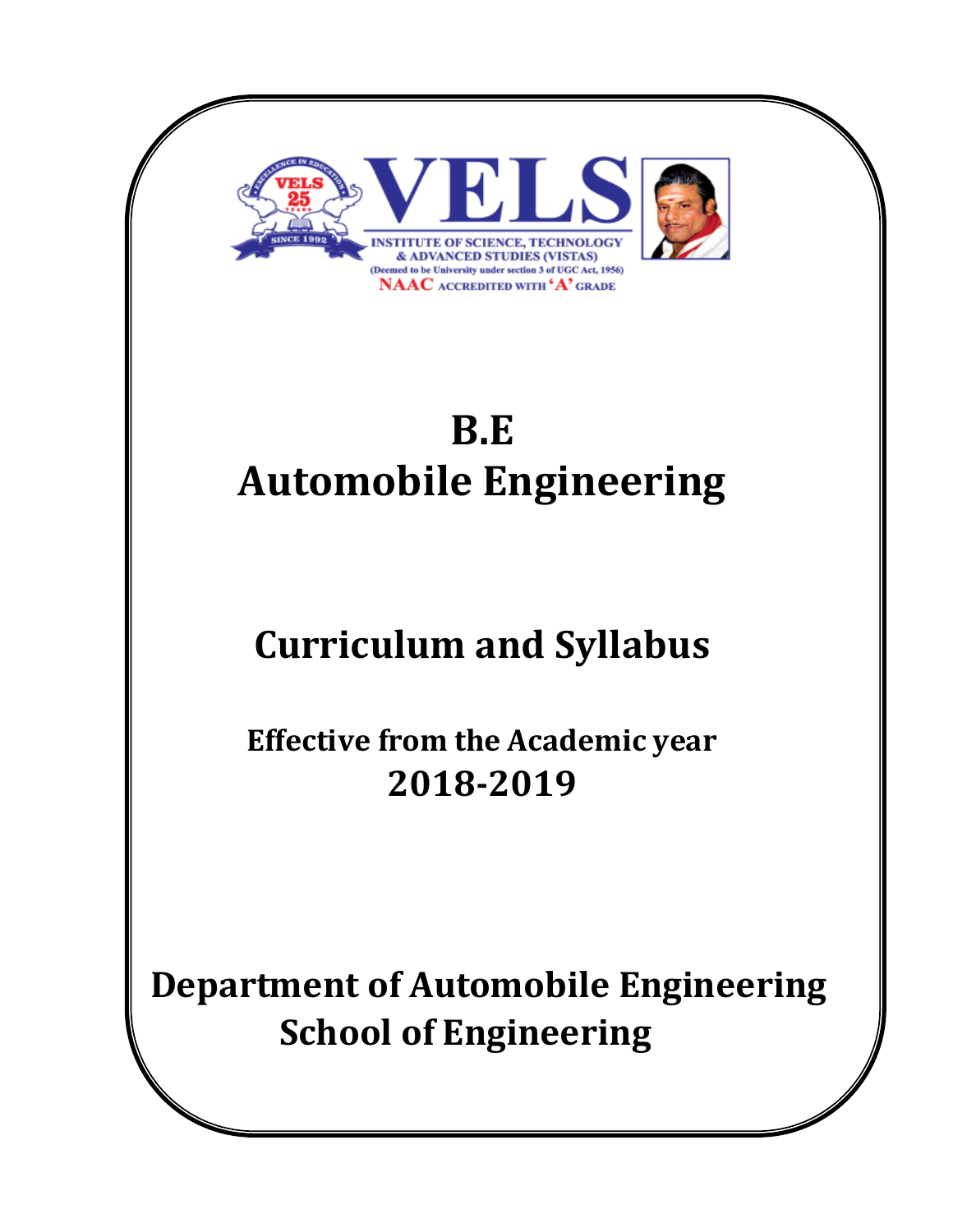VELS INSTITUTE OF SCIENCE, TECHNOLOGY & ADVANCED STUDIES (VISTAS)

(Deemed to be University under section 3 of UGC Act, 1956)

NAAC ACCREDITED WITH 'A' GRADE

# B.E
# Automobile Engineering

## Curriculum and Syllabus

### Effective from the Academic year
### 2018-2019

## Department of Automobile Engineering
## School of Engineering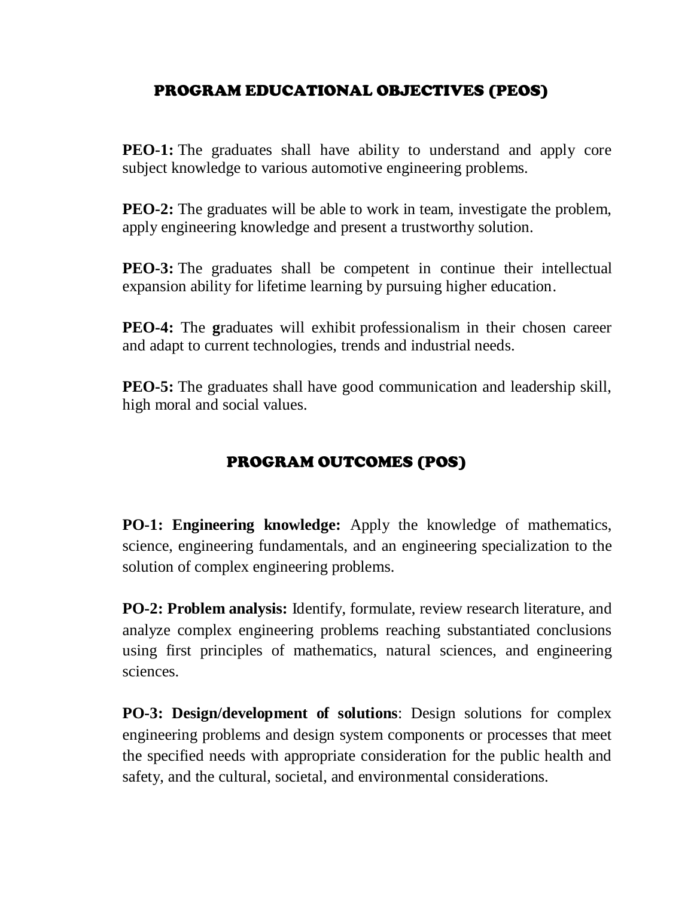## PROGRAM EDUCATIONAL OBJECTIVES (PEOS)

**PEO-1:** The graduates shall have ability to understand and apply core subject knowledge to various automotive engineering problems.

**PEO-2:** The graduates will be able to work in team, investigate the problem, apply engineering knowledge and present a trustworthy solution.

**PEO-3:** The graduates shall be competent in continue their intellectual expansion ability for lifetime learning by pursuing higher education.

**PEO-4:** The **g**raduates will exhibit professionalism in their chosen career and adapt to current technologies, trends and industrial needs.

**PEO-5:** The graduates shall have good communication and leadership skill, high moral and social values.

## PROGRAM OUTCOMES (POS)

**PO-1: Engineering knowledge:** Apply the knowledge of mathematics, science, engineering fundamentals, and an engineering specialization to the solution of complex engineering problems.

**PO-2: Problem analysis:** Identify, formulate, review research literature, and analyze complex engineering problems reaching substantiated conclusions using first principles of mathematics, natural sciences, and engineering sciences.

**PO-3: Design/development of solutions**: Design solutions for complex engineering problems and design system components or processes that meet the specified needs with appropriate consideration for the public health and safety, and the cultural, societal, and environmental considerations.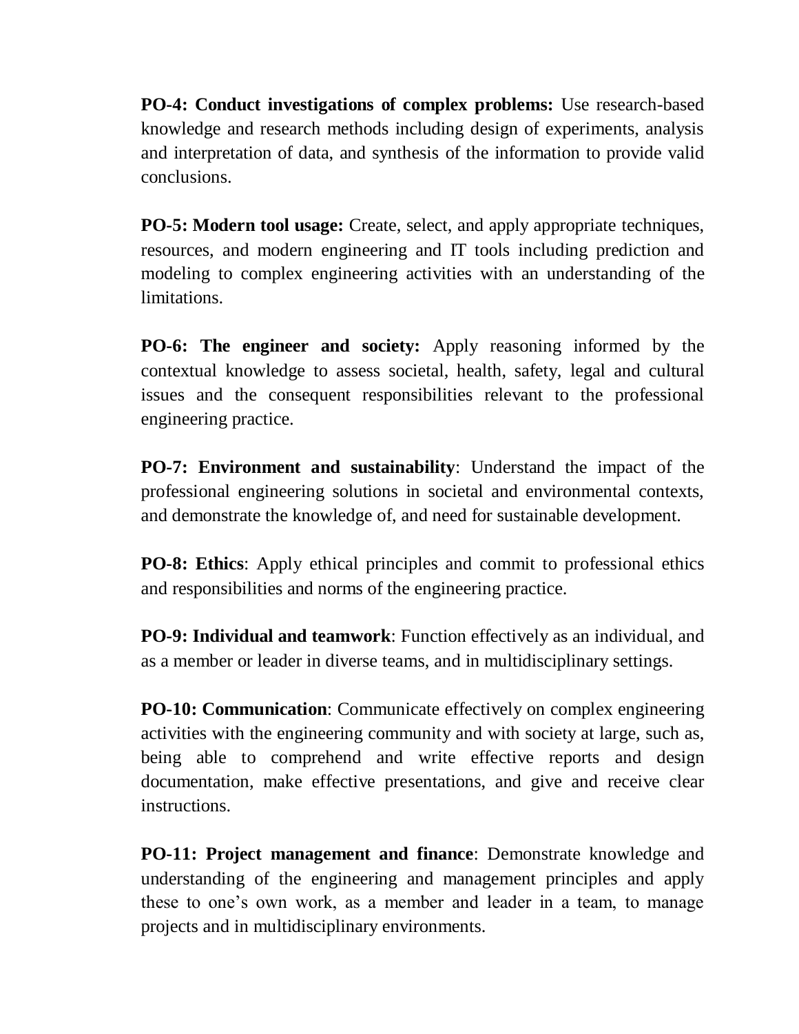**PO-4: Conduct investigations of complex problems:** Use research-based knowledge and research methods including design of experiments, analysis and interpretation of data, and synthesis of the information to provide valid conclusions.

**PO-5: Modern tool usage:** Create, select, and apply appropriate techniques, resources, and modern engineering and IT tools including prediction and modeling to complex engineering activities with an understanding of the limitations.

**PO-6: The engineer and society:** Apply reasoning informed by the contextual knowledge to assess societal, health, safety, legal and cultural issues and the consequent responsibilities relevant to the professional engineering practice.

**PO-7: Environment and sustainability**: Understand the impact of the professional engineering solutions in societal and environmental contexts, and demonstrate the knowledge of, and need for sustainable development.

**PO-8: Ethics**: Apply ethical principles and commit to professional ethics and responsibilities and norms of the engineering practice.

**PO-9: Individual and teamwork**: Function effectively as an individual, and as a member or leader in diverse teams, and in multidisciplinary settings.

**PO-10: Communication**: Communicate effectively on complex engineering activities with the engineering community and with society at large, such as, being able to comprehend and write effective reports and design documentation, make effective presentations, and give and receive clear instructions.

**PO-11: Project management and finance**: Demonstrate knowledge and understanding of the engineering and management principles and apply these to one's own work, as a member and leader in a team, to manage projects and in multidisciplinary environments.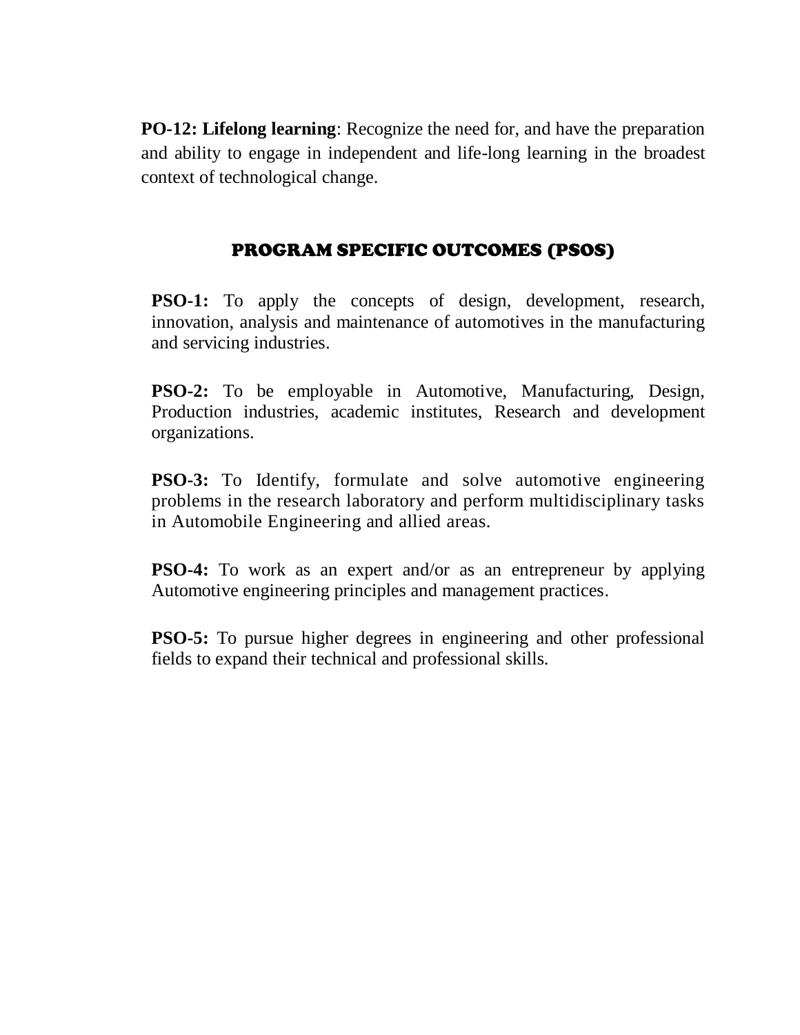**PO-12: Lifelong learning**: Recognize the need for, and have the preparation and ability to engage in independent and life-long learning in the broadest context of technological change.

## PROGRAM SPECIFIC OUTCOMES (PSOS)

**PSO-1:** To apply the concepts of design, development, research, innovation, analysis and maintenance of automotives in the manufacturing and servicing industries.

**PSO-2:** To be employable in Automotive, Manufacturing, Design, Production industries, academic institutes, Research and development organizations.

**PSO-3:** To Identify, formulate and solve automotive engineering problems in the research laboratory and perform multidisciplinary tasks in Automobile Engineering and allied areas.

**PSO-4:** To work as an expert and/or as an entrepreneur by applying Automotive engineering principles and management practices.

**PSO-5:** To pursue higher degrees in engineering and other professional fields to expand their technical and professional skills.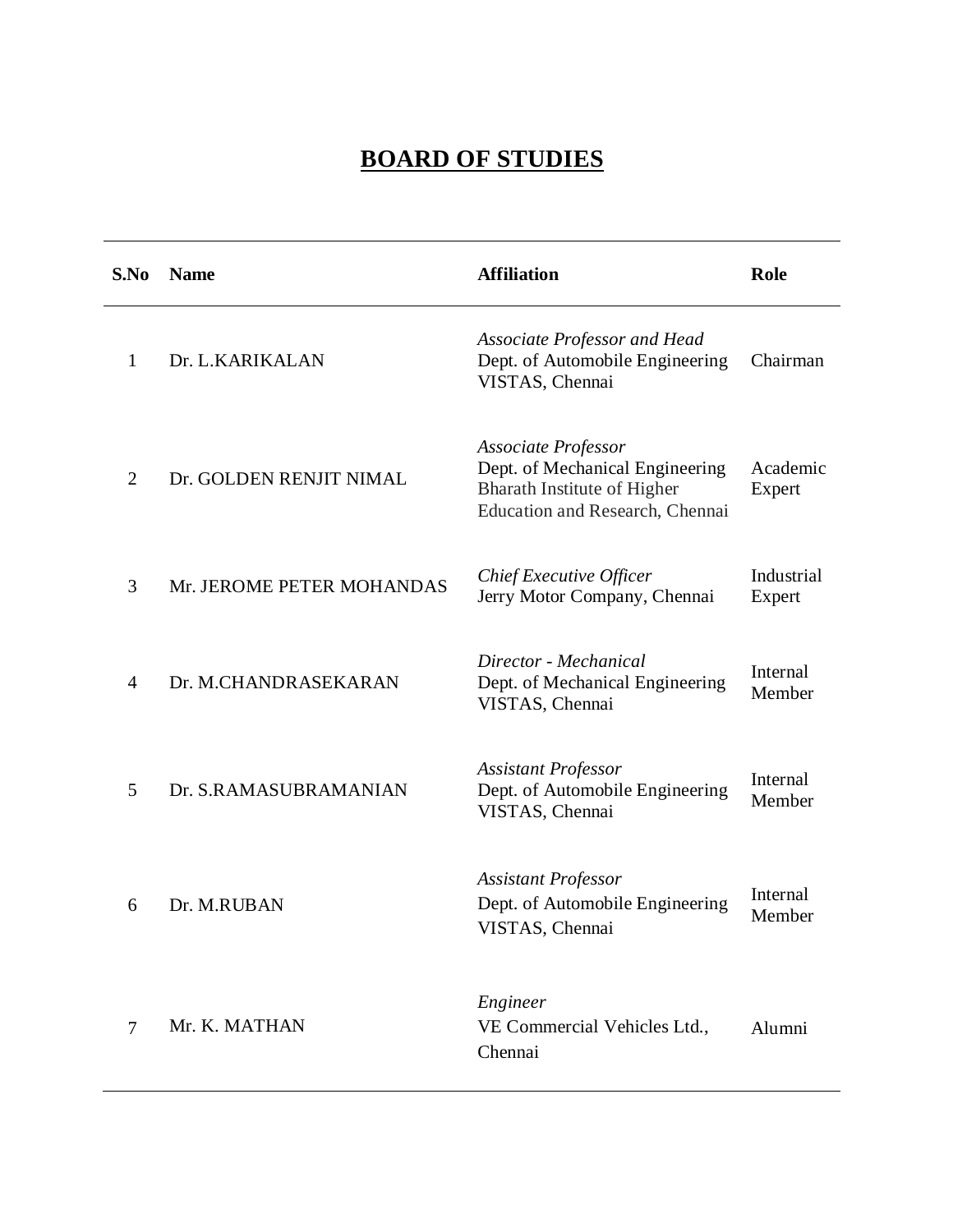# BOARD OF STUDIES

| S.No | Name | Affiliation | Role |
|---|---|---|---|
| 1 | Dr. L.KARIKALAN | *Associate Professor and Head* Dept. of Automobile Engineering VISTAS, Chennai | Chairman |
| 2 | Dr. GOLDEN RENJIT NIMAL | *Associate Professor* Dept. of Mechanical Engineering Bharath Institute of Higher Education and Research, Chennai | Academic Expert |
| 3 | Mr. JEROME PETER MOHANDAS | *Chief Executive Officer* Jerry Motor Company, Chennai | Industrial Expert |
| 4 | Dr. M.CHANDRASEKARAN | *Director - Mechanical* Dept. of Mechanical Engineering VISTAS, Chennai | Internal Member |
| 5 | Dr. S.RAMASUBRAMANIAN | *Assistant Professor* Dept. of Automobile Engineering VISTAS, Chennai | Internal Member |
| 6 | Dr. M.RUBAN | *Assistant Professor* Dept. of Automobile Engineering VISTAS, Chennai | Internal Member |
| 7 | Mr. K. MATHAN | *Engineer* VE Commercial Vehicles Ltd., Chennai | Alumni |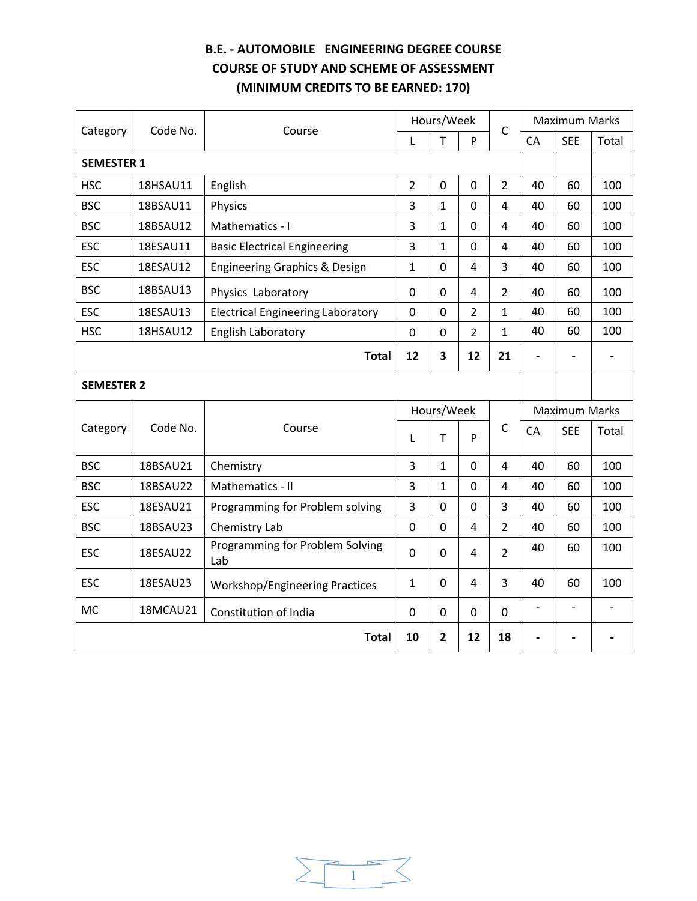**B.E. - AUTOMOBILE ENGINEERING DEGREE COURSE**

**COURSE OF STUDY AND SCHEME OF ASSESSMENT**

**(MINIMUM CREDITS TO BE EARNED: 170)**

| Category | Code No. | Course | Hours/Week | | | C | Maximum Marks | | |
|---|---|---|---|---|---|---|---|---|---|
| | | | L | T | P | | CA | SEE | Total |
| **SEMESTER 1** | | | | | | | | | |
| HSC | 18HSAU11 | English | 2 | 0 | 0 | 2 | 40 | 60 | 100 |
| BSC | 18BSAU11 | Physics | 3 | 1 | 0 | 4 | 40 | 60 | 100 |
| BSC | 18BSAU12 | Mathematics - I | 3 | 1 | 0 | 4 | 40 | 60 | 100 |
| ESC | 18ESAU11 | Basic Electrical Engineering | 3 | 1 | 0 | 4 | 40 | 60 | 100 |
| ESC | 18ESAU12 | Engineering Graphics & Design | 1 | 0 | 4 | 3 | 40 | 60 | 100 |
| BSC | 18BSAU13 | Physics Laboratory | 0 | 0 | 4 | 2 | 40 | 60 | 100 |
| ESC | 18ESAU13 | Electrical Engineering Laboratory | 0 | 0 | 2 | 1 | 40 | 60 | 100 |
| HSC | 18HSAU12 | English Laboratory | 0 | 0 | 2 | 1 | 40 | 60 | 100 |
| | | **Total** | **12** | **3** | **12** | **21** | **-** | **-** | **-** |

**SEMESTER 2**

| Category | Code No. | Course | Hours/Week | | | C | Maximum Marks | | |
|---|---|---|---|---|---|---|---|---|---|
| | | | L | T | P | | CA | SEE | Total |
| BSC | 18BSAU21 | Chemistry | 3 | 1 | 0 | 4 | 40 | 60 | 100 |
| BSC | 18BSAU22 | Mathematics - II | 3 | 1 | 0 | 4 | 40 | 60 | 100 |
| ESC | 18ESAU21 | Programming for Problem solving | 3 | 0 | 0 | 3 | 40 | 60 | 100 |
| BSC | 18BSAU23 | Chemistry Lab | 0 | 0 | 4 | 2 | 40 | 60 | 100 |
| ESC | 18ESAU22 | Programming for Problem Solving Lab | 0 | 0 | 4 | 2 | 40 | 60 | 100 |
| ESC | 18ESAU23 | Workshop/Engineering Practices | 1 | 0 | 4 | 3 | 40 | 60 | 100 |
| MC | 18MCAU21 | Constitution of India | 0 | 0 | 0 | 0 | - | - | - |
| | | **Total** | **10** | **2** | **12** | **18** | **-** | **-** | **-** |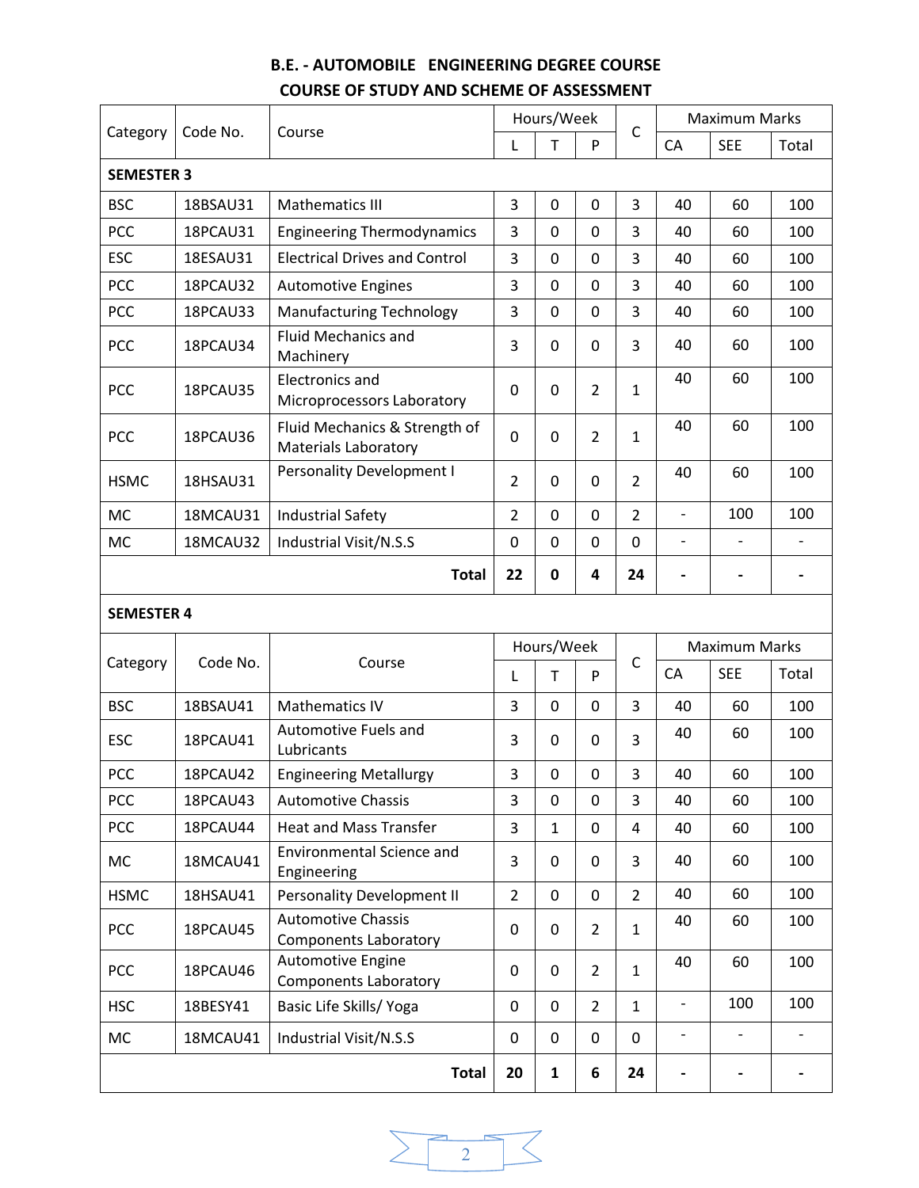# B.E. - AUTOMOBILE ENGINEERING DEGREE COURSE
## COURSE OF STUDY AND SCHEME OF ASSESSMENT

| Category | Code No. | Course | Hours/Week | | | C | Maximum Marks | | |
|---|---|---|---|---|---|---|---|---|---|
| | | | L | T | P | | CA | SEE | Total |
| **SEMESTER 3** | | | | | | | | | |
| BSC | 18BSAU31 | Mathematics III | 3 | 0 | 0 | 3 | 40 | 60 | 100 |
| PCC | 18PCAU31 | Engineering Thermodynamics | 3 | 0 | 0 | 3 | 40 | 60 | 100 |
| ESC | 18ESAU31 | Electrical Drives and Control | 3 | 0 | 0 | 3 | 40 | 60 | 100 |
| PCC | 18PCAU32 | Automotive Engines | 3 | 0 | 0 | 3 | 40 | 60 | 100 |
| PCC | 18PCAU33 | Manufacturing Technology | 3 | 0 | 0 | 3 | 40 | 60 | 100 |
| PCC | 18PCAU34 | Fluid Mechanics and Machinery | 3 | 0 | 0 | 3 | 40 | 60 | 100 |
| PCC | 18PCAU35 | Electronics and Microprocessors Laboratory | 0 | 0 | 2 | 1 | 40 | 60 | 100 |
| PCC | 18PCAU36 | Fluid Mechanics & Strength of Materials Laboratory | 0 | 0 | 2 | 1 | 40 | 60 | 100 |
| HSMC | 18HSAU31 | Personality Development I | 2 | 0 | 0 | 2 | 40 | 60 | 100 |
| MC | 18MCAU31 | Industrial Safety | 2 | 0 | 0 | 2 | - | 100 | 100 |
| MC | 18MCAU32 | Industrial Visit/N.S.S | 0 | 0 | 0 | 0 | - | - | - |
| | | **Total** | **22** | **0** | **4** | **24** | **-** | **-** | **-** |

**SEMESTER 4**

| Category | Code No. | Course | Hours/Week | | | C | Maximum Marks | | |
|---|---|---|---|---|---|---|---|---|---|
| | | | L | T | P | | CA | SEE | Total |
| BSC | 18BSAU41 | Mathematics IV | 3 | 0 | 0 | 3 | 40 | 60 | 100 |
| ESC | 18PCAU41 | Automotive Fuels and Lubricants | 3 | 0 | 0 | 3 | 40 | 60 | 100 |
| PCC | 18PCAU42 | Engineering Metallurgy | 3 | 0 | 0 | 3 | 40 | 60 | 100 |
| PCC | 18PCAU43 | Automotive Chassis | 3 | 0 | 0 | 3 | 40 | 60 | 100 |
| PCC | 18PCAU44 | Heat and Mass Transfer | 3 | 1 | 0 | 4 | 40 | 60 | 100 |
| MC | 18MCAU41 | Environmental Science and Engineering | 3 | 0 | 0 | 3 | 40 | 60 | 100 |
| HSMC | 18HSAU41 | Personality Development II | 2 | 0 | 0 | 2 | 40 | 60 | 100 |
| PCC | 18PCAU45 | Automotive Chassis Components Laboratory | 0 | 0 | 2 | 1 | 40 | 60 | 100 |
| PCC | 18PCAU46 | Automotive Engine Components Laboratory | 0 | 0 | 2 | 1 | 40 | 60 | 100 |
| HSC | 18BESY41 | Basic Life Skills/ Yoga | 0 | 0 | 2 | 1 | - | 100 | 100 |
| MC | 18MCAU41 | Industrial Visit/N.S.S | 0 | 0 | 0 | 0 | - | - | - |
| | | **Total** | **20** | **1** | **6** | **24** | **-** | **-** | **-** |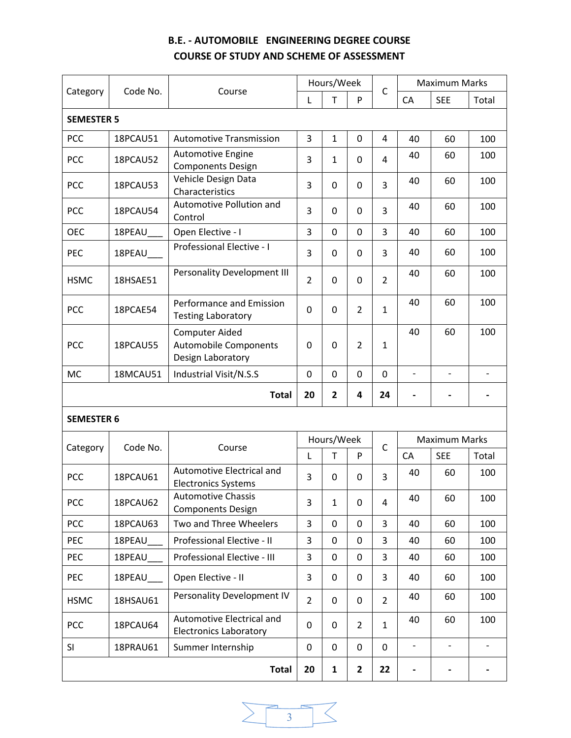# B.E. - AUTOMOBILE ENGINEERING DEGREE COURSE
## COURSE OF STUDY AND SCHEME OF ASSESSMENT

| Category | Code No. | Course | Hours/Week | | | C | Maximum Marks | | |
|---|---|---|---|---|---|---|---|---|---|
| | | | L | T | P | | CA | SEE | Total |
| **SEMESTER 5** | | | | | | | | | |
| PCC | 18PCAU51 | Automotive Transmission | 3 | 1 | 0 | 4 | 40 | 60 | 100 |
| PCC | 18PCAU52 | Automotive Engine Components Design | 3 | 1 | 0 | 4 | 40 | 60 | 100 |
| PCC | 18PCAU53 | Vehicle Design Data Characteristics | 3 | 0 | 0 | 3 | 40 | 60 | 100 |
| PCC | 18PCAU54 | Automotive Pollution and Control | 3 | 0 | 0 | 3 | 40 | 60 | 100 |
| OEC | 18PEAU___ | Open Elective - I | 3 | 0 | 0 | 3 | 40 | 60 | 100 |
| PEC | 18PEAU___ | Professional Elective - I | 3 | 0 | 0 | 3 | 40 | 60 | 100 |
| HSMC | 18HSAE51 | Personality Development III | 2 | 0 | 0 | 2 | 40 | 60 | 100 |
| PCC | 18PCAE54 | Performance and Emission Testing Laboratory | 0 | 0 | 2 | 1 | 40 | 60 | 100 |
| PCC | 18PCAU55 | Computer Aided Automobile Components Design Laboratory | 0 | 0 | 2 | 1 | 40 | 60 | 100 |
| MC | 18MCAU51 | Industrial Visit/N.S.S | 0 | 0 | 0 | 0 | - | - | - |
| | | **Total** | **20** | **2** | **4** | **24** | **-** | **-** | **-** |
| **SEMESTER 6** | | | | | | | | | |
| Category | Code No. | Course | Hours/Week | | | C | Maximum Marks | | |
| | | | L | T | P | | CA | SEE | Total |
| PCC | 18PCAU61 | Automotive Electrical and Electronics Systems | 3 | 0 | 0 | 3 | 40 | 60 | 100 |
| PCC | 18PCAU62 | Automotive Chassis Components Design | 3 | 1 | 0 | 4 | 40 | 60 | 100 |
| PCC | 18PCAU63 | Two and Three Wheelers | 3 | 0 | 0 | 3 | 40 | 60 | 100 |
| PEC | 18PEAU___ | Professional Elective - II | 3 | 0 | 0 | 3 | 40 | 60 | 100 |
| PEC | 18PEAU___ | Professional Elective - III | 3 | 0 | 0 | 3 | 40 | 60 | 100 |
| PEC | 18PEAU___ | Open Elective - II | 3 | 0 | 0 | 3 | 40 | 60 | 100 |
| HSMC | 18HSAU61 | Personality Development IV | 2 | 0 | 0 | 2 | 40 | 60 | 100 |
| PCC | 18PCAU64 | Automotive Electrical and Electronics Laboratory | 0 | 0 | 2 | 1 | 40 | 60 | 100 |
| SI | 18PRAU61 | Summer Internship | 0 | 0 | 0 | 0 | - | - | - |
| | | **Total** | **20** | **1** | **2** | **22** | **-** | **-** | **-** |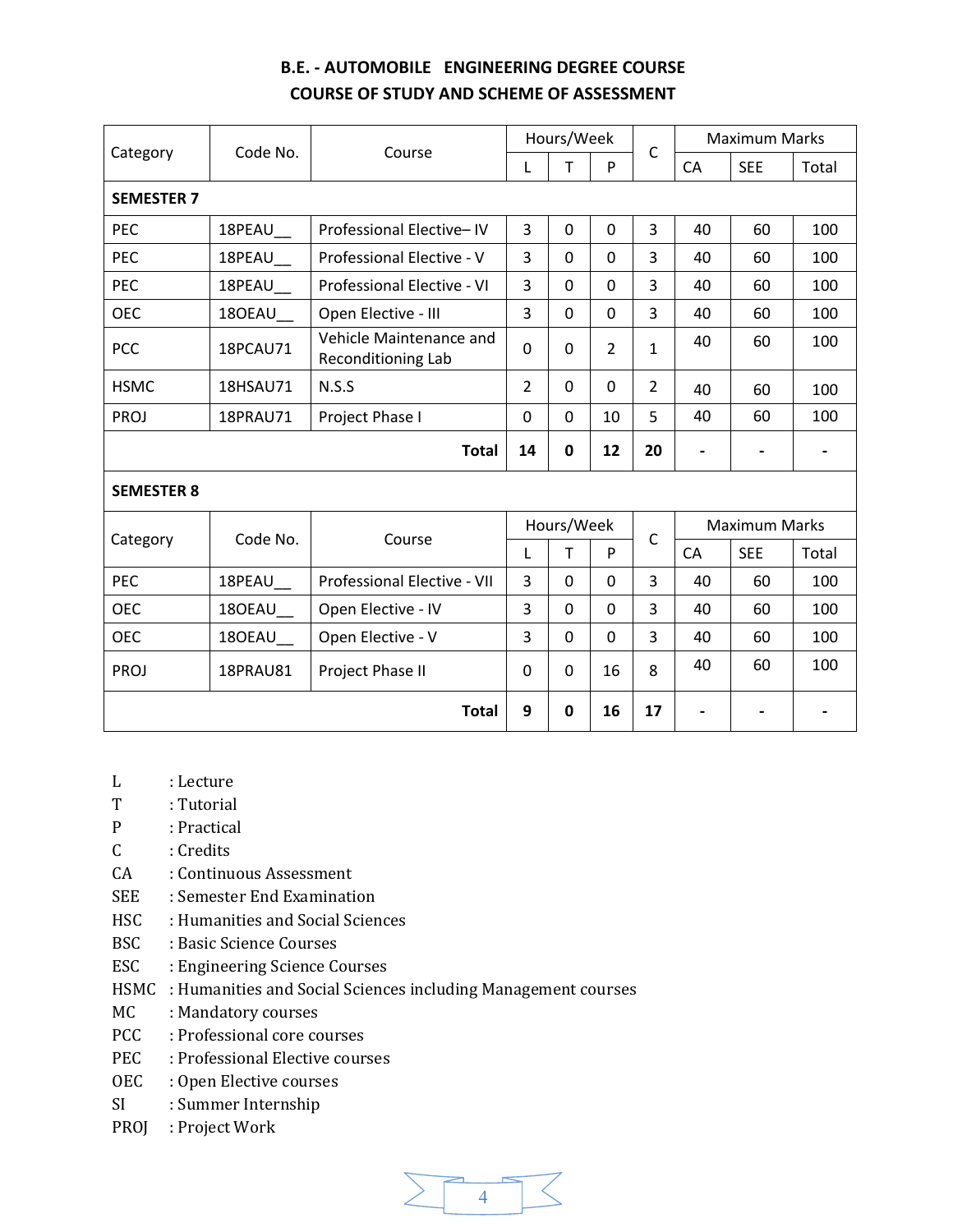## B.E. - AUTOMOBILE ENGINEERING DEGREE COURSE
## COURSE OF STUDY AND SCHEME OF ASSESSMENT

| Category | Code No. | Course | Hours/Week | | | C | Maximum Marks | | |
|---|---|---|---|---|---|---|---|---|---|
| | | | L | T | P | | CA | SEE | Total |
| **SEMESTER 7** | | | | | | | | | |
| PEC | 18PEAU__ | Professional Elective– IV | 3 | 0 | 0 | 3 | 40 | 60 | 100 |
| PEC | 18PEAU__ | Professional Elective - V | 3 | 0 | 0 | 3 | 40 | 60 | 100 |
| PEC | 18PEAU__ | Professional Elective - VI | 3 | 0 | 0 | 3 | 40 | 60 | 100 |
| OEC | 18OEAU__ | Open Elective - III | 3 | 0 | 0 | 3 | 40 | 60 | 100 |
| PCC | 18PCAU71 | Vehicle Maintenance and Reconditioning Lab | 0 | 0 | 2 | 1 | 40 | 60 | 100 |
| HSMC | 18HSAU71 | N.S.S | 2 | 0 | 0 | 2 | 40 | 60 | 100 |
| PROJ | 18PRAU71 | Project Phase I | 0 | 0 | 10 | 5 | 40 | 60 | 100 |
| | | **Total** | **14** | **0** | **12** | **20** | - | - | - |

**SEMESTER 8**

| Category | Code No. | Course | Hours/Week | | | C | Maximum Marks | | |
|---|---|---|---|---|---|---|---|---|---|
| | | | L | T | P | | CA | SEE | Total |
| PEC | 18PEAU__ | Professional Elective - VII | 3 | 0 | 0 | 3 | 40 | 60 | 100 |
| OEC | 18OEAU__ | Open Elective - IV | 3 | 0 | 0 | 3 | 40 | 60 | 100 |
| OEC | 18OEAU__ | Open Elective - V | 3 | 0 | 0 | 3 | 40 | 60 | 100 |
| PROJ | 18PRAU81 | Project Phase II | 0 | 0 | 16 | 8 | 40 | 60 | 100 |
| | | **Total** | **9** | **0** | **16** | **17** | - | - | - |

L : Lecture
T : Tutorial
P : Practical
C : Credits
CA : Continuous Assessment
SEE : Semester End Examination
HSC : Humanities and Social Sciences
BSC : Basic Science Courses
ESC : Engineering Science Courses
HSMC : Humanities and Social Sciences including Management courses
MC : Mandatory courses
PCC : Professional core courses
PEC : Professional Elective courses
OEC : Open Elective courses
SI : Summer Internship
PROJ : Project Work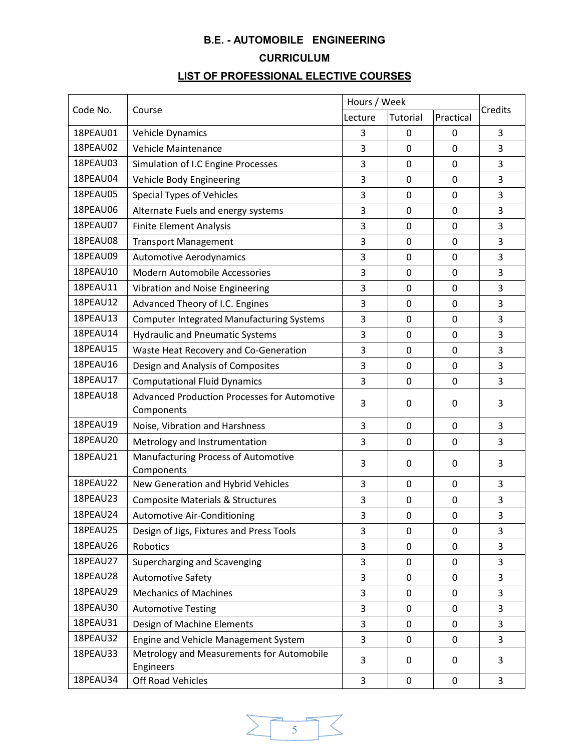**B.E. - AUTOMOBILE ENGINEERING**

**CURRICULUM**

**LIST OF PROFESSIONAL ELECTIVE COURSES**

| Code No. | Course | Hours / Week | | | Credits |
|---|---|---|---|---|---|
| | | Lecture | Tutorial | Practical | |
| 18PEAU01 | Vehicle Dynamics | 3 | 0 | 0 | 3 |
| 18PEAU02 | Vehicle Maintenance | 3 | 0 | 0 | 3 |
| 18PEAU03 | Simulation of I.C Engine Processes | 3 | 0 | 0 | 3 |
| 18PEAU04 | Vehicle Body Engineering | 3 | 0 | 0 | 3 |
| 18PEAU05 | Special Types of Vehicles | 3 | 0 | 0 | 3 |
| 18PEAU06 | Alternate Fuels and energy systems | 3 | 0 | 0 | 3 |
| 18PEAU07 | Finite Element Analysis | 3 | 0 | 0 | 3 |
| 18PEAU08 | Transport Management | 3 | 0 | 0 | 3 |
| 18PEAU09 | Automotive Aerodynamics | 3 | 0 | 0 | 3 |
| 18PEAU10 | Modern Automobile Accessories | 3 | 0 | 0 | 3 |
| 18PEAU11 | Vibration and Noise Engineering | 3 | 0 | 0 | 3 |
| 18PEAU12 | Advanced Theory of I.C. Engines | 3 | 0 | 0 | 3 |
| 18PEAU13 | Computer Integrated Manufacturing Systems | 3 | 0 | 0 | 3 |
| 18PEAU14 | Hydraulic and Pneumatic Systems | 3 | 0 | 0 | 3 |
| 18PEAU15 | Waste Heat Recovery and Co-Generation | 3 | 0 | 0 | 3 |
| 18PEAU16 | Design and Analysis of Composites | 3 | 0 | 0 | 3 |
| 18PEAU17 | Computational Fluid Dynamics | 3 | 0 | 0 | 3 |
| 18PEAU18 | Advanced Production Processes for Automotive Components | 3 | 0 | 0 | 3 |
| 18PEAU19 | Noise, Vibration and Harshness | 3 | 0 | 0 | 3 |
| 18PEAU20 | Metrology and Instrumentation | 3 | 0 | 0 | 3 |
| 18PEAU21 | Manufacturing Process of Automotive Components | 3 | 0 | 0 | 3 |
| 18PEAU22 | New Generation and Hybrid Vehicles | 3 | 0 | 0 | 3 |
| 18PEAU23 | Composite Materials & Structures | 3 | 0 | 0 | 3 |
| 18PEAU24 | Automotive Air-Conditioning | 3 | 0 | 0 | 3 |
| 18PEAU25 | Design of Jigs, Fixtures and Press Tools | 3 | 0 | 0 | 3 |
| 18PEAU26 | Robotics | 3 | 0 | 0 | 3 |
| 18PEAU27 | Supercharging and Scavenging | 3 | 0 | 0 | 3 |
| 18PEAU28 | Automotive Safety | 3 | 0 | 0 | 3 |
| 18PEAU29 | Mechanics of Machines | 3 | 0 | 0 | 3 |
| 18PEAU30 | Automotive Testing | 3 | 0 | 0 | 3 |
| 18PEAU31 | Design of Machine Elements | 3 | 0 | 0 | 3 |
| 18PEAU32 | Engine and Vehicle Management System | 3 | 0 | 0 | 3 |
| 18PEAU33 | Metrology and Measurements for Automobile Engineers | 3 | 0 | 0 | 3 |
| 18PEAU34 | Off Road Vehicles | 3 | 0 | 0 | 3 |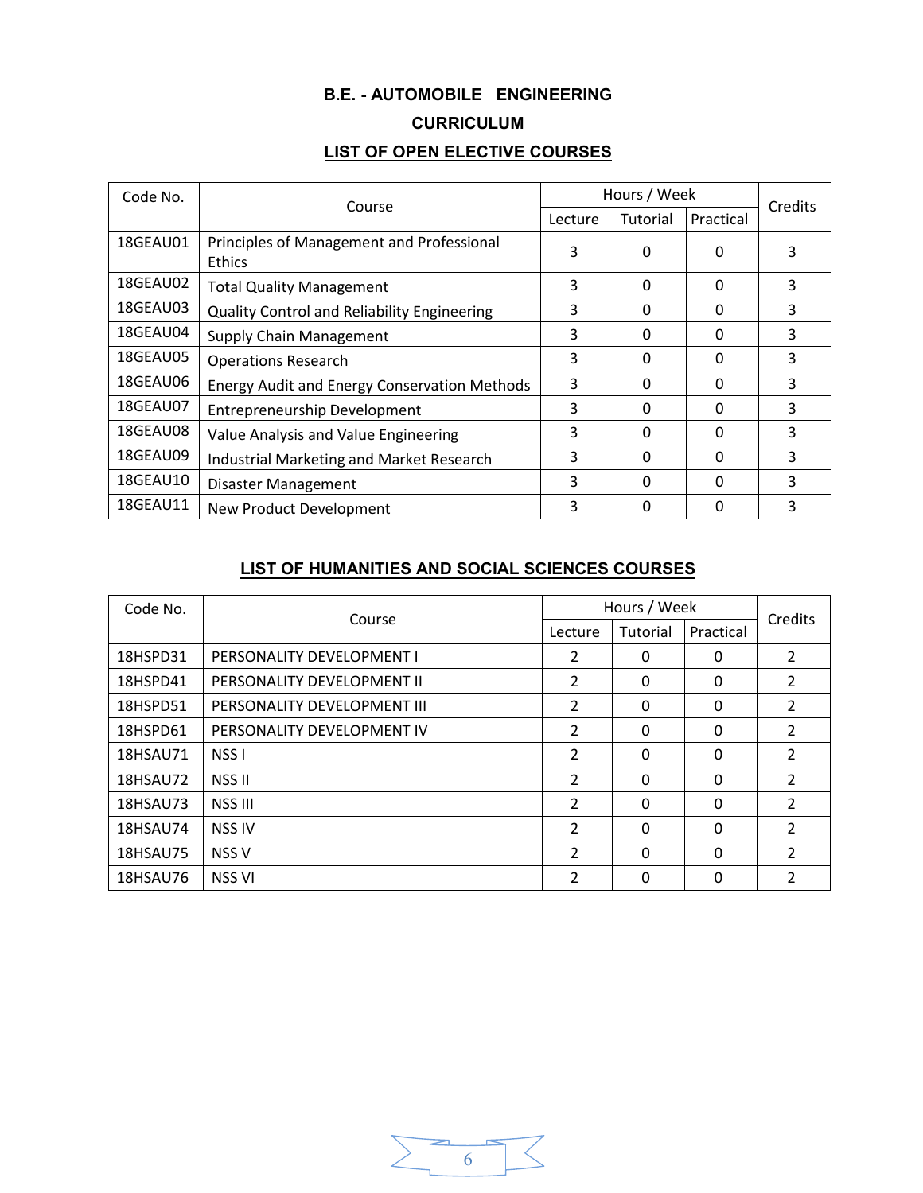## B.E. - AUTOMOBILE ENGINEERING

## CURRICULUM

## LIST OF OPEN ELECTIVE COURSES

| Code No. | Course | Hours / Week | | | Credits |
|---|---|---|---|---|---|
| | | Lecture | Tutorial | Practical | |
| 18GEAU01 | Principles of Management and Professional Ethics | 3 | 0 | 0 | 3 |
| 18GEAU02 | Total Quality Management | 3 | 0 | 0 | 3 |
| 18GEAU03 | Quality Control and Reliability Engineering | 3 | 0 | 0 | 3 |
| 18GEAU04 | Supply Chain Management | 3 | 0 | 0 | 3 |
| 18GEAU05 | Operations Research | 3 | 0 | 0 | 3 |
| 18GEAU06 | Energy Audit and Energy Conservation Methods | 3 | 0 | 0 | 3 |
| 18GEAU07 | Entrepreneurship Development | 3 | 0 | 0 | 3 |
| 18GEAU08 | Value Analysis and Value Engineering | 3 | 0 | 0 | 3 |
| 18GEAU09 | Industrial Marketing and Market Research | 3 | 0 | 0 | 3 |
| 18GEAU10 | Disaster Management | 3 | 0 | 0 | 3 |
| 18GEAU11 | New Product Development | 3 | 0 | 0 | 3 |

## LIST OF HUMANITIES AND SOCIAL SCIENCES COURSES

| Code No. | Course | Hours / Week | | | Credits |
|---|---|---|---|---|---|
| | | Lecture | Tutorial | Practical | |
| 18HSPD31 | PERSONALITY DEVELOPMENT I | 2 | 0 | 0 | 2 |
| 18HSPD41 | PERSONALITY DEVELOPMENT II | 2 | 0 | 0 | 2 |
| 18HSPD51 | PERSONALITY DEVELOPMENT III | 2 | 0 | 0 | 2 |
| 18HSPD61 | PERSONALITY DEVELOPMENT IV | 2 | 0 | 0 | 2 |
| 18HSAU71 | NSS I | 2 | 0 | 0 | 2 |
| 18HSAU72 | NSS II | 2 | 0 | 0 | 2 |
| 18HSAU73 | NSS III | 2 | 0 | 0 | 2 |
| 18HSAU74 | NSS IV | 2 | 0 | 0 | 2 |
| 18HSAU75 | NSS V | 2 | 0 | 0 | 2 |
| 18HSAU76 | NSS VI | 2 | 0 | 0 | 2 |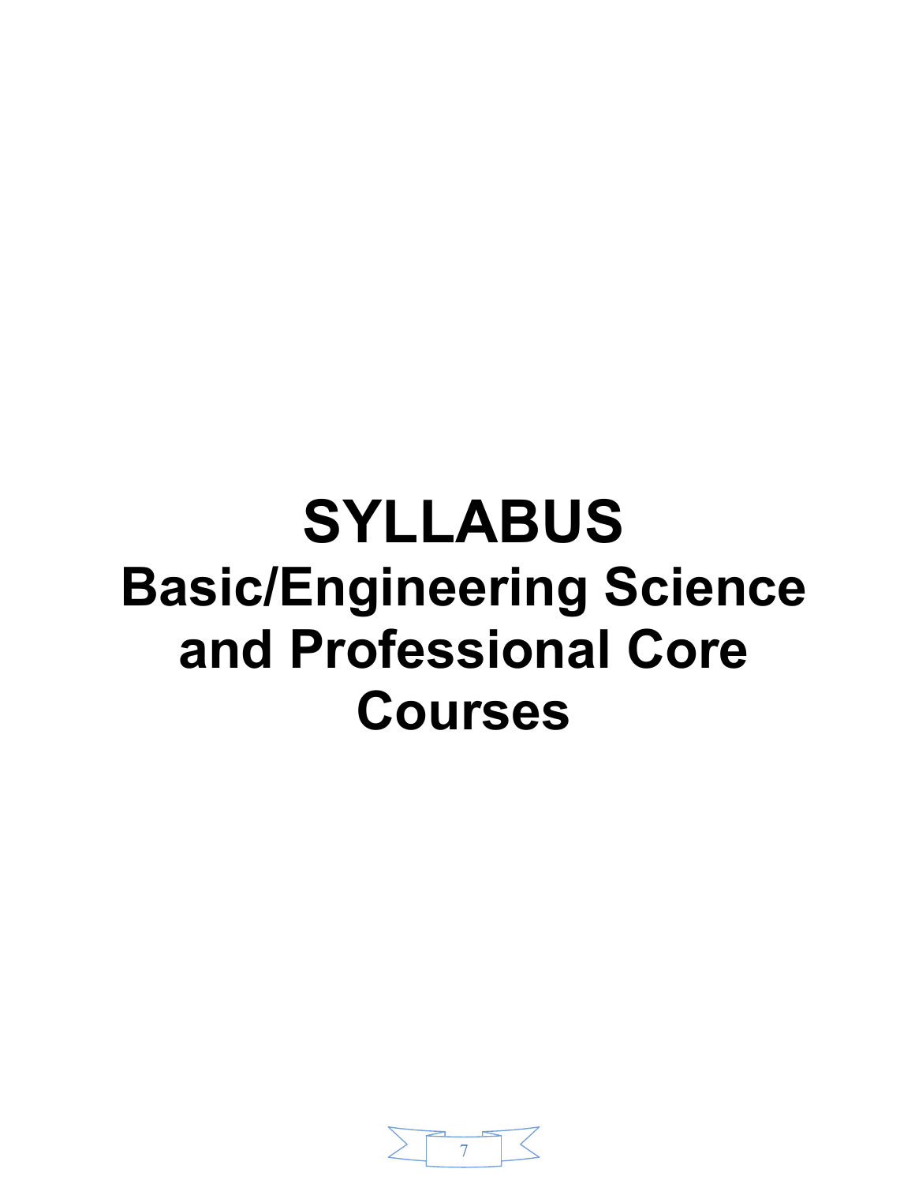# SYLLABUS

## Basic/Engineering Science and Professional Core Courses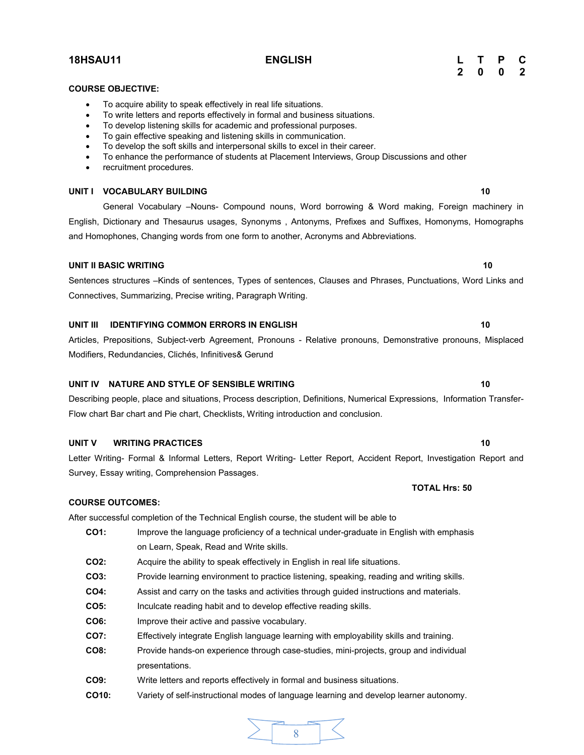**18HSAU11** **ENGLISH**

| L | T | P | C |
|---|---|---|---|
| 2 | 0 | 0 | 2 |

**COURSE OBJECTIVE:**

- To acquire ability to speak effectively in real life situations.
- To write letters and reports effectively in formal and business situations.
- To develop listening skills for academic and professional purposes.
- To gain effective speaking and listening skills in communication.
- To develop the soft skills and interpersonal skills to excel in their career.
- To enhance the performance of students at Placement Interviews, Group Discussions and other
- recruitment procedures.

**UNIT I VOCABULARY BUILDING** **10**

General Vocabulary –Nouns- Compound nouns, Word borrowing & Word making, Foreign machinery in English, Dictionary and Thesaurus usages, Synonyms , Antonyms, Prefixes and Suffixes, Homonyms, Homographs and Homophones, Changing words from one form to another, Acronyms and Abbreviations.

**UNIT II BASIC WRITING** **10**

Sentences structures –Kinds of sentences, Types of sentences, Clauses and Phrases, Punctuations, Word Links and Connectives, Summarizing, Precise writing, Paragraph Writing.

**UNIT III IDENTIFYING COMMON ERRORS IN ENGLISH** **10**

Articles, Prepositions, Subject-verb Agreement, Pronouns - Relative pronouns, Demonstrative pronouns, Misplaced Modifiers, Redundancies, Clichés, Infinitives& Gerund

**UNIT IV NATURE AND STYLE OF SENSIBLE WRITING** **10**

Describing people, place and situations, Process description, Definitions, Numerical Expressions, Information Transfer- Flow chart Bar chart and Pie chart, Checklists, Writing introduction and conclusion.

**UNIT V WRITING PRACTICES** **10**

Letter Writing- Formal & Informal Letters, Report Writing- Letter Report, Accident Report, Investigation Report and Survey, Essay writing, Comprehension Passages.

**TOTAL Hrs: 50**

**COURSE OUTCOMES:**

After successful completion of the Technical English course, the student will be able to

**CO1:** Improve the language proficiency of a technical under-graduate in English with emphasis on Learn, Speak, Read and Write skills.

**CO2:** Acquire the ability to speak effectively in English in real life situations.

**CO3:** Provide learning environment to practice listening, speaking, reading and writing skills.

**CO4:** Assist and carry on the tasks and activities through guided instructions and materials.

**CO5:** Inculcate reading habit and to develop effective reading skills.

**CO6:** Improve their active and passive vocabulary.

**CO7:** Effectively integrate English language learning with employability skills and training.

**CO8:** Provide hands-on experience through case-studies, mini-projects, group and individual presentations.

**CO9:** Write letters and reports effectively in formal and business situations.

**CO10:** Variety of self-instructional modes of language learning and develop learner autonomy.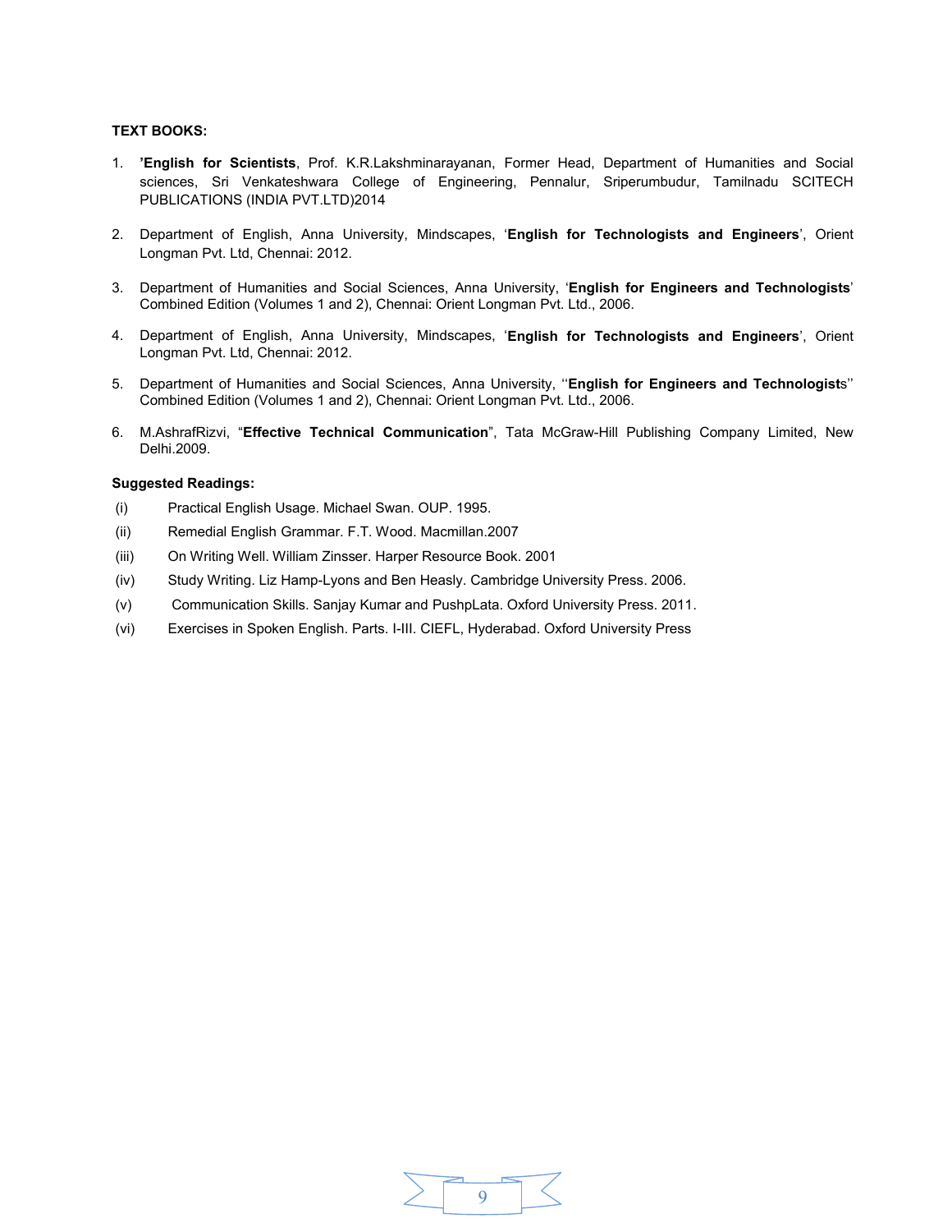**TEXT BOOKS:**

1. **'English for Scientists**, Prof. K.R.Lakshminarayanan, Former Head, Department of Humanities and Social sciences, Sri Venkateshwara College of Engineering, Pennalur, Sriperumbudur, Tamilnadu SCITECH PUBLICATIONS (INDIA PVT.LTD)2014

2. Department of English, Anna University, Mindscapes, '**English for Technologists and Engineers**', Orient Longman Pvt. Ltd, Chennai: 2012.

3. Department of Humanities and Social Sciences, Anna University, '**English for Engineers and Technologists**' Combined Edition (Volumes 1 and 2), Chennai: Orient Longman Pvt. Ltd., 2006.

4. Department of English, Anna University, Mindscapes, '**English for Technologists and Engineers**', Orient Longman Pvt. Ltd, Chennai: 2012.

5. Department of Humanities and Social Sciences, Anna University, ''**English for Engineers and Technologist**s'' Combined Edition (Volumes 1 and 2), Chennai: Orient Longman Pvt. Ltd., 2006.

6. M.AshrafRizvi, "**Effective Technical Communication**", Tata McGraw-Hill Publishing Company Limited, New Delhi.2009.

**Suggested Readings:**

(i) Practical English Usage. Michael Swan. OUP. 1995.

(ii) Remedial English Grammar. F.T. Wood. Macmillan.2007

(iii) On Writing Well. William Zinsser. Harper Resource Book. 2001

(iv) Study Writing. Liz Hamp-Lyons and Ben Heasly. Cambridge University Press. 2006.

(v) Communication Skills. Sanjay Kumar and PushpLata. Oxford University Press. 2011.

(vi) Exercises in Spoken English. Parts. I-III. CIEFL, Hyderabad. Oxford University Press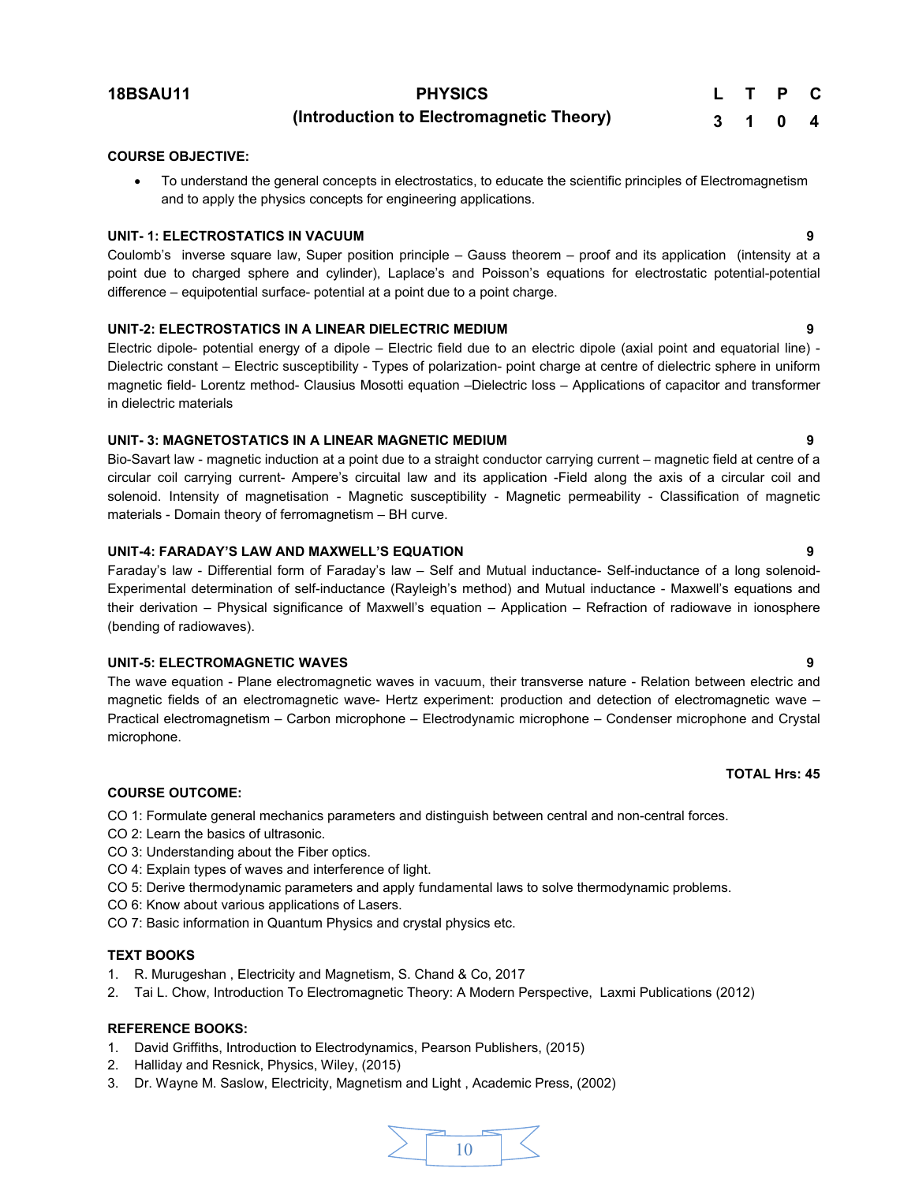| **18BSAU11** | **PHYSICS**<br>**(Introduction to Electromagnetic Theory)** | **L** | **T** | **P** | **C** |
|---|---|---|---|---|---|
| | | **3** | **1** | **0** | **4** |

**COURSE OBJECTIVE:**

- To understand the general concepts in electrostatics, to educate the scientific principles of Electromagnetism and to apply the physics concepts for engineering applications.

**UNIT- 1: ELECTROSTATICS IN VACUUM** **9**

Coulomb's inverse square law, Super position principle – Gauss theorem – proof and its application (intensity at a point due to charged sphere and cylinder), Laplace's and Poisson's equations for electrostatic potential-potential difference – equipotential surface- potential at a point due to a point charge.

**UNIT-2: ELECTROSTATICS IN A LINEAR DIELECTRIC MEDIUM** **9**

Electric dipole- potential energy of a dipole – Electric field due to an electric dipole (axial point and equatorial line) - Dielectric constant – Electric susceptibility - Types of polarization- point charge at centre of dielectric sphere in uniform magnetic field- Lorentz method- Clausius Mosotti equation –Dielectric loss – Applications of capacitor and transformer in dielectric materials

**UNIT- 3: MAGNETOSTATICS IN A LINEAR MAGNETIC MEDIUM** **9**

Bio-Savart law - magnetic induction at a point due to a straight conductor carrying current – magnetic field at centre of a circular coil carrying current- Ampere's circuital law and its application -Field along the axis of a circular coil and solenoid. Intensity of magnetisation - Magnetic susceptibility - Magnetic permeability - Classification of magnetic materials - Domain theory of ferromagnetism – BH curve.

**UNIT-4: FARADAY'S LAW AND MAXWELL'S EQUATION** **9**

Faraday's law - Differential form of Faraday's law – Self and Mutual inductance- Self-inductance of a long solenoid- Experimental determination of self-inductance (Rayleigh's method) and Mutual inductance - Maxwell's equations and their derivation – Physical significance of Maxwell's equation – Application – Refraction of radiowave in ionosphere (bending of radiowaves).

**UNIT-5: ELECTROMAGNETIC WAVES** **9**

The wave equation - Plane electromagnetic waves in vacuum, their transverse nature - Relation between electric and magnetic fields of an electromagnetic wave- Hertz experiment: production and detection of electromagnetic wave – Practical electromagnetism – Carbon microphone – Electrodynamic microphone – Condenser microphone and Crystal microphone.

**TOTAL Hrs: 45**

**COURSE OUTCOME:**

CO 1: Formulate general mechanics parameters and distinguish between central and non-central forces.
CO 2: Learn the basics of ultrasonic.
CO 3: Understanding about the Fiber optics.
CO 4: Explain types of waves and interference of light.
CO 5: Derive thermodynamic parameters and apply fundamental laws to solve thermodynamic problems.
CO 6: Know about various applications of Lasers.
CO 7: Basic information in Quantum Physics and crystal physics etc.

**TEXT BOOKS**

1. R. Murugeshan , Electricity and Magnetism, S. Chand & Co, 2017
2. Tai L. Chow, Introduction To Electromagnetic Theory: A Modern Perspective, Laxmi Publications (2012)

**REFERENCE BOOKS:**

1. David Griffiths, Introduction to Electrodynamics, Pearson Publishers, (2015)
2. Halliday and Resnick, Physics, Wiley, (2015)
3. Dr. Wayne M. Saslow, Electricity, Magnetism and Light , Academic Press, (2002)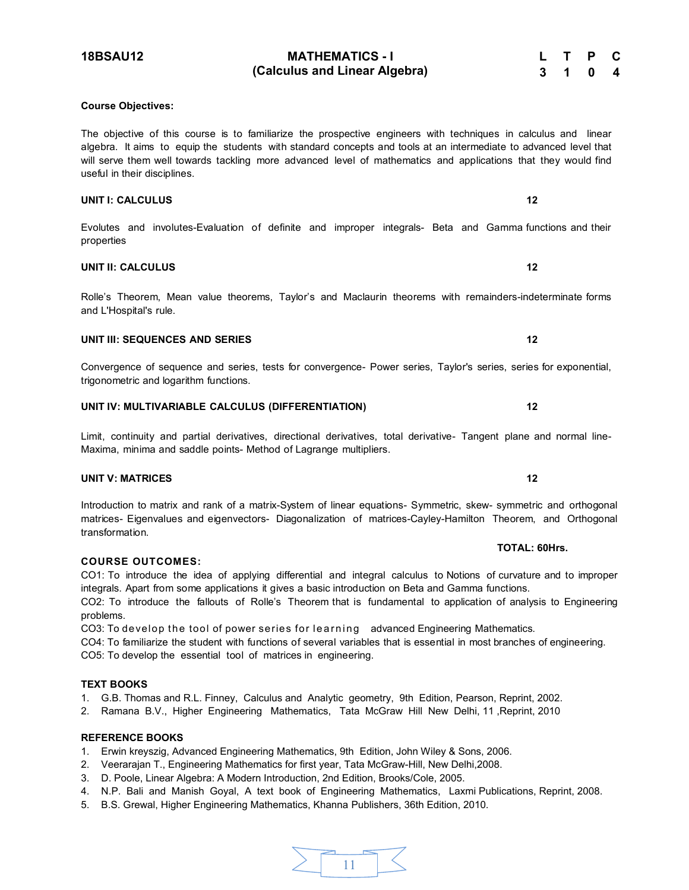**18BSAU12**

## MATHEMATICS - I
## (Calculus and Linear Algebra)

| L | T | P | C |
|---|---|---|---|
| 3 | 1 | 0 | 4 |

**Course Objectives:**

The objective of this course is to familiarize the prospective engineers with techniques in calculus and linear algebra. It aims to equip the students with standard concepts and tools at an intermediate to advanced level that will serve them well towards tackling more advanced level of mathematics and applications that they would find useful in their disciplines.

**UNIT I: CALCULUS** 12

Evolutes and involutes-Evaluation of definite and improper integrals- Beta and Gamma functions and their properties

**UNIT II: CALCULUS** 12

Rolle's Theorem, Mean value theorems, Taylor's and Maclaurin theorems with remainders-indeterminate forms and L'Hospital's rule.

**UNIT III: SEQUENCES AND SERIES** 12

Convergence of sequence and series, tests for convergence- Power series, Taylor's series, series for exponential, trigonometric and logarithm functions.

**UNIT IV: MULTIVARIABLE CALCULUS (DIFFERENTIATION)** 12

Limit, continuity and partial derivatives, directional derivatives, total derivative- Tangent plane and normal line- Maxima, minima and saddle points- Method of Lagrange multipliers.

**UNIT V: MATRICES** 12

Introduction to matrix and rank of a matrix-System of linear equations- Symmetric, skew- symmetric and orthogonal matrices- Eigenvalues and eigenvectors- Diagonalization of matrices-Cayley-Hamilton Theorem, and Orthogonal transformation.

**TOTAL: 60Hrs.**

**COURSE OUTCOMES:**

CO1: To introduce the idea of applying differential and integral calculus to Notions of curvature and to improper integrals. Apart from some applications it gives a basic introduction on Beta and Gamma functions.

CO2: To introduce the fallouts of Rolle's Theorem that is fundamental to application of analysis to Engineering problems.

CO3: To develop the tool of power series for learning advanced Engineering Mathematics.

CO4: To familiarize the student with functions of several variables that is essential in most branches of engineering.

CO5: To develop the essential tool of matrices in engineering.

**TEXT BOOKS**

1. G.B. Thomas and R.L. Finney, Calculus and Analytic geometry, 9th Edition, Pearson, Reprint, 2002.
2. Ramana B.V., Higher Engineering Mathematics, Tata McGraw Hill New Delhi, 11 ,Reprint, 2010

**REFERENCE BOOKS**

1. Erwin kreyszig, Advanced Engineering Mathematics, 9th Edition, John Wiley & Sons, 2006.
2. Veerarajan T., Engineering Mathematics for first year, Tata McGraw-Hill, New Delhi,2008.
3. D. Poole, Linear Algebra: A Modern Introduction, 2nd Edition, Brooks/Cole, 2005.
4. N.P. Bali and Manish Goyal, A text book of Engineering Mathematics, Laxmi Publications, Reprint, 2008.
5. B.S. Grewal, Higher Engineering Mathematics, Khanna Publishers, 36th Edition, 2010.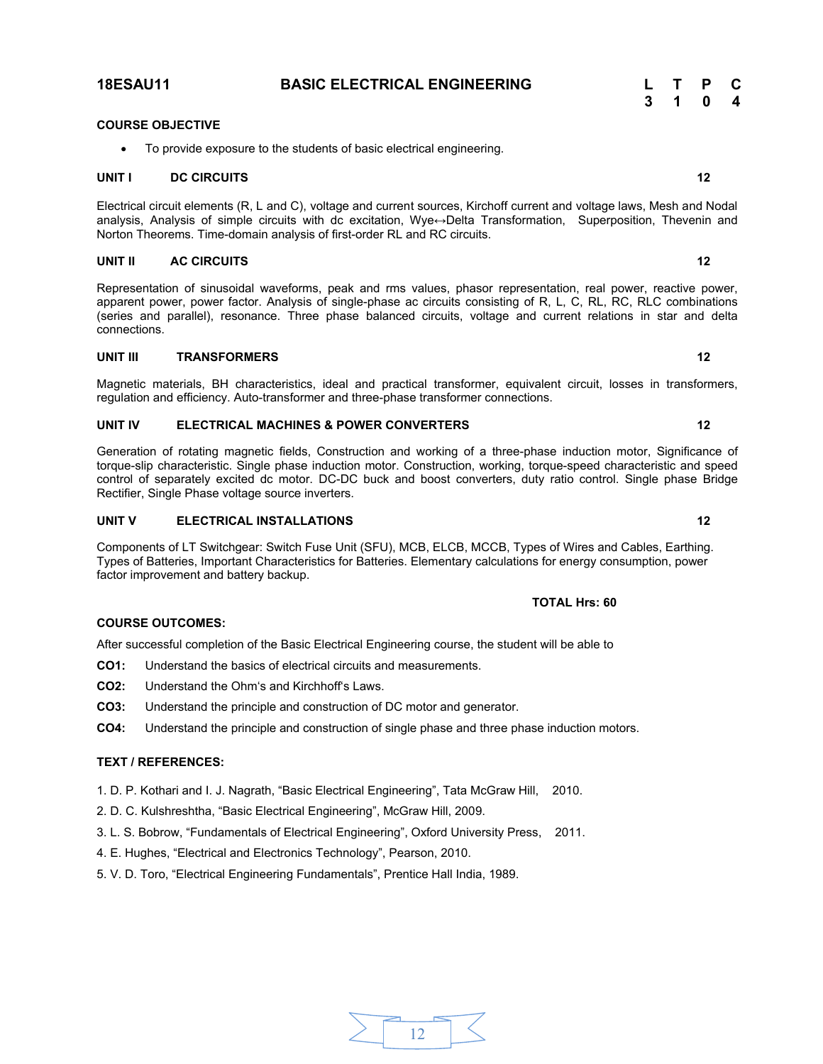## 18ESAU11 BASIC ELECTRICAL ENGINEERING

| L | T | P | C |
|---|---|---|---|
| 3 | 1 | 0 | 4 |

### COURSE OBJECTIVE

- To provide exposure to the students of basic electrical engineering.

### UNIT I DC CIRCUITS 12

Electrical circuit elements (R, L and C), voltage and current sources, Kirchoff current and voltage laws, Mesh and Nodal analysis, Analysis of simple circuits with dc excitation, Wye↔Delta Transformation, Superposition, Thevenin and Norton Theorems. Time-domain analysis of first-order RL and RC circuits.

### UNIT II AC CIRCUITS 12

Representation of sinusoidal waveforms, peak and rms values, phasor representation, real power, reactive power, apparent power, power factor. Analysis of single-phase ac circuits consisting of R, L, C, RL, RC, RLC combinations (series and parallel), resonance. Three phase balanced circuits, voltage and current relations in star and delta connections.

### UNIT III TRANSFORMERS 12

Magnetic materials, BH characteristics, ideal and practical transformer, equivalent circuit, losses in transformers, regulation and efficiency. Auto-transformer and three-phase transformer connections.

### UNIT IV ELECTRICAL MACHINES & POWER CONVERTERS 12

Generation of rotating magnetic fields, Construction and working of a three-phase induction motor, Significance of torque-slip characteristic. Single phase induction motor. Construction, working, torque-speed characteristic and speed control of separately excited dc motor. DC-DC buck and boost converters, duty ratio control. Single phase Bridge Rectifier, Single Phase voltage source inverters.

### UNIT V ELECTRICAL INSTALLATIONS 12

Components of LT Switchgear: Switch Fuse Unit (SFU), MCB, ELCB, MCCB, Types of Wires and Cables, Earthing. Types of Batteries, Important Characteristics for Batteries. Elementary calculations for energy consumption, power factor improvement and battery backup.

**TOTAL Hrs: 60**

### COURSE OUTCOMES:

After successful completion of the Basic Electrical Engineering course, the student will be able to

**CO1:** Understand the basics of electrical circuits and measurements.

**CO2:** Understand the Ohm's and Kirchhoff's Laws.

**CO3:** Understand the principle and construction of DC motor and generator.

**CO4:** Understand the principle and construction of single phase and three phase induction motors.

### TEXT / REFERENCES:

1. D. P. Kothari and I. J. Nagrath, "Basic Electrical Engineering", Tata McGraw Hill, 2010.
2. D. C. Kulshreshtha, "Basic Electrical Engineering", McGraw Hill, 2009.
3. L. S. Bobrow, "Fundamentals of Electrical Engineering", Oxford University Press, 2011.
4. E. Hughes, "Electrical and Electronics Technology", Pearson, 2010.
5. V. D. Toro, "Electrical Engineering Fundamentals", Prentice Hall India, 1989.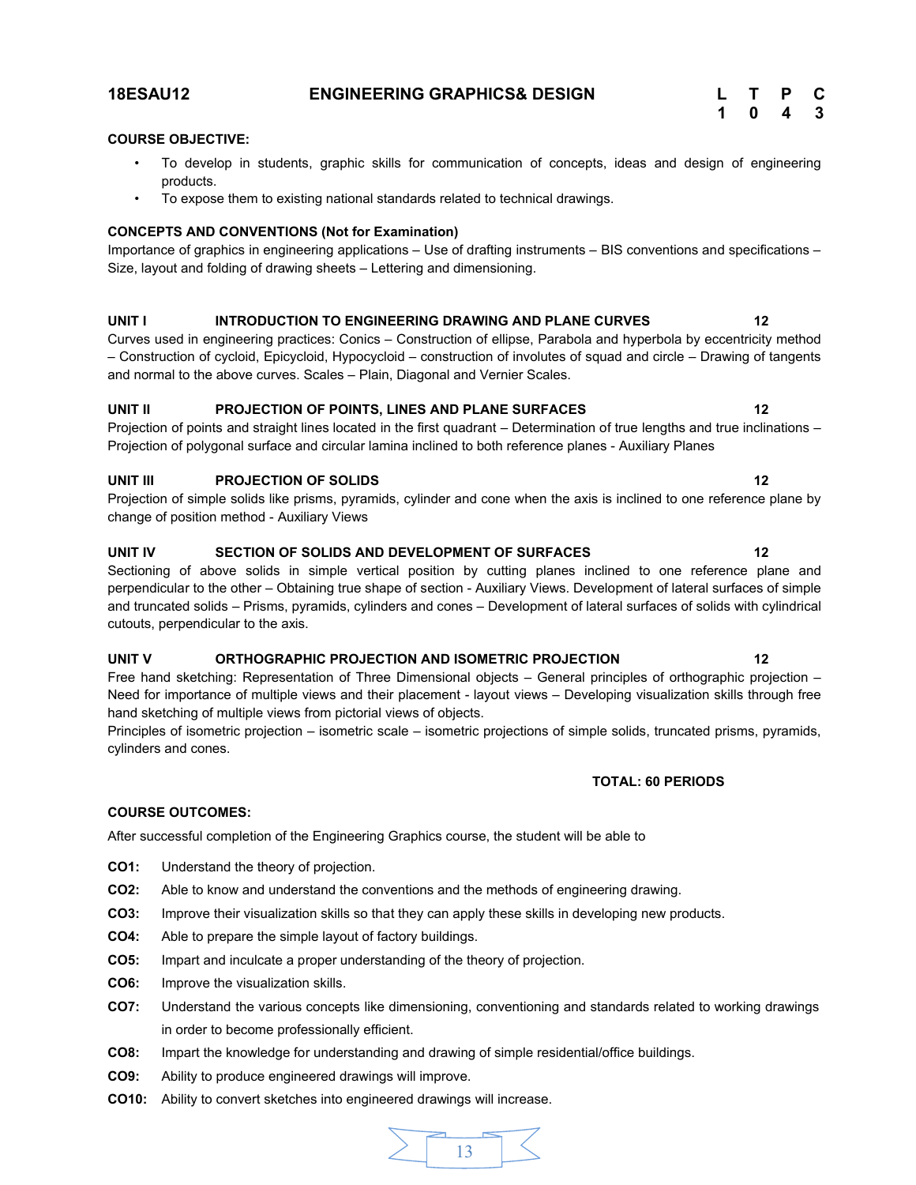## 18ESAU12 ENGINEERING GRAPHICS& DESIGN

| L | T | P | C |
|---|---|---|---|
| 1 | 0 | 4 | 3 |

**COURSE OBJECTIVE:**

- To develop in students, graphic skills for communication of concepts, ideas and design of engineering products.
- To expose them to existing national standards related to technical drawings.

**CONCEPTS AND CONVENTIONS (Not for Examination)**

Importance of graphics in engineering applications – Use of drafting instruments – BIS conventions and specifications – Size, layout and folding of drawing sheets – Lettering and dimensioning.

**UNIT I INTRODUCTION TO ENGINEERING DRAWING AND PLANE CURVES 12**

Curves used in engineering practices: Conics – Construction of ellipse, Parabola and hyperbola by eccentricity method – Construction of cycloid, Epicycloid, Hypocycloid – construction of involutes of squad and circle – Drawing of tangents and normal to the above curves. Scales – Plain, Diagonal and Vernier Scales.

**UNIT II PROJECTION OF POINTS, LINES AND PLANE SURFACES 12**

Projection of points and straight lines located in the first quadrant – Determination of true lengths and true inclinations – Projection of polygonal surface and circular lamina inclined to both reference planes - Auxiliary Planes

**UNIT III PROJECTION OF SOLIDS 12**

Projection of simple solids like prisms, pyramids, cylinder and cone when the axis is inclined to one reference plane by change of position method - Auxiliary Views

**UNIT IV SECTION OF SOLIDS AND DEVELOPMENT OF SURFACES 12**

Sectioning of above solids in simple vertical position by cutting planes inclined to one reference plane and perpendicular to the other – Obtaining true shape of section - Auxiliary Views. Development of lateral surfaces of simple and truncated solids – Prisms, pyramids, cylinders and cones – Development of lateral surfaces of solids with cylindrical cutouts, perpendicular to the axis.

**UNIT V ORTHOGRAPHIC PROJECTION AND ISOMETRIC PROJECTION 12**

Free hand sketching: Representation of Three Dimensional objects – General principles of orthographic projection – Need for importance of multiple views and their placement - layout views – Developing visualization skills through free hand sketching of multiple views from pictorial views of objects.

Principles of isometric projection – isometric scale – isometric projections of simple solids, truncated prisms, pyramids, cylinders and cones.

**TOTAL: 60 PERIODS**

**COURSE OUTCOMES:**

After successful completion of the Engineering Graphics course, the student will be able to

**CO1:** Understand the theory of projection.

**CO2:** Able to know and understand the conventions and the methods of engineering drawing.

**CO3:** Improve their visualization skills so that they can apply these skills in developing new products.

**CO4:** Able to prepare the simple layout of factory buildings.

**CO5:** Impart and inculcate a proper understanding of the theory of projection.

**CO6:** Improve the visualization skills.

**CO7:** Understand the various concepts like dimensioning, conventioning and standards related to working drawings in order to become professionally efficient.

**CO8:** Impart the knowledge for understanding and drawing of simple residential/office buildings.

**CO9:** Ability to produce engineered drawings will improve.

**CO10:** Ability to convert sketches into engineered drawings will increase.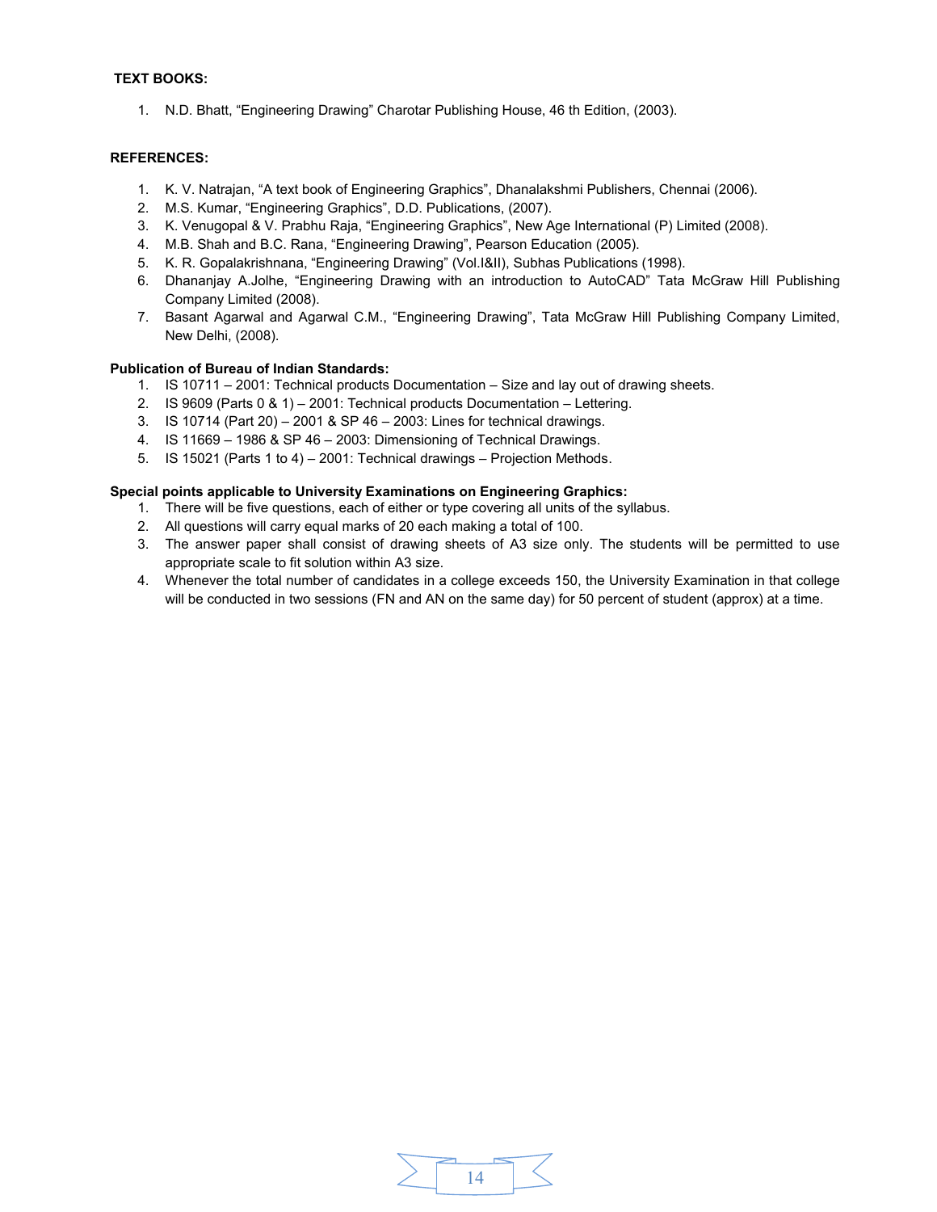**TEXT BOOKS:**

1. N.D. Bhatt, "Engineering Drawing" Charotar Publishing House, 46 th Edition, (2003).

**REFERENCES:**

1. K. V. Natrajan, "A text book of Engineering Graphics", Dhanalakshmi Publishers, Chennai (2006).
2. M.S. Kumar, "Engineering Graphics", D.D. Publications, (2007).
3. K. Venugopal & V. Prabhu Raja, "Engineering Graphics", New Age International (P) Limited (2008).
4. M.B. Shah and B.C. Rana, "Engineering Drawing", Pearson Education (2005).
5. K. R. Gopalakrishnana, "Engineering Drawing" (Vol.I&II), Subhas Publications (1998).
6. Dhananjay A.Jolhe, "Engineering Drawing with an introduction to AutoCAD" Tata McGraw Hill Publishing Company Limited (2008).
7. Basant Agarwal and Agarwal C.M., "Engineering Drawing", Tata McGraw Hill Publishing Company Limited, New Delhi, (2008).

**Publication of Bureau of Indian Standards:**

1. IS 10711 – 2001: Technical products Documentation – Size and lay out of drawing sheets.
2. IS 9609 (Parts 0 & 1) – 2001: Technical products Documentation – Lettering.
3. IS 10714 (Part 20) – 2001 & SP 46 – 2003: Lines for technical drawings.
4. IS 11669 – 1986 & SP 46 – 2003: Dimensioning of Technical Drawings.
5. IS 15021 (Parts 1 to 4) – 2001: Technical drawings – Projection Methods.

**Special points applicable to University Examinations on Engineering Graphics:**

1. There will be five questions, each of either or type covering all units of the syllabus.
2. All questions will carry equal marks of 20 each making a total of 100.
3. The answer paper shall consist of drawing sheets of A3 size only. The students will be permitted to use appropriate scale to fit solution within A3 size.
4. Whenever the total number of candidates in a college exceeds 150, the University Examination in that college will be conducted in two sessions (FN and AN on the same day) for 50 percent of student (approx) at a time.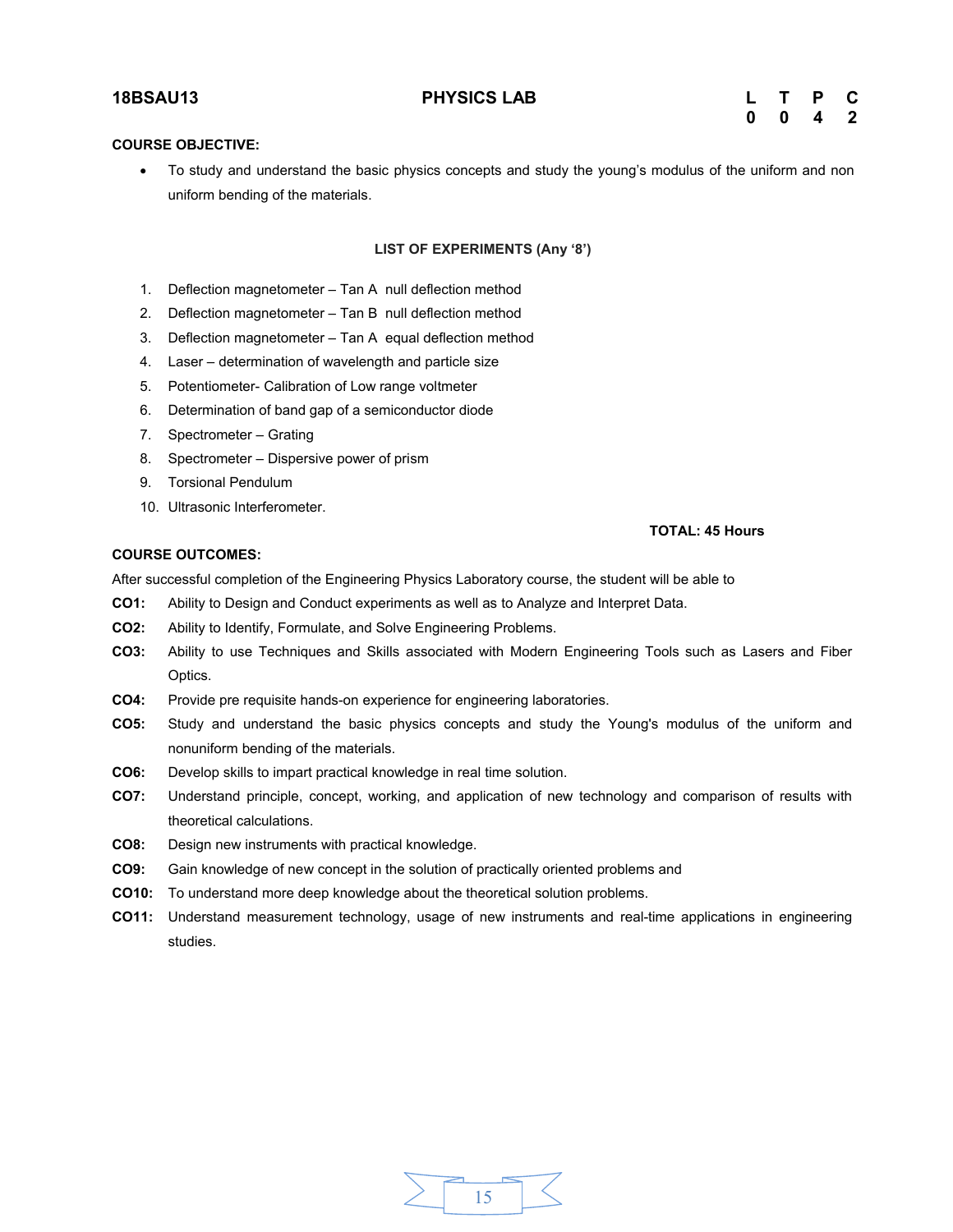**18BSAU13 PHYSICS LAB**

| L | T | P | C |
|---|---|---|---|
| 0 | 0 | 4 | 2 |

**COURSE OBJECTIVE:**

- To study and understand the basic physics concepts and study the young's modulus of the uniform and non uniform bending of the materials.

**LIST OF EXPERIMENTS (Any '8')**

1. Deflection magnetometer – Tan A null deflection method
2. Deflection magnetometer – Tan B null deflection method
3. Deflection magnetometer – Tan A equal deflection method
4. Laser – determination of wavelength and particle size
5. Potentiometer- Calibration of Low range voltmeter
6. Determination of band gap of a semiconductor diode
7. Spectrometer – Grating
8. Spectrometer – Dispersive power of prism
9. Torsional Pendulum
10. Ultrasonic Interferometer.

**TOTAL: 45 Hours**

**COURSE OUTCOMES:**

After successful completion of the Engineering Physics Laboratory course, the student will be able to

**CO1:** Ability to Design and Conduct experiments as well as to Analyze and Interpret Data.

**CO2:** Ability to Identify, Formulate, and Solve Engineering Problems.

**CO3:** Ability to use Techniques and Skills associated with Modern Engineering Tools such as Lasers and Fiber Optics.

**CO4:** Provide pre requisite hands-on experience for engineering laboratories.

**CO5:** Study and understand the basic physics concepts and study the Young's modulus of the uniform and nonuniform bending of the materials.

**CO6:** Develop skills to impart practical knowledge in real time solution.

**CO7:** Understand principle, concept, working, and application of new technology and comparison of results with theoretical calculations.

**CO8:** Design new instruments with practical knowledge.

**CO9:** Gain knowledge of new concept in the solution of practically oriented problems and

**CO10:** To understand more deep knowledge about the theoretical solution problems.

**CO11:** Understand measurement technology, usage of new instruments and real-time applications in engineering studies.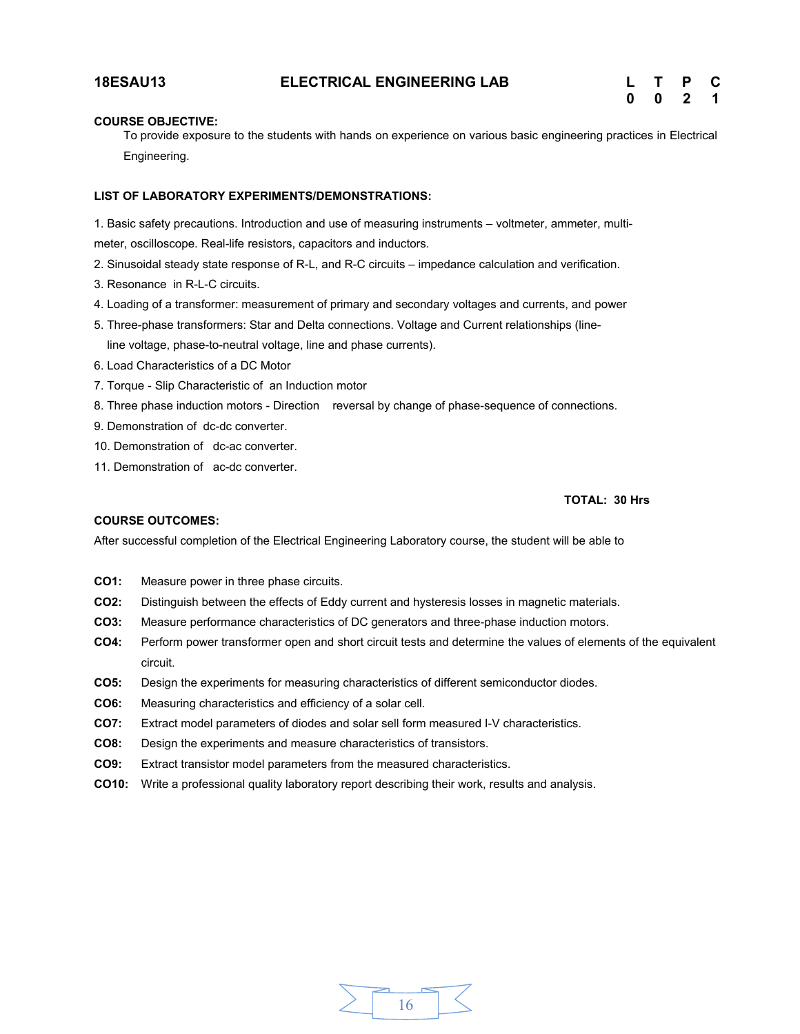**18ESAU13** **ELECTRICAL ENGINEERING LAB**

| L | T | P | C |
|---|---|---|---|
| 0 | 0 | 2 | 1 |

**COURSE OBJECTIVE:**

To provide exposure to the students with hands on experience on various basic engineering practices in Electrical Engineering.

**LIST OF LABORATORY EXPERIMENTS/DEMONSTRATIONS:**

1. Basic safety precautions. Introduction and use of measuring instruments – voltmeter, ammeter, multi-meter, oscilloscope. Real-life resistors, capacitors and inductors.
2. Sinusoidal steady state response of R-L, and R-C circuits – impedance calculation and verification.
3. Resonance in R-L-C circuits.
4. Loading of a transformer: measurement of primary and secondary voltages and currents, and power
5. Three-phase transformers: Star and Delta connections. Voltage and Current relationships (line-line voltage, phase-to-neutral voltage, line and phase currents).
6. Load Characteristics of a DC Motor
7. Torque - Slip Characteristic of an Induction motor
8. Three phase induction motors - Direction reversal by change of phase-sequence of connections.
9. Demonstration of dc-dc converter.
10. Demonstration of dc-ac converter.
11. Demonstration of ac-dc converter.

**TOTAL: 30 Hrs**

**COURSE OUTCOMES:**

After successful completion of the Electrical Engineering Laboratory course, the student will be able to

**CO1:** Measure power in three phase circuits.

**CO2:** Distinguish between the effects of Eddy current and hysteresis losses in magnetic materials.

**CO3:** Measure performance characteristics of DC generators and three-phase induction motors.

**CO4:** Perform power transformer open and short circuit tests and determine the values of elements of the equivalent circuit.

**CO5:** Design the experiments for measuring characteristics of different semiconductor diodes.

**CO6:** Measuring characteristics and efficiency of a solar cell.

**CO7:** Extract model parameters of diodes and solar sell form measured I-V characteristics.

**CO8:** Design the experiments and measure characteristics of transistors.

**CO9:** Extract transistor model parameters from the measured characteristics.

**CO10:** Write a professional quality laboratory report describing their work, results and analysis.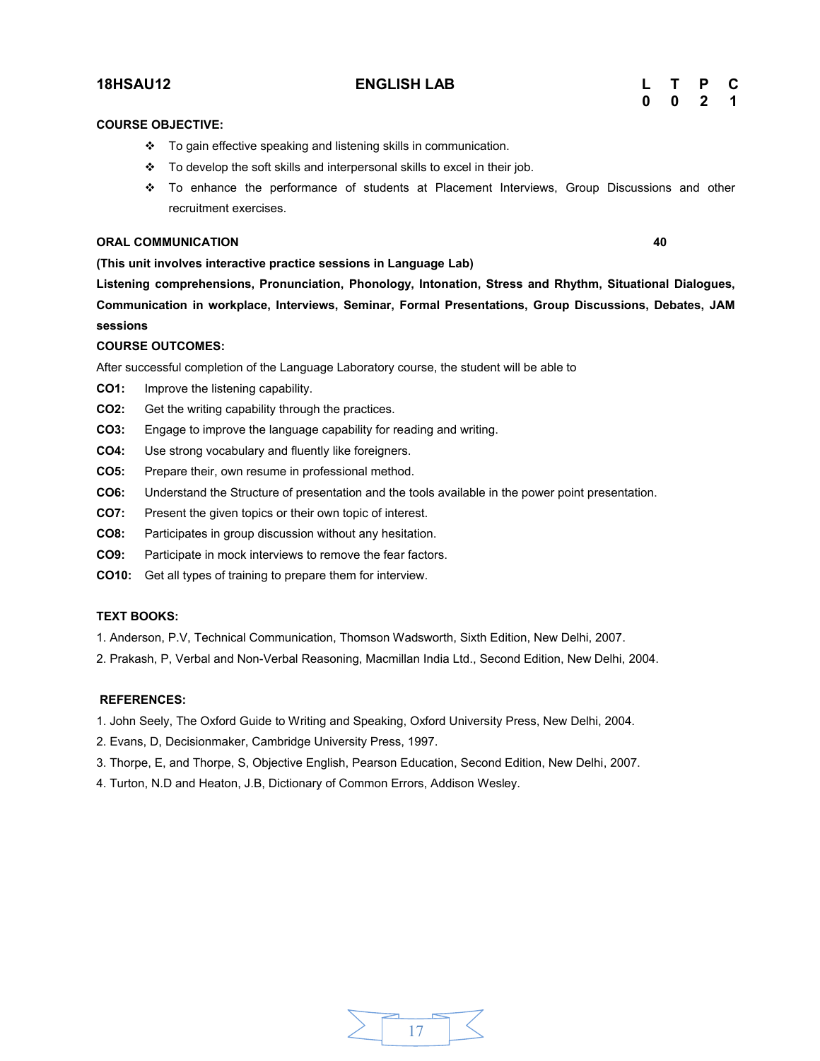**18HSAU12** **ENGLISH LAB**

| L | T | P | C |
|---|---|---|---|
| 0 | 0 | 2 | 1 |

**COURSE OBJECTIVE:**

- To gain effective speaking and listening skills in communication.
- To develop the soft skills and interpersonal skills to excel in their job.
- To enhance the performance of students at Placement Interviews, Group Discussions and other recruitment exercises.

**ORAL COMMUNICATION** **40**

**(This unit involves interactive practice sessions in Language Lab)**

**Listening comprehensions, Pronunciation, Phonology, Intonation, Stress and Rhythm, Situational Dialogues, Communication in workplace, Interviews, Seminar, Formal Presentations, Group Discussions, Debates, JAM sessions**

**COURSE OUTCOMES:**

After successful completion of the Language Laboratory course, the student will be able to

**CO1:** Improve the listening capability.

**CO2:** Get the writing capability through the practices.

**CO3:** Engage to improve the language capability for reading and writing.

**CO4:** Use strong vocabulary and fluently like foreigners.

**CO5:** Prepare their, own resume in professional method.

**CO6:** Understand the Structure of presentation and the tools available in the power point presentation.

**CO7:** Present the given topics or their own topic of interest.

**CO8:** Participates in group discussion without any hesitation.

**CO9:** Participate in mock interviews to remove the fear factors.

**CO10:** Get all types of training to prepare them for interview.

**TEXT BOOKS:**

1. Anderson, P.V, Technical Communication, Thomson Wadsworth, Sixth Edition, New Delhi, 2007.
2. Prakash, P, Verbal and Non-Verbal Reasoning, Macmillan India Ltd., Second Edition, New Delhi, 2004.

**REFERENCES:**

1. John Seely, The Oxford Guide to Writing and Speaking, Oxford University Press, New Delhi, 2004.
2. Evans, D, Decisionmaker, Cambridge University Press, 1997.
3. Thorpe, E, and Thorpe, S, Objective English, Pearson Education, Second Edition, New Delhi, 2007.
4. Turton, N.D and Heaton, J.B, Dictionary of Common Errors, Addison Wesley.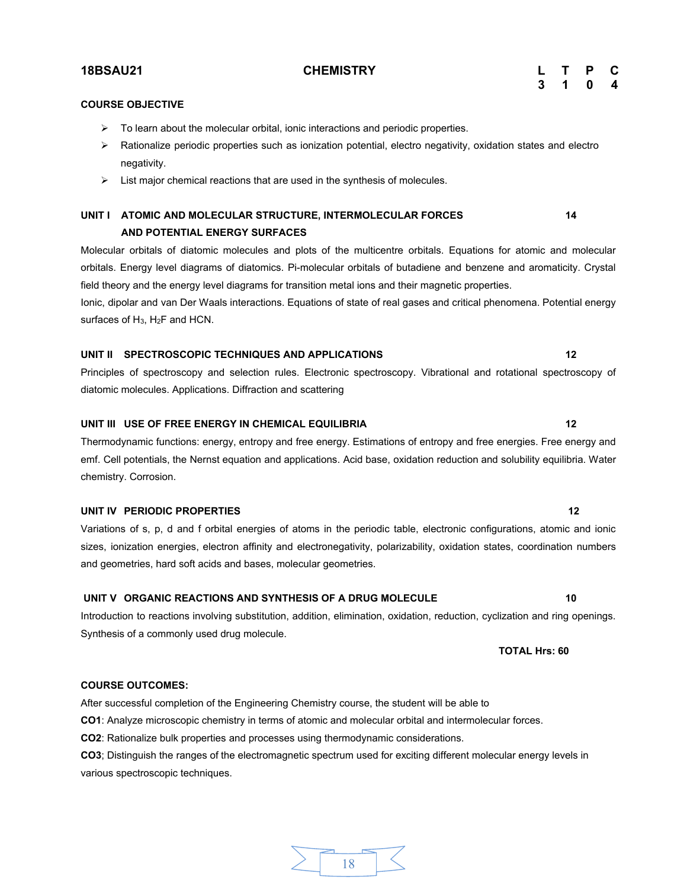| 18BSAU21 | CHEMISTRY | L | T | P | C |
|---|---|---|---|---|---|
| | | 3 | 1 | 0 | 4 |

**COURSE OBJECTIVE**

- To learn about the molecular orbital, ionic interactions and periodic properties.
- Rationalize periodic properties such as ionization potential, electro negativity, oxidation states and electro negativity.
- List major chemical reactions that are used in the synthesis of molecules.

**UNIT I ATOMIC AND MOLECULAR STRUCTURE, INTERMOLECULAR FORCES AND POTENTIAL ENERGY SURFACES** **14**

Molecular orbitals of diatomic molecules and plots of the multicentre orbitals. Equations for atomic and molecular orbitals. Energy level diagrams of diatomics. Pi-molecular orbitals of butadiene and benzene and aromaticity. Crystal field theory and the energy level diagrams for transition metal ions and their magnetic properties.

Ionic, dipolar and van Der Waals interactions. Equations of state of real gases and critical phenomena. Potential energy surfaces of $H_3$, $H_2F$ and HCN.

**UNIT II SPECTROSCOPIC TECHNIQUES AND APPLICATIONS** **12**

Principles of spectroscopy and selection rules. Electronic spectroscopy. Vibrational and rotational spectroscopy of diatomic molecules. Applications. Diffraction and scattering

**UNIT III USE OF FREE ENERGY IN CHEMICAL EQUILIBRIA** **12**

Thermodynamic functions: energy, entropy and free energy. Estimations of entropy and free energies. Free energy and emf. Cell potentials, the Nernst equation and applications. Acid base, oxidation reduction and solubility equilibria. Water chemistry. Corrosion.

**UNIT IV PERIODIC PROPERTIES** **12**

Variations of s, p, d and f orbital energies of atoms in the periodic table, electronic configurations, atomic and ionic sizes, ionization energies, electron affinity and electronegativity, polarizability, oxidation states, coordination numbers and geometries, hard soft acids and bases, molecular geometries.

**UNIT V ORGANIC REACTIONS AND SYNTHESIS OF A DRUG MOLECULE** **10**

Introduction to reactions involving substitution, addition, elimination, oxidation, reduction, cyclization and ring openings. Synthesis of a commonly used drug molecule.

**TOTAL Hrs: 60**

**COURSE OUTCOMES:**

After successful completion of the Engineering Chemistry course, the student will be able to

**CO1**: Analyze microscopic chemistry in terms of atomic and molecular orbital and intermolecular forces.

**CO2**: Rationalize bulk properties and processes using thermodynamic considerations.

**CO3**; Distinguish the ranges of the electromagnetic spectrum used for exciting different molecular energy levels in various spectroscopic techniques.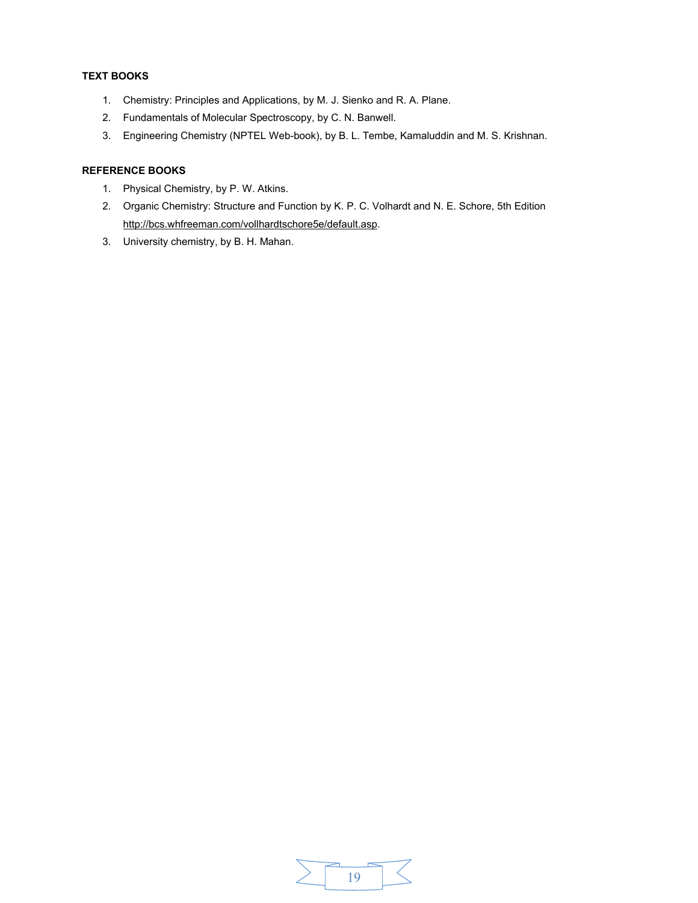**TEXT BOOKS**

1. Chemistry: Principles and Applications, by M. J. Sienko and R. A. Plane.
2. Fundamentals of Molecular Spectroscopy, by C. N. Banwell.
3. Engineering Chemistry (NPTEL Web-book), by B. L. Tembe, Kamaluddin and M. S. Krishnan.

**REFERENCE BOOKS**

1. Physical Chemistry, by P. W. Atkins.
2. Organic Chemistry: Structure and Function by K. P. C. Volhardt and N. E. Schore, 5th Edition http://bcs.whfreeman.com/vollhardtschore5e/default.asp.
3. University chemistry, by B. H. Mahan.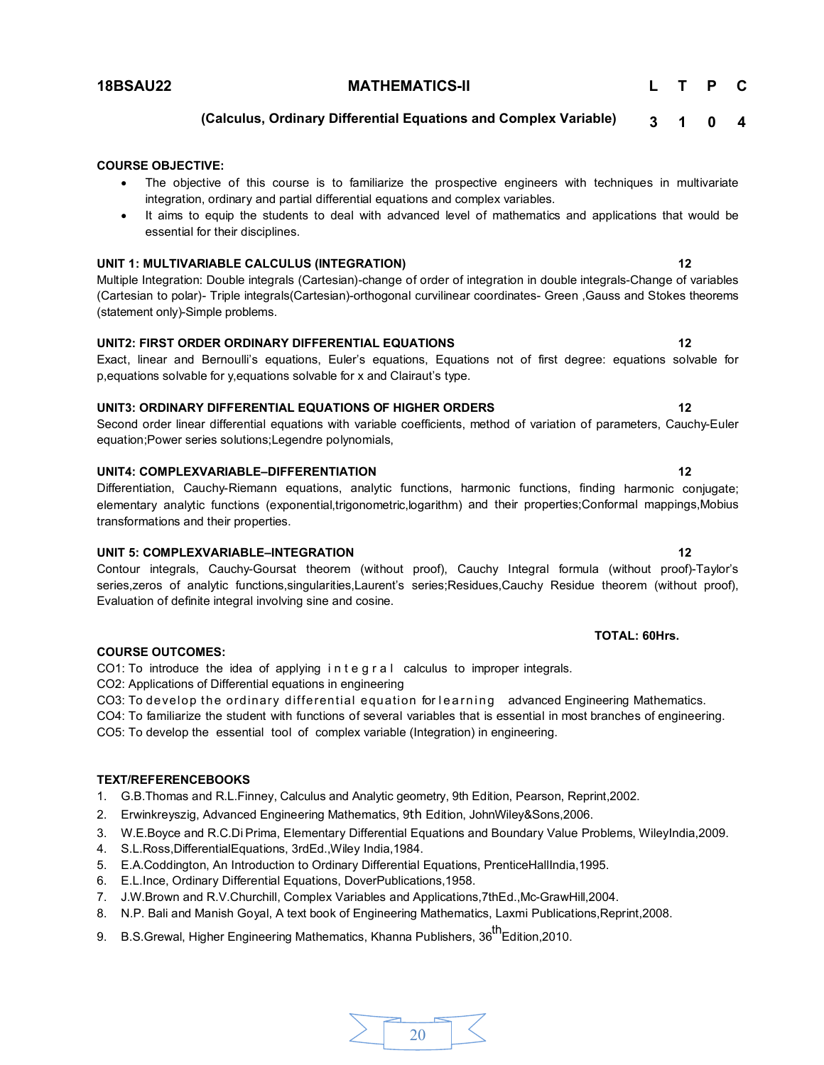**18BSAU22** **MATHEMATICS-II**

**(Calculus, Ordinary Differential Equations and Complex Variable)**

| L | T | P | C |
|---|---|---|---|
| 3 | 1 | 0 | 4 |

**COURSE OBJECTIVE:**

- The objective of this course is to familiarize the prospective engineers with techniques in multivariate integration, ordinary and partial differential equations and complex variables.
- It aims to equip the students to deal with advanced level of mathematics and applications that would be essential for their disciplines.

**UNIT 1: MULTIVARIABLE CALCULUS (INTEGRATION)** **12**

Multiple Integration: Double integrals (Cartesian)-change of order of integration in double integrals-Change of variables (Cartesian to polar)- Triple integrals(Cartesian)-orthogonal curvilinear coordinates- Green ,Gauss and Stokes theorems (statement only)-Simple problems.

**UNIT2: FIRST ORDER ORDINARY DIFFERENTIAL EQUATIONS** **12**

Exact, linear and Bernoulli's equations, Euler's equations, Equations not of first degree: equations solvable for p,equations solvable for y,equations solvable for x and Clairaut's type.

**UNIT3: ORDINARY DIFFERENTIAL EQUATIONS OF HIGHER ORDERS** **12**

Second order linear differential equations with variable coefficients, method of variation of parameters, Cauchy-Euler equation;Power series solutions;Legendre polynomials,

**UNIT4: COMPLEXVARIABLE–DIFFERENTIATION** **12**

Differentiation, Cauchy-Riemann equations, analytic functions, harmonic functions, finding harmonic conjugate; elementary analytic functions (exponential,trigonometric,logarithm) and their properties;Conformal mappings,Mobius transformations and their properties.

**UNIT 5: COMPLEXVARIABLE–INTEGRATION** **12**

Contour integrals, Cauchy-Goursat theorem (without proof), Cauchy Integral formula (without proof)-Taylor's series,zeros of analytic functions,singularities,Laurent's series;Residues,Cauchy Residue theorem (without proof), Evaluation of definite integral involving sine and cosine.

**TOTAL: 60Hrs.**

**COURSE OUTCOMES:**

CO1: To introduce the idea of applying integral calculus to improper integrals.
CO2: Applications of Differential equations in engineering
CO3: To develop the ordinary differential equation for learning advanced Engineering Mathematics.
CO4: To familiarize the student with functions of several variables that is essential in most branches of engineering.
CO5: To develop the essential tool of complex variable (Integration) in engineering.

**TEXT/REFERENCEBOOKS**

1. G.B.Thomas and R.L.Finney, Calculus and Analytic geometry, 9th Edition, Pearson, Reprint,2002.
2. Erwinkreyszig, Advanced Engineering Mathematics, 9th Edition, JohnWiley&Sons,2006.
3. W.E.Boyce and R.C.Di Prima, Elementary Differential Equations and Boundary Value Problems, WileyIndia,2009.
4. S.L.Ross,DifferentialEquations, 3rdEd.,Wiley India,1984.
5. E.A.Coddington, An Introduction to Ordinary Differential Equations, PrenticeHallIndia,1995.
6. E.L.Ince, Ordinary Differential Equations, DoverPublications,1958.
7. J.W.Brown and R.V.Churchill, Complex Variables and Applications,7thEd.,Mc-GrawHill,2004.
8. N.P. Bali and Manish Goyal, A text book of Engineering Mathematics, Laxmi Publications,Reprint,2008.
9. B.S.Grewal, Higher Engineering Mathematics, Khanna Publishers, 36th Edition,2010.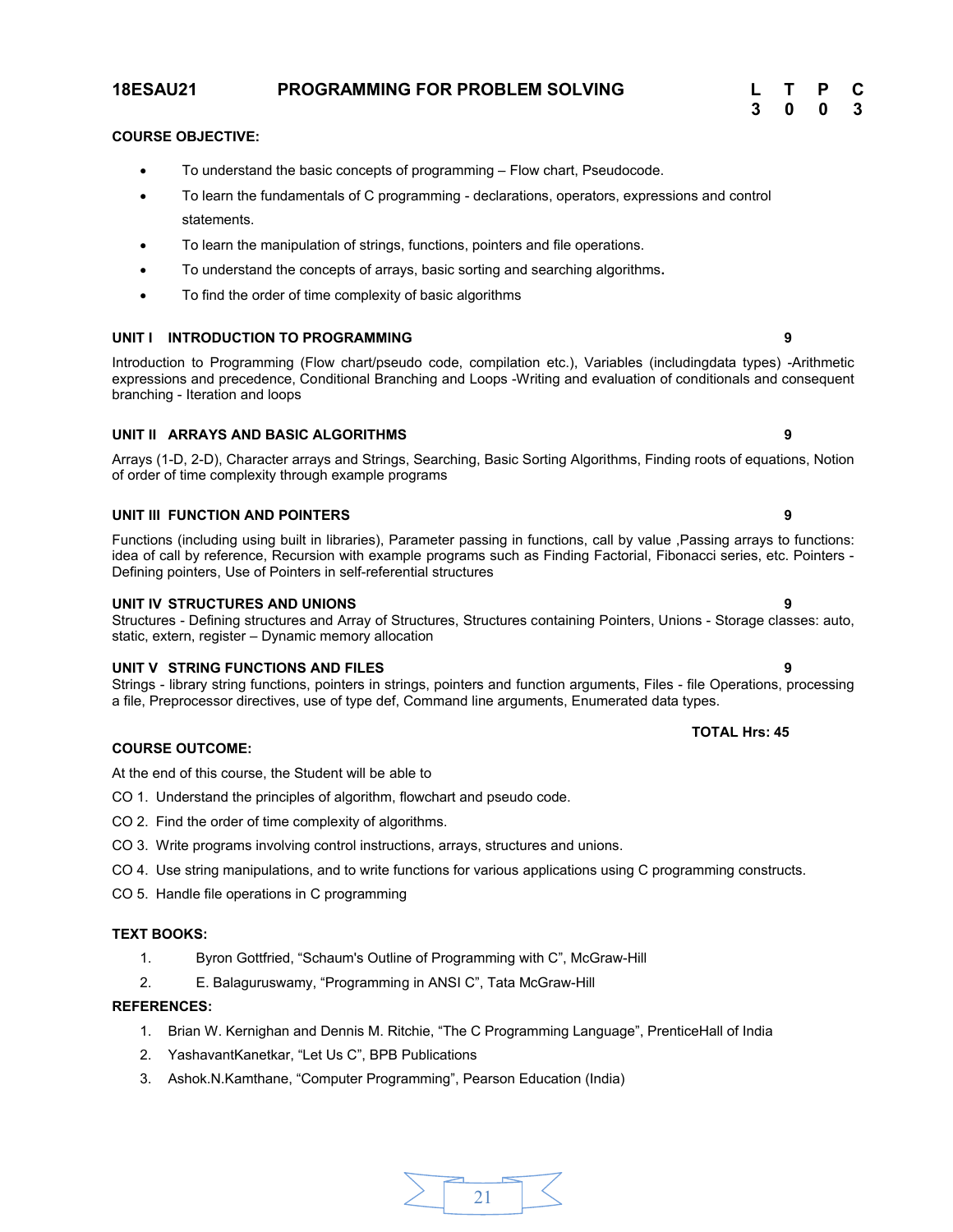## 18ESAU21 PROGRAMMING FOR PROBLEM SOLVING

| L | T | P | C |
|---|---|---|---|
| 3 | 0 | 0 | 3 |

**COURSE OBJECTIVE:**

- To understand the basic concepts of programming – Flow chart, Pseudocode.
- To learn the fundamentals of C programming - declarations, operators, expressions and control statements.
- To learn the manipulation of strings, functions, pointers and file operations.
- To understand the concepts of arrays, basic sorting and searching algorithms**.**
- To find the order of time complexity of basic algorithms

**UNIT I INTRODUCTION TO PROGRAMMING 9**

Introduction to Programming (Flow chart/pseudo code, compilation etc.), Variables (includingdata types) -Arithmetic expressions and precedence, Conditional Branching and Loops -Writing and evaluation of conditionals and consequent branching - Iteration and loops

**UNIT II ARRAYS AND BASIC ALGORITHMS 9**

Arrays (1-D, 2-D), Character arrays and Strings, Searching, Basic Sorting Algorithms, Finding roots of equations, Notion of order of time complexity through example programs

**UNIT III FUNCTION AND POINTERS 9**

Functions (including using built in libraries), Parameter passing in functions, call by value ,Passing arrays to functions: idea of call by reference, Recursion with example programs such as Finding Factorial, Fibonacci series, etc. Pointers - Defining pointers, Use of Pointers in self-referential structures

**UNIT IV STRUCTURES AND UNIONS 9**

Structures - Defining structures and Array of Structures, Structures containing Pointers, Unions - Storage classes: auto, static, extern, register – Dynamic memory allocation

**UNIT V STRING FUNCTIONS AND FILES 9**

Strings - library string functions, pointers in strings, pointers and function arguments, Files - file Operations, processing a file, Preprocessor directives, use of type def, Command line arguments, Enumerated data types.

**TOTAL Hrs: 45**

**COURSE OUTCOME:**

At the end of this course, the Student will be able to

CO 1. Understand the principles of algorithm, flowchart and pseudo code.

CO 2. Find the order of time complexity of algorithms.

CO 3. Write programs involving control instructions, arrays, structures and unions.

CO 4. Use string manipulations, and to write functions for various applications using C programming constructs.

CO 5. Handle file operations in C programming

**TEXT BOOKS:**

1. Byron Gottfried, "Schaum's Outline of Programming with C", McGraw-Hill
2. E. Balaguruswamy, "Programming in ANSI C", Tata McGraw-Hill

**REFERENCES:**

1. Brian W. Kernighan and Dennis M. Ritchie, "The C Programming Language", PrenticeHall of India
2. YashavantKanetkar, "Let Us C", BPB Publications
3. Ashok.N.Kamthane, "Computer Programming", Pearson Education (India)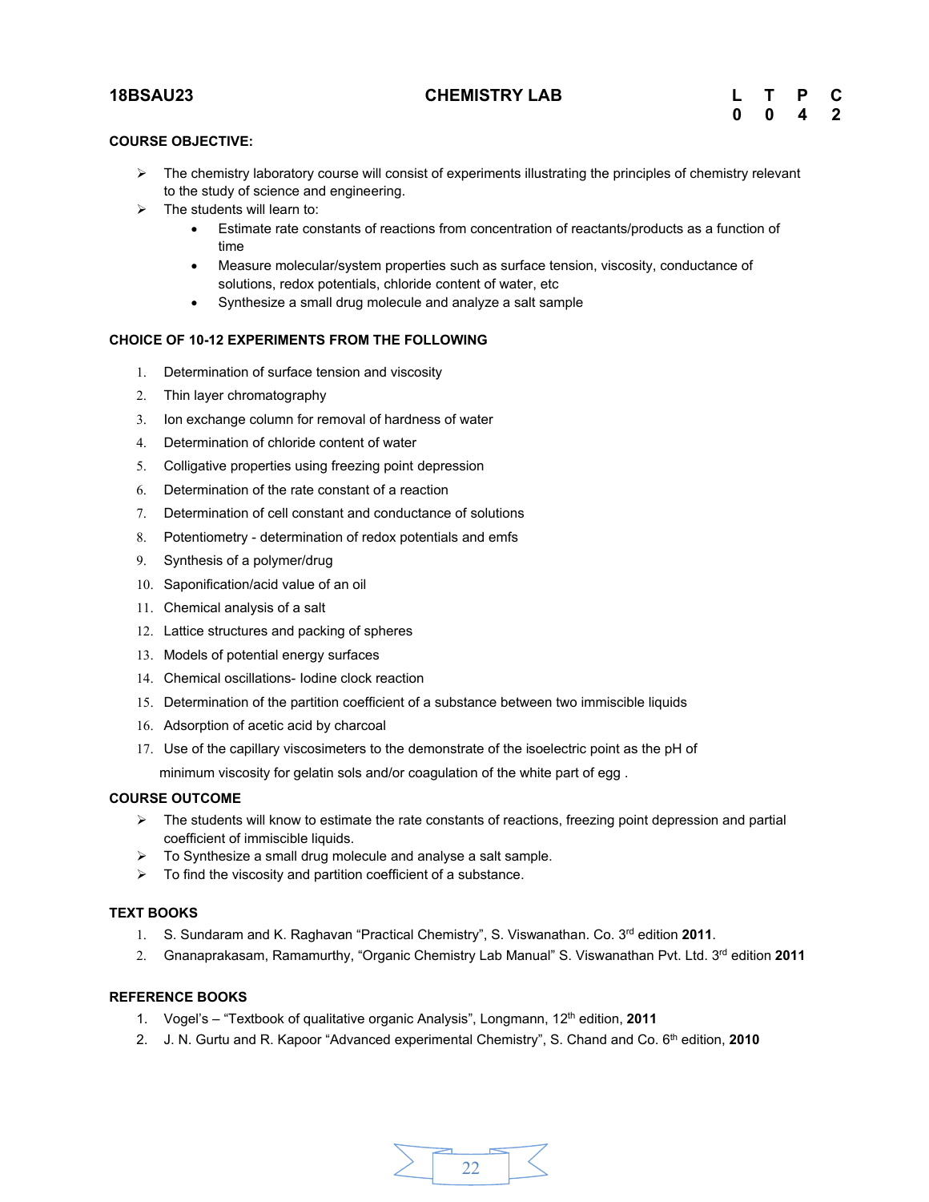**18BSAU23** **CHEMISTRY LAB**

| L | T | P | C |
|---|---|---|---|
| 0 | 0 | 4 | 2 |

**COURSE OBJECTIVE:**

- The chemistry laboratory course will consist of experiments illustrating the principles of chemistry relevant to the study of science and engineering.
- The students will learn to:
  - Estimate rate constants of reactions from concentration of reactants/products as a function of time
  - Measure molecular/system properties such as surface tension, viscosity, conductance of solutions, redox potentials, chloride content of water, etc
  - Synthesize a small drug molecule and analyze a salt sample

**CHOICE OF 10-12 EXPERIMENTS FROM THE FOLLOWING**

1. Determination of surface tension and viscosity
2. Thin layer chromatography
3. Ion exchange column for removal of hardness of water
4. Determination of chloride content of water
5. Colligative properties using freezing point depression
6. Determination of the rate constant of a reaction
7. Determination of cell constant and conductance of solutions
8. Potentiometry - determination of redox potentials and emfs
9. Synthesis of a polymer/drug
10. Saponification/acid value of an oil
11. Chemical analysis of a salt
12. Lattice structures and packing of spheres
13. Models of potential energy surfaces
14. Chemical oscillations- Iodine clock reaction
15. Determination of the partition coefficient of a substance between two immiscible liquids
16. Adsorption of acetic acid by charcoal
17. Use of the capillary viscosimeters to the demonstrate of the isoelectric point as the pH of minimum viscosity for gelatin sols and/or coagulation of the white part of egg .

**COURSE OUTCOME**

- The students will know to estimate the rate constants of reactions, freezing point depression and partial coefficient of immiscible liquids.
- To Synthesize a small drug molecule and analyse a salt sample.
- To find the viscosity and partition coefficient of a substance.

**TEXT BOOKS**

1. S. Sundaram and K. Raghavan “Practical Chemistry”, S. Viswanathan. Co. 3rd edition **2011**.
2. Gnanaprakasam, Ramamurthy, “Organic Chemistry Lab Manual” S. Viswanathan Pvt. Ltd. 3rd edition **2011**

**REFERENCE BOOKS**

1. Vogel’s – “Textbook of qualitative organic Analysis”, Longmann, 12th edition, **2011**
2. J. N. Gurtu and R. Kapoor “Advanced experimental Chemistry”, S. Chand and Co. 6th edition, **2010**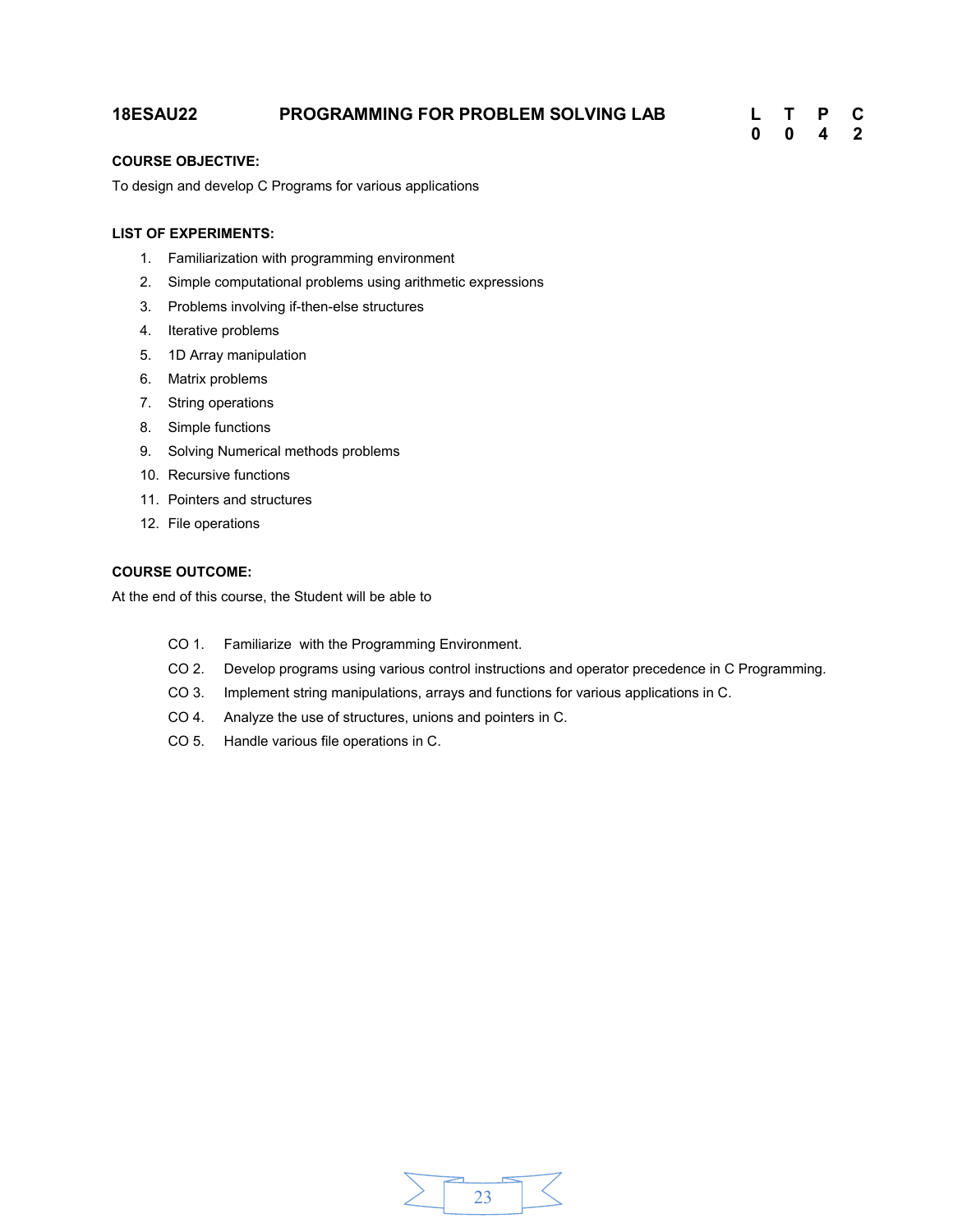**18ESAU22 PROGRAMMING FOR PROBLEM SOLVING LAB**

| L | T | P | C |
|---|---|---|---|
| 0 | 0 | 4 | 2 |

**COURSE OBJECTIVE:**

To design and develop C Programs for various applications

**LIST OF EXPERIMENTS:**

1. Familiarization with programming environment
2. Simple computational problems using arithmetic expressions
3. Problems involving if-then-else structures
4. Iterative problems
5. 1D Array manipulation
6. Matrix problems
7. String operations
8. Simple functions
9. Solving Numerical methods problems
10. Recursive functions
11. Pointers and structures
12. File operations

**COURSE OUTCOME:**

At the end of this course, the Student will be able to

- CO 1. Familiarize with the Programming Environment.
- CO 2. Develop programs using various control instructions and operator precedence in C Programming.
- CO 3. Implement string manipulations, arrays and functions for various applications in C.
- CO 4. Analyze the use of structures, unions and pointers in C.
- CO 5. Handle various file operations in C.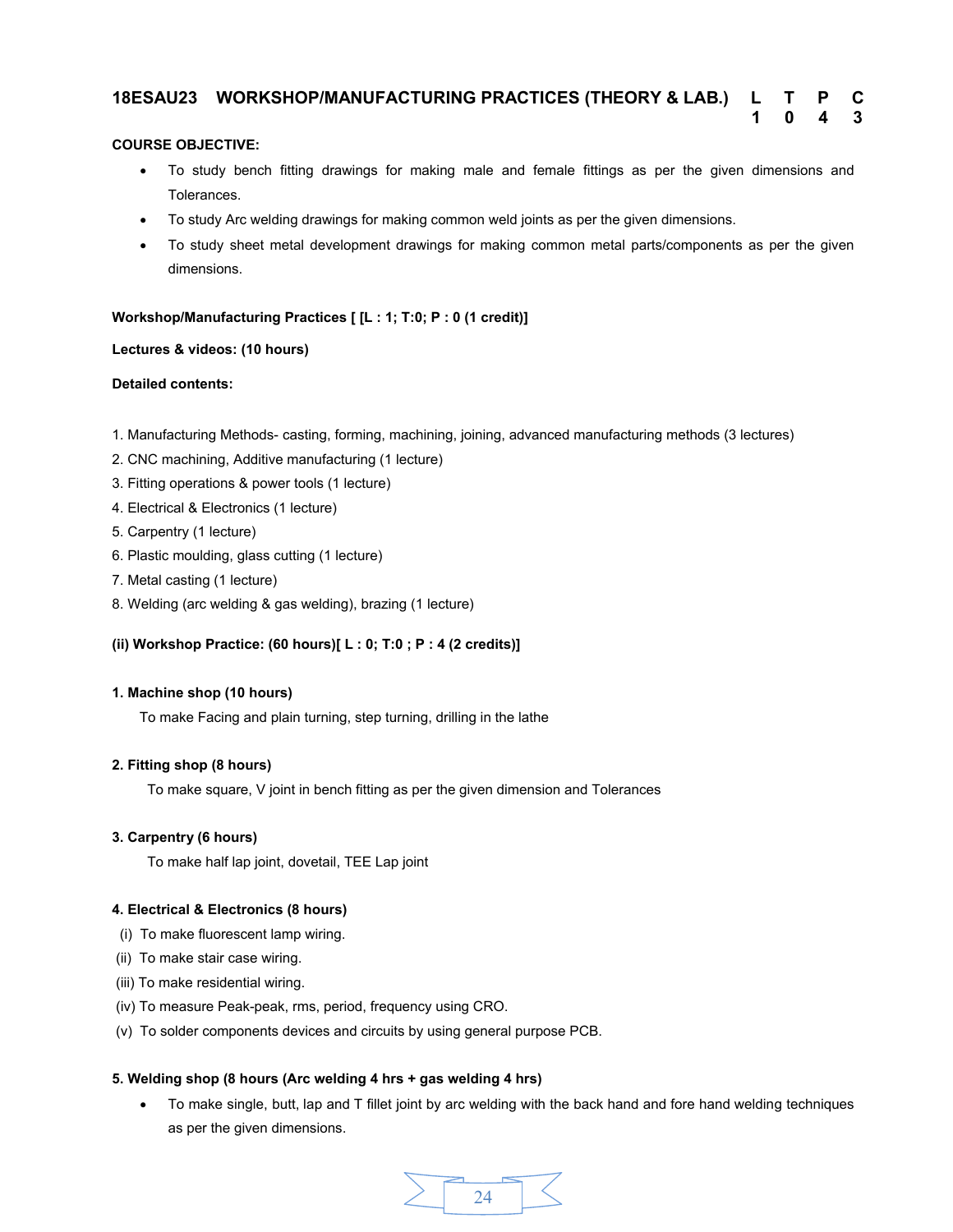## 18ESAU23 WORKSHOP/MANUFACTURING PRACTICES (THEORY & LAB.)

| L | T | P | C |
|---|---|---|---|
| 1 | 0 | 4 | 3 |

**COURSE OBJECTIVE:**

- To study bench fitting drawings for making male and female fittings as per the given dimensions and Tolerances.
- To study Arc welding drawings for making common weld joints as per the given dimensions.
- To study sheet metal development drawings for making common metal parts/components as per the given dimensions.

**Workshop/Manufacturing Practices [ [L : 1; T:0; P : 0 (1 credit)]**

**Lectures & videos: (10 hours)**

**Detailed contents:**

1. Manufacturing Methods- casting, forming, machining, joining, advanced manufacturing methods (3 lectures)
2. CNC machining, Additive manufacturing (1 lecture)
3. Fitting operations & power tools (1 lecture)
4. Electrical & Electronics (1 lecture)
5. Carpentry (1 lecture)
6. Plastic moulding, glass cutting (1 lecture)
7. Metal casting (1 lecture)
8. Welding (arc welding & gas welding), brazing (1 lecture)

**(ii) Workshop Practice: (60 hours)[ L : 0; T:0 ; P : 4 (2 credits)]**

**1. Machine shop (10 hours)**

To make Facing and plain turning, step turning, drilling in the lathe

**2. Fitting shop (8 hours)**

To make square, V joint in bench fitting as per the given dimension and Tolerances

**3. Carpentry (6 hours)**

To make half lap joint, dovetail, TEE Lap joint

**4. Electrical & Electronics (8 hours)**

(i) To make fluorescent lamp wiring.
(ii) To make stair case wiring.
(iii) To make residential wiring.
(iv) To measure Peak-peak, rms, period, frequency using CRO.
(v) To solder components devices and circuits by using general purpose PCB.

**5. Welding shop (8 hours (Arc welding 4 hrs + gas welding 4 hrs)**

- To make single, butt, lap and T fillet joint by arc welding with the back hand and fore hand welding techniques as per the given dimensions.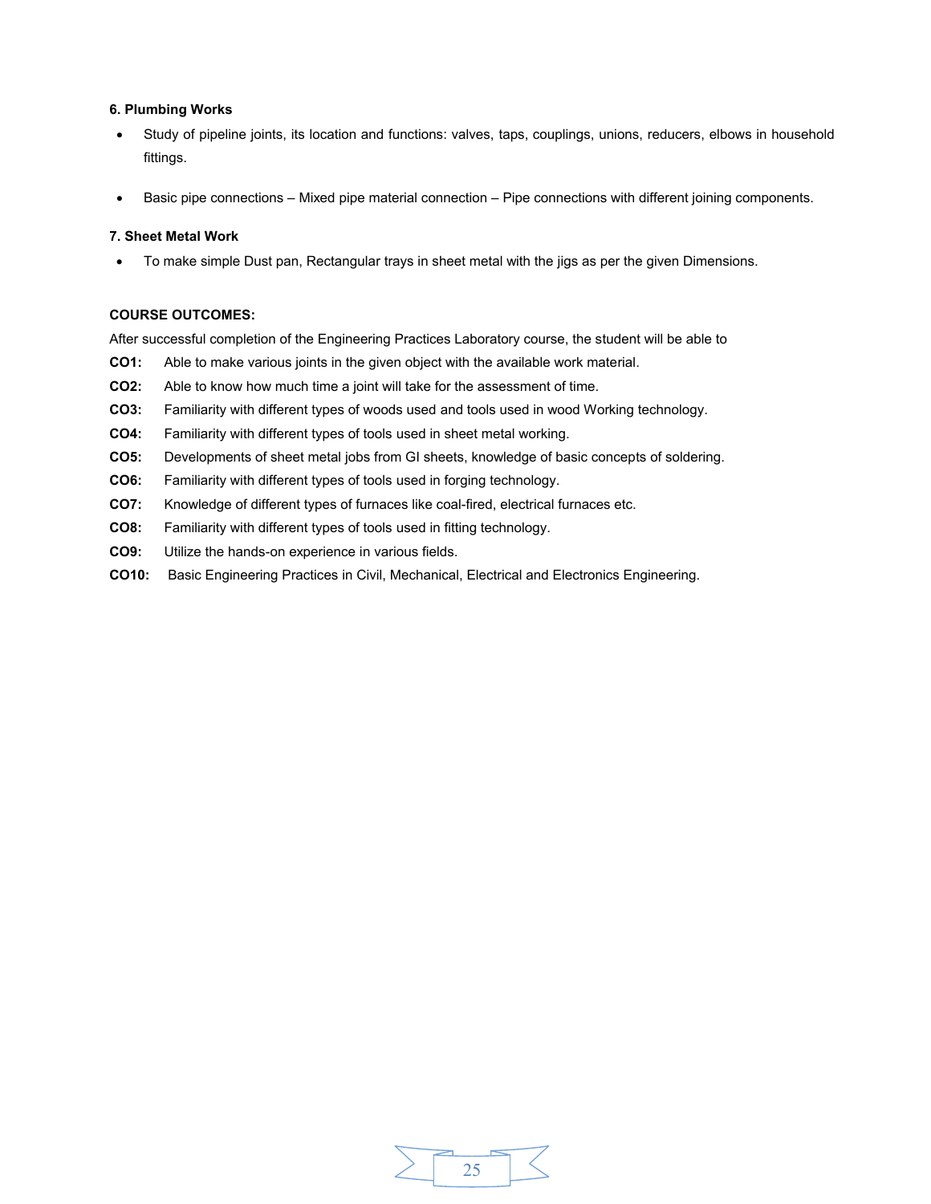**6. Plumbing Works**

- Study of pipeline joints, its location and functions: valves, taps, couplings, unions, reducers, elbows in household fittings.
- Basic pipe connections – Mixed pipe material connection – Pipe connections with different joining components.

**7. Sheet Metal Work**

- To make simple Dust pan, Rectangular trays in sheet metal with the jigs as per the given Dimensions.

**COURSE OUTCOMES:**

After successful completion of the Engineering Practices Laboratory course, the student will be able to

**CO1:** Able to make various joints in the given object with the available work material.

**CO2:** Able to know how much time a joint will take for the assessment of time.

**CO3:** Familiarity with different types of woods used and tools used in wood Working technology.

**CO4:** Familiarity with different types of tools used in sheet metal working.

**CO5:** Developments of sheet metal jobs from GI sheets, knowledge of basic concepts of soldering.

**CO6:** Familiarity with different types of tools used in forging technology.

**CO7:** Knowledge of different types of furnaces like coal-fired, electrical furnaces etc.

**CO8:** Familiarity with different types of tools used in fitting technology.

**CO9:** Utilize the hands-on experience in various fields.

**CO10:** Basic Engineering Practices in Civil, Mechanical, Electrical and Electronics Engineering.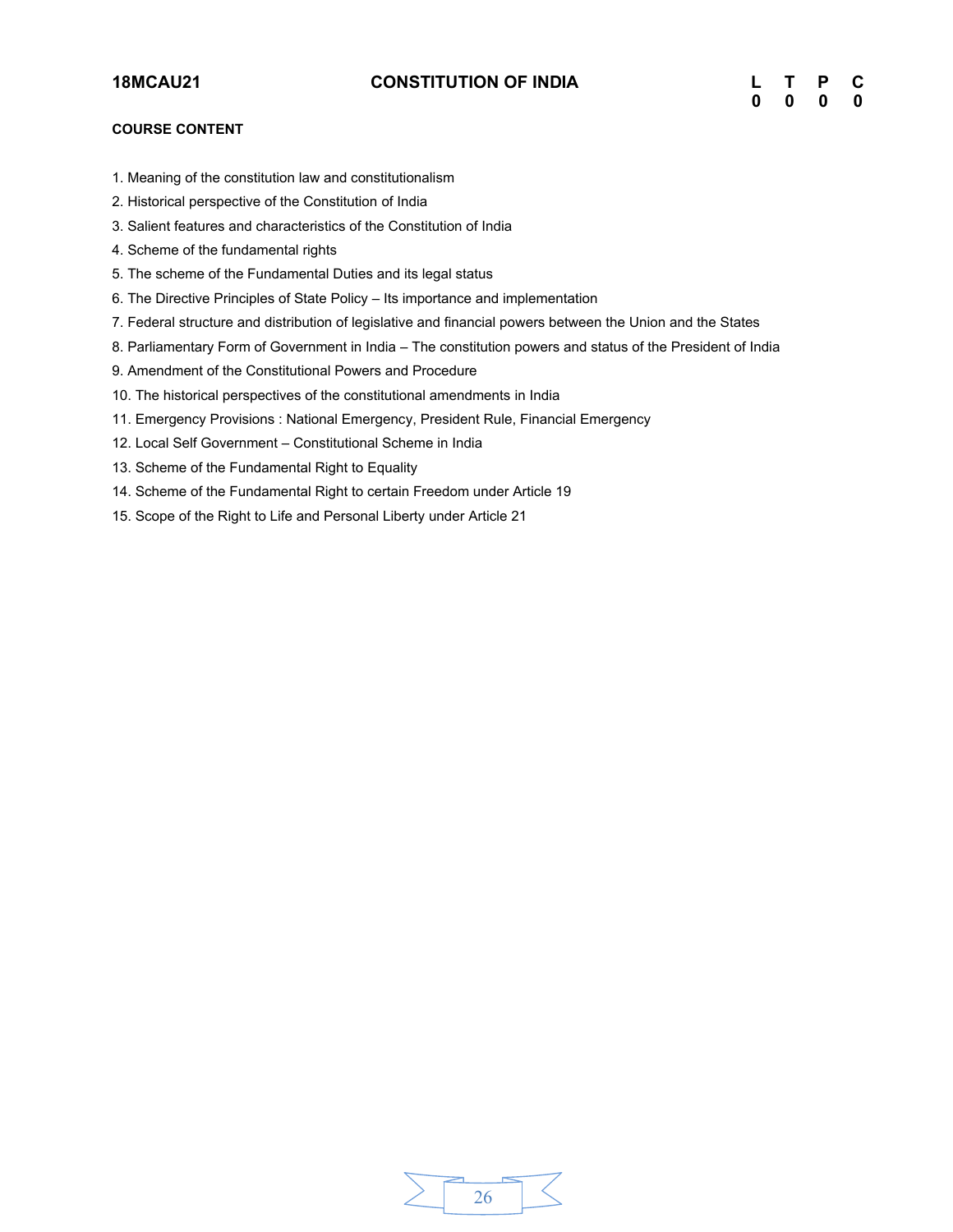**18MCAU21** **CONSTITUTION OF INDIA**

| L | T | P | C |
|---|---|---|---|
| 0 | 0 | 0 | 0 |

**COURSE CONTENT**

1. Meaning of the constitution law and constitutionalism
2. Historical perspective of the Constitution of India
3. Salient features and characteristics of the Constitution of India
4. Scheme of the fundamental rights
5. The scheme of the Fundamental Duties and its legal status
6. The Directive Principles of State Policy – Its importance and implementation
7. Federal structure and distribution of legislative and financial powers between the Union and the States
8. Parliamentary Form of Government in India – The constitution powers and status of the President of India
9. Amendment of the Constitutional Powers and Procedure
10. The historical perspectives of the constitutional amendments in India
11. Emergency Provisions : National Emergency, President Rule, Financial Emergency
12. Local Self Government – Constitutional Scheme in India
13. Scheme of the Fundamental Right to Equality
14. Scheme of the Fundamental Right to certain Freedom under Article 19
15. Scope of the Right to Life and Personal Liberty under Article 21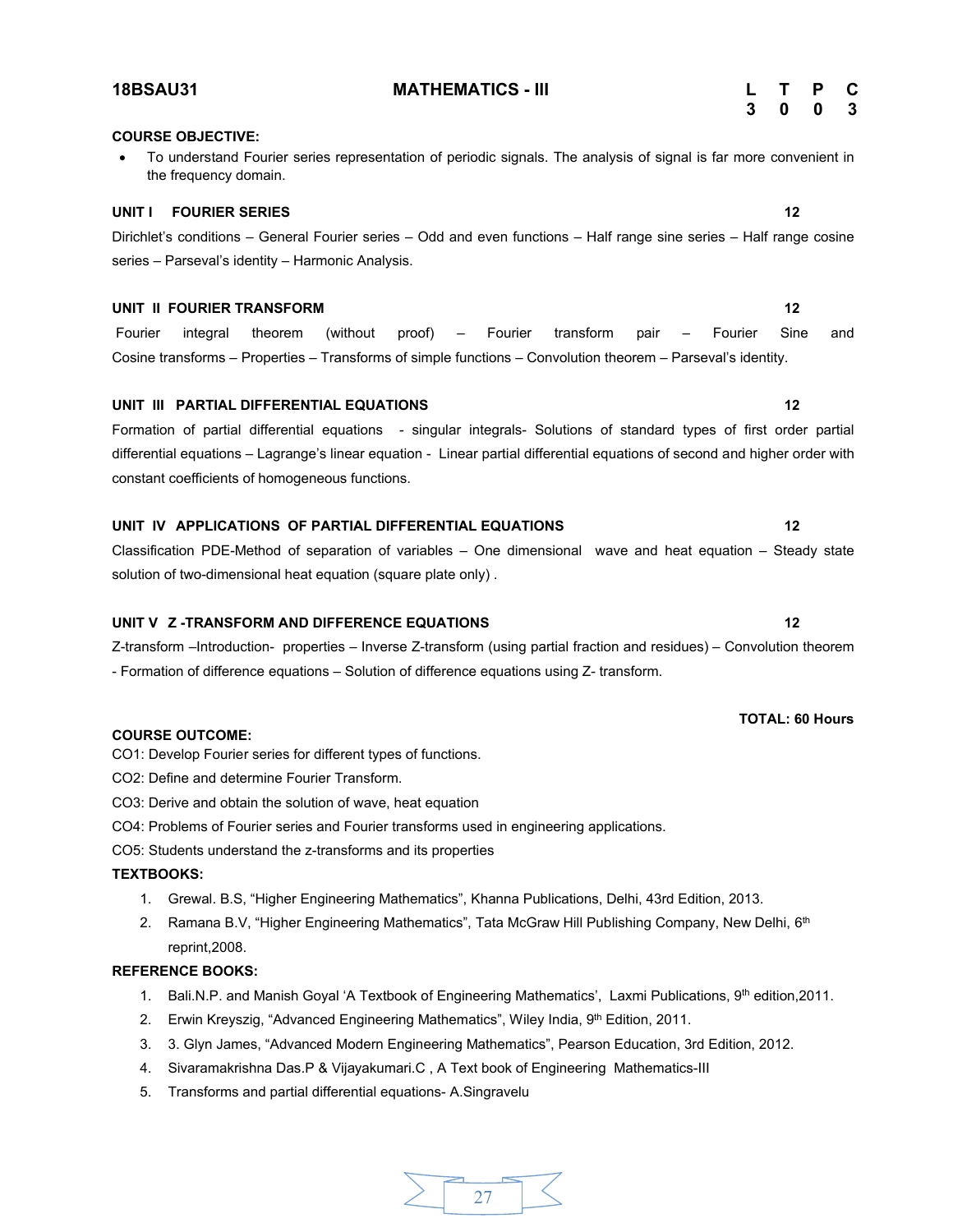| 18BSAU31 | MATHEMATICS - III | L | T | P | C |
|---|---|---|---|---|---|
| | | 3 | 0 | 0 | 3 |

**COURSE OBJECTIVE:**

- To understand Fourier series representation of periodic signals. The analysis of signal is far more convenient in the frequency domain.

**UNIT I FOURIER SERIES** **12**

Dirichlet's conditions – General Fourier series – Odd and even functions – Half range sine series – Half range cosine series – Parseval's identity – Harmonic Analysis.

**UNIT II FOURIER TRANSFORM** **12**

Fourier integral theorem (without proof) – Fourier transform pair – Fourier Sine and Cosine transforms – Properties – Transforms of simple functions – Convolution theorem – Parseval's identity.

**UNIT III PARTIAL DIFFERENTIAL EQUATIONS** **12**

Formation of partial differential equations - singular integrals- Solutions of standard types of first order partial differential equations – Lagrange's linear equation - Linear partial differential equations of second and higher order with constant coefficients of homogeneous functions.

**UNIT IV APPLICATIONS OF PARTIAL DIFFERENTIAL EQUATIONS** **12**

Classification PDE-Method of separation of variables – One dimensional wave and heat equation – Steady state solution of two-dimensional heat equation (square plate only) .

**UNIT V Z -TRANSFORM AND DIFFERENCE EQUATIONS** **12**

Z-transform –Introduction- properties – Inverse Z-transform (using partial fraction and residues) – Convolution theorem - Formation of difference equations – Solution of difference equations using Z- transform.

**TOTAL: 60 Hours**

**COURSE OUTCOME:**

CO1: Develop Fourier series for different types of functions.

CO2: Define and determine Fourier Transform.

CO3: Derive and obtain the solution of wave, heat equation

CO4: Problems of Fourier series and Fourier transforms used in engineering applications.

CO5: Students understand the z-transforms and its properties

**TEXTBOOKS:**

1. Grewal. B.S, "Higher Engineering Mathematics", Khanna Publications, Delhi, 43rd Edition, 2013.
2. Ramana B.V, "Higher Engineering Mathematics", Tata McGraw Hill Publishing Company, New Delhi, 6th reprint,2008.

**REFERENCE BOOKS:**

1. Bali.N.P. and Manish Goyal 'A Textbook of Engineering Mathematics', Laxmi Publications, 9th edition,2011.
2. Erwin Kreyszig, "Advanced Engineering Mathematics", Wiley India, 9th Edition, 2011.
3. 3. Glyn James, "Advanced Modern Engineering Mathematics", Pearson Education, 3rd Edition, 2012.
4. Sivaramakrishna Das.P & Vijayakumari.C , A Text book of Engineering Mathematics-III
5. Transforms and partial differential equations- A.Singravelu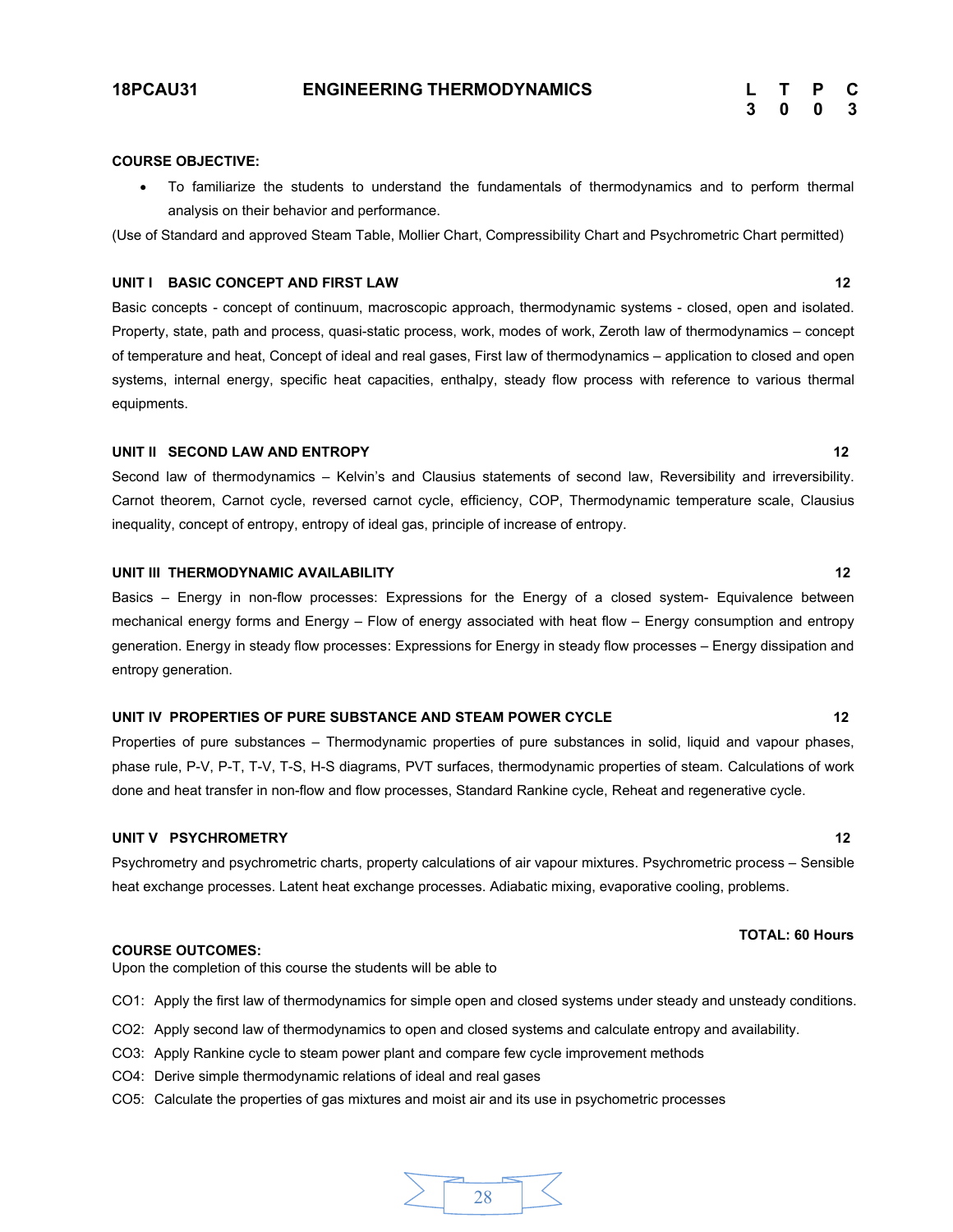## 18PCAU31 ENGINEERING THERMODYNAMICS

| L | T | P | C |
|---|---|---|---|
| 3 | 0 | 0 | 3 |

**COURSE OBJECTIVE:**

- To familiarize the students to understand the fundamentals of thermodynamics and to perform thermal analysis on their behavior and performance.

(Use of Standard and approved Steam Table, Mollier Chart, Compressibility Chart and Psychrometric Chart permitted)

**UNIT I BASIC CONCEPT AND FIRST LAW** **12**

Basic concepts - concept of continuum, macroscopic approach, thermodynamic systems - closed, open and isolated. Property, state, path and process, quasi-static process, work, modes of work, Zeroth law of thermodynamics – concept of temperature and heat, Concept of ideal and real gases, First law of thermodynamics – application to closed and open systems, internal energy, specific heat capacities, enthalpy, steady flow process with reference to various thermal equipments.

**UNIT II SECOND LAW AND ENTROPY** **12**

Second law of thermodynamics – Kelvin's and Clausius statements of second law, Reversibility and irreversibility. Carnot theorem, Carnot cycle, reversed carnot cycle, efficiency, COP, Thermodynamic temperature scale, Clausius inequality, concept of entropy, entropy of ideal gas, principle of increase of entropy.

**UNIT III THERMODYNAMIC AVAILABILITY** **12**

Basics – Energy in non-flow processes: Expressions for the Energy of a closed system- Equivalence between mechanical energy forms and Energy – Flow of energy associated with heat flow – Energy consumption and entropy generation. Energy in steady flow processes: Expressions for Energy in steady flow processes – Energy dissipation and entropy generation.

**UNIT IV PROPERTIES OF PURE SUBSTANCE AND STEAM POWER CYCLE** **12**

Properties of pure substances – Thermodynamic properties of pure substances in solid, liquid and vapour phases, phase rule, P-V, P-T, T-V, T-S, H-S diagrams, PVT surfaces, thermodynamic properties of steam. Calculations of work done and heat transfer in non-flow and flow processes, Standard Rankine cycle, Reheat and regenerative cycle.

**UNIT V PSYCHROMETRY** **12**

Psychrometry and psychrometric charts, property calculations of air vapour mixtures. Psychrometric process – Sensible heat exchange processes. Latent heat exchange processes. Adiabatic mixing, evaporative cooling, problems.

**TOTAL: 60 Hours**

**COURSE OUTCOMES:**

Upon the completion of this course the students will be able to

CO1: Apply the first law of thermodynamics for simple open and closed systems under steady and unsteady conditions.

CO2: Apply second law of thermodynamics to open and closed systems and calculate entropy and availability.

CO3: Apply Rankine cycle to steam power plant and compare few cycle improvement methods

CO4: Derive simple thermodynamic relations of ideal and real gases

CO5: Calculate the properties of gas mixtures and moist air and its use in psychometric processes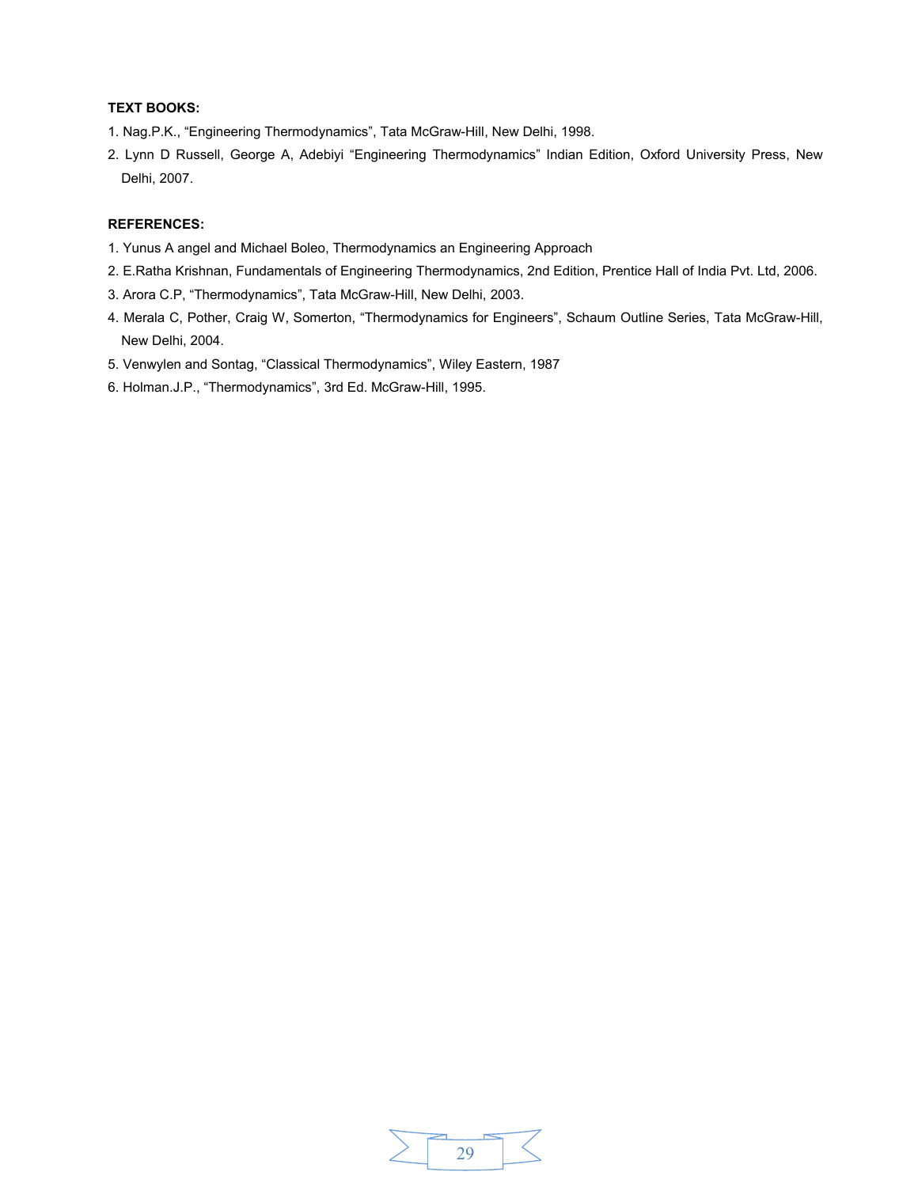**TEXT BOOKS:**

1. Nag.P.K., “Engineering Thermodynamics”, Tata McGraw-Hill, New Delhi, 1998.
2. Lynn D Russell, George A, Adebiyi “Engineering Thermodynamics” Indian Edition, Oxford University Press, New Delhi, 2007.

**REFERENCES:**

1. Yunus A angel and Michael Boleo, Thermodynamics an Engineering Approach
2. E.Ratha Krishnan, Fundamentals of Engineering Thermodynamics, 2nd Edition, Prentice Hall of India Pvt. Ltd, 2006.
3. Arora C.P, “Thermodynamics”, Tata McGraw-Hill, New Delhi, 2003.
4. Merala C, Pother, Craig W, Somerton, “Thermodynamics for Engineers”, Schaum Outline Series, Tata McGraw-Hill, New Delhi, 2004.
5. Venwylen and Sontag, “Classical Thermodynamics”, Wiley Eastern, 1987
6. Holman.J.P., “Thermodynamics”, 3rd Ed. McGraw-Hill, 1995.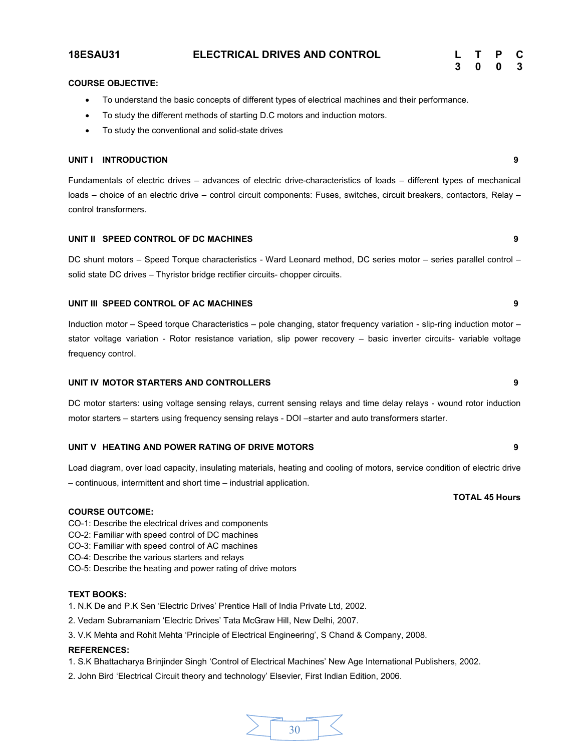# 18ESAU31 ELECTRICAL DRIVES AND CONTROL

| L | T | P | C |
|---|---|---|---|
| 3 | 0 | 0 | 3 |

**COURSE OBJECTIVE:**

- To understand the basic concepts of different types of electrical machines and their performance.
- To study the different methods of starting D.C motors and induction motors.
- To study the conventional and solid-state drives

## UNIT I INTRODUCTION 9

Fundamentals of electric drives – advances of electric drive-characteristics of loads – different types of mechanical loads – choice of an electric drive – control circuit components: Fuses, switches, circuit breakers, contactors, Relay – control transformers.

## UNIT II SPEED CONTROL OF DC MACHINES 9

DC shunt motors – Speed Torque characteristics - Ward Leonard method, DC series motor – series parallel control – solid state DC drives – Thyristor bridge rectifier circuits- chopper circuits.

## UNIT III SPEED CONTROL OF AC MACHINES 9

Induction motor – Speed torque Characteristics – pole changing, stator frequency variation - slip-ring induction motor – stator voltage variation - Rotor resistance variation, slip power recovery – basic inverter circuits- variable voltage frequency control.

## UNIT IV MOTOR STARTERS AND CONTROLLERS 9

DC motor starters: using voltage sensing relays, current sensing relays and time delay relays - wound rotor induction motor starters – starters using frequency sensing relays - DOI –starter and auto transformers starter.

## UNIT V HEATING AND POWER RATING OF DRIVE MOTORS 9

Load diagram, over load capacity, insulating materials, heating and cooling of motors, service condition of electric drive – continuous, intermittent and short time – industrial application.

**TOTAL 45 Hours**

**COURSE OUTCOME:**

CO-1: Describe the electrical drives and components
CO-2: Familiar with speed control of DC machines
CO-3: Familiar with speed control of AC machines
CO-4: Describe the various starters and relays
CO-5: Describe the heating and power rating of drive motors

**TEXT BOOKS:**

1. N.K De and P.K Sen 'Electric Drives' Prentice Hall of India Private Ltd, 2002.
2. Vedam Subramaniam 'Electric Drives' Tata McGraw Hill, New Delhi, 2007.
3. V.K Mehta and Rohit Mehta 'Principle of Electrical Engineering', S Chand & Company, 2008.

**REFERENCES:**

1. S.K Bhattacharya Brinjinder Singh 'Control of Electrical Machines' New Age International Publishers, 2002.
2. John Bird 'Electrical Circuit theory and technology' Elsevier, First Indian Edition, 2006.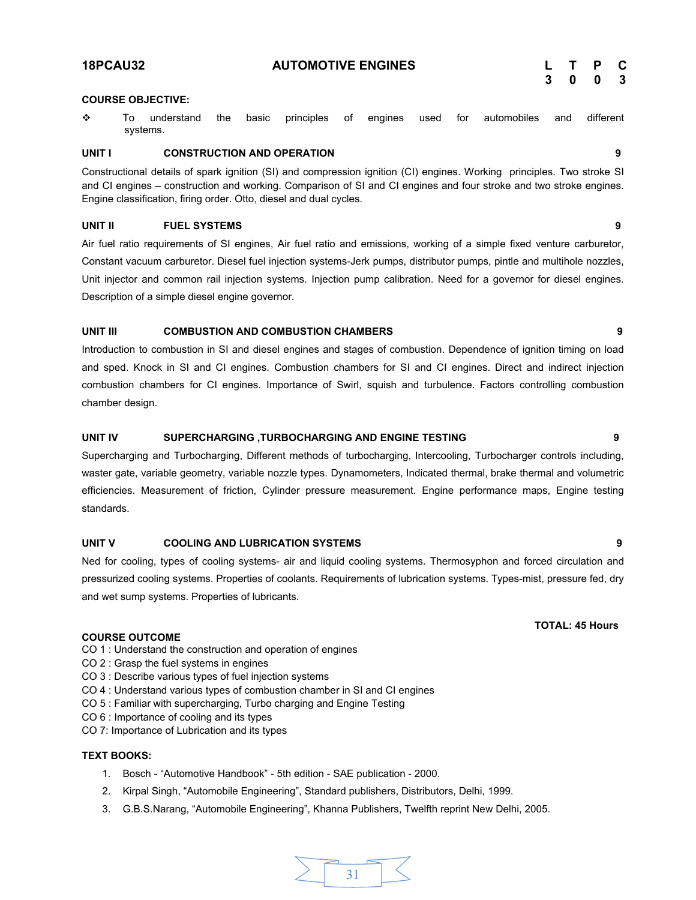**18PCAU32** **AUTOMOTIVE ENGINES**

| L | T | P | C |
|---|---|---|---|
| 3 | 0 | 0 | 3 |

**COURSE OBJECTIVE:**

- To understand the basic principles of engines used for automobiles and different systems.

**UNIT I CONSTRUCTION AND OPERATION** **9**

Constructional details of spark ignition (SI) and compression ignition (CI) engines. Working principles. Two stroke SI and CI engines – construction and working. Comparison of SI and CI engines and four stroke and two stroke engines. Engine classification, firing order. Otto, diesel and dual cycles.

**UNIT II FUEL SYSTEMS** **9**

Air fuel ratio requirements of SI engines, Air fuel ratio and emissions, working of a simple fixed venture carburetor, Constant vacuum carburetor. Diesel fuel injection systems-Jerk pumps, distributor pumps, pintle and multihole nozzles, Unit injector and common rail injection systems. Injection pump calibration. Need for a governor for diesel engines. Description of a simple diesel engine governor.

**UNIT III COMBUSTION AND COMBUSTION CHAMBERS** **9**

Introduction to combustion in SI and diesel engines and stages of combustion. Dependence of ignition timing on load and sped. Knock in SI and CI engines. Combustion chambers for SI and CI engines. Direct and indirect injection combustion chambers for CI engines. Importance of Swirl, squish and turbulence. Factors controlling combustion chamber design.

**UNIT IV SUPERCHARGING ,TURBOCHARGING AND ENGINE TESTING** **9**

Supercharging and Turbocharging, Different methods of turbocharging, Intercooling, Turbocharger controls including, waster gate, variable geometry, variable nozzle types. Dynamometers, Indicated thermal, brake thermal and volumetric efficiencies. Measurement of friction, Cylinder pressure measurement. Engine performance maps, Engine testing standards.

**UNIT V COOLING AND LUBRICATION SYSTEMS** **9**

Ned for cooling, types of cooling systems- air and liquid cooling systems. Thermosyphon and forced circulation and pressurized cooling systems. Properties of coolants. Requirements of lubrication systems. Types-mist, pressure fed, dry and wet sump systems. Properties of lubricants.

**TOTAL: 45 Hours**

**COURSE OUTCOME**

CO 1 : Understand the construction and operation of engines
CO 2 : Grasp the fuel systems in engines
CO 3 : Describe various types of fuel injection systems
CO 4 : Understand various types of combustion chamber in SI and CI engines
CO 5 : Familiar with supercharging, Turbo charging and Engine Testing
CO 6 : Importance of cooling and its types
CO 7: Importance of Lubrication and its types

**TEXT BOOKS:**

1. Bosch - "Automotive Handbook" - 5th edition - SAE publication - 2000.
2. Kirpal Singh, "Automobile Engineering", Standard publishers, Distributors, Delhi, 1999.
3. G.B.S.Narang, "Automobile Engineering", Khanna Publishers, Twelfth reprint New Delhi, 2005.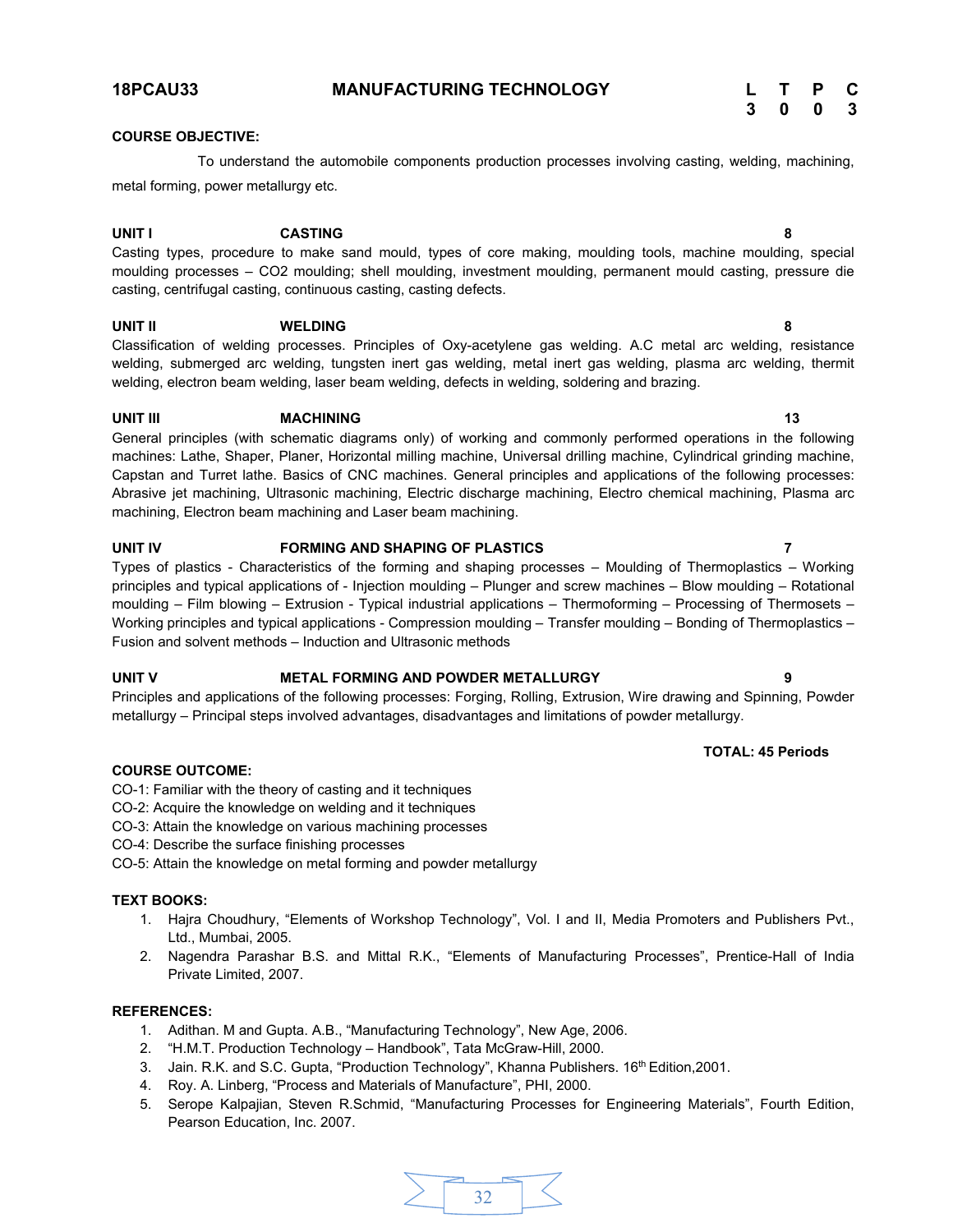## 18PCAU33 MANUFACTURING TECHNOLOGY

| L | T | P | C |
|---|---|---|---|
| 3 | 0 | 0 | 3 |

**COURSE OBJECTIVE:**

To understand the automobile components production processes involving casting, welding, machining, metal forming, power metallurgy etc.

**UNIT I CASTING 8**

Casting types, procedure to make sand mould, types of core making, moulding tools, machine moulding, special moulding processes – CO2 moulding; shell moulding, investment moulding, permanent mould casting, pressure die casting, centrifugal casting, continuous casting, casting defects.

**UNIT II WELDING 8**

Classification of welding processes. Principles of Oxy-acetylene gas welding. A.C metal arc welding, resistance welding, submerged arc welding, tungsten inert gas welding, metal inert gas welding, plasma arc welding, thermit welding, electron beam welding, laser beam welding, defects in welding, soldering and brazing.

**UNIT III MACHINING 13**

General principles (with schematic diagrams only) of working and commonly performed operations in the following machines: Lathe, Shaper, Planer, Horizontal milling machine, Universal drilling machine, Cylindrical grinding machine, Capstan and Turret lathe. Basics of CNC machines. General principles and applications of the following processes: Abrasive jet machining, Ultrasonic machining, Electric discharge machining, Electro chemical machining, Plasma arc machining, Electron beam machining and Laser beam machining.

**UNIT IV FORMING AND SHAPING OF PLASTICS 7**

Types of plastics - Characteristics of the forming and shaping processes – Moulding of Thermoplastics – Working principles and typical applications of - Injection moulding – Plunger and screw machines – Blow moulding – Rotational moulding – Film blowing – Extrusion - Typical industrial applications – Thermoforming – Processing of Thermosets – Working principles and typical applications - Compression moulding – Transfer moulding – Bonding of Thermoplastics – Fusion and solvent methods – Induction and Ultrasonic methods

**UNIT V METAL FORMING AND POWDER METALLURGY 9**

Principles and applications of the following processes: Forging, Rolling, Extrusion, Wire drawing and Spinning, Powder metallurgy – Principal steps involved advantages, disadvantages and limitations of powder metallurgy.

**TOTAL: 45 Periods**

**COURSE OUTCOME:**

CO-1: Familiar with the theory of casting and it techniques  
CO-2: Acquire the knowledge on welding and it techniques  
CO-3: Attain the knowledge on various machining processes  
CO-4: Describe the surface finishing processes  
CO-5: Attain the knowledge on metal forming and powder metallurgy

**TEXT BOOKS:**

1. Hajra Choudhury, "Elements of Workshop Technology", Vol. I and II, Media Promoters and Publishers Pvt., Ltd., Mumbai, 2005.
2. Nagendra Parashar B.S. and Mittal R.K., "Elements of Manufacturing Processes", Prentice-Hall of India Private Limited, 2007.

**REFERENCES:**

1. Adithan. M and Gupta. A.B., "Manufacturing Technology", New Age, 2006.
2. "H.M.T. Production Technology – Handbook", Tata McGraw-Hill, 2000.
3. Jain. R.K. and S.C. Gupta, "Production Technology", Khanna Publishers. 16th Edition,2001.
4. Roy. A. Linberg, "Process and Materials of Manufacture", PHI, 2000.
5. Serope Kalpajian, Steven R.Schmid, "Manufacturing Processes for Engineering Materials", Fourth Edition, Pearson Education, Inc. 2007.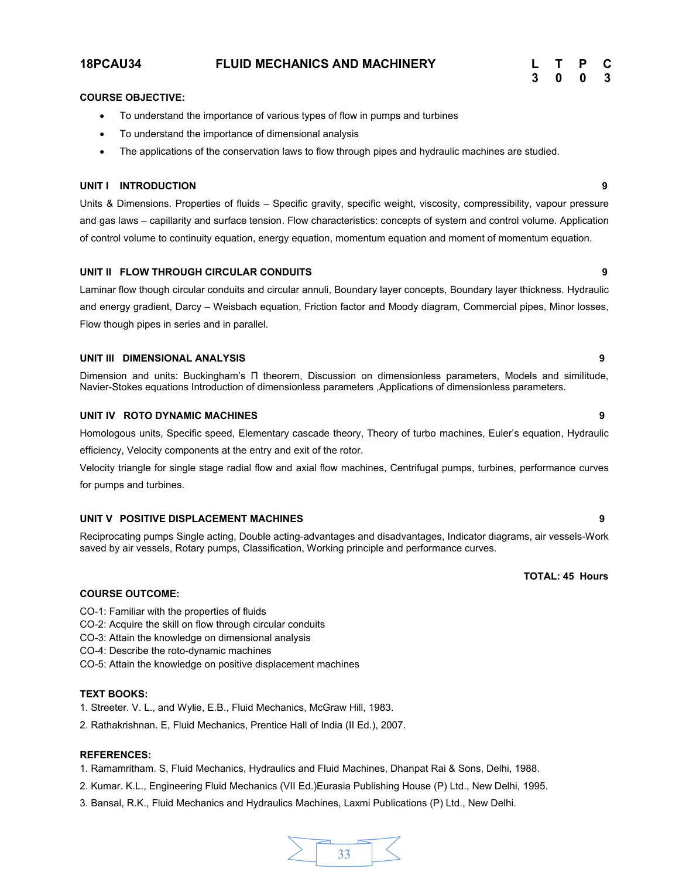**18PCAU34 FLUID MECHANICS AND MACHINERY**

| L | T | P | C |
|---|---|---|---|
| 3 | 0 | 0 | 3 |

**COURSE OBJECTIVE:**

- To understand the importance of various types of flow in pumps and turbines
- To understand the importance of dimensional analysis
- The applications of the conservation laws to flow through pipes and hydraulic machines are studied.

**UNIT I INTRODUCTION** **9**

Units & Dimensions. Properties of fluids – Specific gravity, specific weight, viscosity, compressibility, vapour pressure and gas laws – capillarity and surface tension. Flow characteristics: concepts of system and control volume. Application of control volume to continuity equation, energy equation, momentum equation and moment of momentum equation.

**UNIT II FLOW THROUGH CIRCULAR CONDUITS** **9**

Laminar flow though circular conduits and circular annuli, Boundary layer concepts, Boundary layer thickness. Hydraulic and energy gradient, Darcy – Weisbach equation, Friction factor and Moody diagram, Commercial pipes, Minor losses, Flow though pipes in series and in parallel.

**UNIT III DIMENSIONAL ANALYSIS** **9**

Dimension and units: Buckingham's Π theorem, Discussion on dimensionless parameters, Models and similitude, Navier-Stokes equations Introduction of dimensionless parameters ,Applications of dimensionless parameters.

**UNIT IV ROTO DYNAMIC MACHINES** **9**

Homologous units, Specific speed, Elementary cascade theory, Theory of turbo machines, Euler's equation, Hydraulic efficiency, Velocity components at the entry and exit of the rotor.

Velocity triangle for single stage radial flow and axial flow machines, Centrifugal pumps, turbines, performance curves for pumps and turbines.

**UNIT V POSITIVE DISPLACEMENT MACHINES** **9**

Reciprocating pumps Single acting, Double acting-advantages and disadvantages, Indicator diagrams, air vessels-Work saved by air vessels, Rotary pumps, Classification, Working principle and performance curves.

**TOTAL: 45 Hours**

**COURSE OUTCOME:**

CO-1: Familiar with the properties of fluids
CO-2: Acquire the skill on flow through circular conduits
CO-3: Attain the knowledge on dimensional analysis
CO-4: Describe the roto-dynamic machines
CO-5: Attain the knowledge on positive displacement machines

**TEXT BOOKS:**

1. Streeter. V. L., and Wylie, E.B., Fluid Mechanics, McGraw Hill, 1983.
2. Rathakrishnan. E, Fluid Mechanics, Prentice Hall of India (II Ed.), 2007.

**REFERENCES:**

1. Ramamritham. S, Fluid Mechanics, Hydraulics and Fluid Machines, Dhanpat Rai & Sons, Delhi, 1988.
2. Kumar. K.L., Engineering Fluid Mechanics (VII Ed.)Eurasia Publishing House (P) Ltd., New Delhi, 1995.
3. Bansal, R.K., Fluid Mechanics and Hydraulics Machines, Laxmi Publications (P) Ltd., New Delhi.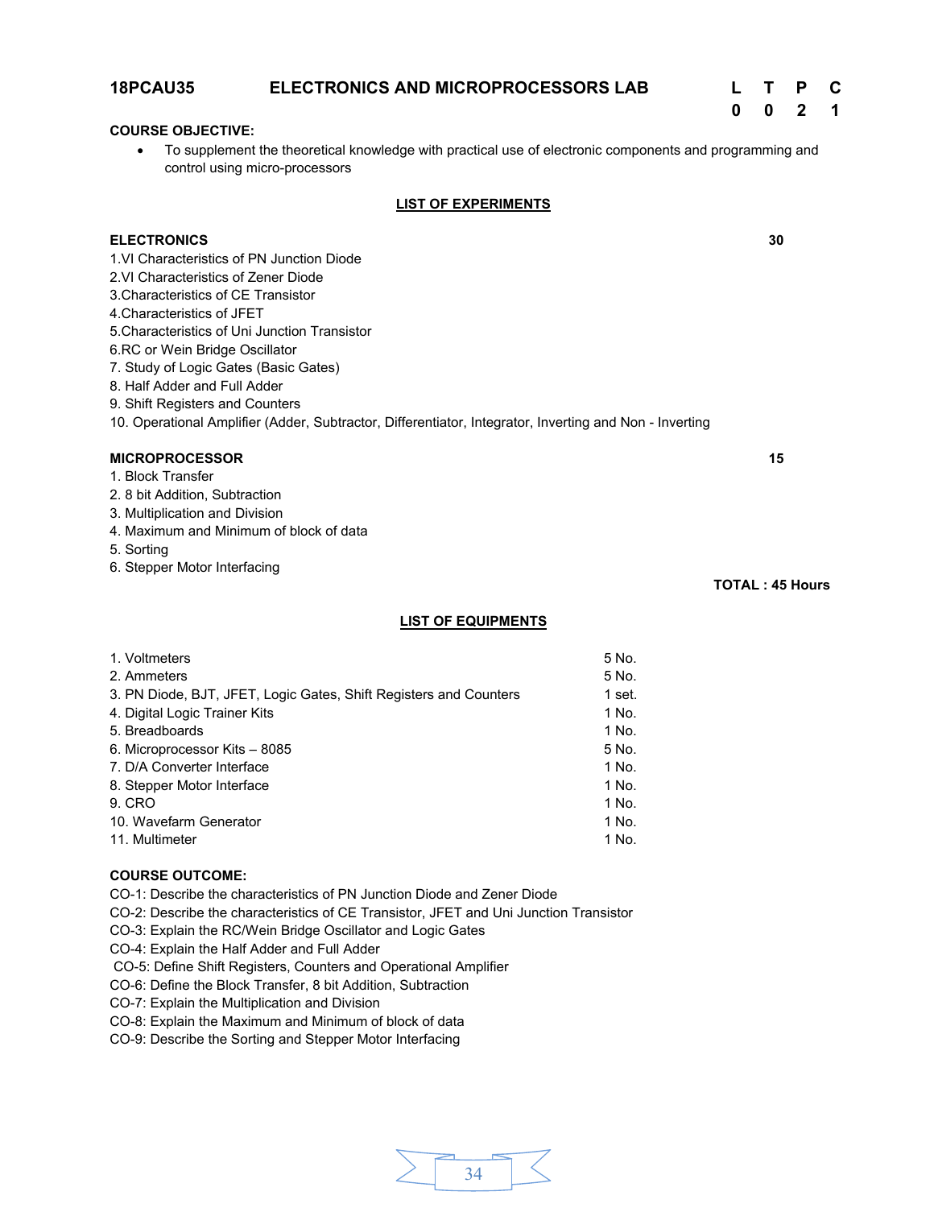## 18PCAU35 ELECTRONICS AND MICROPROCESSORS LAB

| L | T | P | C |
|---|---|---|---|
| 0 | 0 | 2 | 1 |

**COURSE OBJECTIVE:**

- To supplement the theoretical knowledge with practical use of electronic components and programming and control using micro-processors

### LIST OF EXPERIMENTS

**ELECTRONICS** **30**

1.VI Characteristics of PN Junction Diode
2.VI Characteristics of Zener Diode
3.Characteristics of CE Transistor
4.Characteristics of JFET
5.Characteristics of Uni Junction Transistor
6.RC or Wein Bridge Oscillator
7. Study of Logic Gates (Basic Gates)
8. Half Adder and Full Adder
9. Shift Registers and Counters
10. Operational Amplifier (Adder, Subtractor, Differentiator, Integrator, Inverting and Non - Inverting

**MICROPROCESSOR** **15**

1. Block Transfer
2. 8 bit Addition, Subtraction
3. Multiplication and Division
4. Maximum and Minimum of block of data
5. Sorting
6. Stepper Motor Interfacing

**TOTAL : 45 Hours**

### LIST OF EQUIPMENTS

| | |
|---|---|
| 1. Voltmeters | 5 No. |
| 2. Ammeters | 5 No. |
| 3. PN Diode, BJT, JFET, Logic Gates, Shift Registers and Counters | 1 set. |
| 4. Digital Logic Trainer Kits | 1 No. |
| 5. Breadboards | 1 No. |
| 6. Microprocessor Kits – 8085 | 5 No. |
| 7. D/A Converter Interface | 1 No. |
| 8. Stepper Motor Interface | 1 No. |
| 9. CRO | 1 No. |
| 10. Wavefarm Generator | 1 No. |
| 11. Multimeter | 1 No. |

**COURSE OUTCOME:**

CO-1: Describe the characteristics of PN Junction Diode and Zener Diode
CO-2: Describe the characteristics of CE Transistor, JFET and Uni Junction Transistor
CO-3: Explain the RC/Wein Bridge Oscillator and Logic Gates
CO-4: Explain the Half Adder and Full Adder
CO-5: Define Shift Registers, Counters and Operational Amplifier
CO-6: Define the Block Transfer, 8 bit Addition, Subtraction
CO-7: Explain the Multiplication and Division
CO-8: Explain the Maximum and Minimum of block of data
CO-9: Describe the Sorting and Stepper Motor Interfacing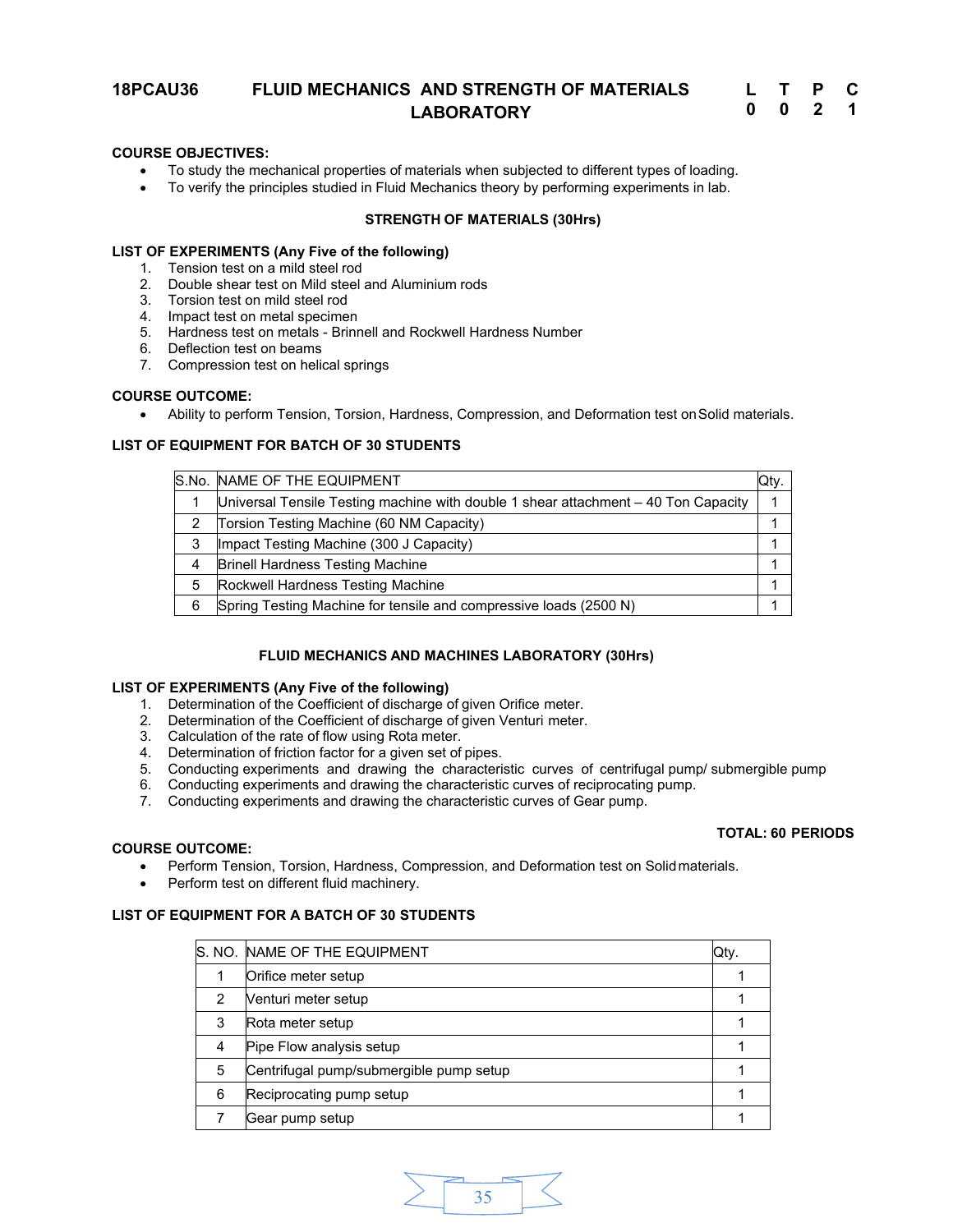# 18PCAU36 FLUID MECHANICS AND STRENGTH OF MATERIALS LABORATORY

| L | T | P | C |
|---|---|---|---|
| 0 | 0 | 2 | 1 |

**COURSE OBJECTIVES:**

- To study the mechanical properties of materials when subjected to different types of loading.
- To verify the principles studied in Fluid Mechanics theory by performing experiments in lab.

## STRENGTH OF MATERIALS (30Hrs)

**LIST OF EXPERIMENTS (Any Five of the following)**

1. Tension test on a mild steel rod
2. Double shear test on Mild steel and Aluminium rods
3. Torsion test on mild steel rod
4. Impact test on metal specimen
5. Hardness test on metals - Brinnell and Rockwell Hardness Number
6. Deflection test on beams
7. Compression test on helical springs

**COURSE OUTCOME:**

- Ability to perform Tension, Torsion, Hardness, Compression, and Deformation test on Solid materials.

**LIST OF EQUIPMENT FOR BATCH OF 30 STUDENTS**

| S.No. | NAME OF THE EQUIPMENT | Qty. |
|---|---|---|
| 1 | Universal Tensile Testing machine with double 1 shear attachment – 40 Ton Capacity | 1 |
| 2 | Torsion Testing Machine (60 NM Capacity) | 1 |
| 3 | Impact Testing Machine (300 J Capacity) | 1 |
| 4 | Brinell Hardness Testing Machine | 1 |
| 5 | Rockwell Hardness Testing Machine | 1 |
| 6 | Spring Testing Machine for tensile and compressive loads (2500 N) | 1 |

## FLUID MECHANICS AND MACHINES LABORATORY (30Hrs)

**LIST OF EXPERIMENTS (Any Five of the following)**

1. Determination of the Coefficient of discharge of given Orifice meter.
2. Determination of the Coefficient of discharge of given Venturi meter.
3. Calculation of the rate of flow using Rota meter.
4. Determination of friction factor for a given set of pipes.
5. Conducting experiments and drawing the characteristic curves of centrifugal pump/ submergible pump
6. Conducting experiments and drawing the characteristic curves of reciprocating pump.
7. Conducting experiments and drawing the characteristic curves of Gear pump.

**TOTAL: 60 PERIODS**

**COURSE OUTCOME:**

- Perform Tension, Torsion, Hardness, Compression, and Deformation test on Solid materials.
- Perform test on different fluid machinery.

**LIST OF EQUIPMENT FOR A BATCH OF 30 STUDENTS**

| S. NO. | NAME OF THE EQUIPMENT | Qty. |
|---|---|---|
| 1 | Orifice meter setup | 1 |
| 2 | Venturi meter setup | 1 |
| 3 | Rota meter setup | 1 |
| 4 | Pipe Flow analysis setup | 1 |
| 5 | Centrifugal pump/submergible pump setup | 1 |
| 6 | Reciprocating pump setup | 1 |
| 7 | Gear pump setup | 1 |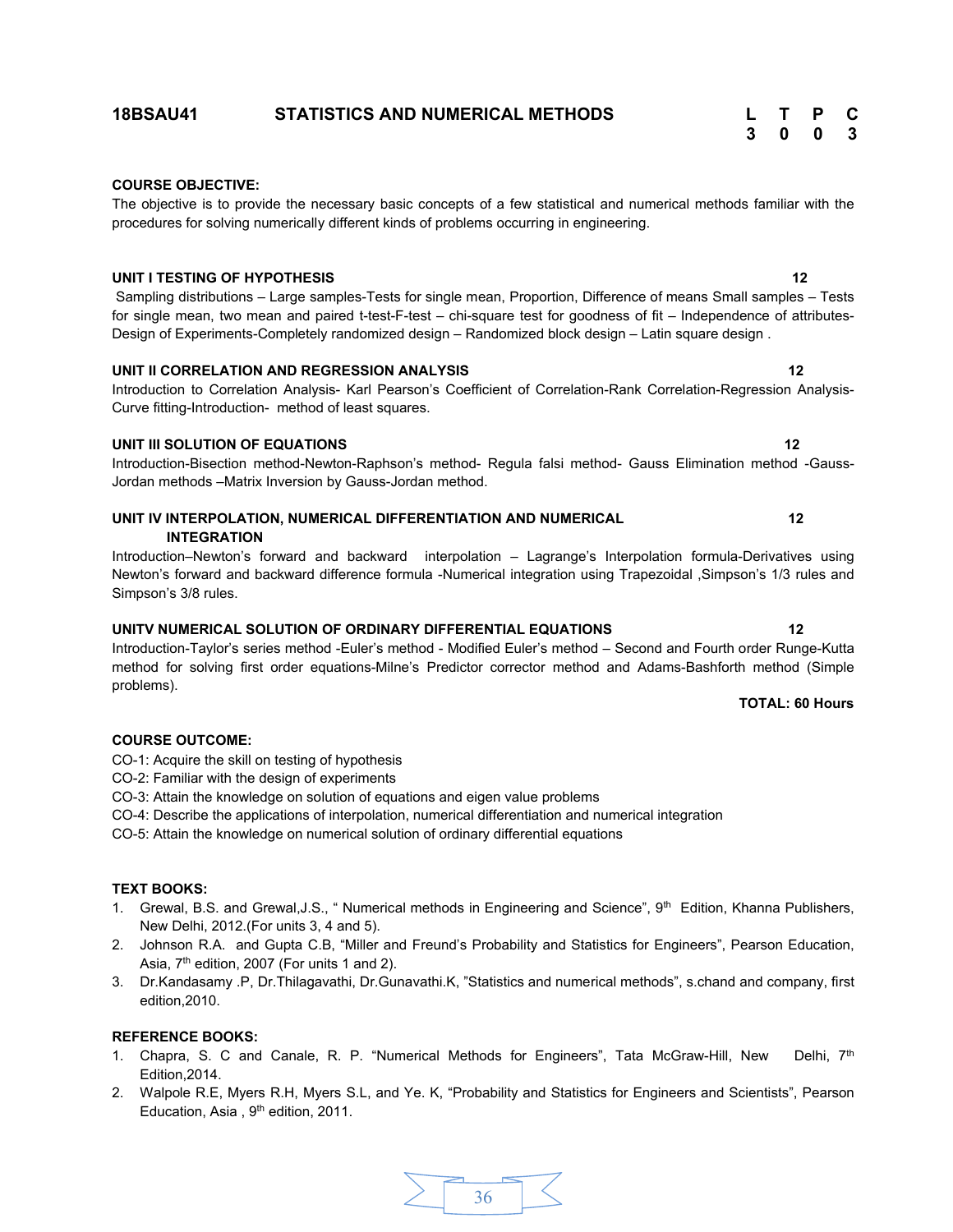## 18BSAU41 STATISTICS AND NUMERICAL METHODS

| L | T | P | C |
|---|---|---|---|
| 3 | 0 | 0 | 3 |

**COURSE OBJECTIVE:**

The objective is to provide the necessary basic concepts of a few statistical and numerical methods familiar with the procedures for solving numerically different kinds of problems occurring in engineering.

**UNIT I TESTING OF HYPOTHESIS** **12**

Sampling distributions – Large samples-Tests for single mean, Proportion, Difference of means Small samples – Tests for single mean, two mean and paired t-test-F-test – chi-square test for goodness of fit – Independence of attributes-Design of Experiments-Completely randomized design – Randomized block design – Latin square design .

**UNIT II CORRELATION AND REGRESSION ANALYSIS** **12**

Introduction to Correlation Analysis- Karl Pearson's Coefficient of Correlation-Rank Correlation-Regression Analysis-Curve fitting-Introduction- method of least squares.

**UNIT III SOLUTION OF EQUATIONS** **12**

Introduction-Bisection method-Newton-Raphson's method- Regula falsi method- Gauss Elimination method -Gauss-Jordan methods –Matrix Inversion by Gauss-Jordan method.

**UNIT IV INTERPOLATION, NUMERICAL DIFFERENTIATION AND NUMERICAL INTEGRATION** **12**

Introduction–Newton's forward and backward interpolation – Lagrange's Interpolation formula-Derivatives using Newton's forward and backward difference formula -Numerical integration using Trapezoidal ,Simpson's 1/3 rules and Simpson's 3/8 rules.

**UNITV NUMERICAL SOLUTION OF ORDINARY DIFFERENTIAL EQUATIONS** **12**

Introduction-Taylor's series method -Euler's method - Modified Euler's method – Second and Fourth order Runge-Kutta method for solving first order equations-Milne's Predictor corrector method and Adams-Bashforth method (Simple problems).

**TOTAL: 60 Hours**

**COURSE OUTCOME:**

CO-1: Acquire the skill on testing of hypothesis
CO-2: Familiar with the design of experiments
CO-3: Attain the knowledge on solution of equations and eigen value problems
CO-4: Describe the applications of interpolation, numerical differentiation and numerical integration
CO-5: Attain the knowledge on numerical solution of ordinary differential equations

**TEXT BOOKS:**

1. Grewal, B.S. and Grewal,J.S., " Numerical methods in Engineering and Science", 9th Edition, Khanna Publishers, New Delhi, 2012.(For units 3, 4 and 5).
2. Johnson R.A. and Gupta C.B, "Miller and Freund's Probability and Statistics for Engineers", Pearson Education, Asia, 7th edition, 2007 (For units 1 and 2).
3. Dr.Kandasamy .P, Dr.Thilagavathi, Dr.Gunavathi.K, "Statistics and numerical methods", s.chand and company, first edition,2010.

**REFERENCE BOOKS:**

1. Chapra, S. C and Canale, R. P. "Numerical Methods for Engineers", Tata McGraw-Hill, New Delhi, 7th Edition,2014.
2. Walpole R.E, Myers R.H, Myers S.L, and Ye. K, "Probability and Statistics for Engineers and Scientists", Pearson Education, Asia , 9th edition, 2011.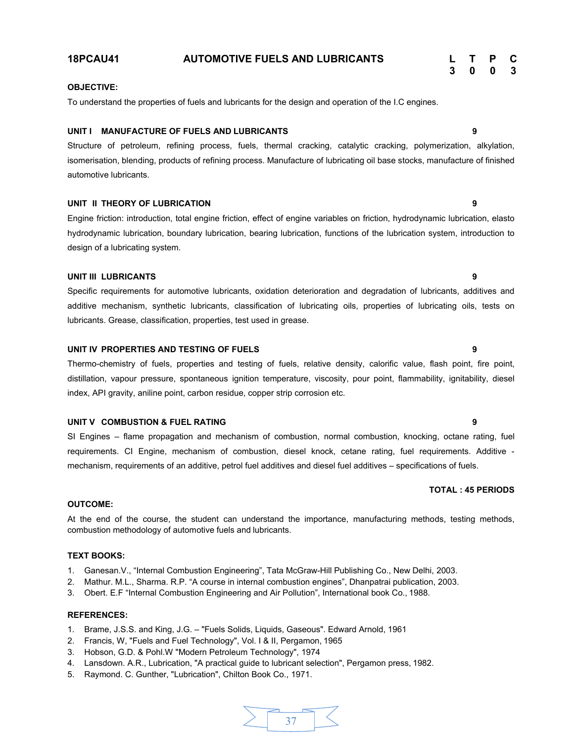## 18PCAU41 AUTOMOTIVE FUELS AND LUBRICANTS

| L | T | P | C |
|---|---|---|---|
| 3 | 0 | 0 | 3 |

**OBJECTIVE:**

To understand the properties of fuels and lubricants for the design and operation of the I.C engines.

**UNIT I MANUFACTURE OF FUELS AND LUBRICANTS** **9**

Structure of petroleum, refining process, fuels, thermal cracking, catalytic cracking, polymerization, alkylation, isomerisation, blending, products of refining process. Manufacture of lubricating oil base stocks, manufacture of finished automotive lubricants.

**UNIT II THEORY OF LUBRICATION** **9**

Engine friction: introduction, total engine friction, effect of engine variables on friction, hydrodynamic lubrication, elasto hydrodynamic lubrication, boundary lubrication, bearing lubrication, functions of the lubrication system, introduction to design of a lubricating system.

**UNIT III LUBRICANTS** **9**

Specific requirements for automotive lubricants, oxidation deterioration and degradation of lubricants, additives and additive mechanism, synthetic lubricants, classification of lubricating oils, properties of lubricating oils, tests on lubricants. Grease, classification, properties, test used in grease.

**UNIT IV PROPERTIES AND TESTING OF FUELS** **9**

Thermo-chemistry of fuels, properties and testing of fuels, relative density, calorific value, flash point, fire point, distillation, vapour pressure, spontaneous ignition temperature, viscosity, pour point, flammability, ignitability, diesel index, API gravity, aniline point, carbon residue, copper strip corrosion etc.

**UNIT V COMBUSTION & FUEL RATING** **9**

SI Engines – flame propagation and mechanism of combustion, normal combustion, knocking, octane rating, fuel requirements. CI Engine, mechanism of combustion, diesel knock, cetane rating, fuel requirements. Additive - mechanism, requirements of an additive, petrol fuel additives and diesel fuel additives – specifications of fuels.

**TOTAL : 45 PERIODS**

**OUTCOME:**

At the end of the course, the student can understand the importance, manufacturing methods, testing methods, combustion methodology of automotive fuels and lubricants.

**TEXT BOOKS:**

1. Ganesan.V., "Internal Combustion Engineering", Tata McGraw-Hill Publishing Co., New Delhi, 2003.
2. Mathur. M.L., Sharma. R.P. "A course in internal combustion engines", Dhanpatrai publication, 2003.
3. Obert. E.F "Internal Combustion Engineering and Air Pollution", International book Co., 1988.

**REFERENCES:**

1. Brame, J.S.S. and King, J.G. – "Fuels Solids, Liquids, Gaseous". Edward Arnold, 1961
2. Francis, W, "Fuels and Fuel Technology", Vol. I & II, Pergamon, 1965
3. Hobson, G.D. & Pohl.W "Modern Petroleum Technology", 1974
4. Lansdown. A.R., Lubrication, "A practical guide to lubricant selection", Pergamon press, 1982.
5. Raymond. C. Gunther, "Lubrication", Chilton Book Co., 1971.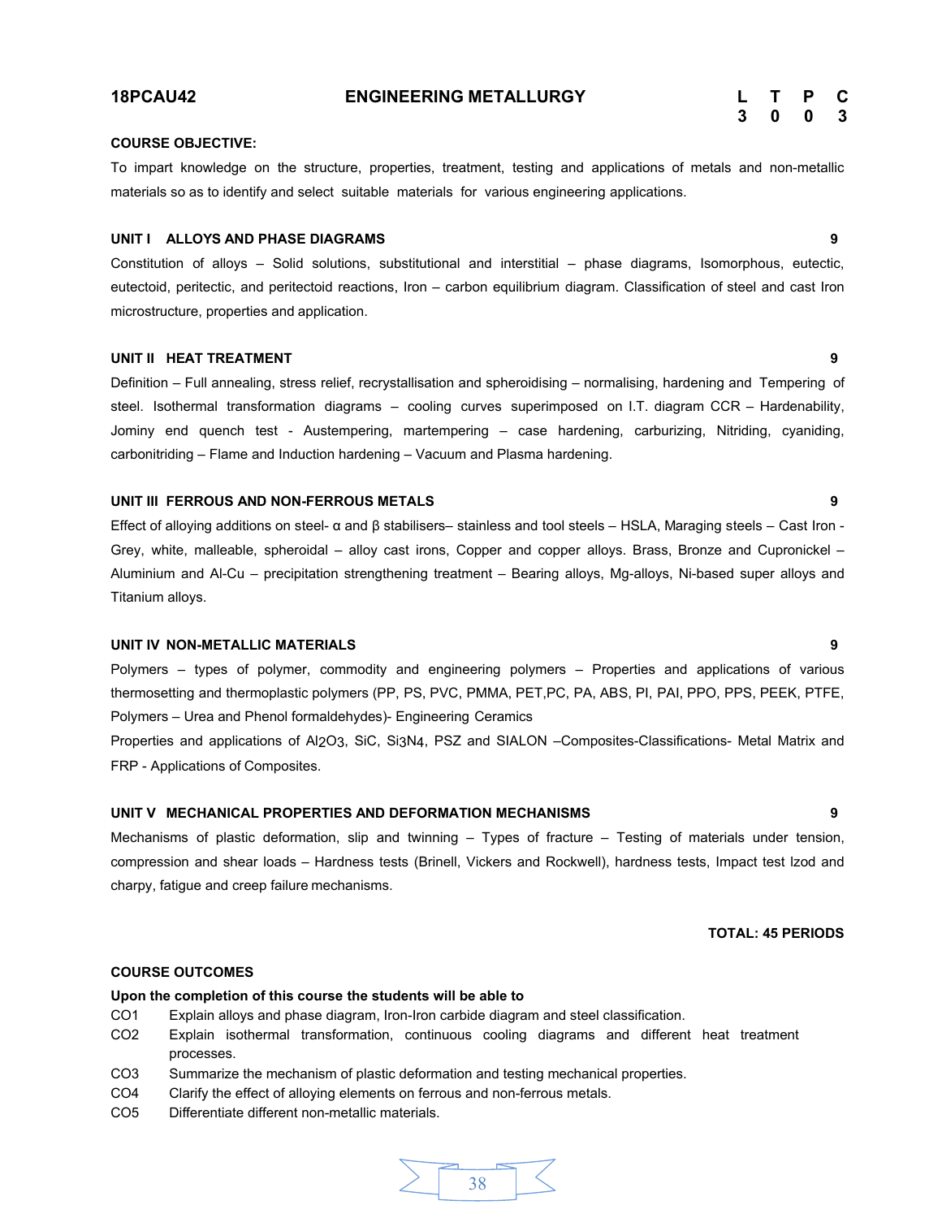| 18PCAU42 | ENGINEERING METALLURGY | L | T | P | C |
|---|---|---|---|---|---|
| | | 3 | 0 | 0 | 3 |

**COURSE OBJECTIVE:**

To impart knowledge on the structure, properties, treatment, testing and applications of metals and non-metallic materials so as to identify and select suitable materials for various engineering applications.

**UNIT I ALLOYS AND PHASE DIAGRAMS** **9**

Constitution of alloys – Solid solutions, substitutional and interstitial – phase diagrams, Isomorphous, eutectic, eutectoid, peritectic, and peritectoid reactions, Iron – carbon equilibrium diagram. Classification of steel and cast Iron microstructure, properties and application.

**UNIT II HEAT TREATMENT** **9**

Definition – Full annealing, stress relief, recrystallisation and spheroidising – normalising, hardening and Tempering of steel. Isothermal transformation diagrams – cooling curves superimposed on I.T. diagram CCR – Hardenability, Jominy end quench test - Austempering, martempering – case hardening, carburizing, Nitriding, cyaniding, carbonitriding – Flame and Induction hardening – Vacuum and Plasma hardening.

**UNIT III FERROUS AND NON-FERROUS METALS** **9**

Effect of alloying additions on steel- α and β stabilisers– stainless and tool steels – HSLA, Maraging steels – Cast Iron - Grey, white, malleable, spheroidal – alloy cast irons, Copper and copper alloys. Brass, Bronze and Cupronickel – Aluminium and Al-Cu – precipitation strengthening treatment – Bearing alloys, Mg-alloys, Ni-based super alloys and Titanium alloys.

**UNIT IV NON-METALLIC MATERIALS** **9**

Polymers – types of polymer, commodity and engineering polymers – Properties and applications of various thermosetting and thermoplastic polymers (PP, PS, PVC, PMMA, PET,PC, PA, ABS, PI, PAI, PPO, PPS, PEEK, PTFE, Polymers – Urea and Phenol formaldehydes)- Engineering Ceramics

Properties and applications of $Al_2O_3$, SiC, $Si_3N_4$, PSZ and SIALON –Composites-Classifications- Metal Matrix and FRP - Applications of Composites.

**UNIT V MECHANICAL PROPERTIES AND DEFORMATION MECHANISMS** **9**

Mechanisms of plastic deformation, slip and twinning – Types of fracture – Testing of materials under tension, compression and shear loads – Hardness tests (Brinell, Vickers and Rockwell), hardness tests, Impact test Izod and charpy, fatigue and creep failure mechanisms.

**TOTAL: 45 PERIODS**

**COURSE OUTCOMES**

**Upon the completion of this course the students will be able to**

CO1 Explain alloys and phase diagram, Iron-Iron carbide diagram and steel classification.

CO2 Explain isothermal transformation, continuous cooling diagrams and different heat treatment processes.

CO3 Summarize the mechanism of plastic deformation and testing mechanical properties.

CO4 Clarify the effect of alloying elements on ferrous and non-ferrous metals.

CO5 Differentiate different non-metallic materials.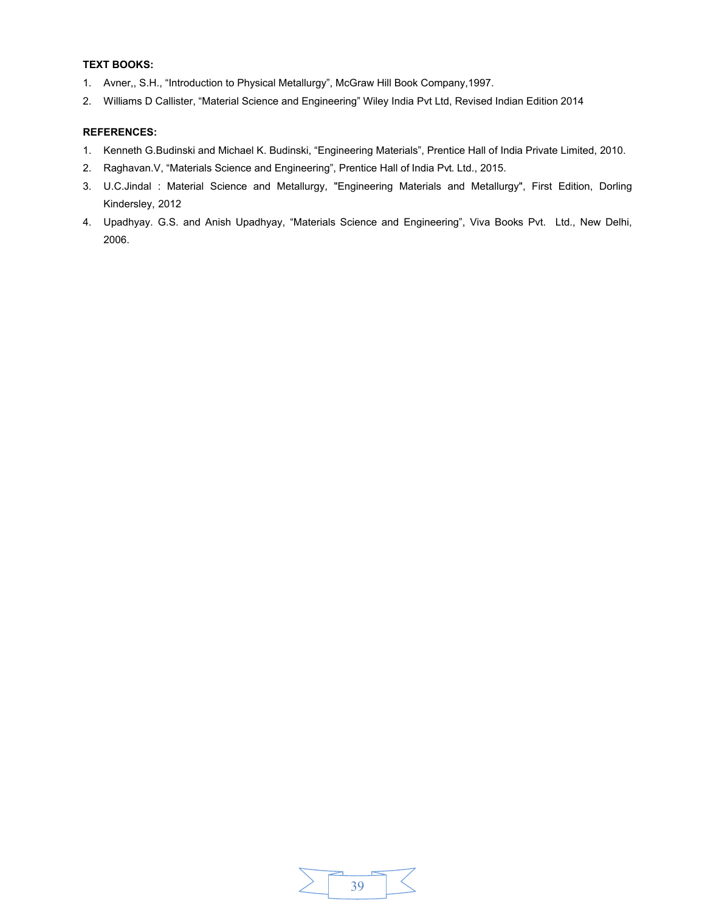**TEXT BOOKS:**

1. Avner,, S.H., “Introduction to Physical Metallurgy”, McGraw Hill Book Company,1997.
2. Williams D Callister, “Material Science and Engineering” Wiley India Pvt Ltd, Revised Indian Edition 2014

**REFERENCES:**

1. Kenneth G.Budinski and Michael K. Budinski, “Engineering Materials”, Prentice Hall of India Private Limited, 2010.
2. Raghavan.V, “Materials Science and Engineering”, Prentice Hall of India Pvt. Ltd., 2015.
3. U.C.Jindal : Material Science and Metallurgy, "Engineering Materials and Metallurgy", First Edition, Dorling Kindersley, 2012
4. Upadhyay. G.S. and Anish Upadhyay, “Materials Science and Engineering”, Viva Books Pvt. Ltd., New Delhi, 2006.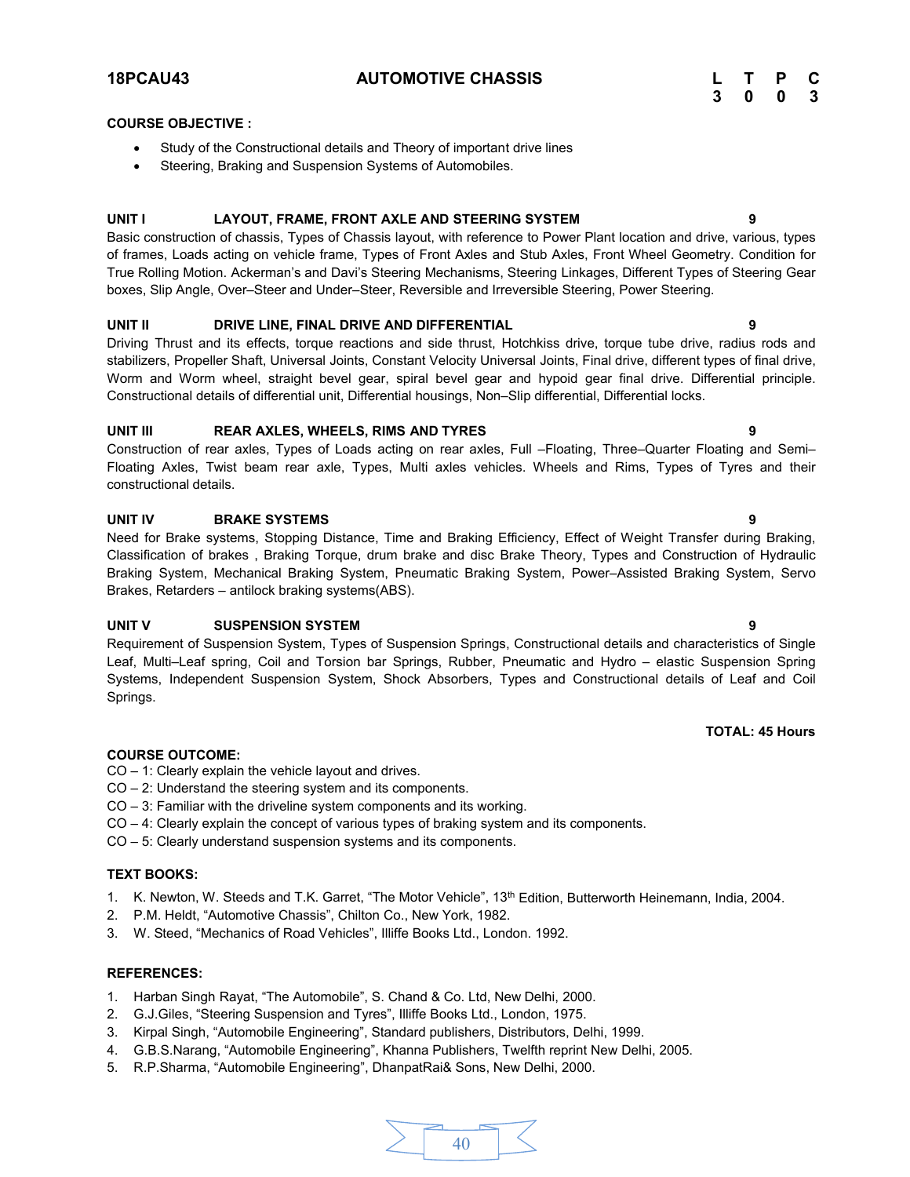**18PCAU43** **AUTOMOTIVE CHASSIS**

| L | T | P | C |
|---|---|---|---|
| 3 | 0 | 0 | 3 |

**COURSE OBJECTIVE :**

- Study of the Constructional details and Theory of important drive lines
- Steering, Braking and Suspension Systems of Automobiles.

**UNIT I LAYOUT, FRAME, FRONT AXLE AND STEERING SYSTEM 9**

Basic construction of chassis, Types of Chassis layout, with reference to Power Plant location and drive, various, types of frames, Loads acting on vehicle frame, Types of Front Axles and Stub Axles, Front Wheel Geometry. Condition for True Rolling Motion. Ackerman's and Davi's Steering Mechanisms, Steering Linkages, Different Types of Steering Gear boxes, Slip Angle, Over–Steer and Under–Steer, Reversible and Irreversible Steering, Power Steering.

**UNIT II DRIVE LINE, FINAL DRIVE AND DIFFERENTIAL 9**

Driving Thrust and its effects, torque reactions and side thrust, Hotchkiss drive, torque tube drive, radius rods and stabilizers, Propeller Shaft, Universal Joints, Constant Velocity Universal Joints, Final drive, different types of final drive, Worm and Worm wheel, straight bevel gear, spiral bevel gear and hypoid gear final drive. Differential principle. Constructional details of differential unit, Differential housings, Non–Slip differential, Differential locks.

**UNIT III REAR AXLES, WHEELS, RIMS AND TYRES 9**

Construction of rear axles, Types of Loads acting on rear axles, Full –Floating, Three–Quarter Floating and Semi–Floating Axles, Twist beam rear axle, Types, Multi axles vehicles. Wheels and Rims, Types of Tyres and their constructional details.

**UNIT IV BRAKE SYSTEMS 9**

Need for Brake systems, Stopping Distance, Time and Braking Efficiency, Effect of Weight Transfer during Braking, Classification of brakes , Braking Torque, drum brake and disc Brake Theory, Types and Construction of Hydraulic Braking System, Mechanical Braking System, Pneumatic Braking System, Power–Assisted Braking System, Servo Brakes, Retarders – antilock braking systems(ABS).

**UNIT V SUSPENSION SYSTEM 9**

Requirement of Suspension System, Types of Suspension Springs, Constructional details and characteristics of Single Leaf, Multi–Leaf spring, Coil and Torsion bar Springs, Rubber, Pneumatic and Hydro – elastic Suspension Spring Systems, Independent Suspension System, Shock Absorbers, Types and Constructional details of Leaf and Coil Springs.

**TOTAL: 45 Hours**

**COURSE OUTCOME:**

CO – 1: Clearly explain the vehicle layout and drives.
CO – 2: Understand the steering system and its components.
CO – 3: Familiar with the driveline system components and its working.
CO – 4: Clearly explain the concept of various types of braking system and its components.
CO – 5: Clearly understand suspension systems and its components.

**TEXT BOOKS:**

1. K. Newton, W. Steeds and T.K. Garret, "The Motor Vehicle", 13th Edition, Butterworth Heinemann, India, 2004.
2. P.M. Heldt, "Automotive Chassis", Chilton Co., New York, 1982.
3. W. Steed, "Mechanics of Road Vehicles", Illiffe Books Ltd., London. 1992.

**REFERENCES:**

1. Harban Singh Rayat, "The Automobile", S. Chand & Co. Ltd, New Delhi, 2000.
2. G.J.Giles, "Steering Suspension and Tyres", Illiffe Books Ltd., London, 1975.
3. Kirpal Singh, "Automobile Engineering", Standard publishers, Distributors, Delhi, 1999.
4. G.B.S.Narang, "Automobile Engineering", Khanna Publishers, Twelfth reprint New Delhi, 2005.
5. R.P.Sharma, "Automobile Engineering", DhanpatRai& Sons, New Delhi, 2000.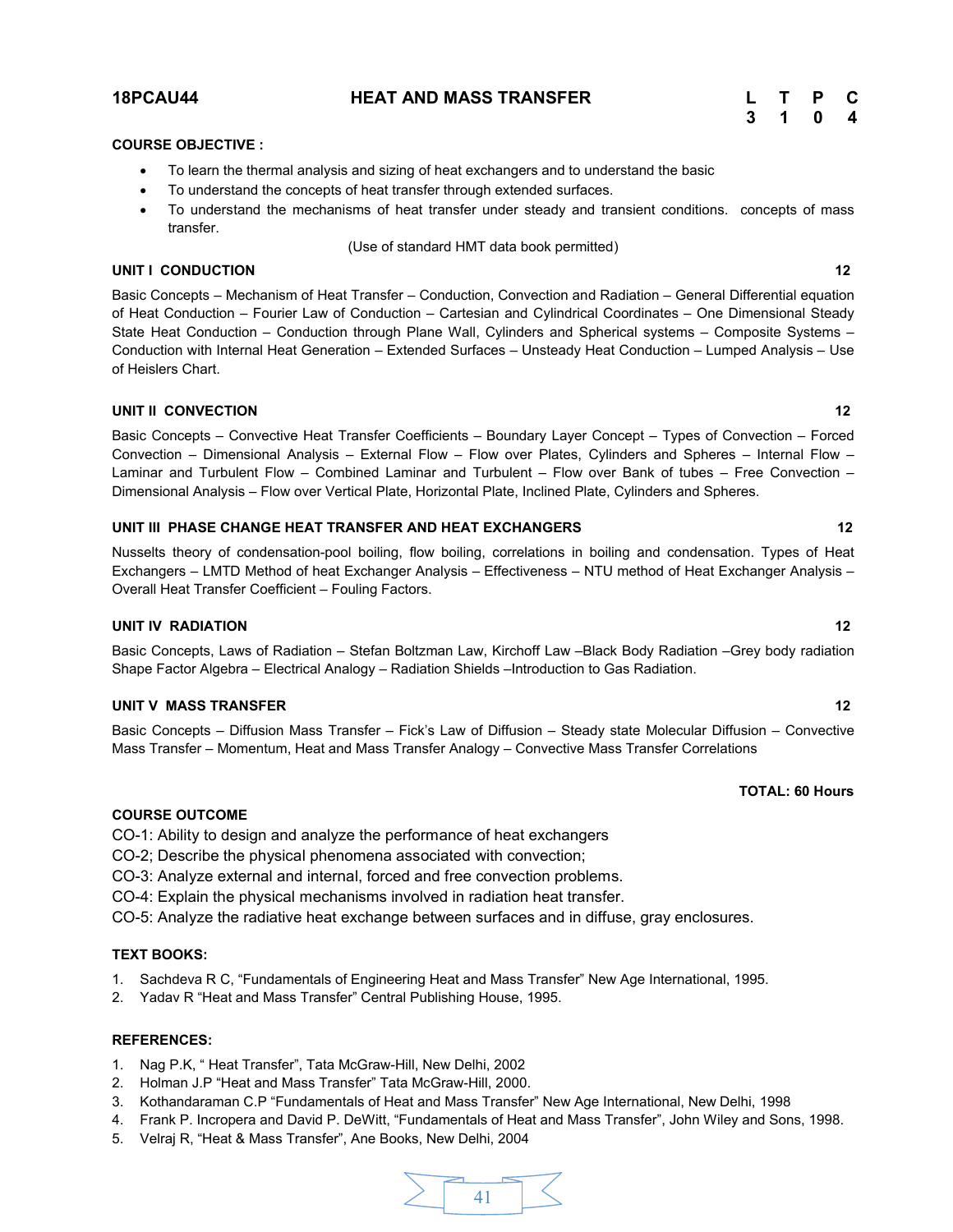| 18PCAU44 | HEAT AND MASS TRANSFER | L | T | P | C |
|---|---|---|---|---|---|
| | | 3 | 1 | 0 | 4 |

**COURSE OBJECTIVE :**

- To learn the thermal analysis and sizing of heat exchangers and to understand the basic
- To understand the concepts of heat transfer through extended surfaces.
- To understand the mechanisms of heat transfer under steady and transient conditions. concepts of mass transfer.

(Use of standard HMT data book permitted)

**UNIT I CONDUCTION** **12**

Basic Concepts – Mechanism of Heat Transfer – Conduction, Convection and Radiation – General Differential equation of Heat Conduction – Fourier Law of Conduction – Cartesian and Cylindrical Coordinates – One Dimensional Steady State Heat Conduction – Conduction through Plane Wall, Cylinders and Spherical systems – Composite Systems – Conduction with Internal Heat Generation – Extended Surfaces – Unsteady Heat Conduction – Lumped Analysis – Use of Heislers Chart.

**UNIT II CONVECTION** **12**

Basic Concepts – Convective Heat Transfer Coefficients – Boundary Layer Concept – Types of Convection – Forced Convection – Dimensional Analysis – External Flow – Flow over Plates, Cylinders and Spheres – Internal Flow – Laminar and Turbulent Flow – Combined Laminar and Turbulent – Flow over Bank of tubes – Free Convection – Dimensional Analysis – Flow over Vertical Plate, Horizontal Plate, Inclined Plate, Cylinders and Spheres.

**UNIT III PHASE CHANGE HEAT TRANSFER AND HEAT EXCHANGERS** **12**

Nusselts theory of condensation-pool boiling, flow boiling, correlations in boiling and condensation. Types of Heat Exchangers – LMTD Method of heat Exchanger Analysis – Effectiveness – NTU method of Heat Exchanger Analysis – Overall Heat Transfer Coefficient – Fouling Factors.

**UNIT IV RADIATION** **12**

Basic Concepts, Laws of Radiation – Stefan Boltzman Law, Kirchoff Law –Black Body Radiation –Grey body radiation Shape Factor Algebra – Electrical Analogy – Radiation Shields –Introduction to Gas Radiation.

**UNIT V MASS TRANSFER** **12**

Basic Concepts – Diffusion Mass Transfer – Fick's Law of Diffusion – Steady state Molecular Diffusion – Convective Mass Transfer – Momentum, Heat and Mass Transfer Analogy – Convective Mass Transfer Correlations

**TOTAL: 60 Hours**

**COURSE OUTCOME**

CO-1: Ability to design and analyze the performance of heat exchangers
CO-2; Describe the physical phenomena associated with convection;
CO-3: Analyze external and internal, forced and free convection problems.
CO-4: Explain the physical mechanisms involved in radiation heat transfer.
CO-5: Analyze the radiative heat exchange between surfaces and in diffuse, gray enclosures.

**TEXT BOOKS:**

1. Sachdeva R C, "Fundamentals of Engineering Heat and Mass Transfer" New Age International, 1995.
2. Yadav R "Heat and Mass Transfer" Central Publishing House, 1995.

**REFERENCES:**

1. Nag P.K, " Heat Transfer", Tata McGraw-Hill, New Delhi, 2002
2. Holman J.P "Heat and Mass Transfer" Tata McGraw-Hill, 2000.
3. Kothandaraman C.P "Fundamentals of Heat and Mass Transfer" New Age International, New Delhi, 1998
4. Frank P. Incropera and David P. DeWitt, "Fundamentals of Heat and Mass Transfer", John Wiley and Sons, 1998.
5. Velraj R, "Heat & Mass Transfer", Ane Books, New Delhi, 2004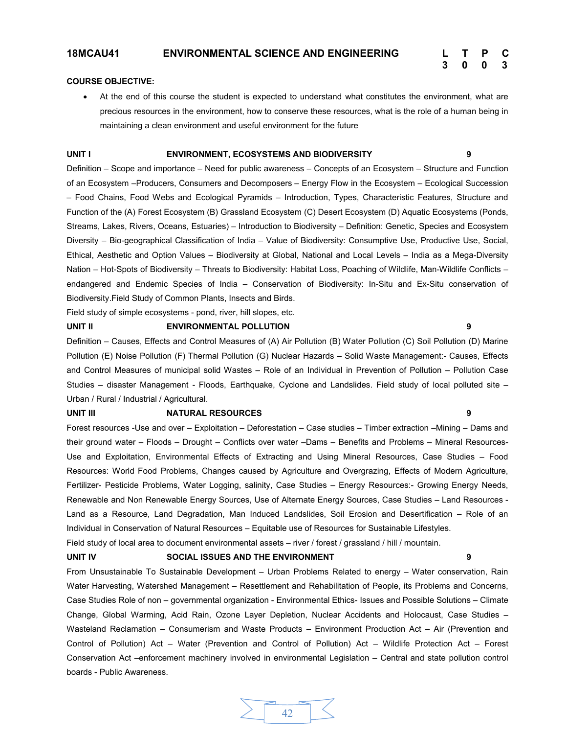## 18MCAU41 ENVIRONMENTAL SCIENCE AND ENGINEERING

| L | T | P | C |
|---|---|---|---|
| 3 | 0 | 0 | 3 |

**COURSE OBJECTIVE:**

- At the end of this course the student is expected to understand what constitutes the environment, what are precious resources in the environment, how to conserve these resources, what is the role of a human being in maintaining a clean environment and useful environment for the future

**UNIT I ENVIRONMENT, ECOSYSTEMS AND BIODIVERSITY 9**

Definition – Scope and importance – Need for public awareness – Concepts of an Ecosystem – Structure and Function of an Ecosystem –Producers, Consumers and Decomposers – Energy Flow in the Ecosystem – Ecological Succession – Food Chains, Food Webs and Ecological Pyramids – Introduction, Types, Characteristic Features, Structure and Function of the (A) Forest Ecosystem (B) Grassland Ecosystem (C) Desert Ecosystem (D) Aquatic Ecosystems (Ponds, Streams, Lakes, Rivers, Oceans, Estuaries) – Introduction to Biodiversity – Definition: Genetic, Species and Ecosystem Diversity – Bio-geographical Classification of India – Value of Biodiversity: Consumptive Use, Productive Use, Social, Ethical, Aesthetic and Option Values – Biodiversity at Global, National and Local Levels – India as a Mega-Diversity Nation – Hot-Spots of Biodiversity – Threats to Biodiversity: Habitat Loss, Poaching of Wildlife, Man-Wildlife Conflicts – endangered and Endemic Species of India – Conservation of Biodiversity: In-Situ and Ex-Situ conservation of Biodiversity.Field Study of Common Plants, Insects and Birds.

Field study of simple ecosystems - pond, river, hill slopes, etc.

**UNIT II ENVIRONMENTAL POLLUTION 9**

Definition – Causes, Effects and Control Measures of (A) Air Pollution (B) Water Pollution (C) Soil Pollution (D) Marine Pollution (E) Noise Pollution (F) Thermal Pollution (G) Nuclear Hazards – Solid Waste Management:- Causes, Effects and Control Measures of municipal solid Wastes – Role of an Individual in Prevention of Pollution – Pollution Case Studies – disaster Management - Floods, Earthquake, Cyclone and Landslides. Field study of local polluted site – Urban / Rural / Industrial / Agricultural.

**UNIT III NATURAL RESOURCES 9**

Forest resources -Use and over – Exploitation – Deforestation – Case studies – Timber extraction –Mining – Dams and their ground water – Floods – Drought – Conflicts over water –Dams – Benefits and Problems – Mineral Resources- Use and Exploitation, Environmental Effects of Extracting and Using Mineral Resources, Case Studies – Food Resources: World Food Problems, Changes caused by Agriculture and Overgrazing, Effects of Modern Agriculture, Fertilizer- Pesticide Problems, Water Logging, salinity, Case Studies – Energy Resources:- Growing Energy Needs, Renewable and Non Renewable Energy Sources, Use of Alternate Energy Sources, Case Studies – Land Resources - Land as a Resource, Land Degradation, Man Induced Landslides, Soil Erosion and Desertification – Role of an Individual in Conservation of Natural Resources – Equitable use of Resources for Sustainable Lifestyles.

Field study of local area to document environmental assets – river / forest / grassland / hill / mountain.

**UNIT IV SOCIAL ISSUES AND THE ENVIRONMENT 9**

From Unsustainable To Sustainable Development – Urban Problems Related to energy – Water conservation, Rain Water Harvesting, Watershed Management – Resettlement and Rehabilitation of People, its Problems and Concerns, Case Studies Role of non – governmental organization - Environmental Ethics- Issues and Possible Solutions – Climate Change, Global Warming, Acid Rain, Ozone Layer Depletion, Nuclear Accidents and Holocaust, Case Studies – Wasteland Reclamation – Consumerism and Waste Products – Environment Production Act – Air (Prevention and Control of Pollution) Act – Water (Prevention and Control of Pollution) Act – Wildlife Protection Act – Forest Conservation Act –enforcement machinery involved in environmental Legislation – Central and state pollution control boards - Public Awareness.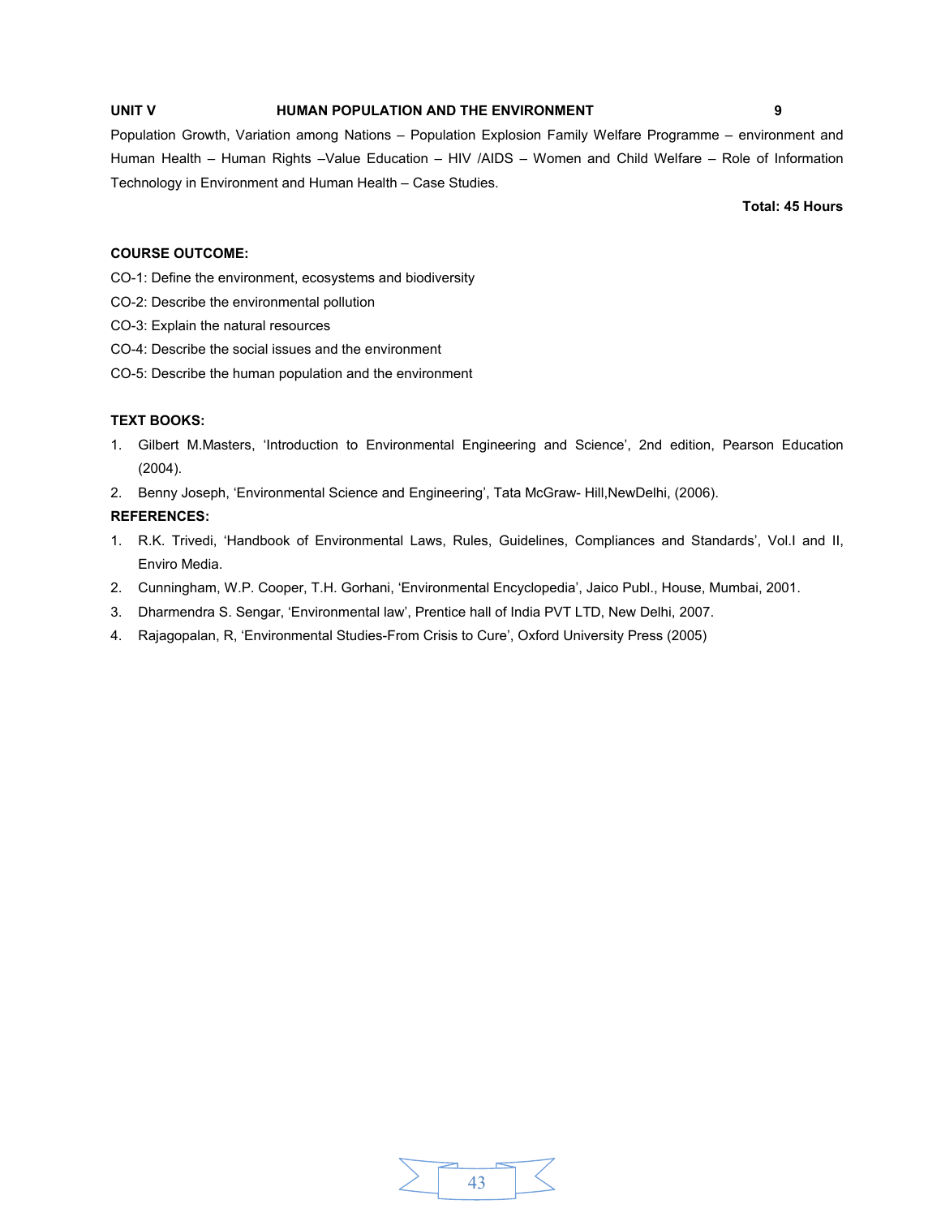**UNIT V HUMAN POPULATION AND THE ENVIRONMENT 9**

Population Growth, Variation among Nations – Population Explosion Family Welfare Programme – environment and Human Health – Human Rights –Value Education – HIV /AIDS – Women and Child Welfare – Role of Information Technology in Environment and Human Health – Case Studies.

**Total: 45 Hours**

**COURSE OUTCOME:**

CO-1: Define the environment, ecosystems and biodiversity

CO-2: Describe the environmental pollution

CO-3: Explain the natural resources

CO-4: Describe the social issues and the environment

CO-5: Describe the human population and the environment

**TEXT BOOKS:**

1. Gilbert M.Masters, 'Introduction to Environmental Engineering and Science', 2nd edition, Pearson Education (2004).
2. Benny Joseph, 'Environmental Science and Engineering', Tata McGraw- Hill,NewDelhi, (2006).

**REFERENCES:**

1. R.K. Trivedi, 'Handbook of Environmental Laws, Rules, Guidelines, Compliances and Standards', Vol.I and II, Enviro Media.
2. Cunningham, W.P. Cooper, T.H. Gorhani, 'Environmental Encyclopedia', Jaico Publ., House, Mumbai, 2001.
3. Dharmendra S. Sengar, 'Environmental law', Prentice hall of India PVT LTD, New Delhi, 2007.
4. Rajagopalan, R, 'Environmental Studies-From Crisis to Cure', Oxford University Press (2005)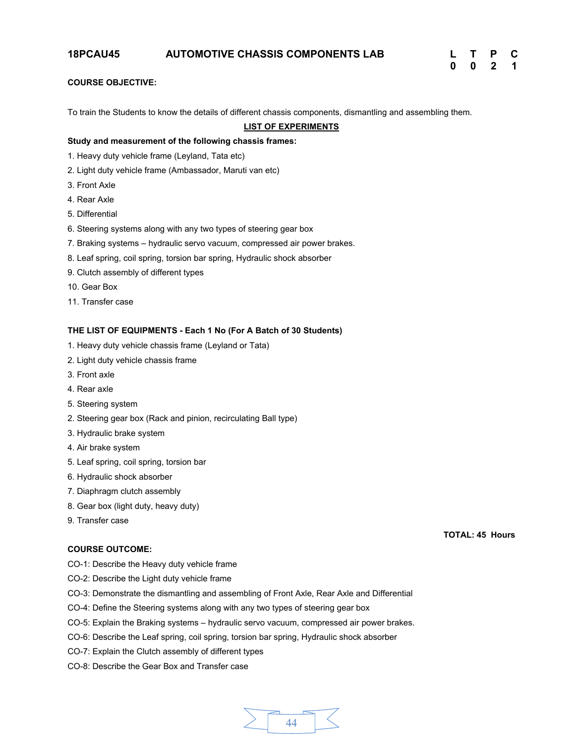## 18PCAU45 AUTOMOTIVE CHASSIS COMPONENTS LAB

| L | T | P | C |
|---|---|---|---|
| 0 | 0 | 2 | 1 |

**COURSE OBJECTIVE:**

To train the Students to know the details of different chassis components, dismantling and assembling them.

**LIST OF EXPERIMENTS**

**Study and measurement of the following chassis frames:**

1. Heavy duty vehicle frame (Leyland, Tata etc)
2. Light duty vehicle frame (Ambassador, Maruti van etc)
3. Front Axle
4. Rear Axle
5. Differential
6. Steering systems along with any two types of steering gear box
7. Braking systems – hydraulic servo vacuum, compressed air power brakes.
8. Leaf spring, coil spring, torsion bar spring, Hydraulic shock absorber
9. Clutch assembly of different types
10. Gear Box
11. Transfer case

**THE LIST OF EQUIPMENTS - Each 1 No (For A Batch of 30 Students)**

1. Heavy duty vehicle chassis frame (Leyland or Tata)
2. Light duty vehicle chassis frame
3. Front axle
4. Rear axle
5. Steering system
2. Steering gear box (Rack and pinion, recirculating Ball type)
3. Hydraulic brake system
4. Air brake system
5. Leaf spring, coil spring, torsion bar
6. Hydraulic shock absorber
7. Diaphragm clutch assembly
8. Gear box (light duty, heavy duty)
9. Transfer case

**TOTAL: 45 Hours**

**COURSE OUTCOME:**

CO-1: Describe the Heavy duty vehicle frame

CO-2: Describe the Light duty vehicle frame

CO-3: Demonstrate the dismantling and assembling of Front Axle, Rear Axle and Differential

CO-4: Define the Steering systems along with any two types of steering gear box

CO-5: Explain the Braking systems – hydraulic servo vacuum, compressed air power brakes.

CO-6: Describe the Leaf spring, coil spring, torsion bar spring, Hydraulic shock absorber

CO-7: Explain the Clutch assembly of different types

CO-8: Describe the Gear Box and Transfer case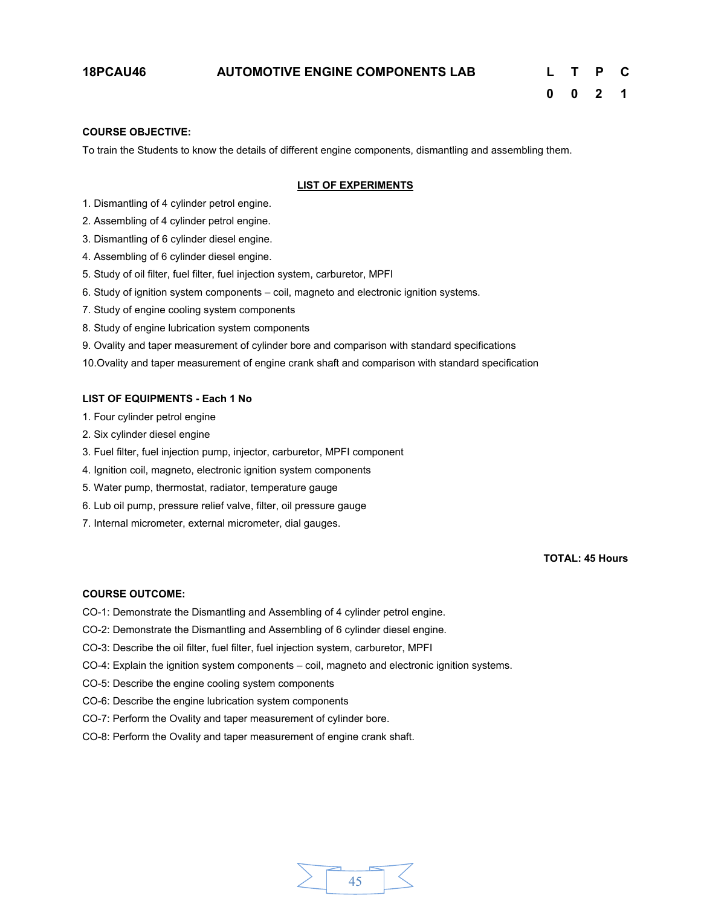**18PCAU46 AUTOMOTIVE ENGINE COMPONENTS LAB**

| L | T | P | C |
|---|---|---|---|
| 0 | 0 | 2 | 1 |

**COURSE OBJECTIVE:**

To train the Students to know the details of different engine components, dismantling and assembling them.

**LIST OF EXPERIMENTS**

1. Dismantling of 4 cylinder petrol engine.
2. Assembling of 4 cylinder petrol engine.
3. Dismantling of 6 cylinder diesel engine.
4. Assembling of 6 cylinder diesel engine.
5. Study of oil filter, fuel filter, fuel injection system, carburetor, MPFI
6. Study of ignition system components – coil, magneto and electronic ignition systems.
7. Study of engine cooling system components
8. Study of engine lubrication system components
9. Ovality and taper measurement of cylinder bore and comparison with standard specifications
10. Ovality and taper measurement of engine crank shaft and comparison with standard specification

**LIST OF EQUIPMENTS - Each 1 No**

1. Four cylinder petrol engine
2. Six cylinder diesel engine
3. Fuel filter, fuel injection pump, injector, carburetor, MPFI component
4. Ignition coil, magneto, electronic ignition system components
5. Water pump, thermostat, radiator, temperature gauge
6. Lub oil pump, pressure relief valve, filter, oil pressure gauge
7. Internal micrometer, external micrometer, dial gauges.

**TOTAL: 45 Hours**

**COURSE OUTCOME:**

CO-1: Demonstrate the Dismantling and Assembling of 4 cylinder petrol engine.

CO-2: Demonstrate the Dismantling and Assembling of 6 cylinder diesel engine.

CO-3: Describe the oil filter, fuel filter, fuel injection system, carburetor, MPFI

CO-4: Explain the ignition system components – coil, magneto and electronic ignition systems.

CO-5: Describe the engine cooling system components

CO-6: Describe the engine lubrication system components

CO-7: Perform the Ovality and taper measurement of cylinder bore.

CO-8: Perform the Ovality and taper measurement of engine crank shaft.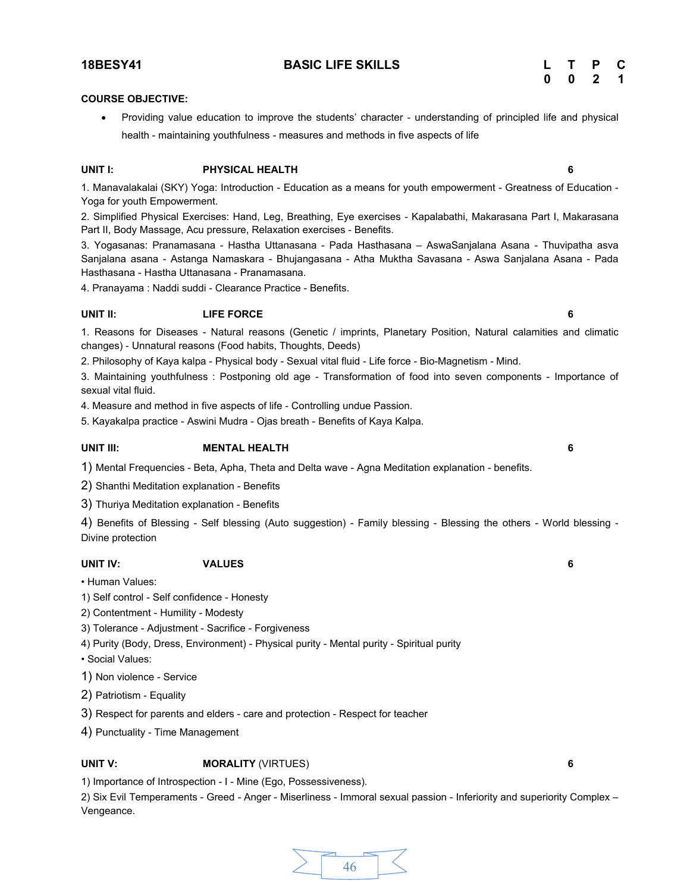**18BESY41** **BASIC LIFE SKILLS**

| L | T | P | C |
|---|---|---|---|
| 0 | 0 | 2 | 1 |

**COURSE OBJECTIVE:**

- Providing value education to improve the students' character - understanding of principled life and physical health - maintaining youthfulness - measures and methods in five aspects of life

**UNIT I: PHYSICAL HEALTH** **6**

1. Manavalakalai (SKY) Yoga: Introduction - Education as a means for youth empowerment - Greatness of Education - Yoga for youth Empowerment.
2. Simplified Physical Exercises: Hand, Leg, Breathing, Eye exercises - Kapalabathi, Makarasana Part I, Makarasana Part II, Body Massage, Acu pressure, Relaxation exercises - Benefits.
3. Yogasanas: Pranamasana - Hastha Uttanasana - Pada Hasthasana – AswaSanjalana Asana - Thuvipatha asva Sanjalana asana - Astanga Namaskara - Bhujangasana - Atha Muktha Savasana - Aswa Sanjalana Asana - Pada Hasthasana - Hastha Uttanasana - Pranamasana.
4. Pranayama : Naddi suddi - Clearance Practice - Benefits.

**UNIT II: LIFE FORCE** **6**

1. Reasons for Diseases - Natural reasons (Genetic / imprints, Planetary Position, Natural calamities and climatic changes) - Unnatural reasons (Food habits, Thoughts, Deeds)
2. Philosophy of Kaya kalpa - Physical body - Sexual vital fluid - Life force - Bio-Magnetism - Mind.
3. Maintaining youthfulness : Postponing old age - Transformation of food into seven components - Importance of sexual vital fluid.
4. Measure and method in five aspects of life - Controlling undue Passion.
5. Kayakalpa practice - Aswini Mudra - Ojas breath - Benefits of Kaya Kalpa.

**UNIT III: MENTAL HEALTH** **6**

1) Mental Frequencies - Beta, Apha, Theta and Delta wave - Agna Meditation explanation - benefits.
2) Shanthi Meditation explanation - Benefits
3) Thuriya Meditation explanation - Benefits
4) Benefits of Blessing - Self blessing (Auto suggestion) - Family blessing - Blessing the others - World blessing - Divine protection

**UNIT IV: VALUES** **6**

• Human Values:

1) Self control - Self confidence - Honesty
2) Contentment - Humility - Modesty
3) Tolerance - Adjustment - Sacrifice - Forgiveness
4) Purity (Body, Dress, Environment) - Physical purity - Mental purity - Spiritual purity

• Social Values:

1) Non violence - Service
2) Patriotism - Equality
3) Respect for parents and elders - care and protection - Respect for teacher
4) Punctuality - Time Management

**UNIT V: MORALITY** (VIRTUES) **6**

1) Importance of Introspection - I - Mine (Ego, Possessiveness).
2) Six Evil Temperaments - Greed - Anger - Miserliness - Immoral sexual passion - Inferiority and superiority Complex – Vengeance.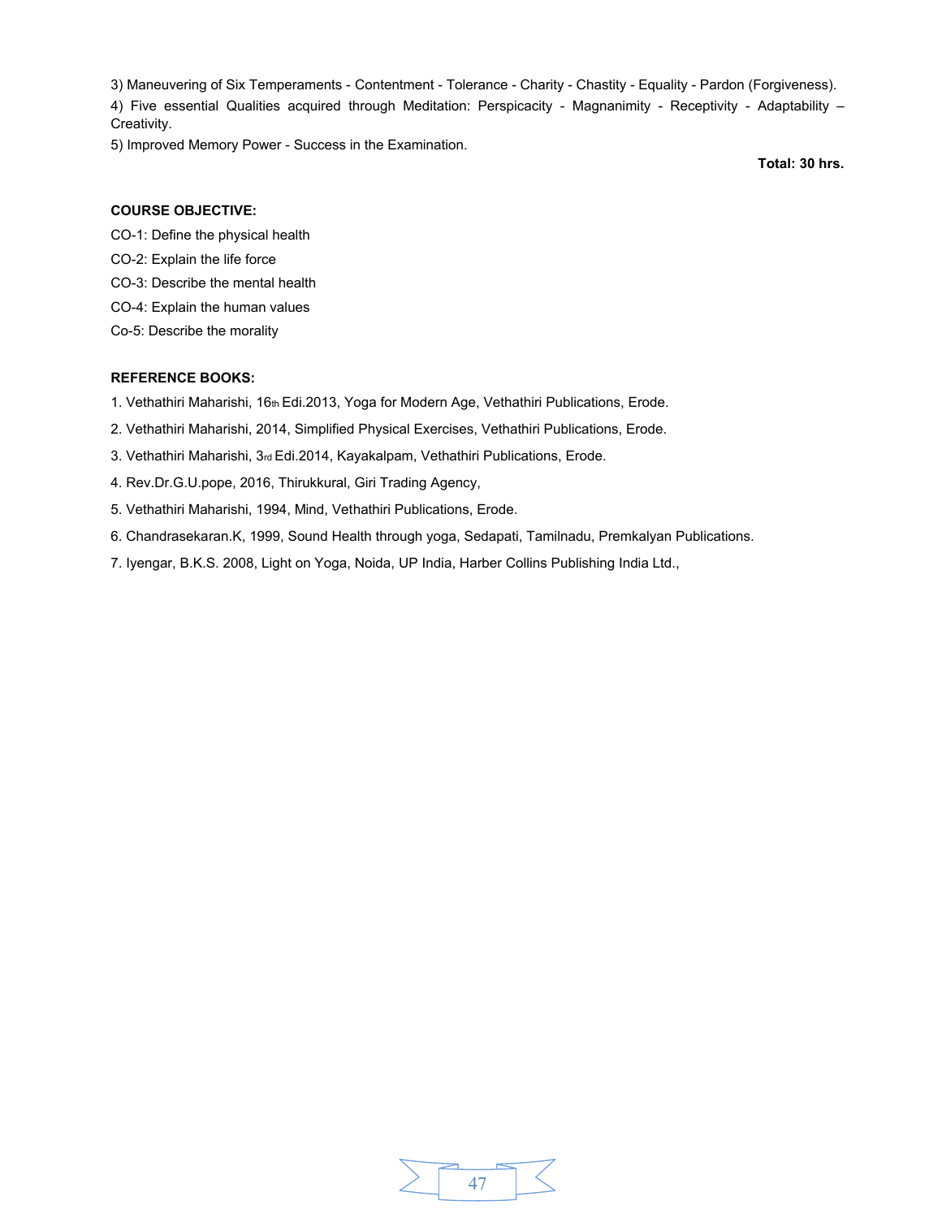3) Maneuvering of Six Temperaments - Contentment - Tolerance - Charity - Chastity - Equality - Pardon (Forgiveness).

4) Five essential Qualities acquired through Meditation: Perspicacity - Magnanimity - Receptivity - Adaptability – Creativity.

5) Improved Memory Power - Success in the Examination.

**Total: 30 hrs.**

**COURSE OBJECTIVE:**

CO-1: Define the physical health

CO-2: Explain the life force

CO-3: Describe the mental health

CO-4: Explain the human values

Co-5: Describe the morality

**REFERENCE BOOKS:**

1. Vethathiri Maharishi, 16th Edi.2013, Yoga for Modern Age, Vethathiri Publications, Erode.
2. Vethathiri Maharishi, 2014, Simplified Physical Exercises, Vethathiri Publications, Erode.
3. Vethathiri Maharishi, 3rd Edi.2014, Kayakalpam, Vethathiri Publications, Erode.
4. Rev.Dr.G.U.pope, 2016, Thirukkural, Giri Trading Agency,
5. Vethathiri Maharishi, 1994, Mind, Vethathiri Publications, Erode.
6. Chandrasekaran.K, 1999, Sound Health through yoga, Sedapati, Tamilnadu, Premkalyan Publications.
7. Iyengar, B.K.S. 2008, Light on Yoga, Noida, UP India, Harber Collins Publishing India Ltd.,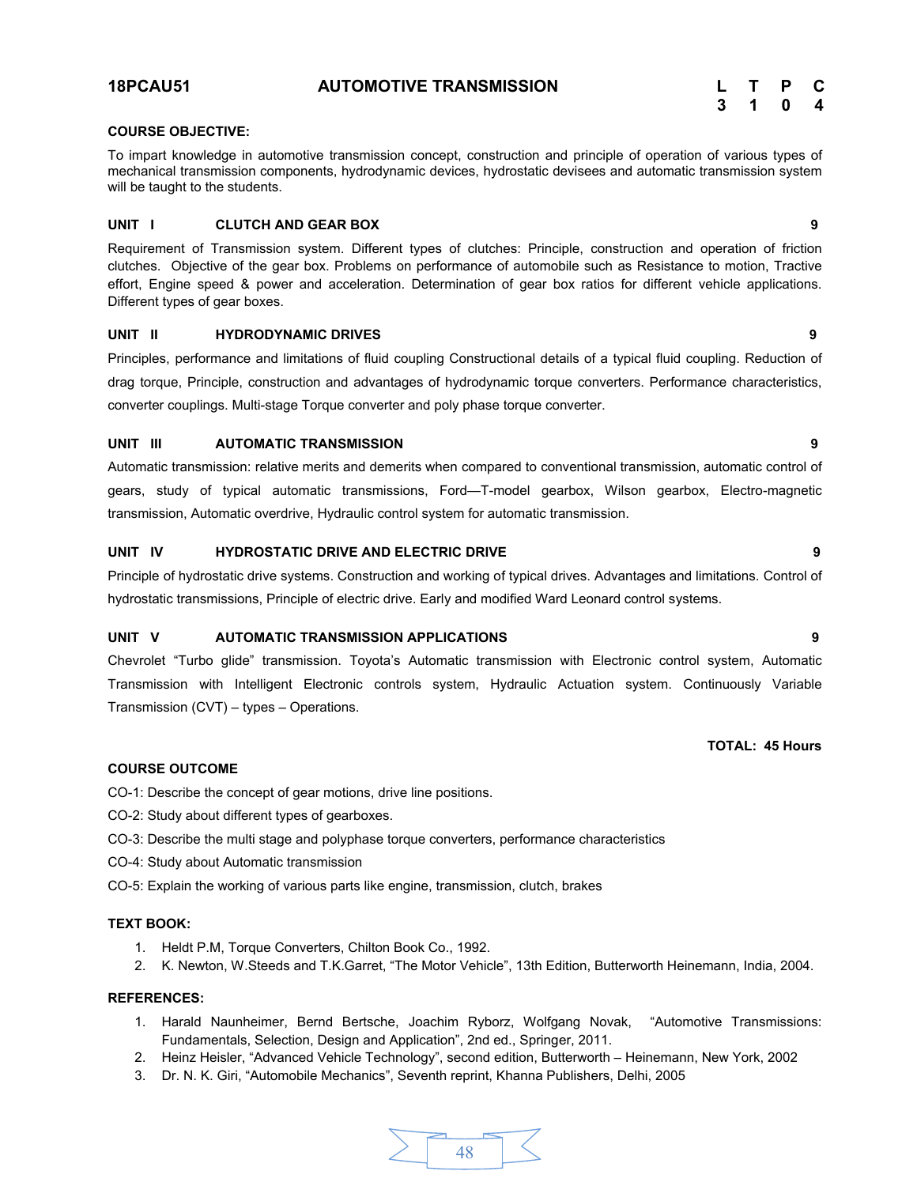## 18PCAU51 AUTOMOTIVE TRANSMISSION

| L | T | P | C |
|---|---|---|---|
| 3 | 1 | 0 | 4 |

**COURSE OBJECTIVE:**

To impart knowledge in automotive transmission concept, construction and principle of operation of various types of mechanical transmission components, hydrodynamic devices, hydrostatic devisees and automatic transmission system will be taught to the students.

**UNIT I CLUTCH AND GEAR BOX** **9**

Requirement of Transmission system. Different types of clutches: Principle, construction and operation of friction clutches. Objective of the gear box. Problems on performance of automobile such as Resistance to motion, Tractive effort, Engine speed & power and acceleration. Determination of gear box ratios for different vehicle applications. Different types of gear boxes.

**UNIT II HYDRODYNAMIC DRIVES** **9**

Principles, performance and limitations of fluid coupling Constructional details of a typical fluid coupling. Reduction of drag torque, Principle, construction and advantages of hydrodynamic torque converters. Performance characteristics, converter couplings. Multi-stage Torque converter and poly phase torque converter.

**UNIT III AUTOMATIC TRANSMISSION** **9**

Automatic transmission: relative merits and demerits when compared to conventional transmission, automatic control of gears, study of typical automatic transmissions, Ford—T-model gearbox, Wilson gearbox, Electro-magnetic transmission, Automatic overdrive, Hydraulic control system for automatic transmission.

**UNIT IV HYDROSTATIC DRIVE AND ELECTRIC DRIVE** **9**

Principle of hydrostatic drive systems. Construction and working of typical drives. Advantages and limitations. Control of hydrostatic transmissions, Principle of electric drive. Early and modified Ward Leonard control systems.

**UNIT V AUTOMATIC TRANSMISSION APPLICATIONS** **9**

Chevrolet “Turbo glide” transmission. Toyota’s Automatic transmission with Electronic control system, Automatic Transmission with Intelligent Electronic controls system, Hydraulic Actuation system. Continuously Variable Transmission (CVT) – types – Operations.

**TOTAL: 45 Hours**

**COURSE OUTCOME**

CO-1: Describe the concept of gear motions, drive line positions.

CO-2: Study about different types of gearboxes.

CO-3: Describe the multi stage and polyphase torque converters, performance characteristics

CO-4: Study about Automatic transmission

CO-5: Explain the working of various parts like engine, transmission, clutch, brakes

**TEXT BOOK:**

1. Heldt P.M, Torque Converters, Chilton Book Co., 1992.
2. K. Newton, W.Steeds and T.K.Garret, “The Motor Vehicle”, 13th Edition, Butterworth Heinemann, India, 2004.

**REFERENCES:**

1. Harald Naunheimer, Bernd Bertsche, Joachim Ryborz, Wolfgang Novak, “Automotive Transmissions: Fundamentals, Selection, Design and Application”, 2nd ed., Springer, 2011.
2. Heinz Heisler, “Advanced Vehicle Technology”, second edition, Butterworth – Heinemann, New York, 2002
3. Dr. N. K. Giri, “Automobile Mechanics”, Seventh reprint, Khanna Publishers, Delhi, 2005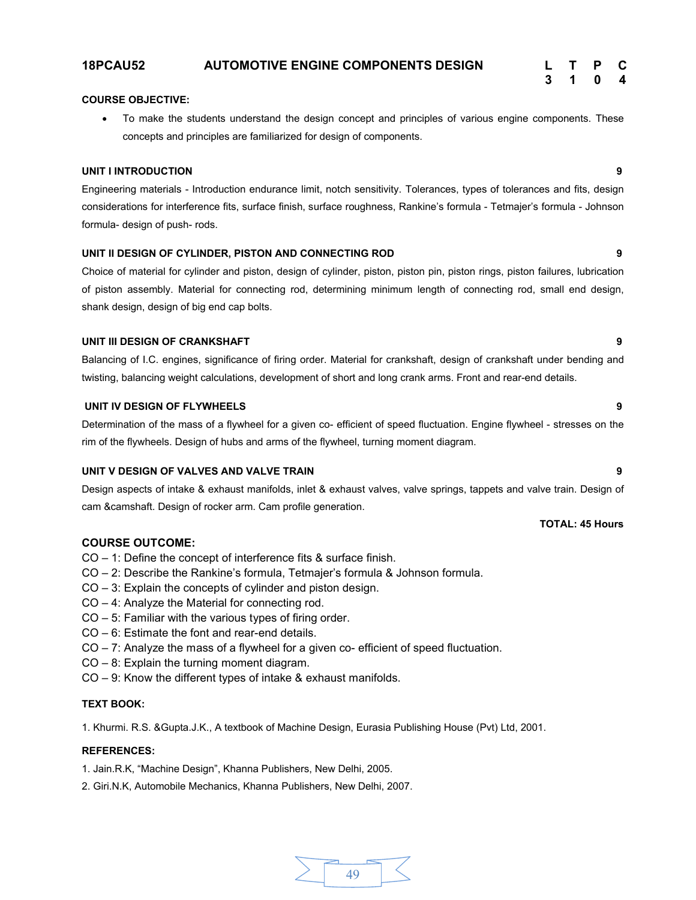## 18PCAU52 AUTOMOTIVE ENGINE COMPONENTS DESIGN

| L | T | P | C |
|---|---|---|---|
| 3 | 1 | 0 | 4 |

**COURSE OBJECTIVE:**

- To make the students understand the design concept and principles of various engine components. These concepts and principles are familiarized for design of components.

**UNIT I INTRODUCTION** **9**

Engineering materials - Introduction endurance limit, notch sensitivity. Tolerances, types of tolerances and fits, design considerations for interference fits, surface finish, surface roughness, Rankine's formula - Tetmajer's formula - Johnson formula- design of push- rods.

**UNIT II DESIGN OF CYLINDER, PISTON AND CONNECTING ROD** **9**

Choice of material for cylinder and piston, design of cylinder, piston, piston pin, piston rings, piston failures, lubrication of piston assembly. Material for connecting rod, determining minimum length of connecting rod, small end design, shank design, design of big end cap bolts.

**UNIT III DESIGN OF CRANKSHAFT** **9**

Balancing of I.C. engines, significance of firing order. Material for crankshaft, design of crankshaft under bending and twisting, balancing weight calculations, development of short and long crank arms. Front and rear-end details.

**UNIT IV DESIGN OF FLYWHEELS** **9**

Determination of the mass of a flywheel for a given co- efficient of speed fluctuation. Engine flywheel - stresses on the rim of the flywheels. Design of hubs and arms of the flywheel, turning moment diagram.

**UNIT V DESIGN OF VALVES AND VALVE TRAIN** **9**

Design aspects of intake & exhaust manifolds, inlet & exhaust valves, valve springs, tappets and valve train. Design of cam &camshaft. Design of rocker arm. Cam profile generation.

**TOTAL: 45 Hours**

**COURSE OUTCOME:**

CO – 1: Define the concept of interference fits & surface finish.
CO – 2: Describe the Rankine's formula, Tetmajer's formula & Johnson formula.
CO – 3: Explain the concepts of cylinder and piston design.
CO – 4: Analyze the Material for connecting rod.
CO – 5: Familiar with the various types of firing order.
CO – 6: Estimate the font and rear-end details.
CO – 7: Analyze the mass of a flywheel for a given co- efficient of speed fluctuation.
CO – 8: Explain the turning moment diagram.
CO – 9: Know the different types of intake & exhaust manifolds.

**TEXT BOOK:**

1. Khurmi. R.S. &Gupta.J.K., A textbook of Machine Design, Eurasia Publishing House (Pvt) Ltd, 2001.

**REFERENCES:**

1. Jain.R.K, "Machine Design", Khanna Publishers, New Delhi, 2005.
2. Giri.N.K, Automobile Mechanics, Khanna Publishers, New Delhi, 2007.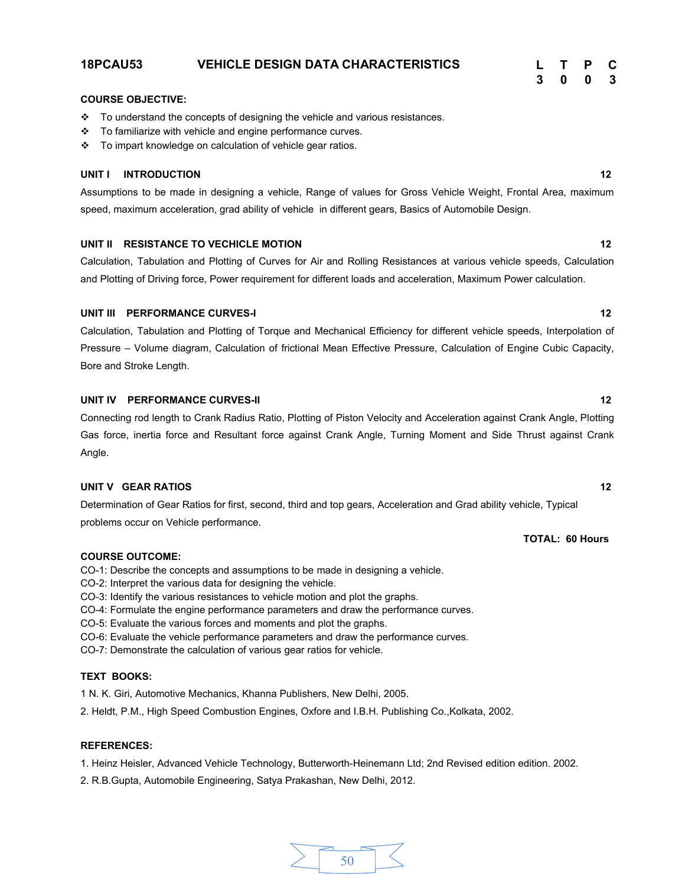## 18PCAU53 VEHICLE DESIGN DATA CHARACTERISTICS

| L | T | P | C |
|---|---|---|---|
| 3 | 0 | 0 | 3 |

**COURSE OBJECTIVE:**

- To understand the concepts of designing the vehicle and various resistances.
- To familiarize with vehicle and engine performance curves.
- To impart knowledge on calculation of vehicle gear ratios.

**UNIT I INTRODUCTION** **12**

Assumptions to be made in designing a vehicle, Range of values for Gross Vehicle Weight, Frontal Area, maximum speed, maximum acceleration, grad ability of vehicle in different gears, Basics of Automobile Design.

**UNIT II RESISTANCE TO VECHICLE MOTION** **12**

Calculation, Tabulation and Plotting of Curves for Air and Rolling Resistances at various vehicle speeds, Calculation and Plotting of Driving force, Power requirement for different loads and acceleration, Maximum Power calculation.

**UNIT III PERFORMANCE CURVES-I** **12**

Calculation, Tabulation and Plotting of Torque and Mechanical Efficiency for different vehicle speeds, Interpolation of Pressure – Volume diagram, Calculation of frictional Mean Effective Pressure, Calculation of Engine Cubic Capacity, Bore and Stroke Length.

**UNIT IV PERFORMANCE CURVES-II** **12**

Connecting rod length to Crank Radius Ratio, Plotting of Piston Velocity and Acceleration against Crank Angle, Plotting Gas force, inertia force and Resultant force against Crank Angle, Turning Moment and Side Thrust against Crank Angle.

**UNIT V GEAR RATIOS** **12**

Determination of Gear Ratios for first, second, third and top gears, Acceleration and Grad ability vehicle, Typical problems occur on Vehicle performance.

**TOTAL: 60 Hours**

**COURSE OUTCOME:**

CO-1: Describe the concepts and assumptions to be made in designing a vehicle.
CO-2: Interpret the various data for designing the vehicle.
CO-3: Identify the various resistances to vehicle motion and plot the graphs.
CO-4: Formulate the engine performance parameters and draw the performance curves.
CO-5: Evaluate the various forces and moments and plot the graphs.
CO-6: Evaluate the vehicle performance parameters and draw the performance curves.
CO-7: Demonstrate the calculation of various gear ratios for vehicle.

**TEXT BOOKS:**

1 N. K. Giri, Automotive Mechanics, Khanna Publishers, New Delhi, 2005.

2. Heldt, P.M., High Speed Combustion Engines, Oxfore and I.B.H. Publishing Co.,Kolkata, 2002.

**REFERENCES:**

1. Heinz Heisler, Advanced Vehicle Technology, Butterworth-Heinemann Ltd; 2nd Revised edition edition. 2002.

2. R.B.Gupta, Automobile Engineering, Satya Prakashan, New Delhi, 2012.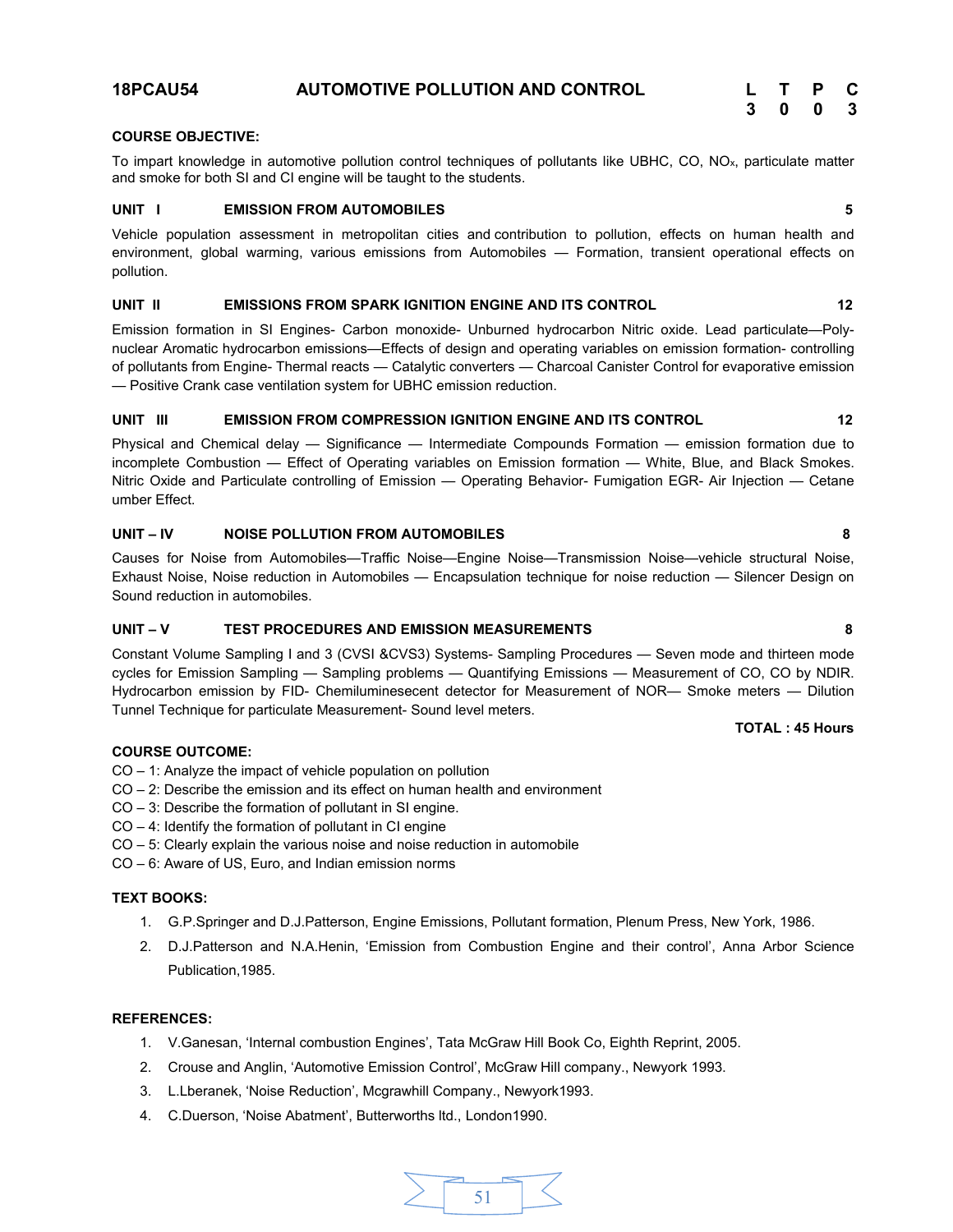## 18PCAU54 AUTOMOTIVE POLLUTION AND CONTROL

| L | T | P | C |
|---|---|---|---|
| 3 | 0 | 0 | 3 |

**COURSE OBJECTIVE:**

To impart knowledge in automotive pollution control techniques of pollutants like UBHC, CO, $NO_x$, particulate matter and smoke for both SI and CI engine will be taught to the students.

**UNIT I EMISSION FROM AUTOMOBILES** **5**

Vehicle population assessment in metropolitan cities and contribution to pollution, effects on human health and environment, global warming, various emissions from Automobiles — Formation, transient operational effects on pollution.

**UNIT II EMISSIONS FROM SPARK IGNITION ENGINE AND ITS CONTROL** **12**

Emission formation in SI Engines- Carbon monoxide- Unburned hydrocarbon Nitric oxide. Lead particulate—Poly-nuclear Aromatic hydrocarbon emissions—Effects of design and operating variables on emission formation- controlling of pollutants from Engine- Thermal reacts — Catalytic converters — Charcoal Canister Control for evaporative emission — Positive Crank case ventilation system for UBHC emission reduction.

**UNIT III EMISSION FROM COMPRESSION IGNITION ENGINE AND ITS CONTROL** **12**

Physical and Chemical delay — Significance — Intermediate Compounds Formation — emission formation due to incomplete Combustion — Effect of Operating variables on Emission formation — White, Blue, and Black Smokes. Nitric Oxide and Particulate controlling of Emission — Operating Behavior- Fumigation EGR- Air Injection — Cetane umber Effect.

**UNIT – IV NOISE POLLUTION FROM AUTOMOBILES** **8**

Causes for Noise from Automobiles—Traffic Noise—Engine Noise—Transmission Noise—vehicle structural Noise, Exhaust Noise, Noise reduction in Automobiles — Encapsulation technique for noise reduction — Silencer Design on Sound reduction in automobiles.

**UNIT – V TEST PROCEDURES AND EMISSION MEASUREMENTS** **8**

Constant Volume Sampling I and 3 (CVSI &CVS3) Systems- Sampling Procedures — Seven mode and thirteen mode cycles for Emission Sampling — Sampling problems — Quantifying Emissions — Measurement of CO, CO by NDIR. Hydrocarbon emission by FID- Chemiluminesecent detector for Measurement of NOR— Smoke meters — Dilution Tunnel Technique for particulate Measurement- Sound level meters.

**TOTAL : 45 Hours**

**COURSE OUTCOME:**

CO – 1: Analyze the impact of vehicle population on pollution  
CO – 2: Describe the emission and its effect on human health and environment  
CO – 3: Describe the formation of pollutant in SI engine.  
CO – 4: Identify the formation of pollutant in CI engine  
CO – 5: Clearly explain the various noise and noise reduction in automobile  
CO – 6: Aware of US, Euro, and Indian emission norms

**TEXT BOOKS:**

1. G.P.Springer and D.J.Patterson, Engine Emissions, Pollutant formation, Plenum Press, New York, 1986.
2. D.J.Patterson and N.A.Henin, 'Emission from Combustion Engine and their control', Anna Arbor Science Publication,1985.

**REFERENCES:**

1. V.Ganesan, 'Internal combustion Engines', Tata McGraw Hill Book Co, Eighth Reprint, 2005.
2. Crouse and Anglin, 'Automotive Emission Control', McGraw Hill company., Newyork 1993.
3. L.Lberanek, 'Noise Reduction', Mcgrawhill Company., Newyork1993.
4. C.Duerson, 'Noise Abatment', Butterworths ltd., London1990.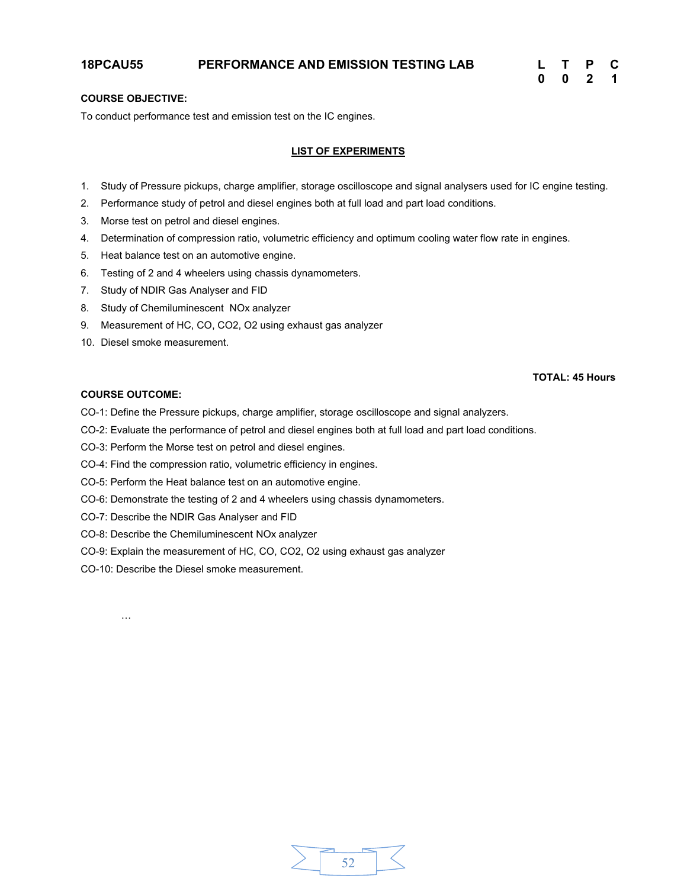## 18PCAU55 PERFORMANCE AND EMISSION TESTING LAB

| L | T | P | C |
|---|---|---|---|
| 0 | 0 | 2 | 1 |

**COURSE OBJECTIVE:**

To conduct performance test and emission test on the IC engines.

**LIST OF EXPERIMENTS**

1. Study of Pressure pickups, charge amplifier, storage oscilloscope and signal analysers used for IC engine testing.
2. Performance study of petrol and diesel engines both at full load and part load conditions.
3. Morse test on petrol and diesel engines.
4. Determination of compression ratio, volumetric efficiency and optimum cooling water flow rate in engines.
5. Heat balance test on an automotive engine.
6. Testing of 2 and 4 wheelers using chassis dynamometers.
7. Study of NDIR Gas Analyser and FID
8. Study of Chemiluminescent NOx analyzer
9. Measurement of HC, CO, CO2, O2 using exhaust gas analyzer
10. Diesel smoke measurement.

**TOTAL: 45 Hours**

**COURSE OUTCOME:**

CO-1: Define the Pressure pickups, charge amplifier, storage oscilloscope and signal analyzers.

CO-2: Evaluate the performance of petrol and diesel engines both at full load and part load conditions.

CO-3: Perform the Morse test on petrol and diesel engines.

CO-4: Find the compression ratio, volumetric efficiency in engines.

CO-5: Perform the Heat balance test on an automotive engine.

CO-6: Demonstrate the testing of 2 and 4 wheelers using chassis dynamometers.

CO-7: Describe the NDIR Gas Analyser and FID

CO-8: Describe the Chemiluminescent NOx analyzer

CO-9: Explain the measurement of HC, CO, CO2, O2 using exhaust gas analyzer

CO-10: Describe the Diesel smoke measurement.

…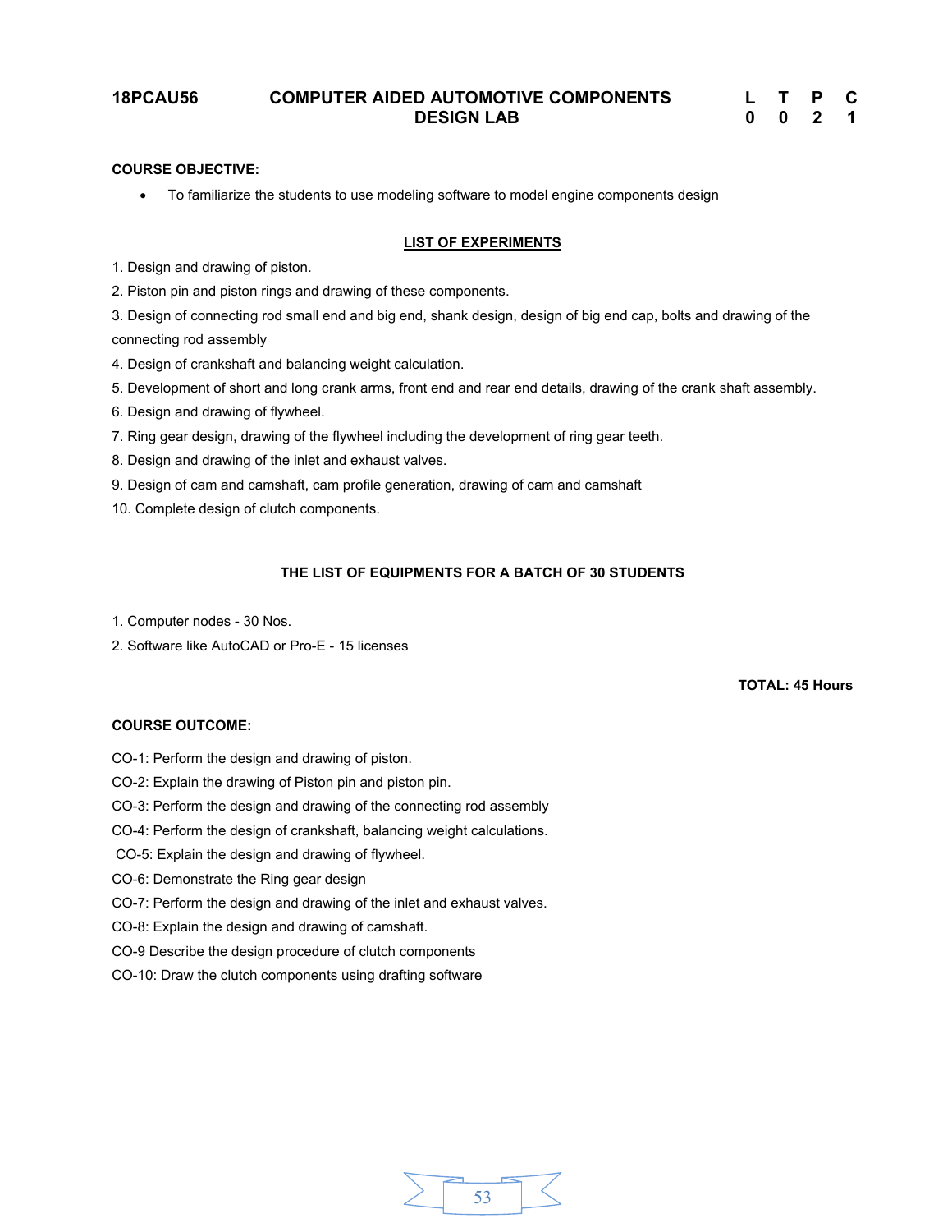| 18PCAU56 | COMPUTER AIDED AUTOMOTIVE COMPONENTS DESIGN LAB | L | T | P | C |
|---|---|---|---|---|---|
| | | 0 | 0 | 2 | 1 |

**COURSE OBJECTIVE:**

- To familiarize the students to use modeling software to model engine components design

## LIST OF EXPERIMENTS

1. Design and drawing of piston.
2. Piston pin and piston rings and drawing of these components.
3. Design of connecting rod small end and big end, shank design, design of big end cap, bolts and drawing of the connecting rod assembly
4. Design of crankshaft and balancing weight calculation.
5. Development of short and long crank arms, front end and rear end details, drawing of the crank shaft assembly.
6. Design and drawing of flywheel.
7. Ring gear design, drawing of the flywheel including the development of ring gear teeth.
8. Design and drawing of the inlet and exhaust valves.
9. Design of cam and camshaft, cam profile generation, drawing of cam and camshaft
10. Complete design of clutch components.

**THE LIST OF EQUIPMENTS FOR A BATCH OF 30 STUDENTS**

1. Computer nodes - 30 Nos.
2. Software like AutoCAD or Pro-E - 15 licenses

**TOTAL: 45 Hours**

**COURSE OUTCOME:**

CO-1: Perform the design and drawing of piston.

CO-2: Explain the drawing of Piston pin and piston pin.

CO-3: Perform the design and drawing of the connecting rod assembly

CO-4: Perform the design of crankshaft, balancing weight calculations.

CO-5: Explain the design and drawing of flywheel.

CO-6: Demonstrate the Ring gear design

CO-7: Perform the design and drawing of the inlet and exhaust valves.

CO-8: Explain the design and drawing of camshaft.

CO-9 Describe the design procedure of clutch components

CO-10: Draw the clutch components using drafting software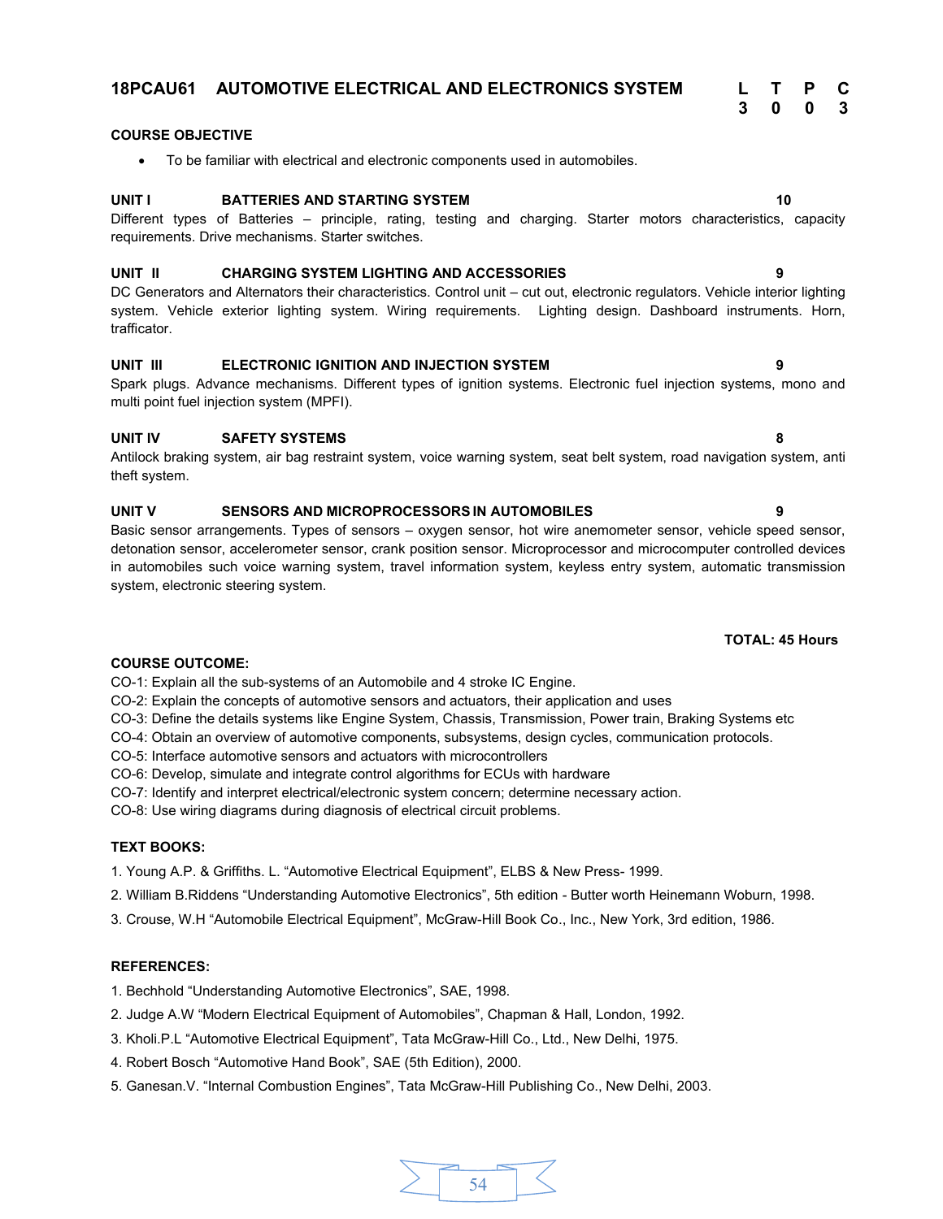## 18PCAU61 AUTOMOTIVE ELECTRICAL AND ELECTRONICS SYSTEM

| L | T | P | C |
|---|---|---|---|
| 3 | 0 | 0 | 3 |

**COURSE OBJECTIVE**

- To be familiar with electrical and electronic components used in automobiles.

**UNIT I BATTERIES AND STARTING SYSTEM 10**

Different types of Batteries – principle, rating, testing and charging. Starter motors characteristics, capacity requirements. Drive mechanisms. Starter switches.

**UNIT II CHARGING SYSTEM LIGHTING AND ACCESSORIES 9**

DC Generators and Alternators their characteristics. Control unit – cut out, electronic regulators. Vehicle interior lighting system. Vehicle exterior lighting system. Wiring requirements. Lighting design. Dashboard instruments. Horn, trafficator.

**UNIT III ELECTRONIC IGNITION AND INJECTION SYSTEM 9**

Spark plugs. Advance mechanisms. Different types of ignition systems. Electronic fuel injection systems, mono and multi point fuel injection system (MPFI).

**UNIT IV SAFETY SYSTEMS 8**

Antilock braking system, air bag restraint system, voice warning system, seat belt system, road navigation system, anti theft system.

**UNIT V SENSORS AND MICROPROCESSORS IN AUTOMOBILES 9**

Basic sensor arrangements. Types of sensors – oxygen sensor, hot wire anemometer sensor, vehicle speed sensor, detonation sensor, accelerometer sensor, crank position sensor. Microprocessor and microcomputer controlled devices in automobiles such voice warning system, travel information system, keyless entry system, automatic transmission system, electronic steering system.

**TOTAL: 45 Hours**

**COURSE OUTCOME:**

CO-1: Explain all the sub-systems of an Automobile and 4 stroke IC Engine.
CO-2: Explain the concepts of automotive sensors and actuators, their application and uses
CO-3: Define the details systems like Engine System, Chassis, Transmission, Power train, Braking Systems etc
CO-4: Obtain an overview of automotive components, subsystems, design cycles, communication protocols.
CO-5: Interface automotive sensors and actuators with microcontrollers
CO-6: Develop, simulate and integrate control algorithms for ECUs with hardware
CO-7: Identify and interpret electrical/electronic system concern; determine necessary action.
CO-8: Use wiring diagrams during diagnosis of electrical circuit problems.

**TEXT BOOKS:**

1. Young A.P. & Griffiths. L. "Automotive Electrical Equipment", ELBS & New Press- 1999.
2. William B.Riddens "Understanding Automotive Electronics", 5th edition - Butter worth Heinemann Woburn, 1998.
3. Crouse, W.H "Automobile Electrical Equipment", McGraw-Hill Book Co., Inc., New York, 3rd edition, 1986.

**REFERENCES:**

1. Bechhold "Understanding Automotive Electronics", SAE, 1998.
2. Judge A.W "Modern Electrical Equipment of Automobiles", Chapman & Hall, London, 1992.
3. Kholi.P.L "Automotive Electrical Equipment", Tata McGraw-Hill Co., Ltd., New Delhi, 1975.
4. Robert Bosch "Automotive Hand Book", SAE (5th Edition), 2000.
5. Ganesan.V. "Internal Combustion Engines", Tata McGraw-Hill Publishing Co., New Delhi, 2003.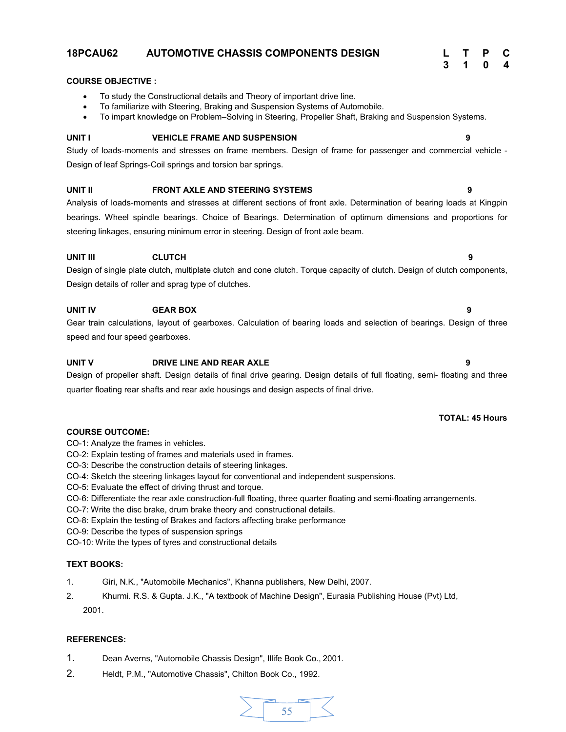## 18PCAU62 AUTOMOTIVE CHASSIS COMPONENTS DESIGN

| L | T | P | C |
|---|---|---|---|
| 3 | 1 | 0 | 4 |

**COURSE OBJECTIVE :**

- To study the Constructional details and Theory of important drive line.
- To familiarize with Steering, Braking and Suspension Systems of Automobile.
- To impart knowledge on Problem–Solving in Steering, Propeller Shaft, Braking and Suspension Systems.

**UNIT I VEHICLE FRAME AND SUSPENSION 9**

Study of loads-moments and stresses on frame members. Design of frame for passenger and commercial vehicle - Design of leaf Springs-Coil springs and torsion bar springs.

**UNIT II FRONT AXLE AND STEERING SYSTEMS 9**

Analysis of loads-moments and stresses at different sections of front axle. Determination of bearing loads at Kingpin bearings. Wheel spindle bearings. Choice of Bearings. Determination of optimum dimensions and proportions for steering linkages, ensuring minimum error in steering. Design of front axle beam.

**UNIT III CLUTCH 9**

Design of single plate clutch, multiplate clutch and cone clutch. Torque capacity of clutch. Design of clutch components, Design details of roller and sprag type of clutches.

**UNIT IV GEAR BOX 9**

Gear train calculations, layout of gearboxes. Calculation of bearing loads and selection of bearings. Design of three speed and four speed gearboxes.

**UNIT V DRIVE LINE AND REAR AXLE 9**

Design of propeller shaft. Design details of final drive gearing. Design details of full floating, semi- floating and three quarter floating rear shafts and rear axle housings and design aspects of final drive.

**TOTAL: 45 Hours**

**COURSE OUTCOME:**

CO-1: Analyze the frames in vehicles.
CO-2: Explain testing of frames and materials used in frames.
CO-3: Describe the construction details of steering linkages.
CO-4: Sketch the steering linkages layout for conventional and independent suspensions.
CO-5: Evaluate the effect of driving thrust and torque.
CO-6: Differentiate the rear axle construction-full floating, three quarter floating and semi-floating arrangements.
CO-7: Write the disc brake, drum brake theory and constructional details.
CO-8: Explain the testing of Brakes and factors affecting brake performance
CO-9: Describe the types of suspension springs
CO-10: Write the types of tyres and constructional details

**TEXT BOOKS:**

1. Giri, N.K., "Automobile Mechanics", Khanna publishers, New Delhi, 2007.
2. Khurmi. R.S. & Gupta. J.K., "A textbook of Machine Design", Eurasia Publishing House (Pvt) Ltd, 2001.

**REFERENCES:**

1. Dean Averns, "Automobile Chassis Design", Illife Book Co., 2001.
2. Heldt, P.M., "Automotive Chassis", Chilton Book Co., 1992.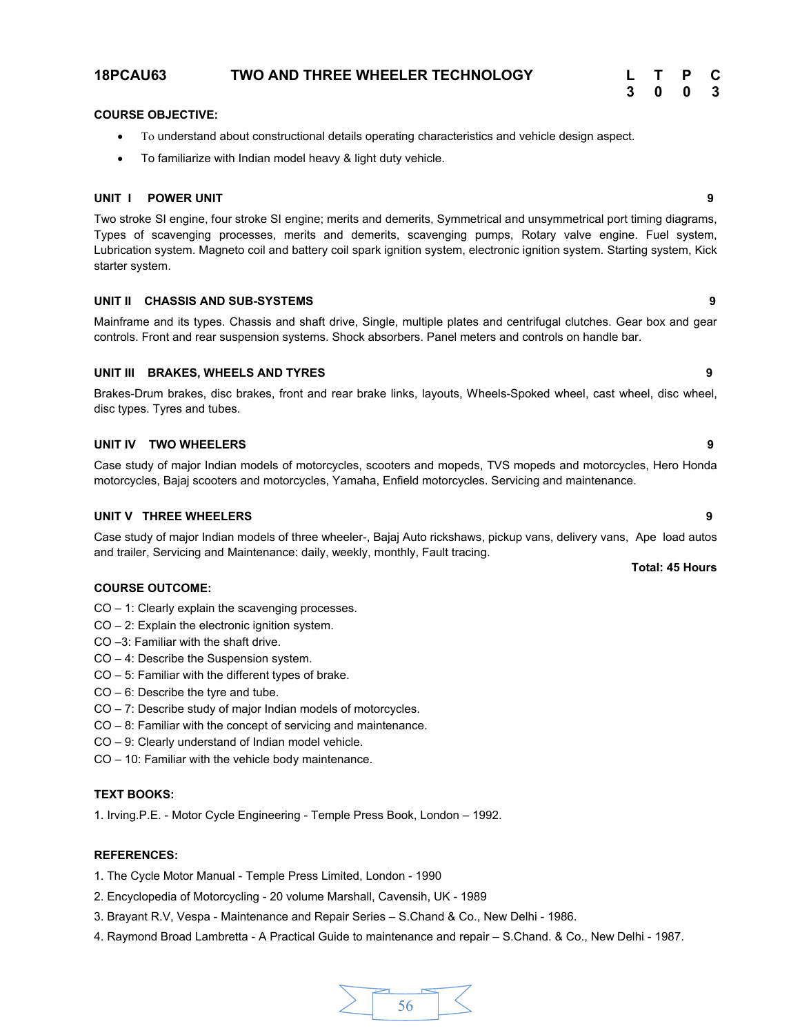## 18PCAU63 TWO AND THREE WHEELER TECHNOLOGY

| L | T | P | C |
|---|---|---|---|
| 3 | 0 | 0 | 3 |

**COURSE OBJECTIVE:**

- To understand about constructional details operating characteristics and vehicle design aspect.
- To familiarize with Indian model heavy & light duty vehicle.

**UNIT I POWER UNIT** **9**

Two stroke SI engine, four stroke SI engine; merits and demerits, Symmetrical and unsymmetrical port timing diagrams, Types of scavenging processes, merits and demerits, scavenging pumps, Rotary valve engine. Fuel system, Lubrication system. Magneto coil and battery coil spark ignition system, electronic ignition system. Starting system, Kick starter system.

**UNIT II CHASSIS AND SUB-SYSTEMS** **9**

Mainframe and its types. Chassis and shaft drive, Single, multiple plates and centrifugal clutches. Gear box and gear controls. Front and rear suspension systems. Shock absorbers. Panel meters and controls on handle bar.

**UNIT III BRAKES, WHEELS AND TYRES** **9**

Brakes-Drum brakes, disc brakes, front and rear brake links, layouts, Wheels-Spoked wheel, cast wheel, disc wheel, disc types. Tyres and tubes.

**UNIT IV TWO WHEELERS** **9**

Case study of major Indian models of motorcycles, scooters and mopeds, TVS mopeds and motorcycles, Hero Honda motorcycles, Bajaj scooters and motorcycles, Yamaha, Enfield motorcycles. Servicing and maintenance.

**UNIT V THREE WHEELERS** **9**

Case study of major Indian models of three wheeler-, Bajaj Auto rickshaws, pickup vans, delivery vans, Ape load autos and trailer, Servicing and Maintenance: daily, weekly, monthly, Fault tracing.

**Total: 45 Hours**

**COURSE OUTCOME:**

CO – 1: Clearly explain the scavenging processes.
CO – 2: Explain the electronic ignition system.
CO –3: Familiar with the shaft drive.
CO – 4: Describe the Suspension system.
CO – 5: Familiar with the different types of brake.
CO – 6: Describe the tyre and tube.
CO – 7: Describe study of major Indian models of motorcycles.
CO – 8: Familiar with the concept of servicing and maintenance.
CO – 9: Clearly understand of Indian model vehicle.
CO – 10: Familiar with the vehicle body maintenance.

**TEXT BOOKS:**

1. Irving.P.E. - Motor Cycle Engineering - Temple Press Book, London – 1992.

**REFERENCES:**

1. The Cycle Motor Manual - Temple Press Limited, London - 1990
2. Encyclopedia of Motorcycling - 20 volume Marshall, Cavensih, UK - 1989
3. Brayant R.V, Vespa - Maintenance and Repair Series – S.Chand & Co., New Delhi - 1986.
4. Raymond Broad Lambretta - A Practical Guide to maintenance and repair – S.Chand. & Co., New Delhi - 1987.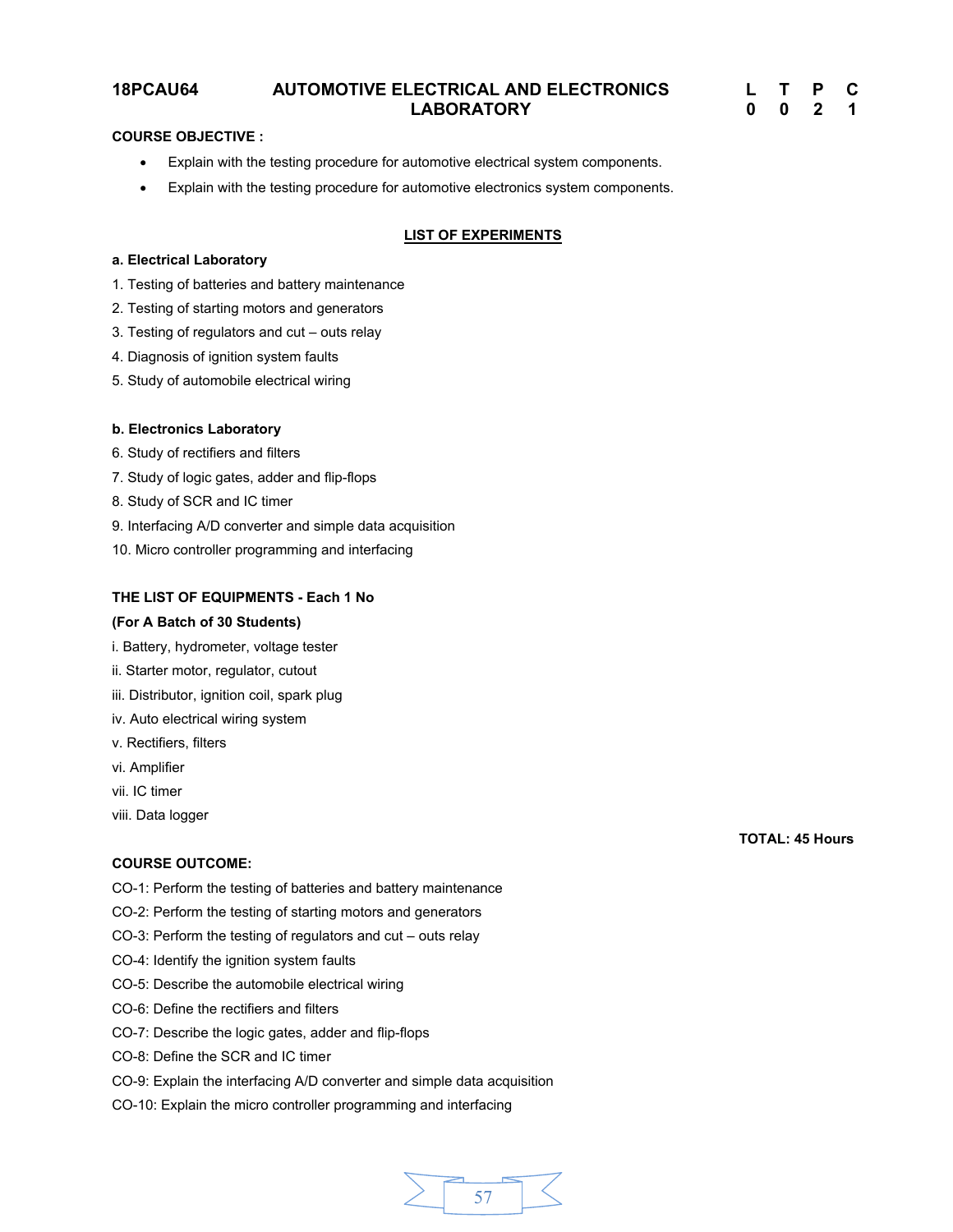## 18PCAU64 AUTOMOTIVE ELECTRICAL AND ELECTRONICS LABORATORY

| L | T | P | C |
|---|---|---|---|
| 0 | 0 | 2 | 1 |

**COURSE OBJECTIVE :**

- Explain with the testing procedure for automotive electrical system components.
- Explain with the testing procedure for automotive electronics system components.

### LIST OF EXPERIMENTS

**a. Electrical Laboratory**

1. Testing of batteries and battery maintenance
2. Testing of starting motors and generators
3. Testing of regulators and cut – outs relay
4. Diagnosis of ignition system faults
5. Study of automobile electrical wiring

**b. Electronics Laboratory**

6. Study of rectifiers and filters
7. Study of logic gates, adder and flip-flops
8. Study of SCR and IC timer
9. Interfacing A/D converter and simple data acquisition
10. Micro controller programming and interfacing

**THE LIST OF EQUIPMENTS - Each 1 No**

**(For A Batch of 30 Students)**

i. Battery, hydrometer, voltage tester
ii. Starter motor, regulator, cutout
iii. Distributor, ignition coil, spark plug
iv. Auto electrical wiring system
v. Rectifiers, filters
vi. Amplifier
vii. IC timer
viii. Data logger

**TOTAL: 45 Hours**

**COURSE OUTCOME:**

CO-1: Perform the testing of batteries and battery maintenance
CO-2: Perform the testing of starting motors and generators
CO-3: Perform the testing of regulators and cut – outs relay
CO-4: Identify the ignition system faults
CO-5: Describe the automobile electrical wiring
CO-6: Define the rectifiers and filters
CO-7: Describe the logic gates, adder and flip-flops
CO-8: Define the SCR and IC timer
CO-9: Explain the interfacing A/D converter and simple data acquisition
CO-10: Explain the micro controller programming and interfacing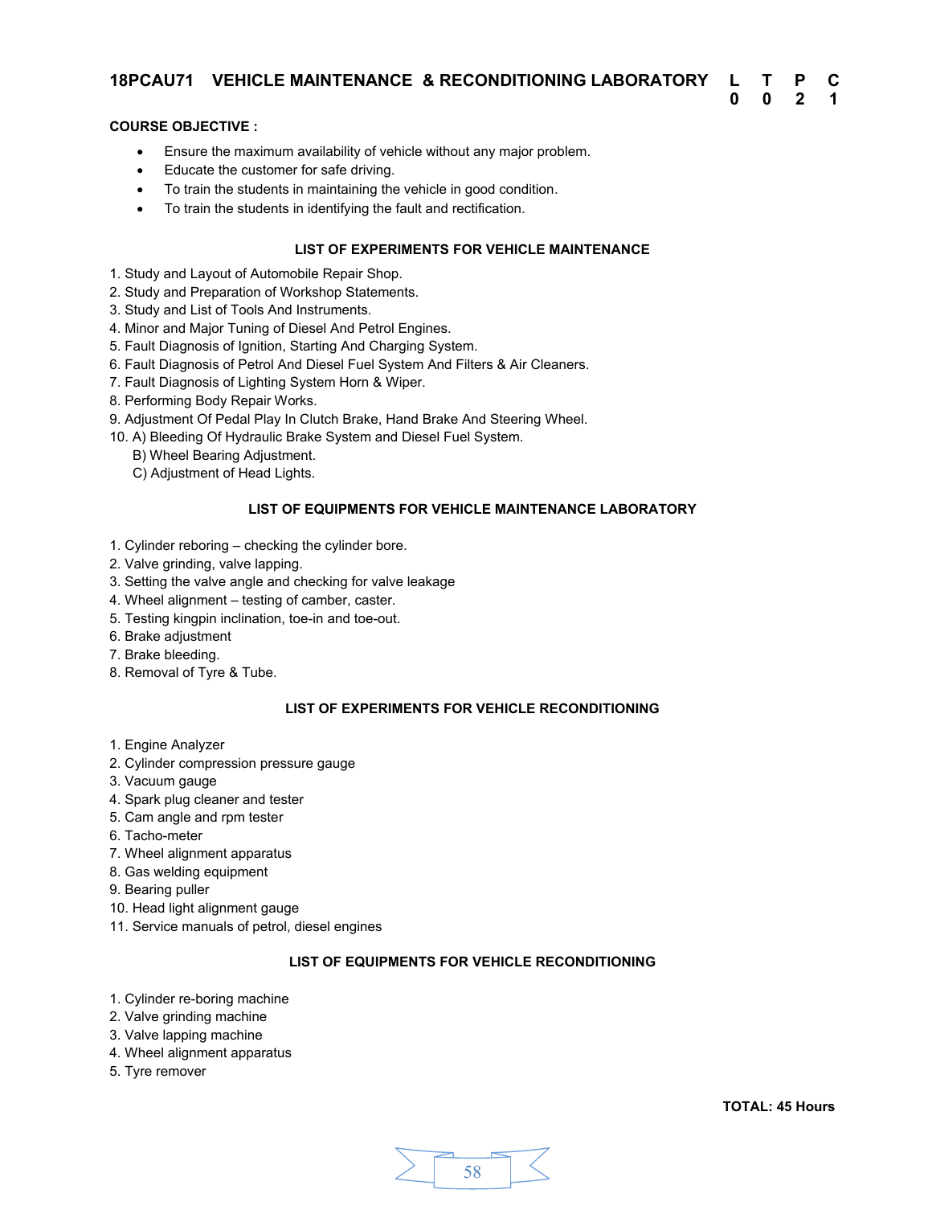## 18PCAU71 VEHICLE MAINTENANCE & RECONDITIONING LABORATORY

| L | T | P | C |
|---|---|---|---|
| 0 | 0 | 2 | 1 |

**COURSE OBJECTIVE :**

- Ensure the maximum availability of vehicle without any major problem.
- Educate the customer for safe driving.
- To train the students in maintaining the vehicle in good condition.
- To train the students in identifying the fault and rectification.

### LIST OF EXPERIMENTS FOR VEHICLE MAINTENANCE

1. Study and Layout of Automobile Repair Shop.
2. Study and Preparation of Workshop Statements.
3. Study and List of Tools And Instruments.
4. Minor and Major Tuning of Diesel And Petrol Engines.
5. Fault Diagnosis of Ignition, Starting And Charging System.
6. Fault Diagnosis of Petrol And Diesel Fuel System And Filters & Air Cleaners.
7. Fault Diagnosis of Lighting System Horn & Wiper.
8. Performing Body Repair Works.
9. Adjustment Of Pedal Play In Clutch Brake, Hand Brake And Steering Wheel.
10. A) Bleeding Of Hydraulic Brake System and Diesel Fuel System.
    B) Wheel Bearing Adjustment.
    C) Adjustment of Head Lights.

### LIST OF EQUIPMENTS FOR VEHICLE MAINTENANCE LABORATORY

1. Cylinder reboring – checking the cylinder bore.
2. Valve grinding, valve lapping.
3. Setting the valve angle and checking for valve leakage
4. Wheel alignment – testing of camber, caster.
5. Testing kingpin inclination, toe-in and toe-out.
6. Brake adjustment
7. Brake bleeding.
8. Removal of Tyre & Tube.

### LIST OF EXPERIMENTS FOR VEHICLE RECONDITIONING

1. Engine Analyzer
2. Cylinder compression pressure gauge
3. Vacuum gauge
4. Spark plug cleaner and tester
5. Cam angle and rpm tester
6. Tacho-meter
7. Wheel alignment apparatus
8. Gas welding equipment
9. Bearing puller
10. Head light alignment gauge
11. Service manuals of petrol, diesel engines

### LIST OF EQUIPMENTS FOR VEHICLE RECONDITIONING

1. Cylinder re-boring machine
2. Valve grinding machine
3. Valve lapping machine
4. Wheel alignment apparatus
5. Tyre remover

**TOTAL: 45 Hours**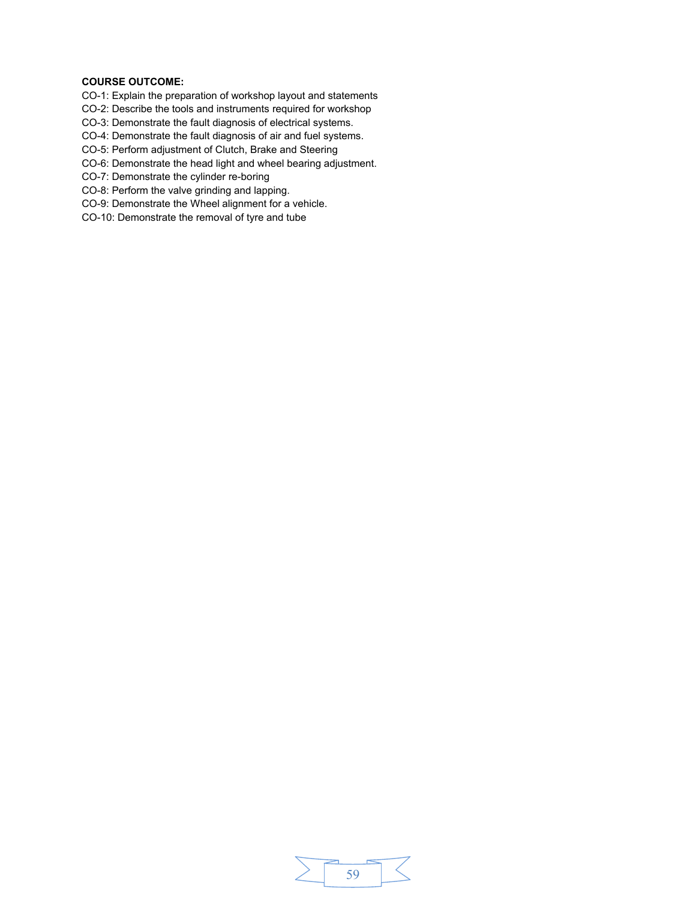**COURSE OUTCOME:**

CO-1: Explain the preparation of workshop layout and statements
CO-2: Describe the tools and instruments required for workshop
CO-3: Demonstrate the fault diagnosis of electrical systems.
CO-4: Demonstrate the fault diagnosis of air and fuel systems.
CO-5: Perform adjustment of Clutch, Brake and Steering
CO-6: Demonstrate the head light and wheel bearing adjustment.
CO-7: Demonstrate the cylinder re-boring
CO-8: Perform the valve grinding and lapping.
CO-9: Demonstrate the Wheel alignment for a vehicle.
CO-10: Demonstrate the removal of tyre and tube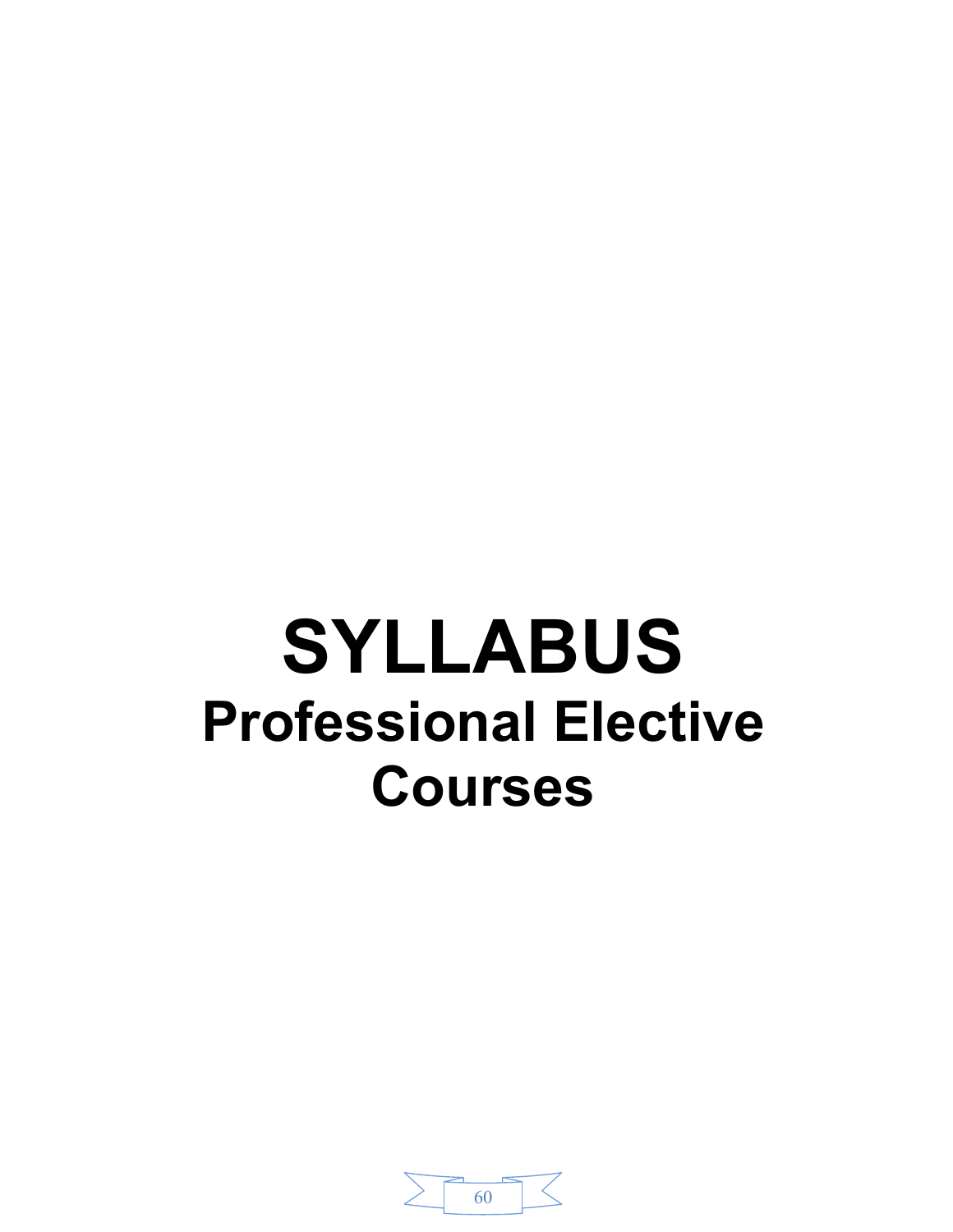# SYLLABUS

## Professional Elective Courses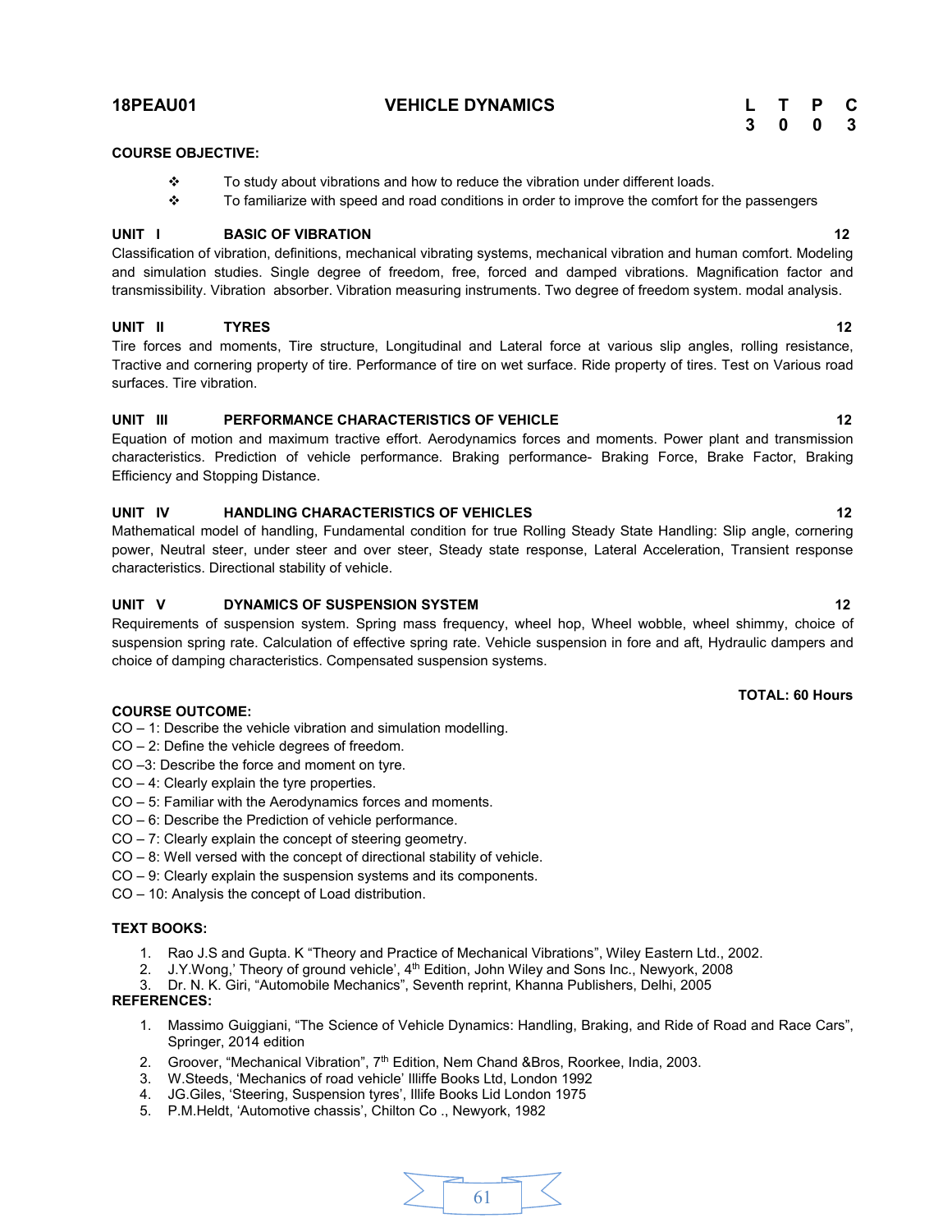## 18PEAU01 VEHICLE DYNAMICS

| L | T | P | C |
|---|---|---|---|
| 3 | 0 | 0 | 3 |

**COURSE OBJECTIVE:**

- To study about vibrations and how to reduce the vibration under different loads.
- To familiarize with speed and road conditions in order to improve the comfort for the passengers

**UNIT I BASIC OF VIBRATION 12**

Classification of vibration, definitions, mechanical vibrating systems, mechanical vibration and human comfort. Modeling and simulation studies. Single degree of freedom, free, forced and damped vibrations. Magnification factor and transmissibility. Vibration absorber. Vibration measuring instruments. Two degree of freedom system. modal analysis.

**UNIT II TYRES 12**

Tire forces and moments, Tire structure, Longitudinal and Lateral force at various slip angles, rolling resistance, Tractive and cornering property of tire. Performance of tire on wet surface. Ride property of tires. Test on Various road surfaces. Tire vibration.

**UNIT III PERFORMANCE CHARACTERISTICS OF VEHICLE 12**

Equation of motion and maximum tractive effort. Aerodynamics forces and moments. Power plant and transmission characteristics. Prediction of vehicle performance. Braking performance- Braking Force, Brake Factor, Braking Efficiency and Stopping Distance.

**UNIT IV HANDLING CHARACTERISTICS OF VEHICLES 12**

Mathematical model of handling, Fundamental condition for true Rolling Steady State Handling: Slip angle, cornering power, Neutral steer, under steer and over steer, Steady state response, Lateral Acceleration, Transient response characteristics. Directional stability of vehicle.

**UNIT V DYNAMICS OF SUSPENSION SYSTEM 12**

Requirements of suspension system. Spring mass frequency, wheel hop, Wheel wobble, wheel shimmy, choice of suspension spring rate. Calculation of effective spring rate. Vehicle suspension in fore and aft, Hydraulic dampers and choice of damping characteristics. Compensated suspension systems.

**TOTAL: 60 Hours**

**COURSE OUTCOME:**

CO – 1: Describe the vehicle vibration and simulation modelling.
CO – 2: Define the vehicle degrees of freedom.
CO –3: Describe the force and moment on tyre.
CO – 4: Clearly explain the tyre properties.
CO – 5: Familiar with the Aerodynamics forces and moments.
CO – 6: Describe the Prediction of vehicle performance.
CO – 7: Clearly explain the concept of steering geometry.
CO – 8: Well versed with the concept of directional stability of vehicle.
CO – 9: Clearly explain the suspension systems and its components.
CO – 10: Analysis the concept of Load distribution.

**TEXT BOOKS:**

1. Rao J.S and Gupta. K "Theory and Practice of Mechanical Vibrations", Wiley Eastern Ltd., 2002.
2. J.Y.Wong,' Theory of ground vehicle', 4th Edition, John Wiley and Sons Inc., Newyork, 2008
3. Dr. N. K. Giri, "Automobile Mechanics", Seventh reprint, Khanna Publishers, Delhi, 2005

**REFERENCES:**

1. Massimo Guiggiani, "The Science of Vehicle Dynamics: Handling, Braking, and Ride of Road and Race Cars", Springer, 2014 edition
2. Groover, "Mechanical Vibration", 7th Edition, Nem Chand &Bros, Roorkee, India, 2003.
3. W.Steeds, 'Mechanics of road vehicle' Illiffe Books Ltd, London 1992
4. JG.Giles, 'Steering, Suspension tyres', Illife Books Lid London 1975
5. P.M.Heldt, 'Automotive chassis', Chilton Co ., Newyork, 1982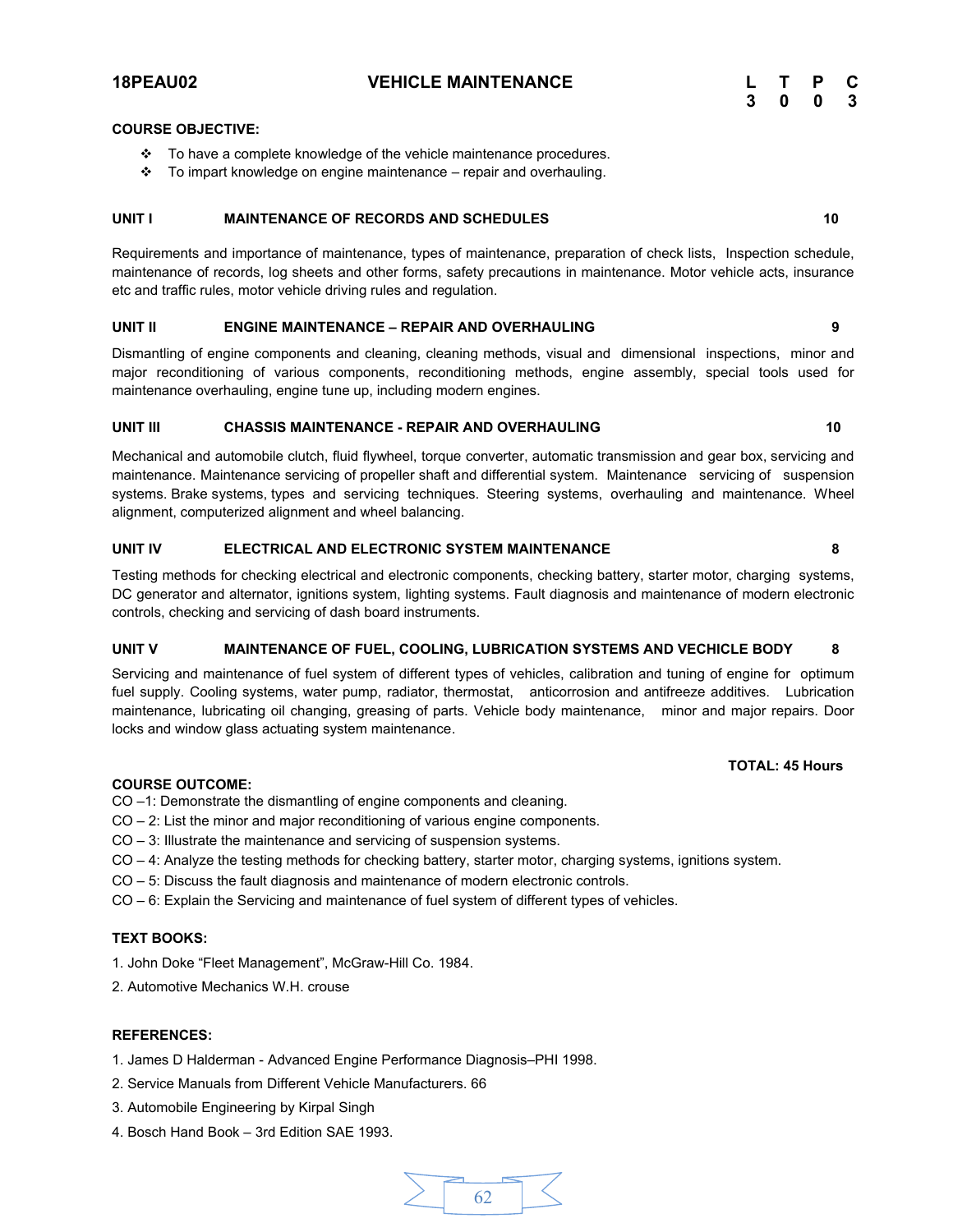# 18PEAU02 VEHICLE MAINTENANCE

| L | T | P | C |
|---|---|---|---|
| 3 | 0 | 0 | 3 |

**COURSE OBJECTIVE:**

- To have a complete knowledge of the vehicle maintenance procedures.
- To impart knowledge on engine maintenance – repair and overhauling.

**UNIT I MAINTENANCE OF RECORDS AND SCHEDULES 10**

Requirements and importance of maintenance, types of maintenance, preparation of check lists, Inspection schedule, maintenance of records, log sheets and other forms, safety precautions in maintenance. Motor vehicle acts, insurance etc and traffic rules, motor vehicle driving rules and regulation.

**UNIT II ENGINE MAINTENANCE – REPAIR AND OVERHAULING 9**

Dismantling of engine components and cleaning, cleaning methods, visual and dimensional inspections, minor and major reconditioning of various components, reconditioning methods, engine assembly, special tools used for maintenance overhauling, engine tune up, including modern engines.

**UNIT III CHASSIS MAINTENANCE - REPAIR AND OVERHAULING 10**

Mechanical and automobile clutch, fluid flywheel, torque converter, automatic transmission and gear box, servicing and maintenance. Maintenance servicing of propeller shaft and differential system. Maintenance servicing of suspension systems. Brake systems, types and servicing techniques. Steering systems, overhauling and maintenance. Wheel alignment, computerized alignment and wheel balancing.

**UNIT IV ELECTRICAL AND ELECTRONIC SYSTEM MAINTENANCE 8**

Testing methods for checking electrical and electronic components, checking battery, starter motor, charging systems, DC generator and alternator, ignitions system, lighting systems. Fault diagnosis and maintenance of modern electronic controls, checking and servicing of dash board instruments.

**UNIT V MAINTENANCE OF FUEL, COOLING, LUBRICATION SYSTEMS AND VECHICLE BODY 8**

Servicing and maintenance of fuel system of different types of vehicles, calibration and tuning of engine for optimum fuel supply. Cooling systems, water pump, radiator, thermostat, anticorrosion and antifreeze additives. Lubrication maintenance, lubricating oil changing, greasing of parts. Vehicle body maintenance, minor and major repairs. Door locks and window glass actuating system maintenance.

**TOTAL: 45 Hours**

**COURSE OUTCOME:**

CO –1: Demonstrate the dismantling of engine components and cleaning.
CO – 2: List the minor and major reconditioning of various engine components.
CO – 3: Illustrate the maintenance and servicing of suspension systems.
CO – 4: Analyze the testing methods for checking battery, starter motor, charging systems, ignitions system.
CO – 5: Discuss the fault diagnosis and maintenance of modern electronic controls.
CO – 6: Explain the Servicing and maintenance of fuel system of different types of vehicles.

**TEXT BOOKS:**

1. John Doke "Fleet Management", McGraw-Hill Co. 1984.
2. Automotive Mechanics W.H. crouse

**REFERENCES:**

1. James D Halderman - Advanced Engine Performance Diagnosis–PHI 1998.
2. Service Manuals from Different Vehicle Manufacturers. 66
3. Automobile Engineering by Kirpal Singh
4. Bosch Hand Book – 3rd Edition SAE 1993.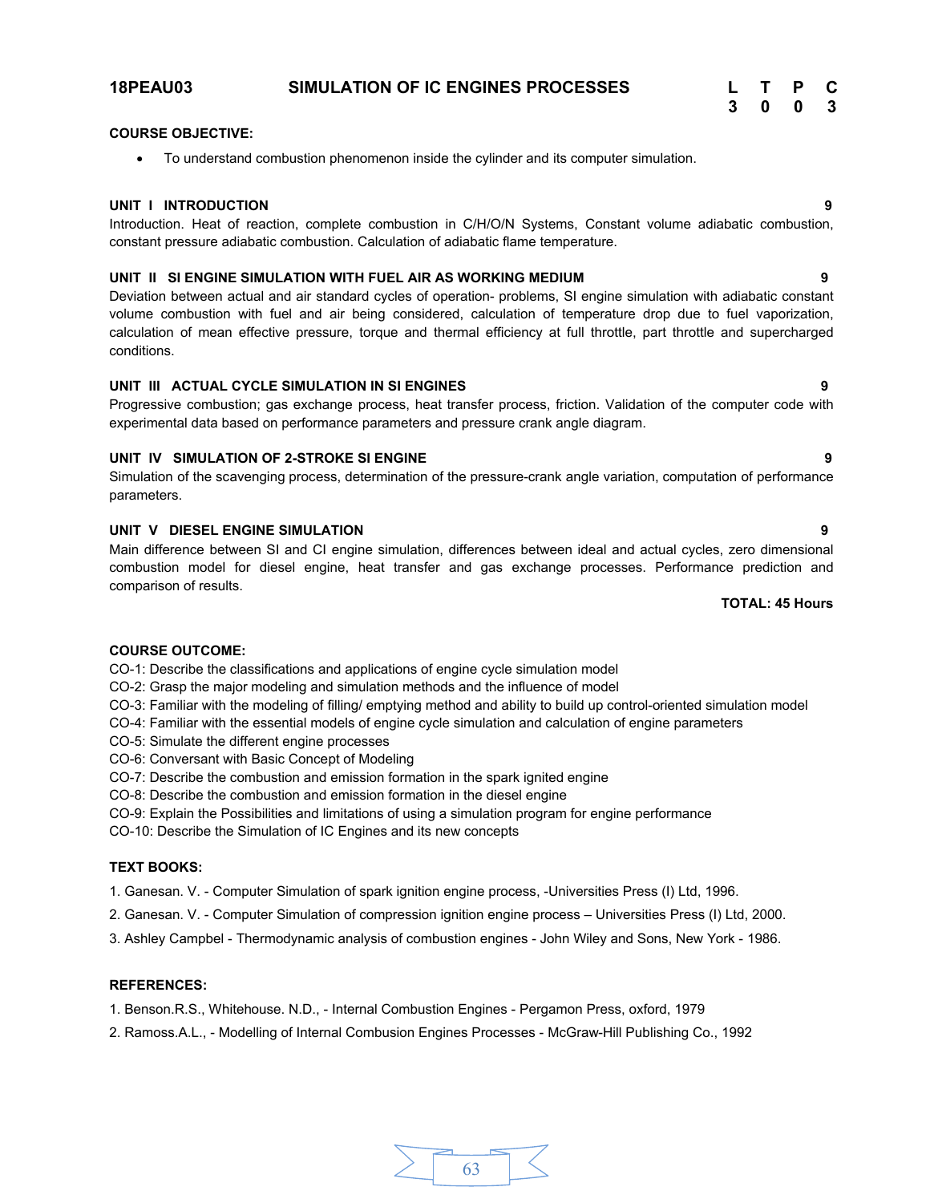## 18PEAU03 SIMULATION OF IC ENGINES PROCESSES

| L | T | P | C |
|---|---|---|---|
| 3 | 0 | 0 | 3 |

**COURSE OBJECTIVE:**

- To understand combustion phenomenon inside the cylinder and its computer simulation.

**UNIT I INTRODUCTION** **9**

Introduction. Heat of reaction, complete combustion in C/H/O/N Systems, Constant volume adiabatic combustion, constant pressure adiabatic combustion. Calculation of adiabatic flame temperature.

**UNIT II SI ENGINE SIMULATION WITH FUEL AIR AS WORKING MEDIUM** **9**

Deviation between actual and air standard cycles of operation- problems, SI engine simulation with adiabatic constant volume combustion with fuel and air being considered, calculation of temperature drop due to fuel vaporization, calculation of mean effective pressure, torque and thermal efficiency at full throttle, part throttle and supercharged conditions.

**UNIT III ACTUAL CYCLE SIMULATION IN SI ENGINES** **9**

Progressive combustion; gas exchange process, heat transfer process, friction. Validation of the computer code with experimental data based on performance parameters and pressure crank angle diagram.

**UNIT IV SIMULATION OF 2-STROKE SI ENGINE** **9**

Simulation of the scavenging process, determination of the pressure-crank angle variation, computation of performance parameters.

**UNIT V DIESEL ENGINE SIMULATION** **9**

Main difference between SI and CI engine simulation, differences between ideal and actual cycles, zero dimensional combustion model for diesel engine, heat transfer and gas exchange processes. Performance prediction and comparison of results.

**TOTAL: 45 Hours**

**COURSE OUTCOME:**

CO-1: Describe the classifications and applications of engine cycle simulation model
CO-2: Grasp the major modeling and simulation methods and the influence of model
CO-3: Familiar with the modeling of filling/ emptying method and ability to build up control-oriented simulation model
CO-4: Familiar with the essential models of engine cycle simulation and calculation of engine parameters
CO-5: Simulate the different engine processes
CO-6: Conversant with Basic Concept of Modeling
CO-7: Describe the combustion and emission formation in the spark ignited engine
CO-8: Describe the combustion and emission formation in the diesel engine
CO-9: Explain the Possibilities and limitations of using a simulation program for engine performance
CO-10: Describe the Simulation of IC Engines and its new concepts

**TEXT BOOKS:**

1. Ganesan. V. - Computer Simulation of spark ignition engine process, -Universities Press (I) Ltd, 1996.
2. Ganesan. V. - Computer Simulation of compression ignition engine process – Universities Press (I) Ltd, 2000.
3. Ashley Campbel - Thermodynamic analysis of combustion engines - John Wiley and Sons, New York - 1986.

**REFERENCES:**

1. Benson.R.S., Whitehouse. N.D., - Internal Combustion Engines - Pergamon Press, oxford, 1979
2. Ramoss.A.L., - Modelling of Internal Combusion Engines Processes - McGraw-Hill Publishing Co., 1992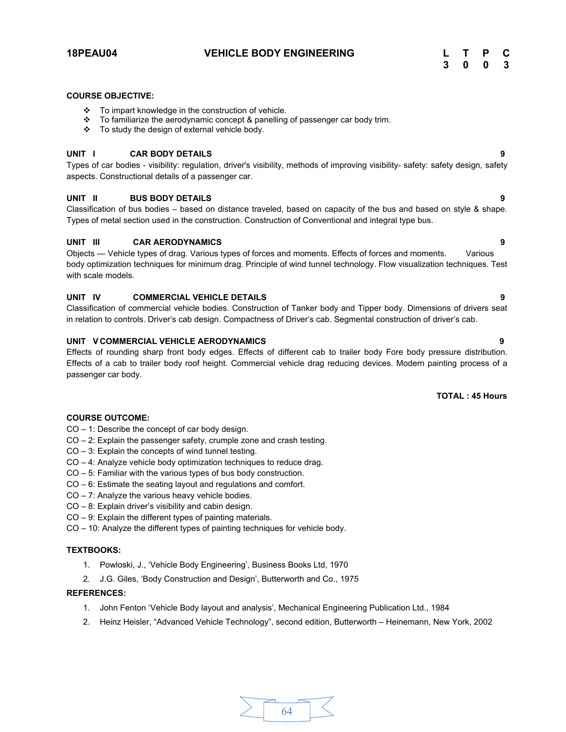# 18PEAU04 VEHICLE BODY ENGINEERING

| L | T | P | C |
|---|---|---|---|
| 3 | 0 | 0 | 3 |

**COURSE OBJECTIVE:**

- To impart knowledge in the construction of vehicle.
- To familiarize the aerodynamic concept & panelling of passenger car body trim.
- To study the design of external vehicle body.

**UNIT I CAR BODY DETAILS** **9**

Types of car bodies - visibility: regulation, driver's visibility, methods of improving visibility- safety: safety design, safety aspects. Constructional details of a passenger car.

**UNIT II BUS BODY DETAILS** **9**

Classification of bus bodies – based on distance traveled, based on capacity of the bus and based on style & shape. Types of metal section used in the construction. Construction of Conventional and integral type bus.

**UNIT III CAR AERODYNAMICS** **9**

Objects — Vehicle types of drag. Various types of forces and moments. Effects of forces and moments. Various body optimization techniques for minimum drag. Principle of wind tunnel technology. Flow visualization techniques. Test with scale models.

**UNIT IV COMMERCIAL VEHICLE DETAILS** **9**

Classification of commercial vehicle bodies. Construction of Tanker body and Tipper body. Dimensions of drivers seat in relation to controls. Driver's cab design. Compactness of Driver's cab. Segmental construction of driver's cab.

**UNIT V COMMERCIAL VEHICLE AERODYNAMICS** **9**

Effects of rounding sharp front body edges. Effects of different cab to trailer body Fore body pressure distribution. Effects of a cab to trailer body roof height. Commercial vehicle drag reducing devices. Modern painting process of a passenger car body.

**TOTAL : 45 Hours**

**COURSE OUTCOME:**

CO – 1: Describe the concept of car body design.
CO – 2: Explain the passenger safety, crumple zone and crash testing.
CO – 3: Explain the concepts of wind tunnel testing.
CO – 4: Analyze vehicle body optimization techniques to reduce drag.
CO – 5: Familiar with the various types of bus body construction.
CO – 6: Estimate the seating layout and regulations and comfort.
CO – 7: Analyze the various heavy vehicle bodies.
CO – 8: Explain driver's visibility and cabin design.
CO – 9: Explain the different types of painting materials.
CO – 10: Analyze the different types of painting techniques for vehicle body.

**TEXTBOOKS:**

1. Powloski, J., 'Vehicle Body Engineering', Business Books Ltd, 1970
2. J.G. Giles, 'Body Construction and Design', Butterworth and Co., 1975

**REFERENCES:**

1. John Fenton 'Vehicle Body layout and analysis', Mechanical Engineering Publication Ltd., 1984
2. Heinz Heisler, "Advanced Vehicle Technology", second edition, Butterworth – Heinemann, New York, 2002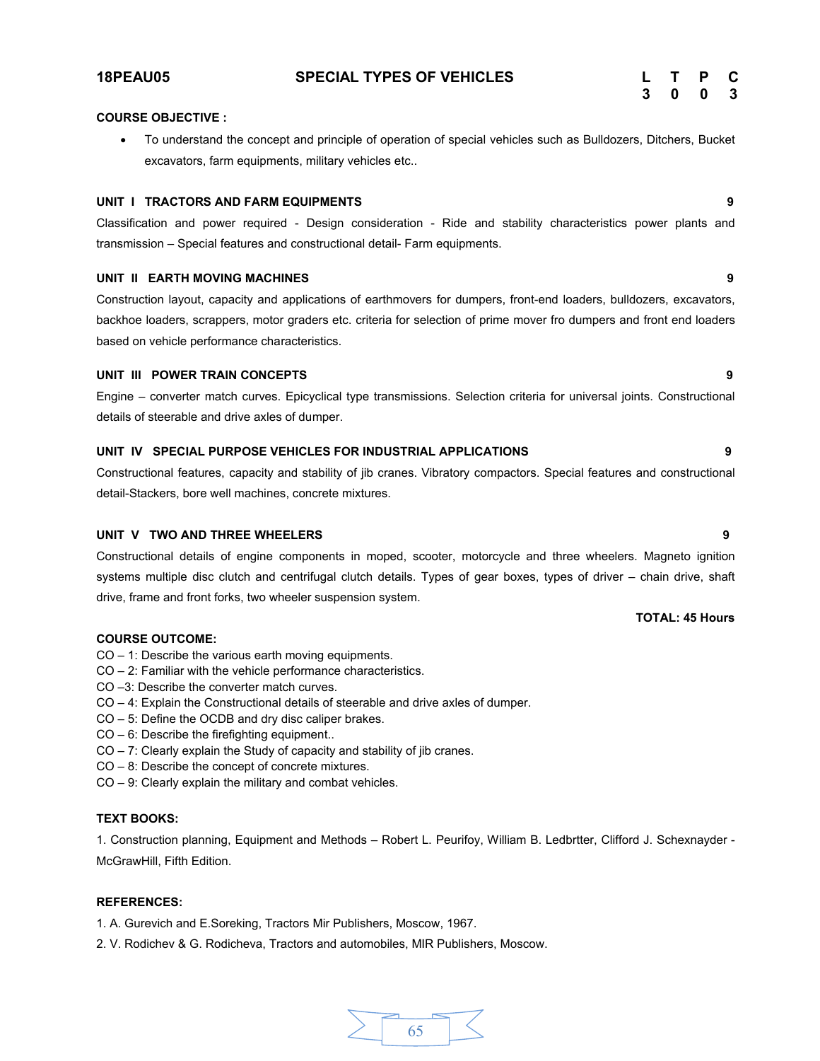## 18PEAU05 SPECIAL TYPES OF VEHICLES

| L | T | P | C |
|---|---|---|---|
| 3 | 0 | 0 | 3 |

**COURSE OBJECTIVE :**

- To understand the concept and principle of operation of special vehicles such as Bulldozers, Ditchers, Bucket excavators, farm equipments, military vehicles etc..

**UNIT I TRACTORS AND FARM EQUIPMENTS** **9**

Classification and power required - Design consideration - Ride and stability characteristics power plants and transmission – Special features and constructional detail- Farm equipments.

**UNIT II EARTH MOVING MACHINES** **9**

Construction layout, capacity and applications of earthmovers for dumpers, front-end loaders, bulldozers, excavators, backhoe loaders, scrappers, motor graders etc. criteria for selection of prime mover fro dumpers and front end loaders based on vehicle performance characteristics.

**UNIT III POWER TRAIN CONCEPTS** **9**

Engine – converter match curves. Epicyclical type transmissions. Selection criteria for universal joints. Constructional details of steerable and drive axles of dumper.

**UNIT IV SPECIAL PURPOSE VEHICLES FOR INDUSTRIAL APPLICATIONS** **9**

Constructional features, capacity and stability of jib cranes. Vibratory compactors. Special features and constructional detail-Stackers, bore well machines, concrete mixtures.

**UNIT V TWO AND THREE WHEELERS** **9**

Constructional details of engine components in moped, scooter, motorcycle and three wheelers. Magneto ignition systems multiple disc clutch and centrifugal clutch details. Types of gear boxes, types of driver – chain drive, shaft drive, frame and front forks, two wheeler suspension system.

**TOTAL: 45 Hours**

**COURSE OUTCOME:**

CO – 1: Describe the various earth moving equipments.
CO – 2: Familiar with the vehicle performance characteristics.
CO –3: Describe the converter match curves.
CO – 4: Explain the Constructional details of steerable and drive axles of dumper.
CO – 5: Define the OCDB and dry disc caliper brakes.
CO – 6: Describe the firefighting equipment..
CO – 7: Clearly explain the Study of capacity and stability of jib cranes.
CO – 8: Describe the concept of concrete mixtures.
CO – 9: Clearly explain the military and combat vehicles.

**TEXT BOOKS:**

1. Construction planning, Equipment and Methods – Robert L. Peurifoy, William B. Ledbrtter, Clifford J. Schexnayder - McGrawHill, Fifth Edition.

**REFERENCES:**

1. A. Gurevich and E.Soreking, Tractors Mir Publishers, Moscow, 1967.
2. V. Rodichev & G. Rodicheva, Tractors and automobiles, MIR Publishers, Moscow.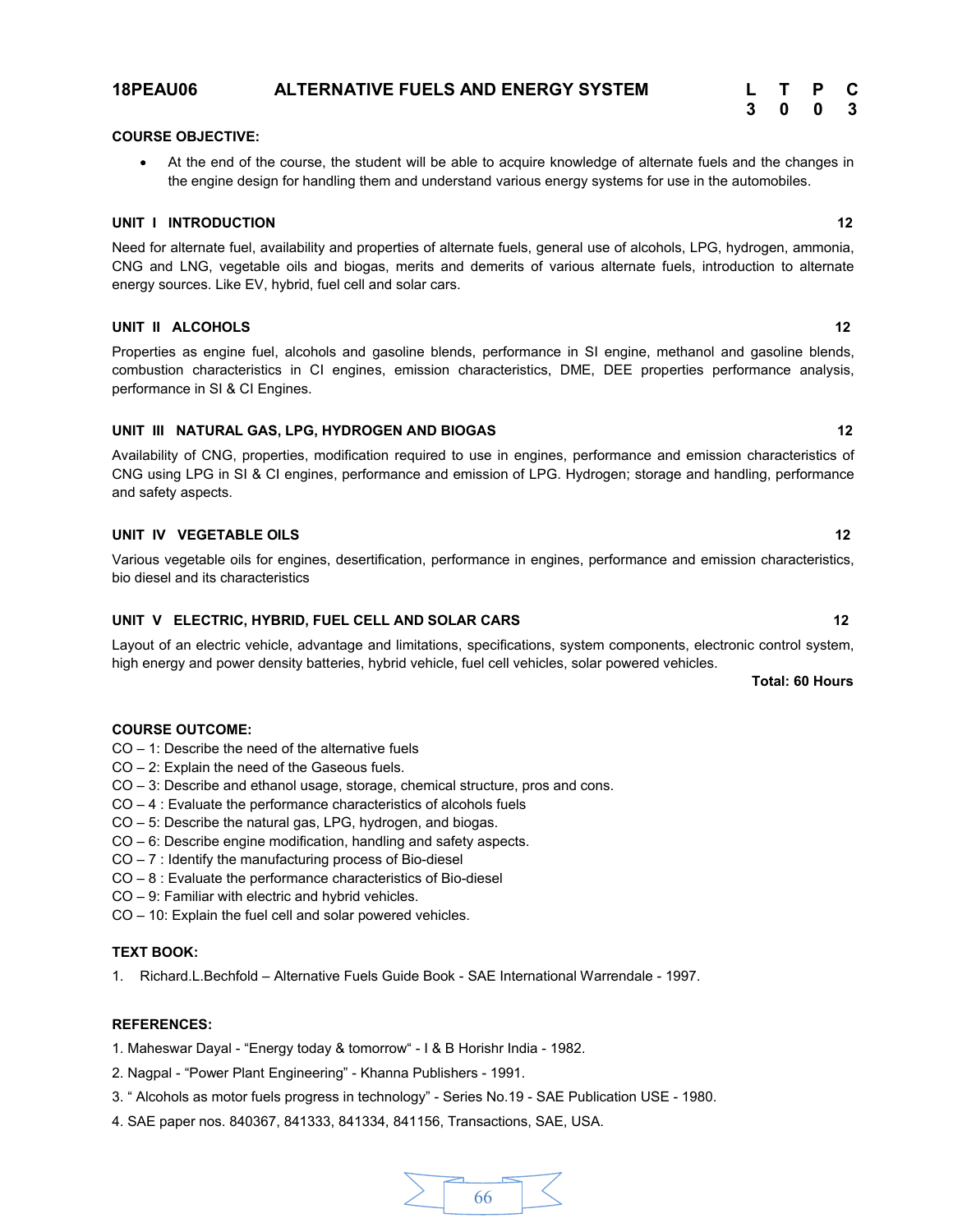## 18PEAU06 ALTERNATIVE FUELS AND ENERGY SYSTEM

| L | T | P | C |
|---|---|---|---|
| 3 | 0 | 0 | 3 |

**COURSE OBJECTIVE:**

- At the end of the course, the student will be able to acquire knowledge of alternate fuels and the changes in the engine design for handling them and understand various energy systems for use in the automobiles.

### UNIT I INTRODUCTION 12

Need for alternate fuel, availability and properties of alternate fuels, general use of alcohols, LPG, hydrogen, ammonia, CNG and LNG, vegetable oils and biogas, merits and demerits of various alternate fuels, introduction to alternate energy sources. Like EV, hybrid, fuel cell and solar cars.

### UNIT II ALCOHOLS 12

Properties as engine fuel, alcohols and gasoline blends, performance in SI engine, methanol and gasoline blends, combustion characteristics in CI engines, emission characteristics, DME, DEE properties performance analysis, performance in SI & CI Engines.

### UNIT III NATURAL GAS, LPG, HYDROGEN AND BIOGAS 12

Availability of CNG, properties, modification required to use in engines, performance and emission characteristics of CNG using LPG in SI & CI engines, performance and emission of LPG. Hydrogen; storage and handling, performance and safety aspects.

### UNIT IV VEGETABLE OILS 12

Various vegetable oils for engines, desertification, performance in engines, performance and emission characteristics, bio diesel and its characteristics

### UNIT V ELECTRIC, HYBRID, FUEL CELL AND SOLAR CARS 12

Layout of an electric vehicle, advantage and limitations, specifications, system components, electronic control system, high energy and power density batteries, hybrid vehicle, fuel cell vehicles, solar powered vehicles.

**Total: 60 Hours**

**COURSE OUTCOME:**

CO – 1: Describe the need of the alternative fuels
CO – 2: Explain the need of the Gaseous fuels.
CO – 3: Describe and ethanol usage, storage, chemical structure, pros and cons.
CO – 4 : Evaluate the performance characteristics of alcohols fuels
CO – 5: Describe the natural gas, LPG, hydrogen, and biogas.
CO – 6: Describe engine modification, handling and safety aspects.
CO – 7 : Identify the manufacturing process of Bio-diesel
CO – 8 : Evaluate the performance characteristics of Bio-diesel
CO – 9: Familiar with electric and hybrid vehicles.
CO – 10: Explain the fuel cell and solar powered vehicles.

**TEXT BOOK:**

1. Richard.L.Bechfold – Alternative Fuels Guide Book - SAE International Warrendale - 1997.

**REFERENCES:**

1. Maheswar Dayal - "Energy today & tomorrow" - I & B Horishr India - 1982.
2. Nagpal - "Power Plant Engineering" - Khanna Publishers - 1991.
3. " Alcohols as motor fuels progress in technology" - Series No.19 - SAE Publication USE - 1980.
4. SAE paper nos. 840367, 841333, 841334, 841156, Transactions, SAE, USA.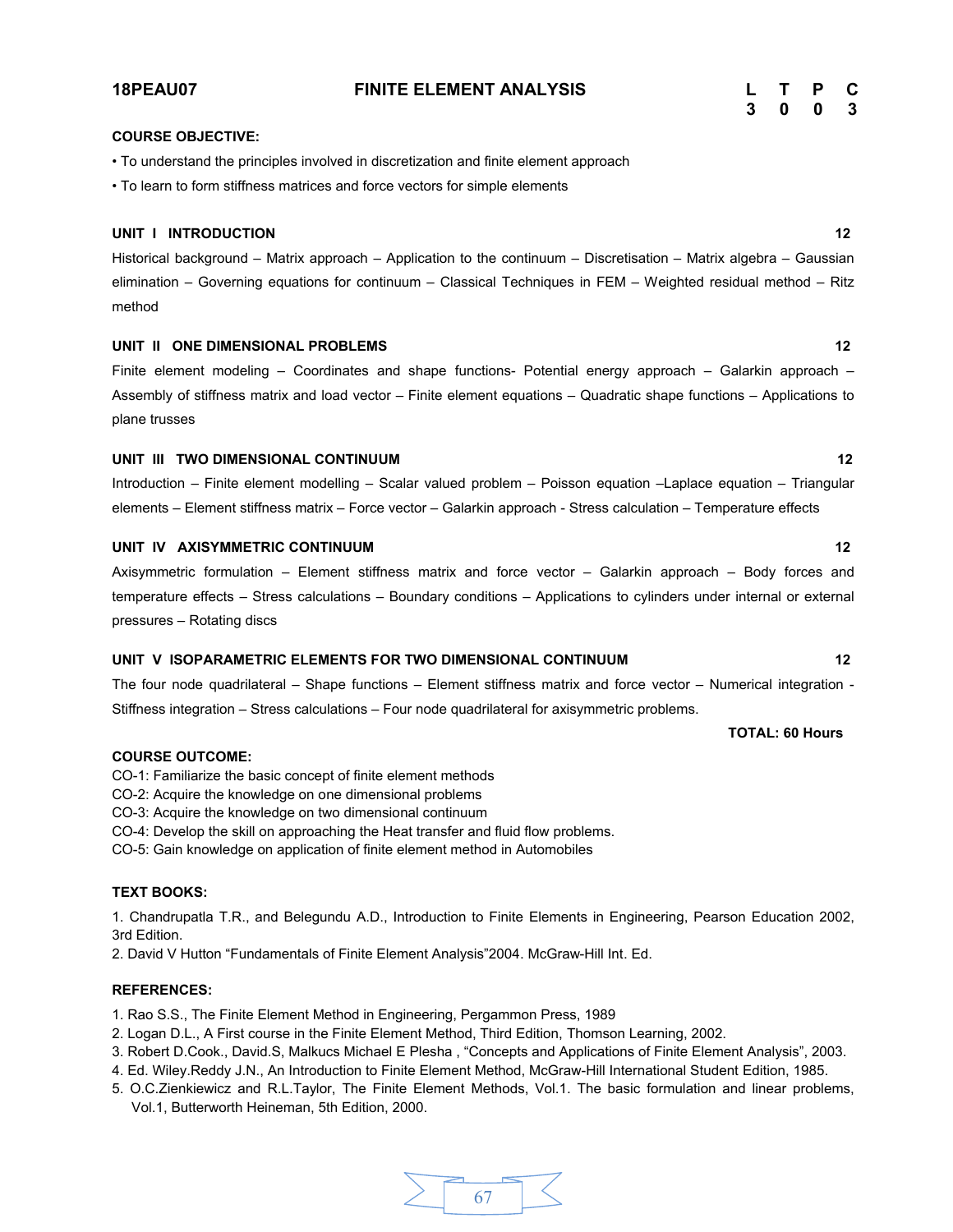**18PEAU07 FINITE ELEMENT ANALYSIS**

| L | T | P | C |
|---|---|---|---|
| 3 | 0 | 0 | 3 |

**COURSE OBJECTIVE:**

- To understand the principles involved in discretization and finite element approach
- To learn to form stiffness matrices and force vectors for simple elements

**UNIT I INTRODUCTION** **12**

Historical background – Matrix approach – Application to the continuum – Discretisation – Matrix algebra – Gaussian elimination – Governing equations for continuum – Classical Techniques in FEM – Weighted residual method – Ritz method

**UNIT II ONE DIMENSIONAL PROBLEMS** **12**

Finite element modeling – Coordinates and shape functions- Potential energy approach – Galarkin approach – Assembly of stiffness matrix and load vector – Finite element equations – Quadratic shape functions – Applications to plane trusses

**UNIT III TWO DIMENSIONAL CONTINUUM** **12**

Introduction – Finite element modelling – Scalar valued problem – Poisson equation –Laplace equation – Triangular elements – Element stiffness matrix – Force vector – Galarkin approach - Stress calculation – Temperature effects

**UNIT IV AXISYMMETRIC CONTINUUM** **12**

Axisymmetric formulation – Element stiffness matrix and force vector – Galarkin approach – Body forces and temperature effects – Stress calculations – Boundary conditions – Applications to cylinders under internal or external pressures – Rotating discs

**UNIT V ISOPARAMETRIC ELEMENTS FOR TWO DIMENSIONAL CONTINUUM** **12**

The four node quadrilateral – Shape functions – Element stiffness matrix and force vector – Numerical integration - Stiffness integration – Stress calculations – Four node quadrilateral for axisymmetric problems.

**TOTAL: 60 Hours**

**COURSE OUTCOME:**

CO-1: Familiarize the basic concept of finite element methods
CO-2: Acquire the knowledge on one dimensional problems
CO-3: Acquire the knowledge on two dimensional continuum
CO-4: Develop the skill on approaching the Heat transfer and fluid flow problems.
CO-5: Gain knowledge on application of finite element method in Automobiles

**TEXT BOOKS:**

1. Chandrupatla T.R., and Belegundu A.D., Introduction to Finite Elements in Engineering, Pearson Education 2002, 3rd Edition.
2. David V Hutton "Fundamentals of Finite Element Analysis"2004. McGraw-Hill Int. Ed.

**REFERENCES:**

1. Rao S.S., The Finite Element Method in Engineering, Pergammon Press, 1989
2. Logan D.L., A First course in the Finite Element Method, Third Edition, Thomson Learning, 2002.
3. Robert D.Cook., David.S, Malkucs Michael E Plesha , "Concepts and Applications of Finite Element Analysis", 2003.
4. Ed. Wiley.Reddy J.N., An Introduction to Finite Element Method, McGraw-Hill International Student Edition, 1985.
5. O.C.Zienkiewicz and R.L.Taylor, The Finite Element Methods, Vol.1. The basic formulation and linear problems, Vol.1, Butterworth Heineman, 5th Edition, 2000.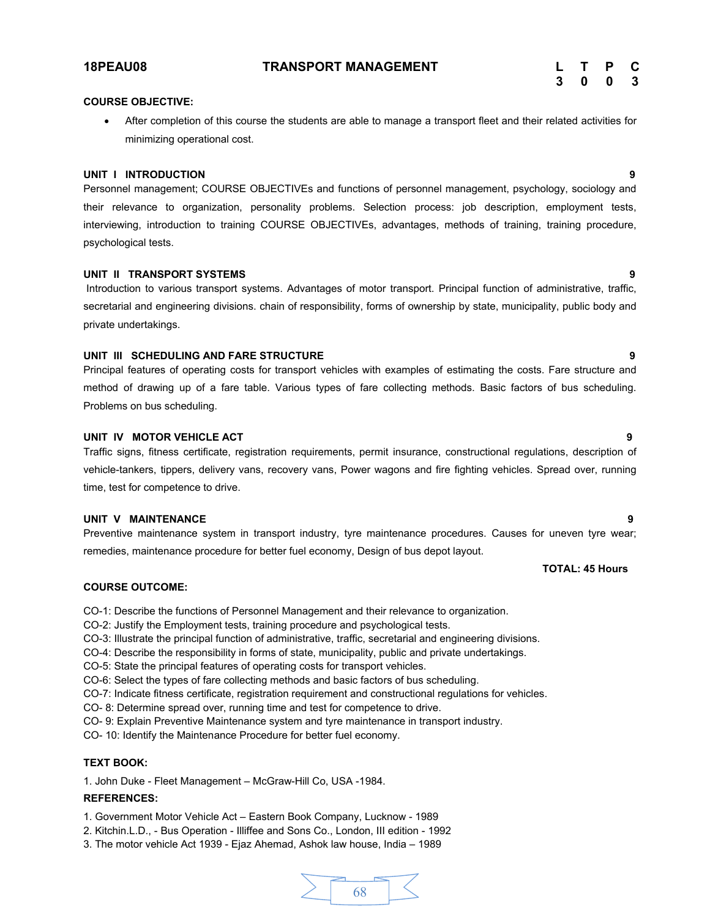**18PEAU08** **TRANSPORT MANAGEMENT**

| L | T | P | C |
|---|---|---|---|
| 3 | 0 | 0 | 3 |

**COURSE OBJECTIVE:**

- After completion of this course the students are able to manage a transport fleet and their related activities for minimizing operational cost.

**UNIT I INTRODUCTION** **9**

Personnel management; COURSE OBJECTIVEs and functions of personnel management, psychology, sociology and their relevance to organization, personality problems. Selection process: job description, employment tests, interviewing, introduction to training COURSE OBJECTIVEs, advantages, methods of training, training procedure, psychological tests.

**UNIT II TRANSPORT SYSTEMS** **9**

Introduction to various transport systems. Advantages of motor transport. Principal function of administrative, traffic, secretarial and engineering divisions. chain of responsibility, forms of ownership by state, municipality, public body and private undertakings.

**UNIT III SCHEDULING AND FARE STRUCTURE** **9**

Principal features of operating costs for transport vehicles with examples of estimating the costs. Fare structure and method of drawing up of a fare table. Various types of fare collecting methods. Basic factors of bus scheduling. Problems on bus scheduling.

**UNIT IV MOTOR VEHICLE ACT** **9**

Traffic signs, fitness certificate, registration requirements, permit insurance, constructional regulations, description of vehicle-tankers, tippers, delivery vans, recovery vans, Power wagons and fire fighting vehicles. Spread over, running time, test for competence to drive.

**UNIT V MAINTENANCE** **9**

Preventive maintenance system in transport industry, tyre maintenance procedures. Causes for uneven tyre wear; remedies, maintenance procedure for better fuel economy, Design of bus depot layout.

**TOTAL: 45 Hours**

**COURSE OUTCOME:**

CO-1: Describe the functions of Personnel Management and their relevance to organization.
CO-2: Justify the Employment tests, training procedure and psychological tests.
CO-3: Illustrate the principal function of administrative, traffic, secretarial and engineering divisions.
CO-4: Describe the responsibility in forms of state, municipality, public and private undertakings.
CO-5: State the principal features of operating costs for transport vehicles.
CO-6: Select the types of fare collecting methods and basic factors of bus scheduling.
CO-7: Indicate fitness certificate, registration requirement and constructional regulations for vehicles.
CO- 8: Determine spread over, running time and test for competence to drive.
CO- 9: Explain Preventive Maintenance system and tyre maintenance in transport industry.
CO- 10: Identify the Maintenance Procedure for better fuel economy.

**TEXT BOOK:**

1. John Duke - Fleet Management – McGraw-Hill Co, USA -1984.

**REFERENCES:**

1. Government Motor Vehicle Act – Eastern Book Company, Lucknow - 1989
2. Kitchin.L.D., - Bus Operation - Illiffee and Sons Co., London, III edition - 1992
3. The motor vehicle Act 1939 - Ejaz Ahemad, Ashok law house, India – 1989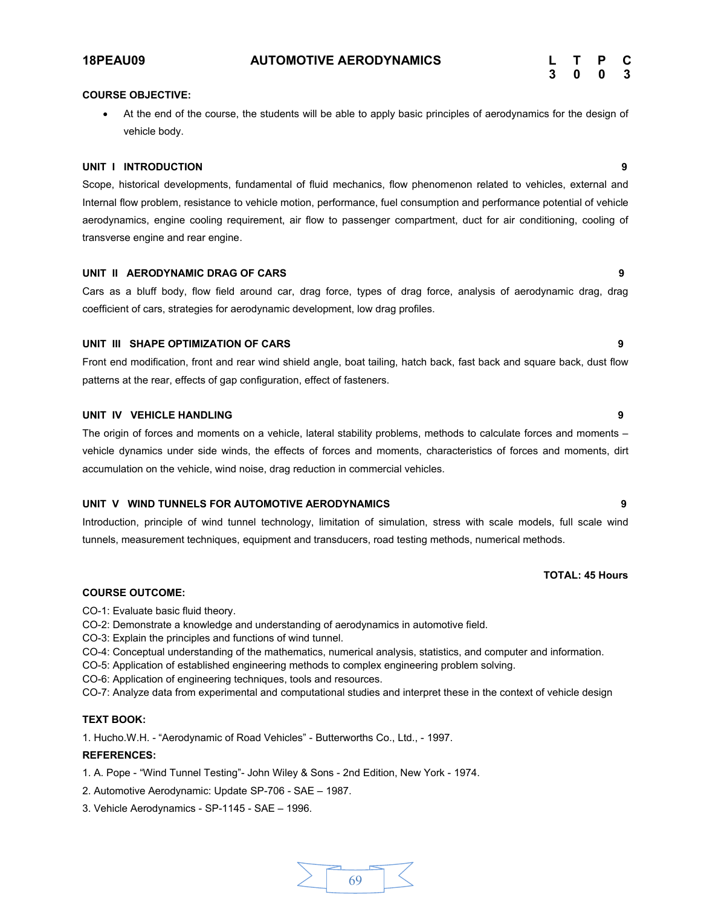## 18PEAU09 AUTOMOTIVE AERODYNAMICS

| L | T | P | C |
|---|---|---|---|
| 3 | 0 | 0 | 3 |

**COURSE OBJECTIVE:**

- At the end of the course, the students will be able to apply basic principles of aerodynamics for the design of vehicle body.

**UNIT I INTRODUCTION** **9**

Scope, historical developments, fundamental of fluid mechanics, flow phenomenon related to vehicles, external and Internal flow problem, resistance to vehicle motion, performance, fuel consumption and performance potential of vehicle aerodynamics, engine cooling requirement, air flow to passenger compartment, duct for air conditioning, cooling of transverse engine and rear engine.

**UNIT II AERODYNAMIC DRAG OF CARS** **9**

Cars as a bluff body, flow field around car, drag force, types of drag force, analysis of aerodynamic drag, drag coefficient of cars, strategies for aerodynamic development, low drag profiles.

**UNIT III SHAPE OPTIMIZATION OF CARS** **9**

Front end modification, front and rear wind shield angle, boat tailing, hatch back, fast back and square back, dust flow patterns at the rear, effects of gap configuration, effect of fasteners.

**UNIT IV VEHICLE HANDLING** **9**

The origin of forces and moments on a vehicle, lateral stability problems, methods to calculate forces and moments – vehicle dynamics under side winds, the effects of forces and moments, characteristics of forces and moments, dirt accumulation on the vehicle, wind noise, drag reduction in commercial vehicles.

**UNIT V WIND TUNNELS FOR AUTOMOTIVE AERODYNAMICS** **9**

Introduction, principle of wind tunnel technology, limitation of simulation, stress with scale models, full scale wind tunnels, measurement techniques, equipment and transducers, road testing methods, numerical methods.

**TOTAL: 45 Hours**

**COURSE OUTCOME:**

CO-1: Evaluate basic fluid theory.
CO-2: Demonstrate a knowledge and understanding of aerodynamics in automotive field.
CO-3: Explain the principles and functions of wind tunnel.
CO-4: Conceptual understanding of the mathematics, numerical analysis, statistics, and computer and information.
CO-5: Application of established engineering methods to complex engineering problem solving.
CO-6: Application of engineering techniques, tools and resources.
CO-7: Analyze data from experimental and computational studies and interpret these in the context of vehicle design

**TEXT BOOK:**

1. Hucho.W.H. - "Aerodynamic of Road Vehicles" - Butterworths Co., Ltd., - 1997.

**REFERENCES:**

1. A. Pope - "Wind Tunnel Testing"- John Wiley & Sons - 2nd Edition, New York - 1974.
2. Automotive Aerodynamic: Update SP-706 - SAE – 1987.
3. Vehicle Aerodynamics - SP-1145 - SAE – 1996.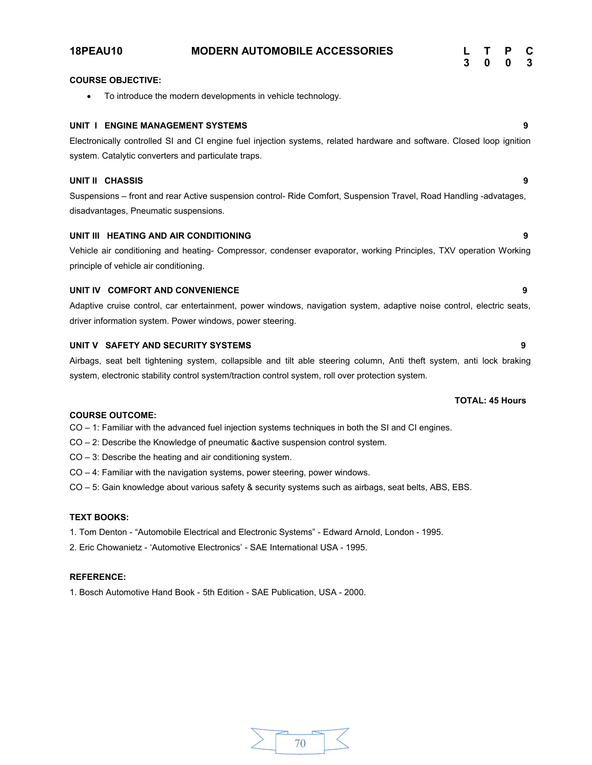| 18PEAU10 | MODERN AUTOMOBILE ACCESSORIES | L | T | P | C |
|---|---|---|---|---|---|
| | | 3 | 0 | 0 | 3 |

**COURSE OBJECTIVE:**

- To introduce the modern developments in vehicle technology.

**UNIT I ENGINE MANAGEMENT SYSTEMS** **9**

Electronically controlled SI and CI engine fuel injection systems, related hardware and software. Closed loop ignition system. Catalytic converters and particulate traps.

**UNIT II CHASSIS** **9**

Suspensions – front and rear Active suspension control- Ride Comfort, Suspension Travel, Road Handling -advatages, disadvantages, Pneumatic suspensions.

**UNIT III HEATING AND AIR CONDITIONING** **9**

Vehicle air conditioning and heating- Compressor, condenser evaporator, working Principles, TXV operation Working principle of vehicle air conditioning.

**UNIT IV COMFORT AND CONVENIENCE** **9**

Adaptive cruise control, car entertainment, power windows, navigation system, adaptive noise control, electric seats, driver information system. Power windows, power steering.

**UNIT V SAFETY AND SECURITY SYSTEMS** **9**

Airbags, seat belt tightening system, collapsible and tilt able steering column, Anti theft system, anti lock braking system, electronic stability control system/traction control system, roll over protection system.

**TOTAL: 45 Hours**

**COURSE OUTCOME:**

CO – 1: Familiar with the advanced fuel injection systems techniques in both the SI and CI engines.

CO – 2: Describe the Knowledge of pneumatic &active suspension control system.

CO – 3: Describe the heating and air conditioning system.

CO – 4: Familiar with the navigation systems, power steering, power windows.

CO – 5: Gain knowledge about various safety & security systems such as airbags, seat belts, ABS, EBS.

**TEXT BOOKS:**

1. Tom Denton - “Automobile Electrical and Electronic Systems” - Edward Arnold, London - 1995.
2. Eric Chowanietz - ‘Automotive Electronics’ - SAE International USA - 1995.

**REFERENCE:**

1. Bosch Automotive Hand Book - 5th Edition - SAE Publication, USA - 2000.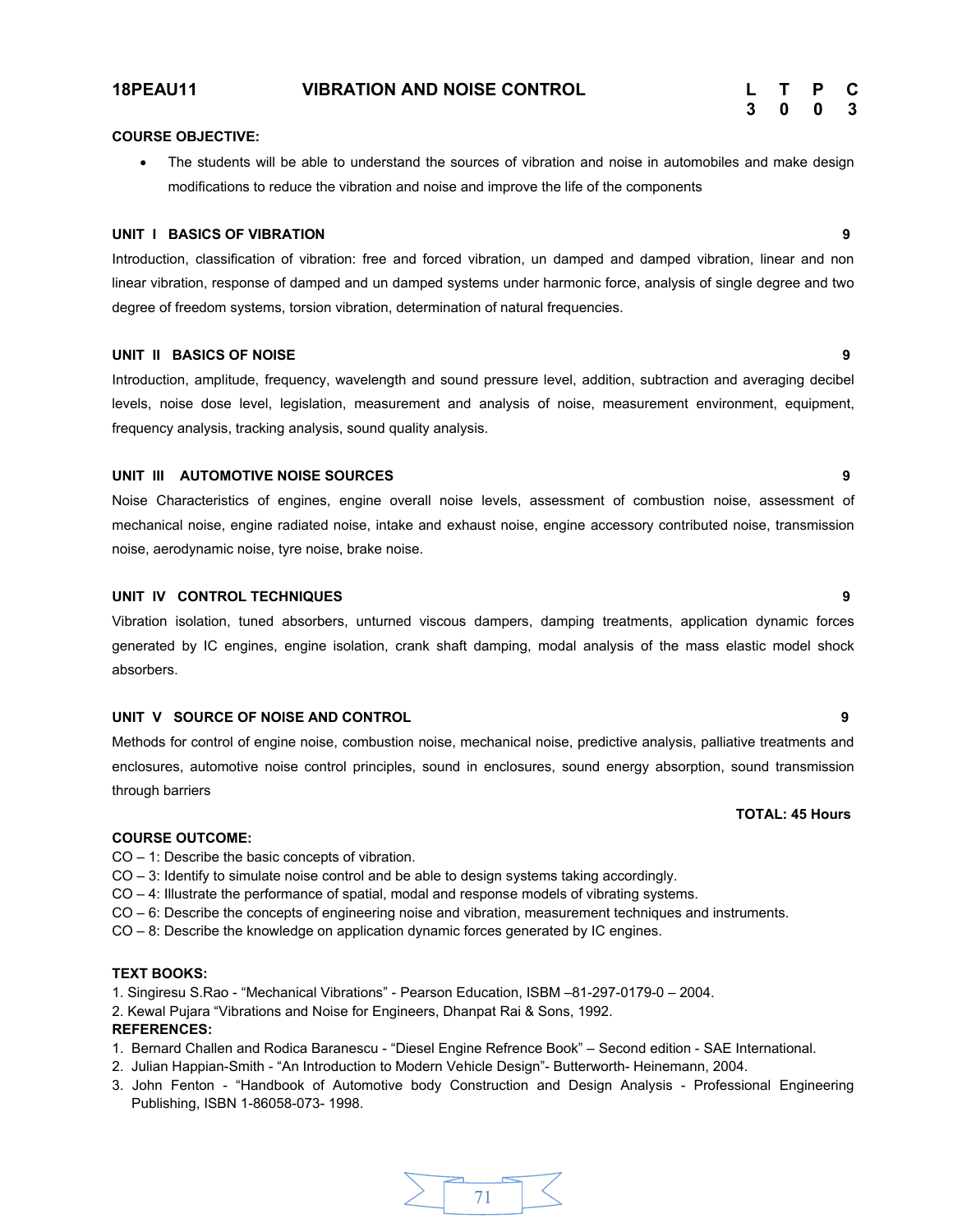# 18PEAU11 VIBRATION AND NOISE CONTROL

| L | T | P | C |
|---|---|---|---|
| 3 | 0 | 0 | 3 |

**COURSE OBJECTIVE:**

- The students will be able to understand the sources of vibration and noise in automobiles and make design modifications to reduce the vibration and noise and improve the life of the components

**UNIT I BASICS OF VIBRATION** **9**

Introduction, classification of vibration: free and forced vibration, un damped and damped vibration, linear and non linear vibration, response of damped and un damped systems under harmonic force, analysis of single degree and two degree of freedom systems, torsion vibration, determination of natural frequencies.

**UNIT II BASICS OF NOISE** **9**

Introduction, amplitude, frequency, wavelength and sound pressure level, addition, subtraction and averaging decibel levels, noise dose level, legislation, measurement and analysis of noise, measurement environment, equipment, frequency analysis, tracking analysis, sound quality analysis.

**UNIT III AUTOMOTIVE NOISE SOURCES** **9**

Noise Characteristics of engines, engine overall noise levels, assessment of combustion noise, assessment of mechanical noise, engine radiated noise, intake and exhaust noise, engine accessory contributed noise, transmission noise, aerodynamic noise, tyre noise, brake noise.

**UNIT IV CONTROL TECHNIQUES** **9**

Vibration isolation, tuned absorbers, unturned viscous dampers, damping treatments, application dynamic forces generated by IC engines, engine isolation, crank shaft damping, modal analysis of the mass elastic model shock absorbers.

**UNIT V SOURCE OF NOISE AND CONTROL** **9**

Methods for control of engine noise, combustion noise, mechanical noise, predictive analysis, palliative treatments and enclosures, automotive noise control principles, sound in enclosures, sound energy absorption, sound transmission through barriers

**TOTAL: 45 Hours**

**COURSE OUTCOME:**

CO – 1: Describe the basic concepts of vibration.
CO – 3: Identify to simulate noise control and be able to design systems taking accordingly.
CO – 4: Illustrate the performance of spatial, modal and response models of vibrating systems.
CO – 6: Describe the concepts of engineering noise and vibration, measurement techniques and instruments.
CO – 8: Describe the knowledge on application dynamic forces generated by IC engines.

**TEXT BOOKS:**

1. Singiresu S.Rao - "Mechanical Vibrations" - Pearson Education, ISBM –81-297-0179-0 – 2004.
2. Kewal Pujara "Vibrations and Noise for Engineers, Dhanpat Rai & Sons, 1992.

**REFERENCES:**

1. Bernard Challen and Rodica Baranescu - "Diesel Engine Refrence Book" – Second edition - SAE International.
2. Julian Happian-Smith - "An Introduction to Modern Vehicle Design"- Butterworth- Heinemann, 2004.
3. John Fenton - "Handbook of Automotive body Construction and Design Analysis - Professional Engineering Publishing, ISBN 1-86058-073- 1998.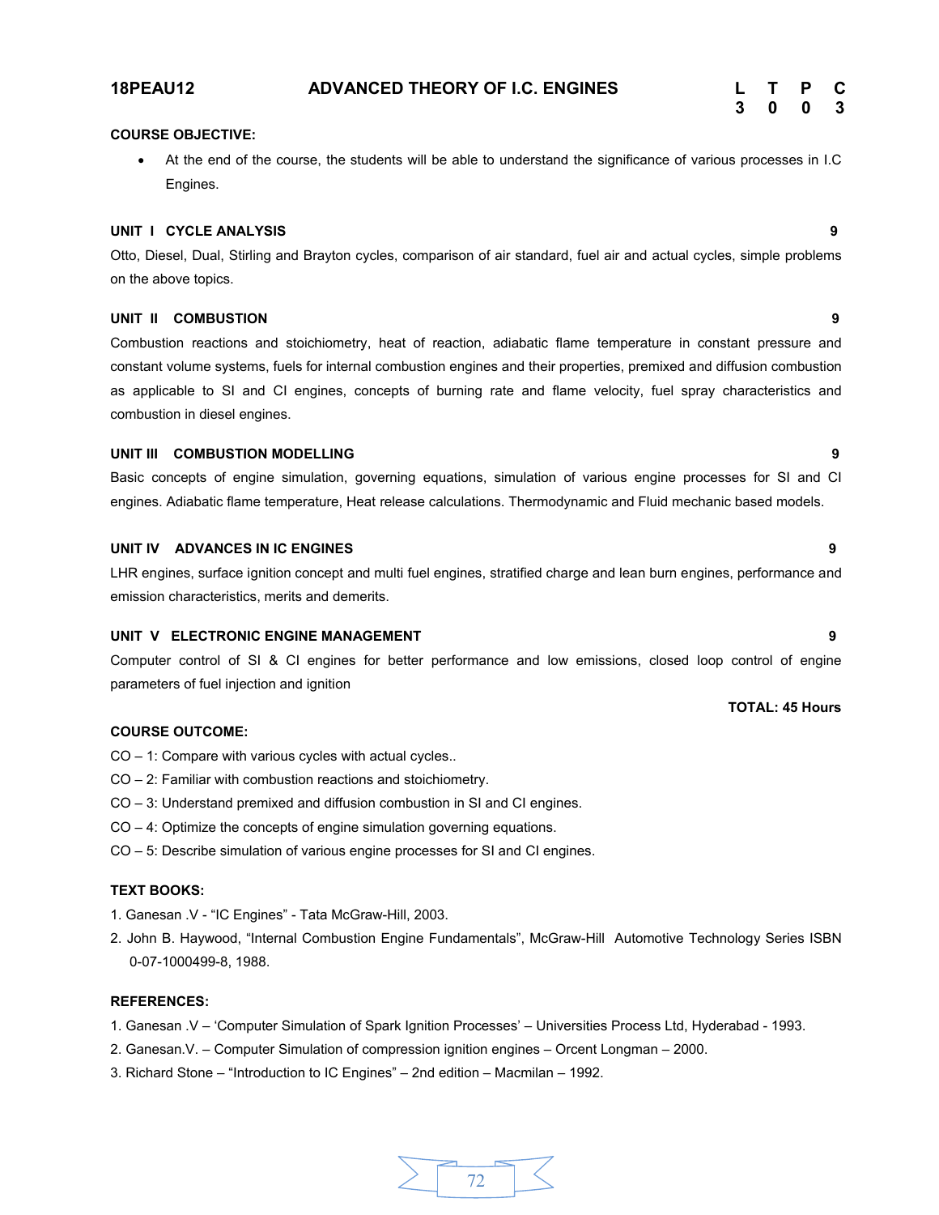## 18PEAU12 ADVANCED THEORY OF I.C. ENGINES

| L | T | P | C |
| --- | --- | --- | --- |
| 3 | 0 | 0 | 3 |

**COURSE OBJECTIVE:**

- At the end of the course, the students will be able to understand the significance of various processes in I.C Engines.

**UNIT I CYCLE ANALYSIS** **9**

Otto, Diesel, Dual, Stirling and Brayton cycles, comparison of air standard, fuel air and actual cycles, simple problems on the above topics.

**UNIT II COMBUSTION** **9**

Combustion reactions and stoichiometry, heat of reaction, adiabatic flame temperature in constant pressure and constant volume systems, fuels for internal combustion engines and their properties, premixed and diffusion combustion as applicable to SI and CI engines, concepts of burning rate and flame velocity, fuel spray characteristics and combustion in diesel engines.

**UNIT III COMBUSTION MODELLING** **9**

Basic concepts of engine simulation, governing equations, simulation of various engine processes for SI and CI engines. Adiabatic flame temperature, Heat release calculations. Thermodynamic and Fluid mechanic based models.

**UNIT IV ADVANCES IN IC ENGINES** **9**

LHR engines, surface ignition concept and multi fuel engines, stratified charge and lean burn engines, performance and emission characteristics, merits and demerits.

**UNIT V ELECTRONIC ENGINE MANAGEMENT** **9**

Computer control of SI & CI engines for better performance and low emissions, closed loop control of engine parameters of fuel injection and ignition

**TOTAL: 45 Hours**

**COURSE OUTCOME:**

CO – 1: Compare with various cycles with actual cycles..

CO – 2: Familiar with combustion reactions and stoichiometry.

CO – 3: Understand premixed and diffusion combustion in SI and CI engines.

CO – 4: Optimize the concepts of engine simulation governing equations.

CO – 5: Describe simulation of various engine processes for SI and CI engines.

**TEXT BOOKS:**

1. Ganesan .V - "IC Engines" - Tata McGraw-Hill, 2003.
2. John B. Haywood, "Internal Combustion Engine Fundamentals", McGraw-Hill Automotive Technology Series ISBN 0-07-1000499-8, 1988.

**REFERENCES:**

1. Ganesan .V – 'Computer Simulation of Spark Ignition Processes' – Universities Process Ltd, Hyderabad - 1993.
2. Ganesan.V. – Computer Simulation of compression ignition engines – Orcent Longman – 2000.
3. Richard Stone – "Introduction to IC Engines" – 2nd edition – Macmilan – 1992.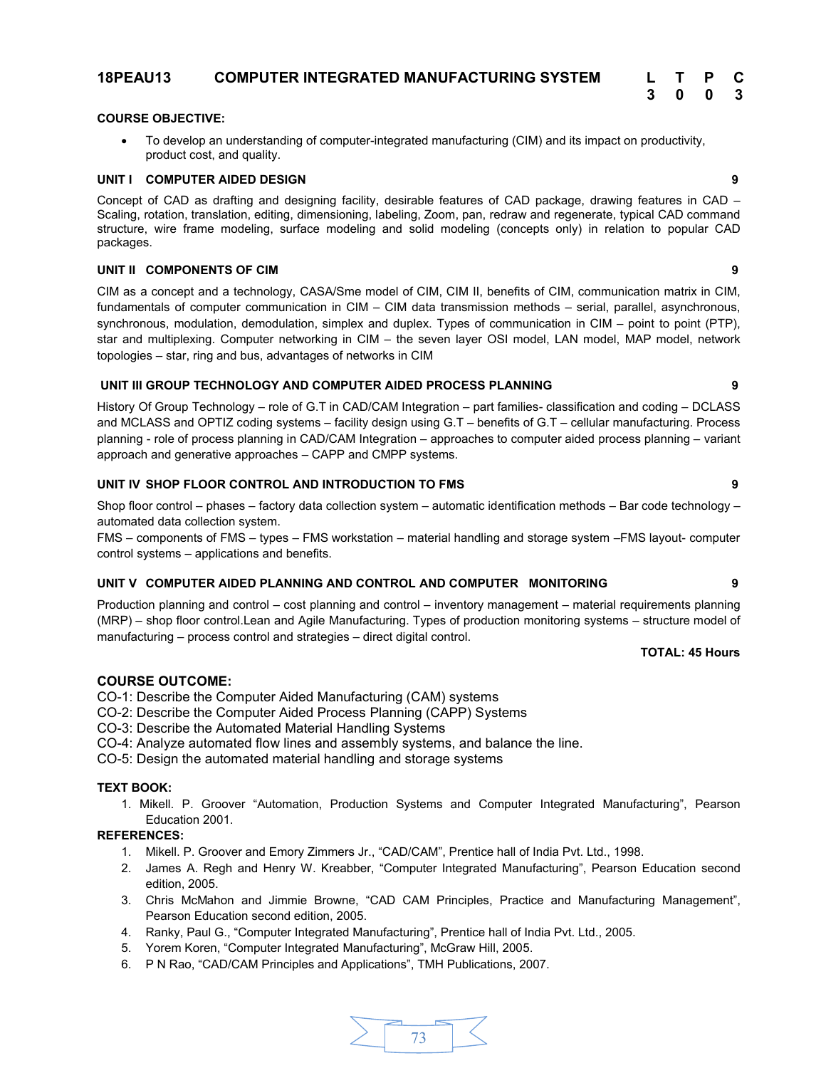## 18PEAU13 COMPUTER INTEGRATED MANUFACTURING SYSTEM

| L | T | P | C |
|---|---|---|---|
| 3 | 0 | 0 | 3 |

**COURSE OBJECTIVE:**

- To develop an understanding of computer-integrated manufacturing (CIM) and its impact on productivity, product cost, and quality.

**UNIT I COMPUTER AIDED DESIGN** **9**

Concept of CAD as drafting and designing facility, desirable features of CAD package, drawing features in CAD – Scaling, rotation, translation, editing, dimensioning, labeling, Zoom, pan, redraw and regenerate, typical CAD command structure, wire frame modeling, surface modeling and solid modeling (concepts only) in relation to popular CAD packages.

**UNIT II COMPONENTS OF CIM** **9**

CIM as a concept and a technology, CASA/Sme model of CIM, CIM II, benefits of CIM, communication matrix in CIM, fundamentals of computer communication in CIM – CIM data transmission methods – serial, parallel, asynchronous, synchronous, modulation, demodulation, simplex and duplex. Types of communication in CIM – point to point (PTP), star and multiplexing. Computer networking in CIM – the seven layer OSI model, LAN model, MAP model, network topologies – star, ring and bus, advantages of networks in CIM

**UNIT III GROUP TECHNOLOGY AND COMPUTER AIDED PROCESS PLANNING** **9**

History Of Group Technology – role of G.T in CAD/CAM Integration – part families- classification and coding – DCLASS and MCLASS and OPTIZ coding systems – facility design using G.T – benefits of G.T – cellular manufacturing. Process planning - role of process planning in CAD/CAM Integration – approaches to computer aided process planning – variant approach and generative approaches – CAPP and CMPP systems.

**UNIT IV SHOP FLOOR CONTROL AND INTRODUCTION TO FMS** **9**

Shop floor control – phases – factory data collection system – automatic identification methods – Bar code technology – automated data collection system.

FMS – components of FMS – types – FMS workstation – material handling and storage system –FMS layout- computer control systems – applications and benefits.

**UNIT V COMPUTER AIDED PLANNING AND CONTROL AND COMPUTER MONITORING** **9**

Production planning and control – cost planning and control – inventory management – material requirements planning (MRP) – shop floor control.Lean and Agile Manufacturing. Types of production monitoring systems – structure model of manufacturing – process control and strategies – direct digital control.

**TOTAL: 45 Hours**

### COURSE OUTCOME:

CO-1: Describe the Computer Aided Manufacturing (CAM) systems
CO-2: Describe the Computer Aided Process Planning (CAPP) Systems
CO-3: Describe the Automated Material Handling Systems
CO-4: Analyze automated flow lines and assembly systems, and balance the line.
CO-5: Design the automated material handling and storage systems

**TEXT BOOK:**

1. Mikell. P. Groover “Automation, Production Systems and Computer Integrated Manufacturing”, Pearson Education 2001.

**REFERENCES:**

1. Mikell. P. Groover and Emory Zimmers Jr., “CAD/CAM”, Prentice hall of India Pvt. Ltd., 1998.
2. James A. Regh and Henry W. Kreabber, “Computer Integrated Manufacturing”, Pearson Education second edition, 2005.
3. Chris McMahon and Jimmie Browne, “CAD CAM Principles, Practice and Manufacturing Management”, Pearson Education second edition, 2005.
4. Ranky, Paul G., “Computer Integrated Manufacturing”, Prentice hall of India Pvt. Ltd., 2005.
5. Yorem Koren, “Computer Integrated Manufacturing”, McGraw Hill, 2005.
6. P N Rao, “CAD/CAM Principles and Applications”, TMH Publications, 2007.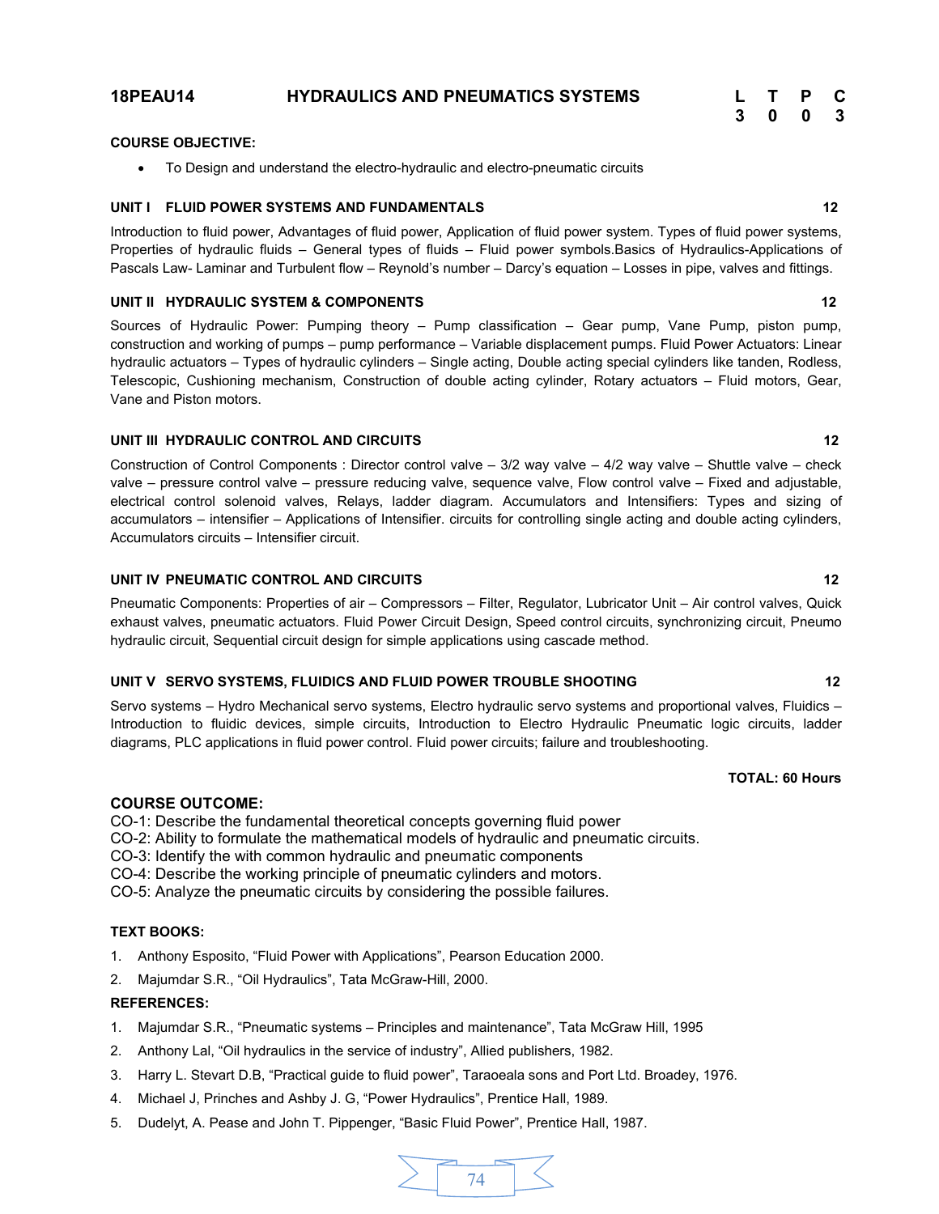## 18PEAU14 HYDRAULICS AND PNEUMATICS SYSTEMS

| L | T | P | C |
|---|---|---|---|
| 3 | 0 | 0 | 3 |

**COURSE OBJECTIVE:**

- To Design and understand the electro-hydraulic and electro-pneumatic circuits

**UNIT I FLUID POWER SYSTEMS AND FUNDAMENTALS** **12**

Introduction to fluid power, Advantages of fluid power, Application of fluid power system. Types of fluid power systems, Properties of hydraulic fluids – General types of fluids – Fluid power symbols.Basics of Hydraulics-Applications of Pascals Law- Laminar and Turbulent flow – Reynold's number – Darcy's equation – Losses in pipe, valves and fittings.

**UNIT II HYDRAULIC SYSTEM & COMPONENTS** **12**

Sources of Hydraulic Power: Pumping theory – Pump classification – Gear pump, Vane Pump, piston pump, construction and working of pumps – pump performance – Variable displacement pumps. Fluid Power Actuators: Linear hydraulic actuators – Types of hydraulic cylinders – Single acting, Double acting special cylinders like tanden, Rodless, Telescopic, Cushioning mechanism, Construction of double acting cylinder, Rotary actuators – Fluid motors, Gear, Vane and Piston motors.

**UNIT III HYDRAULIC CONTROL AND CIRCUITS** **12**

Construction of Control Components : Director control valve – 3/2 way valve – 4/2 way valve – Shuttle valve – check valve – pressure control valve – pressure reducing valve, sequence valve, Flow control valve – Fixed and adjustable, electrical control solenoid valves, Relays, ladder diagram. Accumulators and Intensifiers: Types and sizing of accumulators – intensifier – Applications of Intensifier. circuits for controlling single acting and double acting cylinders, Accumulators circuits – Intensifier circuit.

**UNIT IV PNEUMATIC CONTROL AND CIRCUITS** **12**

Pneumatic Components: Properties of air – Compressors – Filter, Regulator, Lubricator Unit – Air control valves, Quick exhaust valves, pneumatic actuators. Fluid Power Circuit Design, Speed control circuits, synchronizing circuit, Pneumo hydraulic circuit, Sequential circuit design for simple applications using cascade method.

**UNIT V SERVO SYSTEMS, FLUIDICS AND FLUID POWER TROUBLE SHOOTING** **12**

Servo systems – Hydro Mechanical servo systems, Electro hydraulic servo systems and proportional valves, Fluidics – Introduction to fluidic devices, simple circuits, Introduction to Electro Hydraulic Pneumatic logic circuits, ladder diagrams, PLC applications in fluid power control. Fluid power circuits; failure and troubleshooting.

**TOTAL: 60 Hours**

**COURSE OUTCOME:**

CO-1: Describe the fundamental theoretical concepts governing fluid power
CO-2: Ability to formulate the mathematical models of hydraulic and pneumatic circuits.
CO-3: Identify the with common hydraulic and pneumatic components
CO-4: Describe the working principle of pneumatic cylinders and motors.
CO-5: Analyze the pneumatic circuits by considering the possible failures.

**TEXT BOOKS:**

1. Anthony Esposito, "Fluid Power with Applications", Pearson Education 2000.
2. Majumdar S.R., "Oil Hydraulics", Tata McGraw-Hill, 2000.

**REFERENCES:**

1. Majumdar S.R., "Pneumatic systems – Principles and maintenance", Tata McGraw Hill, 1995
2. Anthony Lal, "Oil hydraulics in the service of industry", Allied publishers, 1982.
3. Harry L. Stevart D.B, "Practical guide to fluid power", Taraoeala sons and Port Ltd. Broadey, 1976.
4. Michael J, Prinches and Ashby J. G, "Power Hydraulics", Prentice Hall, 1989.
5. Dudelyt, A. Pease and John T. Pippenger, "Basic Fluid Power", Prentice Hall, 1987.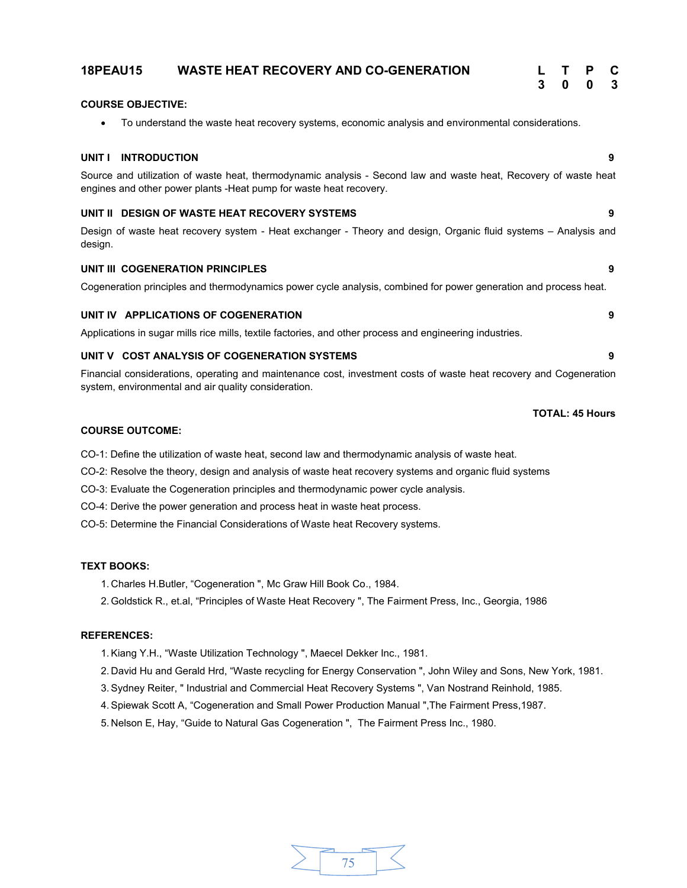## 18PEAU15 WASTE HEAT RECOVERY AND CO-GENERATION

| L | T | P | C |
|---|---|---|---|
| 3 | 0 | 0 | 3 |

**COURSE OBJECTIVE:**

- To understand the waste heat recovery systems, economic analysis and environmental considerations.

**UNIT I INTRODUCTION** **9**

Source and utilization of waste heat, thermodynamic analysis - Second law and waste heat, Recovery of waste heat engines and other power plants -Heat pump for waste heat recovery.

**UNIT II DESIGN OF WASTE HEAT RECOVERY SYSTEMS** **9**

Design of waste heat recovery system - Heat exchanger - Theory and design, Organic fluid systems – Analysis and design.

**UNIT III COGENERATION PRINCIPLES** **9**

Cogeneration principles and thermodynamics power cycle analysis, combined for power generation and process heat.

**UNIT IV APPLICATIONS OF COGENERATION** **9**

Applications in sugar mills rice mills, textile factories, and other process and engineering industries.

**UNIT V COST ANALYSIS OF COGENERATION SYSTEMS** **9**

Financial considerations, operating and maintenance cost, investment costs of waste heat recovery and Cogeneration system, environmental and air quality consideration.

**TOTAL: 45 Hours**

**COURSE OUTCOME:**

CO-1: Define the utilization of waste heat, second law and thermodynamic analysis of waste heat.

CO-2: Resolve the theory, design and analysis of waste heat recovery systems and organic fluid systems

CO-3: Evaluate the Cogeneration principles and thermodynamic power cycle analysis.

CO-4: Derive the power generation and process heat in waste heat process.

CO-5: Determine the Financial Considerations of Waste heat Recovery systems.

**TEXT BOOKS:**

1. Charles H.Butler, "Cogeneration ", Mc Graw Hill Book Co., 1984.
2. Goldstick R., et.al, "Principles of Waste Heat Recovery ", The Fairment Press, Inc., Georgia, 1986

**REFERENCES:**

1. Kiang Y.H., "Waste Utilization Technology ", Maecel Dekker Inc., 1981.
2. David Hu and Gerald Hrd, "Waste recycling for Energy Conservation ", John Wiley and Sons, New York, 1981.
3. Sydney Reiter, " Industrial and Commercial Heat Recovery Systems ", Van Nostrand Reinhold, 1985.
4. Spiewak Scott A, "Cogeneration and Small Power Production Manual ",The Fairment Press,1987.
5. Nelson E, Hay, "Guide to Natural Gas Cogeneration ", The Fairment Press Inc., 1980.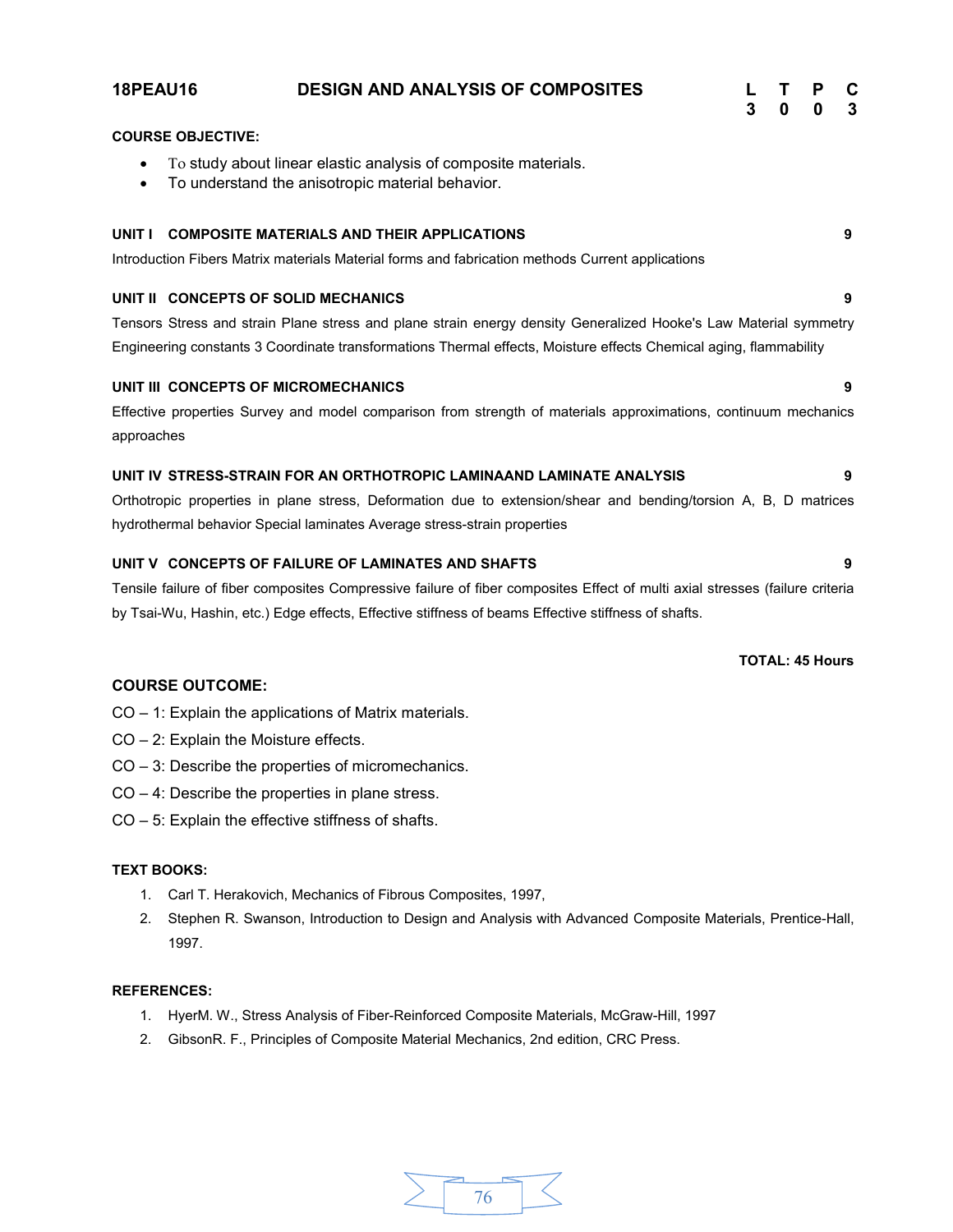# 18PEAU16 DESIGN AND ANALYSIS OF COMPOSITES

| L | T | P | C |
|---|---|---|---|
| 3 | 0 | 0 | 3 |

**COURSE OBJECTIVE:**

- To study about linear elastic analysis of composite materials.
- To understand the anisotropic material behavior.

**UNIT I COMPOSITE MATERIALS AND THEIR APPLICATIONS** **9**

Introduction Fibers Matrix materials Material forms and fabrication methods Current applications

**UNIT II CONCEPTS OF SOLID MECHANICS** **9**

Tensors Stress and strain Plane stress and plane strain energy density Generalized Hooke's Law Material symmetry Engineering constants 3 Coordinate transformations Thermal effects, Moisture effects Chemical aging, flammability

**UNIT III CONCEPTS OF MICROMECHANICS** **9**

Effective properties Survey and model comparison from strength of materials approximations, continuum mechanics approaches

**UNIT IV STRESS-STRAIN FOR AN ORTHOTROPIC LAMINAAND LAMINATE ANALYSIS** **9**

Orthotropic properties in plane stress, Deformation due to extension/shear and bending/torsion A, B, D matrices hydrothermal behavior Special laminates Average stress-strain properties

**UNIT V CONCEPTS OF FAILURE OF LAMINATES AND SHAFTS** **9**

Tensile failure of fiber composites Compressive failure of fiber composites Effect of multi axial stresses (failure criteria by Tsai-Wu, Hashin, etc.) Edge effects, Effective stiffness of beams Effective stiffness of shafts.

**TOTAL: 45 Hours**

**COURSE OUTCOME:**

CO – 1: Explain the applications of Matrix materials.

CO – 2: Explain the Moisture effects.

CO – 3: Describe the properties of micromechanics.

CO – 4: Describe the properties in plane stress.

CO – 5: Explain the effective stiffness of shafts.

**TEXT BOOKS:**

1. Carl T. Herakovich, Mechanics of Fibrous Composites, 1997,
2. Stephen R. Swanson, Introduction to Design and Analysis with Advanced Composite Materials, Prentice-Hall, 1997.

**REFERENCES:**

1. HyerM. W., Stress Analysis of Fiber-Reinforced Composite Materials, McGraw-Hill, 1997
2. GibsonR. F., Principles of Composite Material Mechanics, 2nd edition, CRC Press.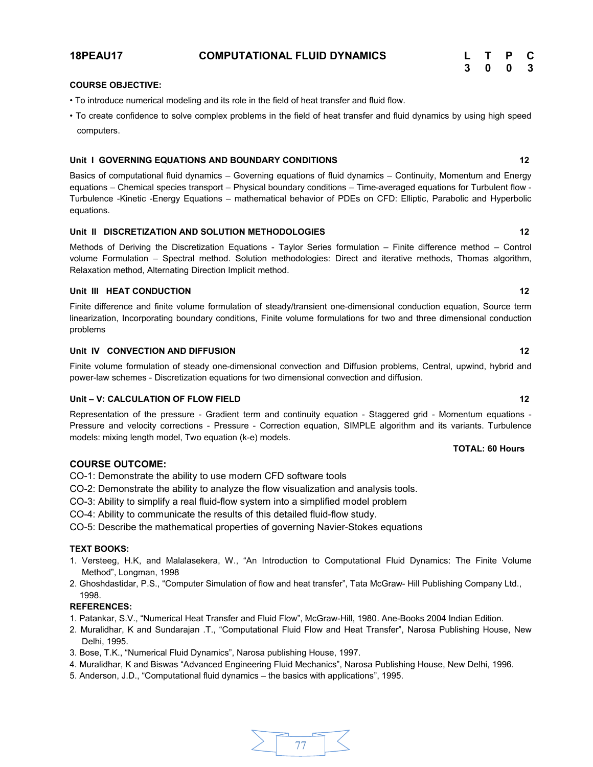## 18PEAU17 COMPUTATIONAL FLUID DYNAMICS

| L | T | P | C |
|---|---|---|---|
| 3 | 0 | 0 | 3 |

**COURSE OBJECTIVE:**

- To introduce numerical modeling and its role in the field of heat transfer and fluid flow.
- To create confidence to solve complex problems in the field of heat transfer and fluid dynamics by using high speed computers.

### Unit I GOVERNING EQUATIONS AND BOUNDARY CONDITIONS 12

Basics of computational fluid dynamics – Governing equations of fluid dynamics – Continuity, Momentum and Energy equations – Chemical species transport – Physical boundary conditions – Time-averaged equations for Turbulent flow - Turbulence -Kinetic -Energy Equations – mathematical behavior of PDEs on CFD: Elliptic, Parabolic and Hyperbolic equations.

### Unit II DISCRETIZATION AND SOLUTION METHODOLOGIES 12

Methods of Deriving the Discretization Equations - Taylor Series formulation – Finite difference method – Control volume Formulation – Spectral method. Solution methodologies: Direct and iterative methods, Thomas algorithm, Relaxation method, Alternating Direction Implicit method.

### Unit III HEAT CONDUCTION 12

Finite difference and finite volume formulation of steady/transient one-dimensional conduction equation, Source term linearization, Incorporating boundary conditions, Finite volume formulations for two and three dimensional conduction problems

### Unit IV CONVECTION AND DIFFUSION 12

Finite volume formulation of steady one-dimensional convection and Diffusion problems, Central, upwind, hybrid and power-law schemes - Discretization equations for two dimensional convection and diffusion.

### Unit – V: CALCULATION OF FLOW FIELD 12

Representation of the pressure - Gradient term and continuity equation - Staggered grid - Momentum equations - Pressure and velocity corrections - Pressure - Correction equation, SIMPLE algorithm and its variants. Turbulence models: mixing length model, Two equation (k-e) models.

**TOTAL: 60 Hours**

**COURSE OUTCOME:**

CO-1: Demonstrate the ability to use modern CFD software tools

CO-2: Demonstrate the ability to analyze the flow visualization and analysis tools.

CO-3: Ability to simplify a real fluid-flow system into a simplified model problem

CO-4: Ability to communicate the results of this detailed fluid-flow study.

CO-5: Describe the mathematical properties of governing Navier-Stokes equations

**TEXT BOOKS:**

1. Versteeg, H.K, and Malalasekera, W., "An Introduction to Computational Fluid Dynamics: The Finite Volume Method", Longman, 1998
2. Ghoshdastidar, P.S., "Computer Simulation of flow and heat transfer", Tata McGraw- Hill Publishing Company Ltd., 1998.

**REFERENCES:**

1. Patankar, S.V., "Numerical Heat Transfer and Fluid Flow", McGraw-Hill, 1980. Ane-Books 2004 Indian Edition.
2. Muralidhar, K and Sundarajan .T., "Computational Fluid Flow and Heat Transfer", Narosa Publishing House, New Delhi, 1995.
3. Bose, T.K., "Numerical Fluid Dynamics", Narosa publishing House, 1997.
4. Muralidhar, K and Biswas "Advanced Engineering Fluid Mechanics", Narosa Publishing House, New Delhi, 1996.
5. Anderson, J.D., "Computational fluid dynamics – the basics with applications", 1995.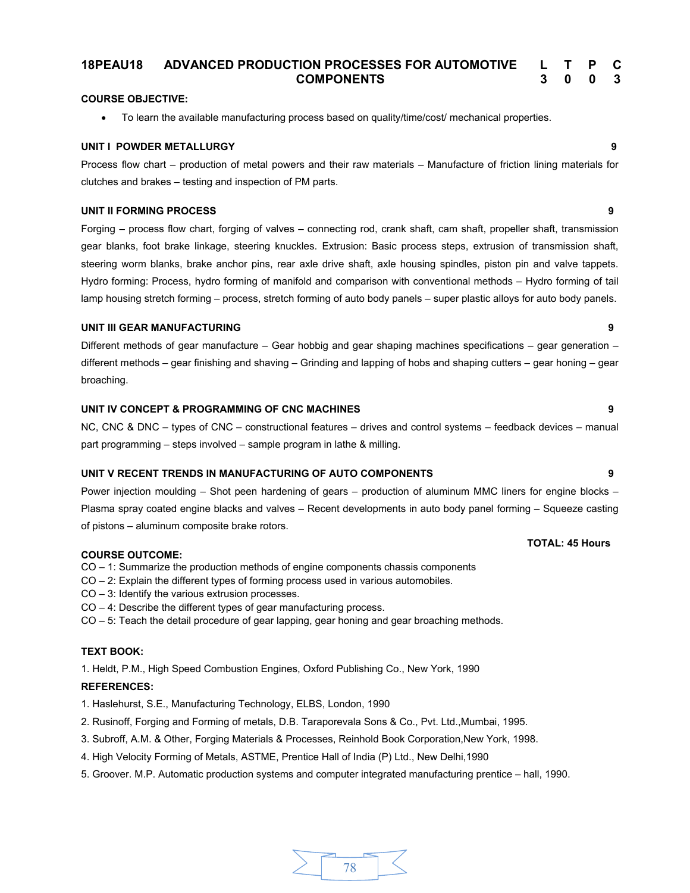## 18PEAU18 ADVANCED PRODUCTION PROCESSES FOR AUTOMOTIVE COMPONENTS

| L | T | P | C |
|---|---|---|---|
| 3 | 0 | 0 | 3 |

**COURSE OBJECTIVE:**

- To learn the available manufacturing process based on quality/time/cost/ mechanical properties.

**UNIT I POWDER METALLURGY** **9**

Process flow chart – production of metal powers and their raw materials – Manufacture of friction lining materials for clutches and brakes – testing and inspection of PM parts.

**UNIT II FORMING PROCESS** **9**

Forging – process flow chart, forging of valves – connecting rod, crank shaft, cam shaft, propeller shaft, transmission gear blanks, foot brake linkage, steering knuckles. Extrusion: Basic process steps, extrusion of transmission shaft, steering worm blanks, brake anchor pins, rear axle drive shaft, axle housing spindles, piston pin and valve tappets. Hydro forming: Process, hydro forming of manifold and comparison with conventional methods – Hydro forming of tail lamp housing stretch forming – process, stretch forming of auto body panels – super plastic alloys for auto body panels.

**UNIT III GEAR MANUFACTURING** **9**

Different methods of gear manufacture – Gear hobbig and gear shaping machines specifications – gear generation – different methods – gear finishing and shaving – Grinding and lapping of hobs and shaping cutters – gear honing – gear broaching.

**UNIT IV CONCEPT & PROGRAMMING OF CNC MACHINES** **9**

NC, CNC & DNC – types of CNC – constructional features – drives and control systems – feedback devices – manual part programming – steps involved – sample program in lathe & milling.

**UNIT V RECENT TRENDS IN MANUFACTURING OF AUTO COMPONENTS** **9**

Power injection moulding – Shot peen hardening of gears – production of aluminum MMC liners for engine blocks – Plasma spray coated engine blacks and valves – Recent developments in auto body panel forming – Squeeze casting of pistons – aluminum composite brake rotors.

**TOTAL: 45 Hours**

**COURSE OUTCOME:**

CO – 1: Summarize the production methods of engine components chassis components
CO – 2: Explain the different types of forming process used in various automobiles.
CO – 3: Identify the various extrusion processes.
CO – 4: Describe the different types of gear manufacturing process.
CO – 5: Teach the detail procedure of gear lapping, gear honing and gear broaching methods.

**TEXT BOOK:**

1. Heldt, P.M., High Speed Combustion Engines, Oxford Publishing Co., New York, 1990

**REFERENCES:**

1. Haslehurst, S.E., Manufacturing Technology, ELBS, London, 1990
2. Rusinoff, Forging and Forming of metals, D.B. Taraporevala Sons & Co., Pvt. Ltd.,Mumbai, 1995.
3. Subroff, A.M. & Other, Forging Materials & Processes, Reinhold Book Corporation,New York, 1998.
4. High Velocity Forming of Metals, ASTME, Prentice Hall of India (P) Ltd., New Delhi,1990
5. Groover. M.P. Automatic production systems and computer integrated manufacturing prentice – hall, 1990.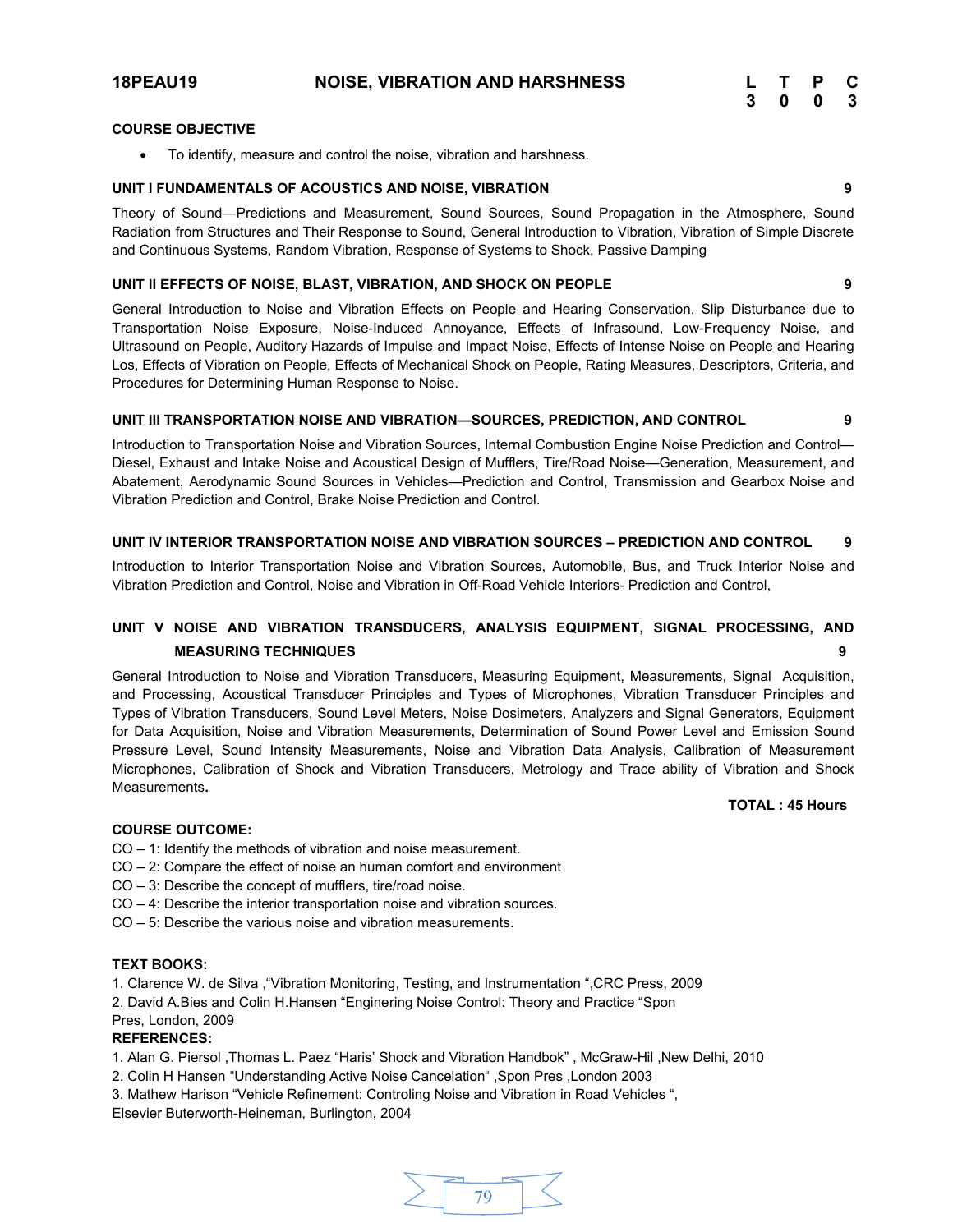## 18PEAU19 NOISE, VIBRATION AND HARSHNESS

| L | T | P | C |
|---|---|---|---|
| 3 | 0 | 0 | 3 |

**COURSE OBJECTIVE**

- To identify, measure and control the noise, vibration and harshness.

**UNIT I FUNDAMENTALS OF ACOUSTICS AND NOISE, VIBRATION** **9**

Theory of Sound—Predictions and Measurement, Sound Sources, Sound Propagation in the Atmosphere, Sound Radiation from Structures and Their Response to Sound, General Introduction to Vibration, Vibration of Simple Discrete and Continuous Systems, Random Vibration, Response of Systems to Shock, Passive Damping

**UNIT II EFFECTS OF NOISE, BLAST, VIBRATION, AND SHOCK ON PEOPLE** **9**

General Introduction to Noise and Vibration Effects on People and Hearing Conservation, Slip Disturbance due to Transportation Noise Exposure, Noise-Induced Annoyance, Effects of Infrasound, Low-Frequency Noise, and Ultrasound on People, Auditory Hazards of Impulse and Impact Noise, Effects of Intense Noise on People and Hearing Los, Effects of Vibration on People, Effects of Mechanical Shock on People, Rating Measures, Descriptors, Criteria, and Procedures for Determining Human Response to Noise.

**UNIT III TRANSPORTATION NOISE AND VIBRATION—SOURCES, PREDICTION, AND CONTROL** **9**

Introduction to Transportation Noise and Vibration Sources, Internal Combustion Engine Noise Prediction and Control—Diesel, Exhaust and Intake Noise and Acoustical Design of Mufflers, Tire/Road Noise—Generation, Measurement, and Abatement, Aerodynamic Sound Sources in Vehicles—Prediction and Control, Transmission and Gearbox Noise and Vibration Prediction and Control, Brake Noise Prediction and Control.

**UNIT IV INTERIOR TRANSPORTATION NOISE AND VIBRATION SOURCES – PREDICTION AND CONTROL** **9**

Introduction to Interior Transportation Noise and Vibration Sources, Automobile, Bus, and Truck Interior Noise and Vibration Prediction and Control, Noise and Vibration in Off-Road Vehicle Interiors- Prediction and Control,

**UNIT V NOISE AND VIBRATION TRANSDUCERS, ANALYSIS EQUIPMENT, SIGNAL PROCESSING, AND MEASURING TECHNIQUES** **9**

General Introduction to Noise and Vibration Transducers, Measuring Equipment, Measurements, Signal Acquisition, and Processing, Acoustical Transducer Principles and Types of Microphones, Vibration Transducer Principles and Types of Vibration Transducers, Sound Level Meters, Noise Dosimeters, Analyzers and Signal Generators, Equipment for Data Acquisition, Noise and Vibration Measurements, Determination of Sound Power Level and Emission Sound Pressure Level, Sound Intensity Measurements, Noise and Vibration Data Analysis, Calibration of Measurement Microphones, Calibration of Shock and Vibration Transducers, Metrology and Trace ability of Vibration and Shock Measurements**.**

**TOTAL : 45 Hours**

**COURSE OUTCOME:**

CO – 1: Identify the methods of vibration and noise measurement.
CO – 2: Compare the effect of noise an human comfort and environment
CO – 3: Describe the concept of mufflers, tire/road noise.
CO – 4: Describe the interior transportation noise and vibration sources.
CO – 5: Describe the various noise and vibration measurements.

**TEXT BOOKS:**

1. Clarence W. de Silva ,"Vibration Monitoring, Testing, and Instrumentation ",CRC Press, 2009
2. David A.Bies and Colin H.Hansen "Enginering Noise Control: Theory and Practice "Spon Pres, London, 2009

**REFERENCES:**

1. Alan G. Piersol ,Thomas L. Paez "Haris' Shock and Vibration Handbok" , McGraw-Hil ,New Delhi, 2010
2. Colin H Hansen "Understanding Active Noise Cancelation" ,Spon Pres ,London 2003
3. Mathew Harison "Vehicle Refinement: Controling Noise and Vibration in Road Vehicles ", Elsevier Buterworth-Heineman, Burlington, 2004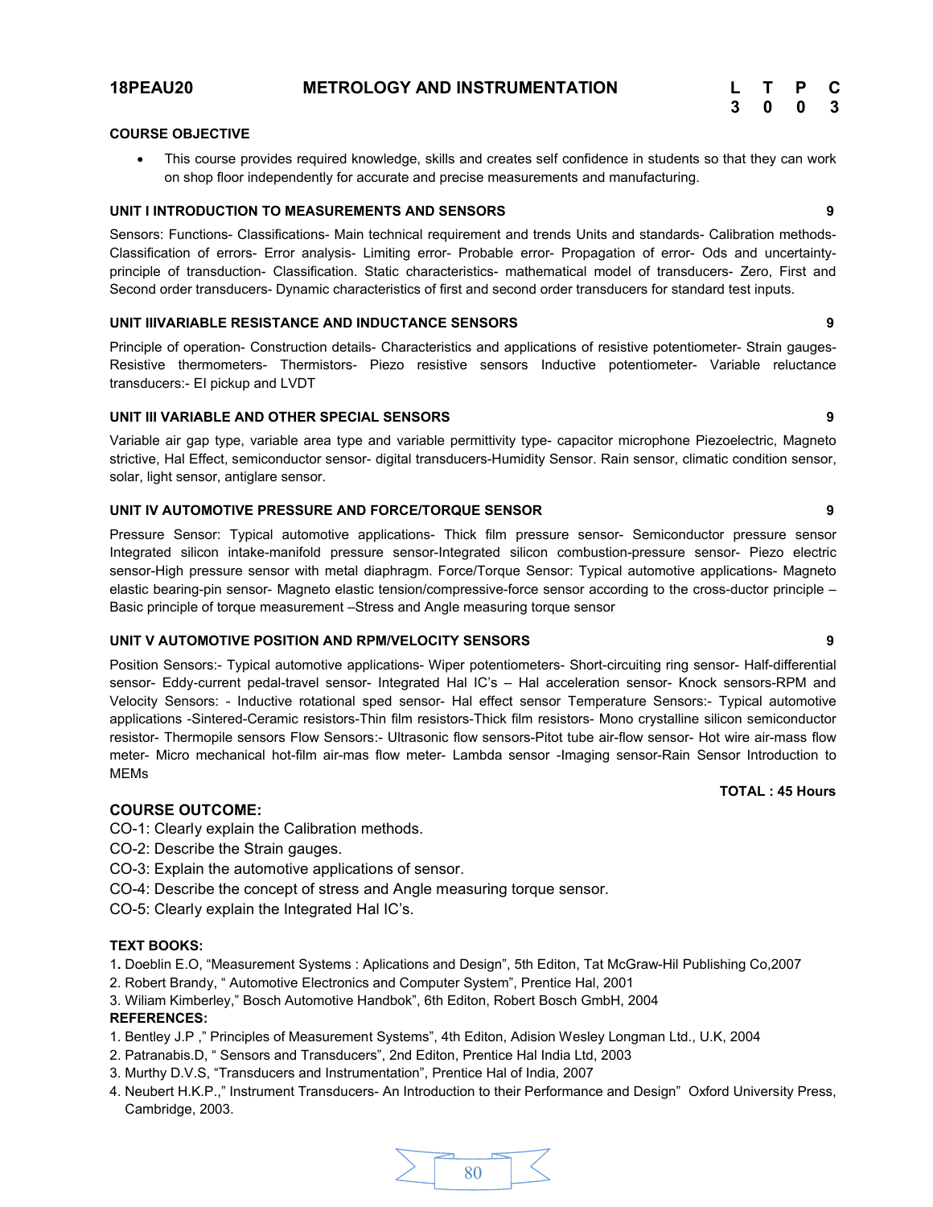**18PEAU20 METROLOGY AND INSTRUMENTATION**

| L | T | P | C |
|---|---|---|---|
| 3 | 0 | 0 | 3 |

**COURSE OBJECTIVE**

- This course provides required knowledge, skills and creates self confidence in students so that they can work on shop floor independently for accurate and precise measurements and manufacturing.

**UNIT I INTRODUCTION TO MEASUREMENTS AND SENSORS** **9**

Sensors: Functions- Classifications- Main technical requirement and trends Units and standards- Calibration methods- Classification of errors- Error analysis- Limiting error- Probable error- Propagation of error- Ods and uncertainty-principle of transduction- Classification. Static characteristics- mathematical model of transducers- Zero, First and Second order transducers- Dynamic characteristics of first and second order transducers for standard test inputs.

**UNIT IIVARIABLE RESISTANCE AND INDUCTANCE SENSORS** **9**

Principle of operation- Construction details- Characteristics and applications of resistive potentiometer- Strain gauges- Resistive thermometers- Thermistors- Piezo resistive sensors Inductive potentiometer- Variable reluctance transducers:- EI pickup and LVDT

**UNIT III VARIABLE AND OTHER SPECIAL SENSORS** **9**

Variable air gap type, variable area type and variable permittivity type- capacitor microphone Piezoelectric, Magneto strictive, Hal Effect, semiconductor sensor- digital transducers-Humidity Sensor. Rain sensor, climatic condition sensor, solar, light sensor, antiglare sensor.

**UNIT IV AUTOMOTIVE PRESSURE AND FORCE/TORQUE SENSOR** **9**

Pressure Sensor: Typical automotive applications- Thick film pressure sensor- Semiconductor pressure sensor Integrated silicon intake-manifold pressure sensor-Integrated silicon combustion-pressure sensor- Piezo electric sensor-High pressure sensor with metal diaphragm. Force/Torque Sensor: Typical automotive applications- Magneto elastic bearing-pin sensor- Magneto elastic tension/compressive-force sensor according to the cross-ductor principle – Basic principle of torque measurement –Stress and Angle measuring torque sensor

**UNIT V AUTOMOTIVE POSITION AND RPM/VELOCITY SENSORS** **9**

Position Sensors:- Typical automotive applications- Wiper potentiometers- Short-circuiting ring sensor- Half-differential sensor- Eddy-current pedal-travel sensor- Integrated Hal IC's – Hal acceleration sensor- Knock sensors-RPM and Velocity Sensors: - Inductive rotational sped sensor- Hal effect sensor Temperature Sensors:- Typical automotive applications -Sintered-Ceramic resistors-Thin film resistors-Thick film resistors- Mono crystalline silicon semiconductor resistor- Thermopile sensors Flow Sensors:- Ultrasonic flow sensors-Pitot tube air-flow sensor- Hot wire air-mass flow meter- Micro mechanical hot-film air-mas flow meter- Lambda sensor -Imaging sensor-Rain Sensor Introduction to MEMs

**TOTAL : 45 Hours**

**COURSE OUTCOME:**

CO-1: Clearly explain the Calibration methods.
CO-2: Describe the Strain gauges.
CO-3: Explain the automotive applications of sensor.
CO-4: Describe the concept of stress and Angle measuring torque sensor.
CO-5: Clearly explain the Integrated Hal IC's.

**TEXT BOOKS:**

1. Doeblin E.O, "Measurement Systems : Aplications and Design", 5th Editon, Tat McGraw-Hil Publishing Co,2007
2. Robert Brandy, " Automotive Electronics and Computer System", Prentice Hal, 2001
3. Wiliam Kimberley," Bosch Automotive Handbok", 6th Editon, Robert Bosch GmbH, 2004

**REFERENCES:**

1. Bentley J.P ," Principles of Measurement Systems", 4th Editon, Adision Wesley Longman Ltd., U.K, 2004
2. Patranabis.D, " Sensors and Transducers", 2nd Editon, Prentice Hal India Ltd, 2003
3. Murthy D.V.S, "Transducers and Instrumentation", Prentice Hal of India, 2007
4. Neubert H.K.P.," Instrument Transducers- An Introduction to their Performance and Design" Oxford University Press, Cambridge, 2003.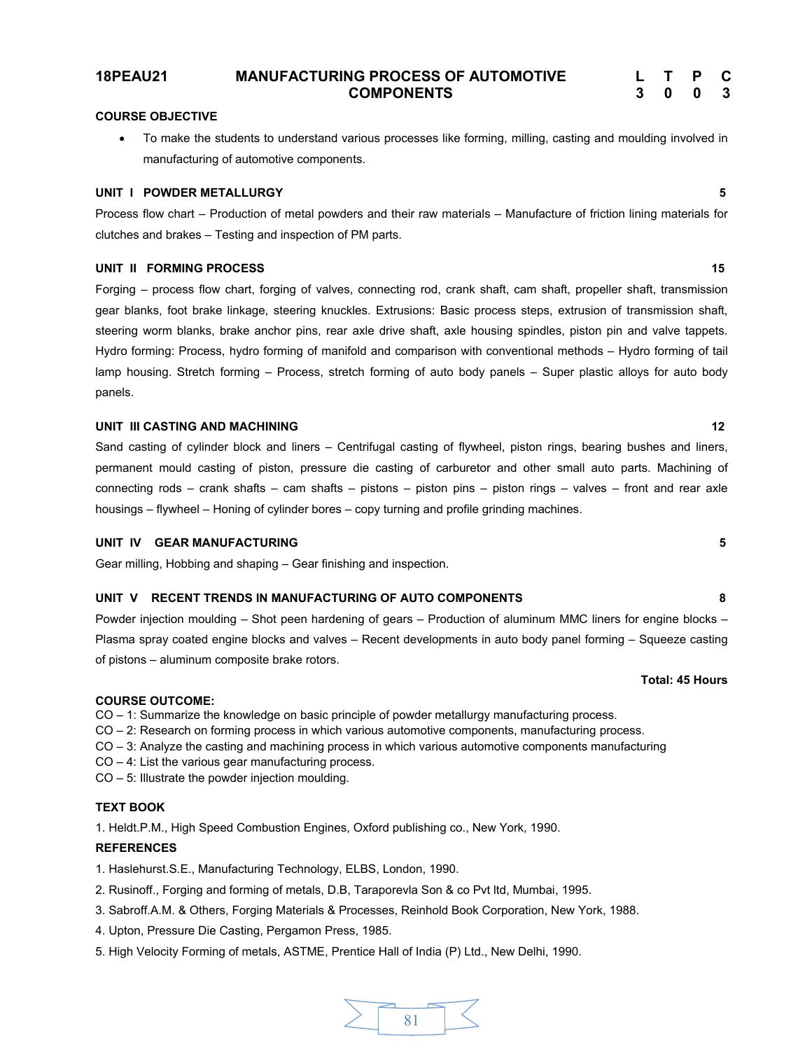| 18PEAU21 | MANUFACTURING PROCESS OF AUTOMOTIVE COMPONENTS | L | T | P | C |
|---|---|---|---|---|---|
| | | 3 | 0 | 0 | 3 |

**COURSE OBJECTIVE**

- To make the students to understand various processes like forming, milling, casting and moulding involved in manufacturing of automotive components.

**UNIT I POWDER METALLURGY** **5**

Process flow chart – Production of metal powders and their raw materials – Manufacture of friction lining materials for clutches and brakes – Testing and inspection of PM parts.

**UNIT II FORMING PROCESS** **15**

Forging – process flow chart, forging of valves, connecting rod, crank shaft, cam shaft, propeller shaft, transmission gear blanks, foot brake linkage, steering knuckles. Extrusions: Basic process steps, extrusion of transmission shaft, steering worm blanks, brake anchor pins, rear axle drive shaft, axle housing spindles, piston pin and valve tappets. Hydro forming: Process, hydro forming of manifold and comparison with conventional methods – Hydro forming of tail lamp housing. Stretch forming – Process, stretch forming of auto body panels – Super plastic alloys for auto body panels.

**UNIT III CASTING AND MACHINING** **12**

Sand casting of cylinder block and liners – Centrifugal casting of flywheel, piston rings, bearing bushes and liners, permanent mould casting of piston, pressure die casting of carburetor and other small auto parts. Machining of connecting rods – crank shafts – cam shafts – pistons – piston pins – piston rings – valves – front and rear axle housings – flywheel – Honing of cylinder bores – copy turning and profile grinding machines.

**UNIT IV GEAR MANUFACTURING** **5**

Gear milling, Hobbing and shaping – Gear finishing and inspection.

**UNIT V RECENT TRENDS IN MANUFACTURING OF AUTO COMPONENTS** **8**

Powder injection moulding – Shot peen hardening of gears – Production of aluminum MMC liners for engine blocks – Plasma spray coated engine blocks and valves – Recent developments in auto body panel forming – Squeeze casting of pistons – aluminum composite brake rotors.

**Total: 45 Hours**

**COURSE OUTCOME:**

CO – 1: Summarize the knowledge on basic principle of powder metallurgy manufacturing process.
CO – 2: Research on forming process in which various automotive components, manufacturing process.
CO – 3: Analyze the casting and machining process in which various automotive components manufacturing
CO – 4: List the various gear manufacturing process.
CO – 5: Illustrate the powder injection moulding.

**TEXT BOOK**

1. Heldt.P.M., High Speed Combustion Engines, Oxford publishing co., New York, 1990.

**REFERENCES**

1. Haslehurst.S.E., Manufacturing Technology, ELBS, London, 1990.
2. Rusinoff., Forging and forming of metals, D.B, Taraporevla Son & co Pvt ltd, Mumbai, 1995.
3. Sabroff.A.M. & Others, Forging Materials & Processes, Reinhold Book Corporation, New York, 1988.
4. Upton, Pressure Die Casting, Pergamon Press, 1985.
5. High Velocity Forming of metals, ASTME, Prentice Hall of India (P) Ltd., New Delhi, 1990.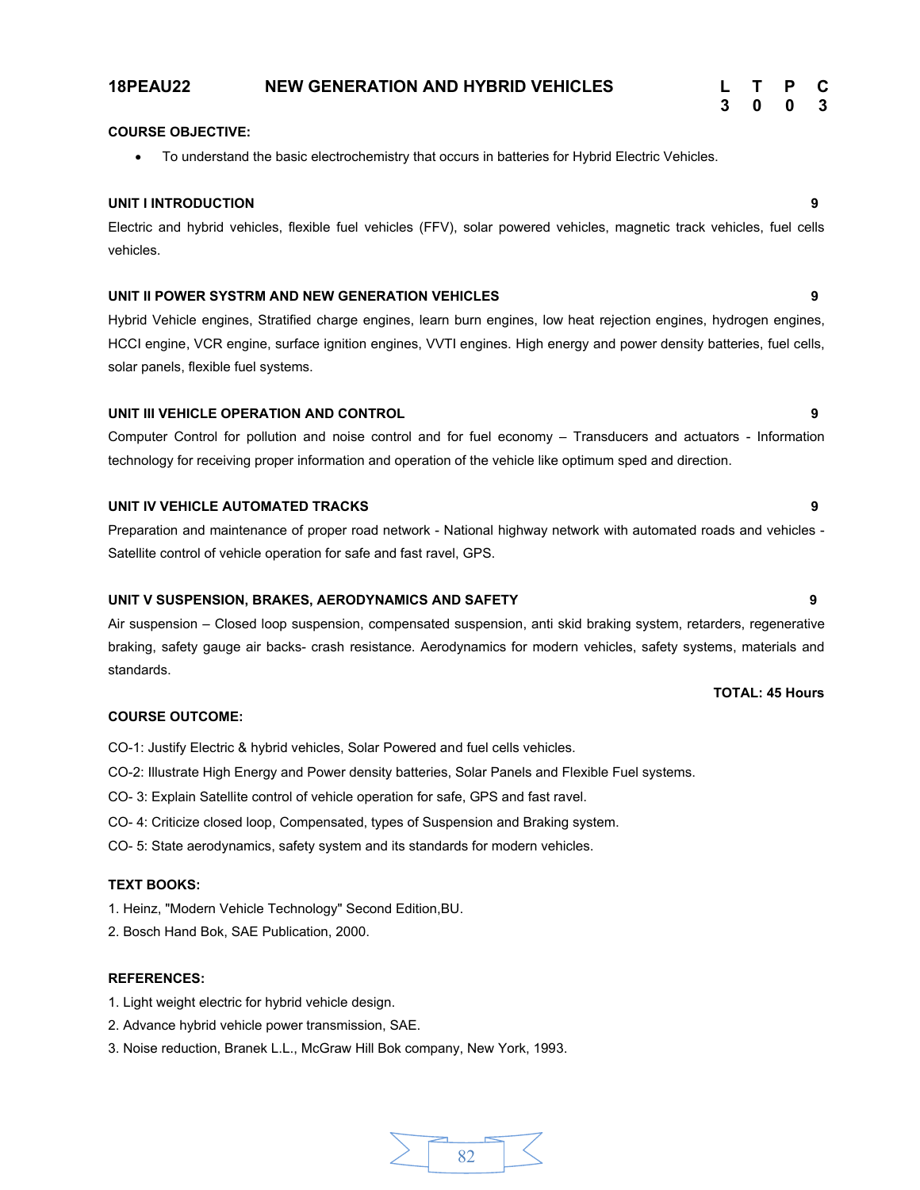## 18PEAU22 NEW GENERATION AND HYBRID VEHICLES

| L | T | P | C |
|---|---|---|---|
| 3 | 0 | 0 | 3 |

**COURSE OBJECTIVE:**

- To understand the basic electrochemistry that occurs in batteries for Hybrid Electric Vehicles.

**UNIT I INTRODUCTION 9**

Electric and hybrid vehicles, flexible fuel vehicles (FFV), solar powered vehicles, magnetic track vehicles, fuel cells vehicles.

**UNIT II POWER SYSTRM AND NEW GENERATION VEHICLES 9**

Hybrid Vehicle engines, Stratified charge engines, learn burn engines, low heat rejection engines, hydrogen engines, HCCI engine, VCR engine, surface ignition engines, VVTI engines. High energy and power density batteries, fuel cells, solar panels, flexible fuel systems.

**UNIT III VEHICLE OPERATION AND CONTROL 9**

Computer Control for pollution and noise control and for fuel economy – Transducers and actuators - Information technology for receiving proper information and operation of the vehicle like optimum sped and direction.

**UNIT IV VEHICLE AUTOMATED TRACKS 9**

Preparation and maintenance of proper road network - National highway network with automated roads and vehicles - Satellite control of vehicle operation for safe and fast ravel, GPS.

**UNIT V SUSPENSION, BRAKES, AERODYNAMICS AND SAFETY 9**

Air suspension – Closed loop suspension, compensated suspension, anti skid braking system, retarders, regenerative braking, safety gauge air backs- crash resistance. Aerodynamics for modern vehicles, safety systems, materials and standards.

**TOTAL: 45 Hours**

**COURSE OUTCOME:**

CO-1: Justify Electric & hybrid vehicles, Solar Powered and fuel cells vehicles.

CO-2: Illustrate High Energy and Power density batteries, Solar Panels and Flexible Fuel systems.

CO- 3: Explain Satellite control of vehicle operation for safe, GPS and fast ravel.

CO- 4: Criticize closed loop, Compensated, types of Suspension and Braking system.

CO- 5: State aerodynamics, safety system and its standards for modern vehicles.

**TEXT BOOKS:**

1. Heinz, "Modern Vehicle Technology" Second Edition,BU.
2. Bosch Hand Bok, SAE Publication, 2000.

**REFERENCES:**

1. Light weight electric for hybrid vehicle design.
2. Advance hybrid vehicle power transmission, SAE.
3. Noise reduction, Branek L.L., McGraw Hill Bok company, New York, 1993.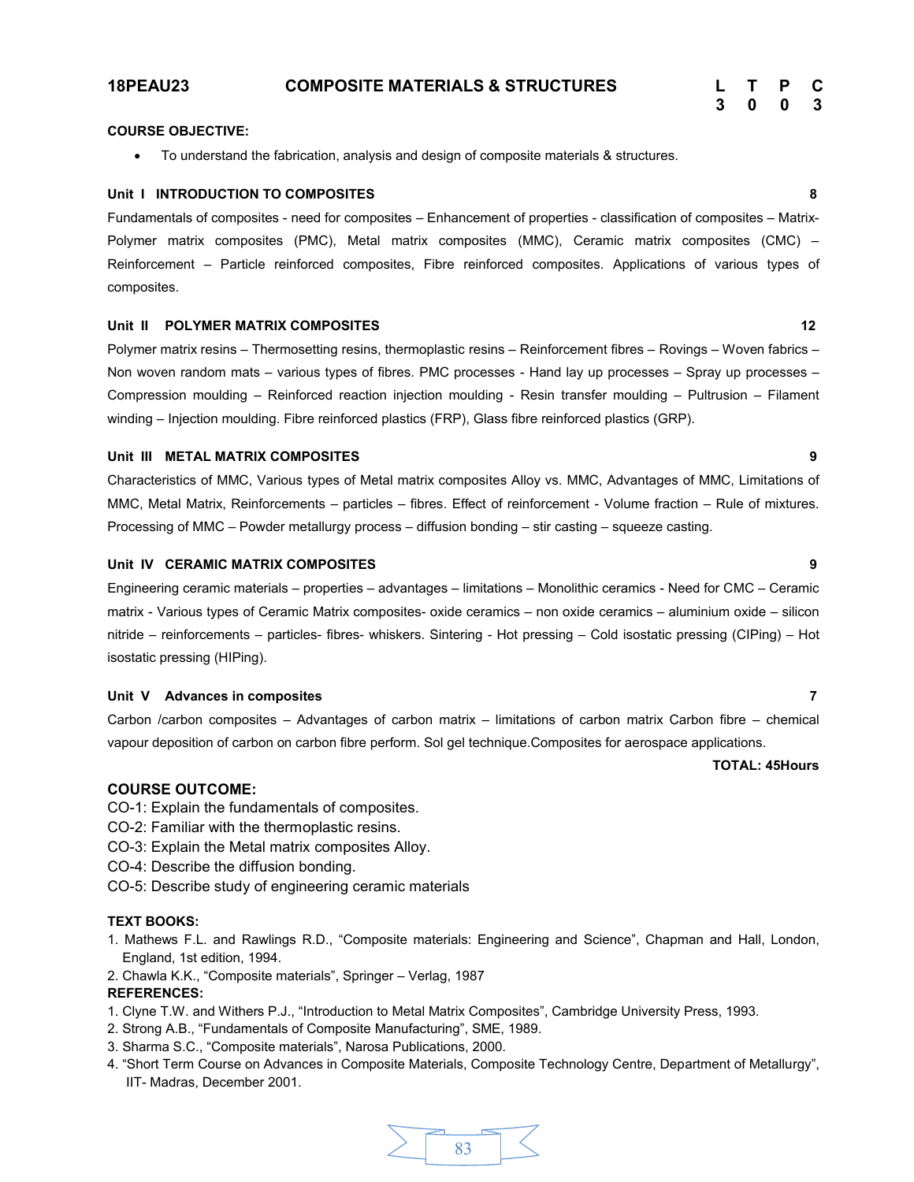## 18PEAU23 COMPOSITE MATERIALS & STRUCTURES

| L | T | P | C |
|---|---|---|---|
| 3 | 0 | 0 | 3 |

**COURSE OBJECTIVE:**

- To understand the fabrication, analysis and design of composite materials & structures.

**Unit I INTRODUCTION TO COMPOSITES** **8**

Fundamentals of composites - need for composites – Enhancement of properties - classification of composites – Matrix-Polymer matrix composites (PMC), Metal matrix composites (MMC), Ceramic matrix composites (CMC) – Reinforcement – Particle reinforced composites, Fibre reinforced composites. Applications of various types of composites.

**Unit II POLYMER MATRIX COMPOSITES** **12**

Polymer matrix resins – Thermosetting resins, thermoplastic resins – Reinforcement fibres – Rovings – Woven fabrics – Non woven random mats – various types of fibres. PMC processes - Hand lay up processes – Spray up processes – Compression moulding – Reinforced reaction injection moulding - Resin transfer moulding – Pultrusion – Filament winding – Injection moulding. Fibre reinforced plastics (FRP), Glass fibre reinforced plastics (GRP).

**Unit III METAL MATRIX COMPOSITES** **9**

Characteristics of MMC, Various types of Metal matrix composites Alloy vs. MMC, Advantages of MMC, Limitations of MMC, Metal Matrix, Reinforcements – particles – fibres. Effect of reinforcement - Volume fraction – Rule of mixtures. Processing of MMC – Powder metallurgy process – diffusion bonding – stir casting – squeeze casting.

**Unit IV CERAMIC MATRIX COMPOSITES** **9**

Engineering ceramic materials – properties – advantages – limitations – Monolithic ceramics - Need for CMC – Ceramic matrix - Various types of Ceramic Matrix composites- oxide ceramics – non oxide ceramics – aluminium oxide – silicon nitride – reinforcements – particles- fibres- whiskers. Sintering - Hot pressing – Cold isostatic pressing (CIPing) – Hot isostatic pressing (HIPing).

**Unit V Advances in composites** **7**

Carbon /carbon composites – Advantages of carbon matrix – limitations of carbon matrix Carbon fibre – chemical vapour deposition of carbon on carbon fibre perform. Sol gel technique.Composites for aerospace applications.

**TOTAL: 45Hours**

**COURSE OUTCOME:**

CO-1: Explain the fundamentals of composites.
CO-2: Familiar with the thermoplastic resins.
CO-3: Explain the Metal matrix composites Alloy.
CO-4: Describe the diffusion bonding.
CO-5: Describe study of engineering ceramic materials

**TEXT BOOKS:**

1. Mathews F.L. and Rawlings R.D., "Composite materials: Engineering and Science", Chapman and Hall, London, England, 1st edition, 1994.
2. Chawla K.K., "Composite materials", Springer – Verlag, 1987

**REFERENCES:**

1. Clyne T.W. and Withers P.J., "Introduction to Metal Matrix Composites", Cambridge University Press, 1993.
2. Strong A.B., "Fundamentals of Composite Manufacturing", SME, 1989.
3. Sharma S.C., "Composite materials", Narosa Publications, 2000.
4. "Short Term Course on Advances in Composite Materials, Composite Technology Centre, Department of Metallurgy", IIT- Madras, December 2001.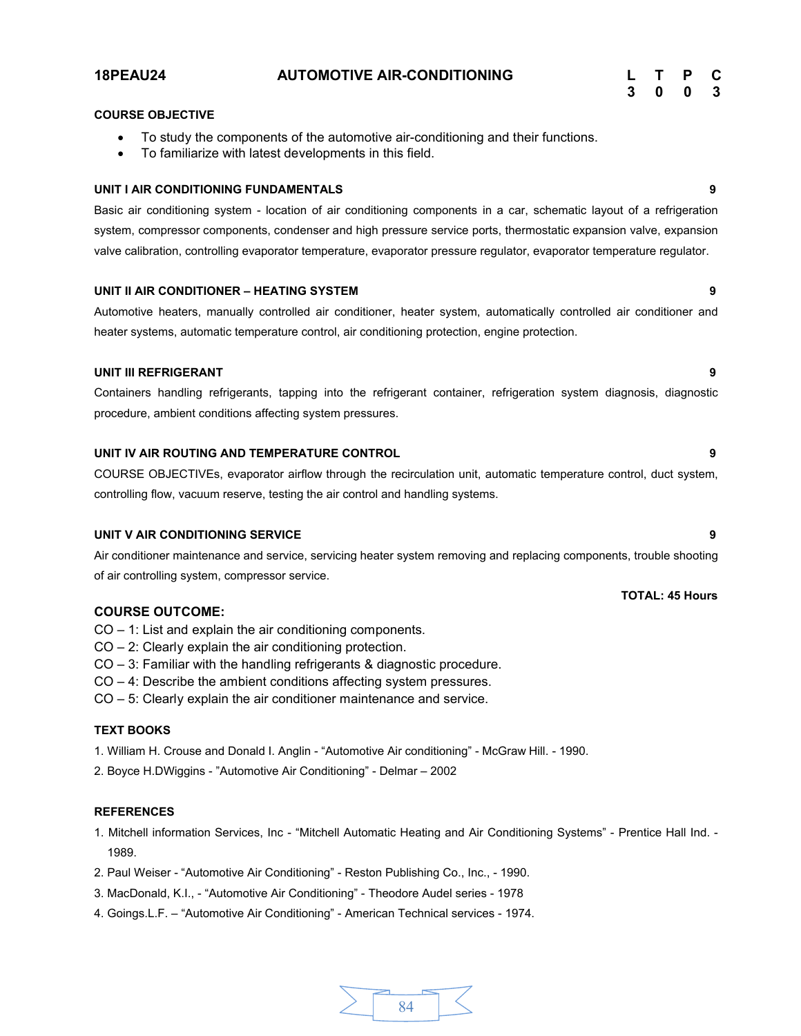## 18PEAU24 AUTOMOTIVE AIR-CONDITIONING

| L | T | P | C |
|---|---|---|---|
| 3 | 0 | 0 | 3 |

### COURSE OBJECTIVE

- To study the components of the automotive air-conditioning and their functions.
- To familiarize with latest developments in this field.

### UNIT I AIR CONDITIONING FUNDAMENTALS 9

Basic air conditioning system - location of air conditioning components in a car, schematic layout of a refrigeration system, compressor components, condenser and high pressure service ports, thermostatic expansion valve, expansion valve calibration, controlling evaporator temperature, evaporator pressure regulator, evaporator temperature regulator.

### UNIT II AIR CONDITIONER – HEATING SYSTEM 9

Automotive heaters, manually controlled air conditioner, heater system, automatically controlled air conditioner and heater systems, automatic temperature control, air conditioning protection, engine protection.

### UNIT III REFRIGERANT 9

Containers handling refrigerants, tapping into the refrigerant container, refrigeration system diagnosis, diagnostic procedure, ambient conditions affecting system pressures.

### UNIT IV AIR ROUTING AND TEMPERATURE CONTROL 9

COURSE OBJECTIVEs, evaporator airflow through the recirculation unit, automatic temperature control, duct system, controlling flow, vacuum reserve, testing the air control and handling systems.

### UNIT V AIR CONDITIONING SERVICE 9

Air conditioner maintenance and service, servicing heater system removing and replacing components, trouble shooting of air controlling system, compressor service.

**TOTAL: 45 Hours**

### COURSE OUTCOME:

CO – 1: List and explain the air conditioning components.
CO – 2: Clearly explain the air conditioning protection.
CO – 3: Familiar with the handling refrigerants & diagnostic procedure.
CO – 4: Describe the ambient conditions affecting system pressures.
CO – 5: Clearly explain the air conditioner maintenance and service.

### TEXT BOOKS

1. William H. Crouse and Donald I. Anglin - "Automotive Air conditioning" - McGraw Hill. - 1990.
2. Boyce H.DWiggins - "Automotive Air Conditioning" - Delmar – 2002

### REFERENCES

1. Mitchell information Services, Inc - "Mitchell Automatic Heating and Air Conditioning Systems" - Prentice Hall Ind. - 1989.
2. Paul Weiser - "Automotive Air Conditioning" - Reston Publishing Co., Inc., - 1990.
3. MacDonald, K.I., - "Automotive Air Conditioning" - Theodore Audel series - 1978
4. Goings.L.F. – "Automotive Air Conditioning" - American Technical services - 1974.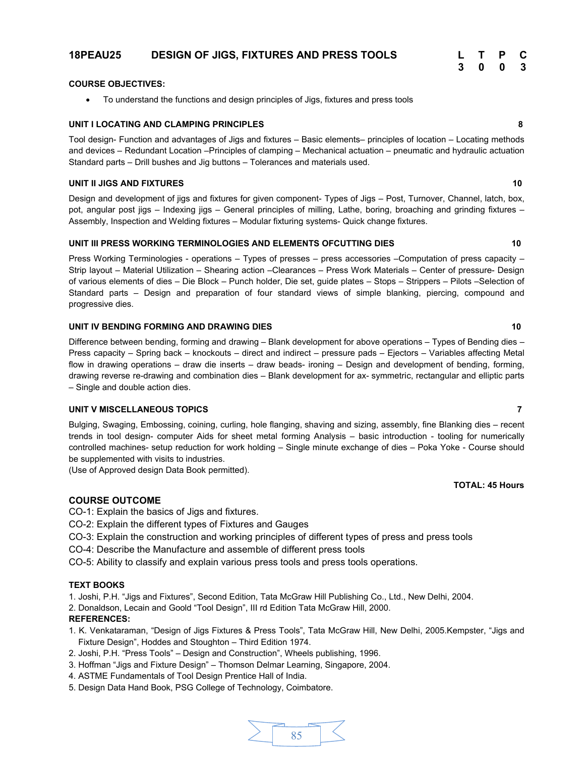## 18PEAU25 DESIGN OF JIGS, FIXTURES AND PRESS TOOLS

| L | T | P | C |
|---|---|---|---|
| 3 | 0 | 0 | 3 |

**COURSE OBJECTIVES:**

- To understand the functions and design principles of Jigs, fixtures and press tools

**UNIT I LOCATING AND CLAMPING PRINCIPLES** **8**

Tool design- Function and advantages of Jigs and fixtures – Basic elements– principles of location – Locating methods and devices – Redundant Location –Principles of clamping – Mechanical actuation – pneumatic and hydraulic actuation Standard parts – Drill bushes and Jig buttons – Tolerances and materials used.

**UNIT II JIGS AND FIXTURES** **10**

Design and development of jigs and fixtures for given component- Types of Jigs – Post, Turnover, Channel, latch, box, pot, angular post jigs – Indexing jigs – General principles of milling, Lathe, boring, broaching and grinding fixtures – Assembly, Inspection and Welding fixtures – Modular fixturing systems- Quick change fixtures.

**UNIT III PRESS WORKING TERMINOLOGIES AND ELEMENTS OFCUTTING DIES** **10**

Press Working Terminologies - operations – Types of presses – press accessories –Computation of press capacity – Strip layout – Material Utilization – Shearing action –Clearances – Press Work Materials – Center of pressure- Design of various elements of dies – Die Block – Punch holder, Die set, guide plates – Stops – Strippers – Pilots –Selection of Standard parts – Design and preparation of four standard views of simple blanking, piercing, compound and progressive dies.

**UNIT IV BENDING FORMING AND DRAWING DIES** **10**

Difference between bending, forming and drawing – Blank development for above operations – Types of Bending dies – Press capacity – Spring back – knockouts – direct and indirect – pressure pads – Ejectors – Variables affecting Metal flow in drawing operations – draw die inserts – draw beads- ironing – Design and development of bending, forming, drawing reverse re-drawing and combination dies – Blank development for ax- symmetric, rectangular and elliptic parts – Single and double action dies.

**UNIT V MISCELLANEOUS TOPICS** **7**

Bulging, Swaging, Embossing, coining, curling, hole flanging, shaving and sizing, assembly, fine Blanking dies – recent trends in tool design- computer Aids for sheet metal forming Analysis – basic introduction - tooling for numerically controlled machines- setup reduction for work holding – Single minute exchange of dies – Poka Yoke - Course should be supplemented with visits to industries.
(Use of Approved design Data Book permitted).

**TOTAL: 45 Hours**

### COURSE OUTCOME

CO-1: Explain the basics of Jigs and fixtures.
CO-2: Explain the different types of Fixtures and Gauges
CO-3: Explain the construction and working principles of different types of press and press tools
CO-4: Describe the Manufacture and assemble of different press tools
CO-5: Ability to classify and explain various press tools and press tools operations.

**TEXT BOOKS**

1. Joshi, P.H. "Jigs and Fixtures", Second Edition, Tata McGraw Hill Publishing Co., Ltd., New Delhi, 2004.
2. Donaldson, Lecain and Goold "Tool Design", III rd Edition Tata McGraw Hill, 2000.

**REFERENCES:**

1. K. Venkataraman, "Design of Jigs Fixtures & Press Tools", Tata McGraw Hill, New Delhi, 2005.Kempster, "Jigs and Fixture Design", Hoddes and Stoughton – Third Edition 1974.
2. Joshi, P.H. "Press Tools" – Design and Construction", Wheels publishing, 1996.
3. Hoffman "Jigs and Fixture Design" – Thomson Delmar Learning, Singapore, 2004.
4. ASTME Fundamentals of Tool Design Prentice Hall of India.
5. Design Data Hand Book, PSG College of Technology, Coimbatore.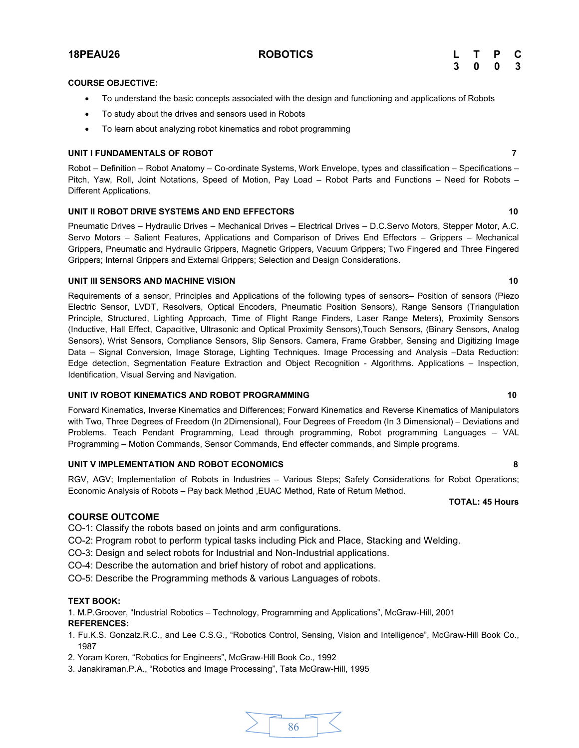**18PEAU26** **ROBOTICS**

| L | T | P | C |
|---|---|---|---|
| 3 | 0 | 0 | 3 |

**COURSE OBJECTIVE:**

- To understand the basic concepts associated with the design and functioning and applications of Robots
- To study about the drives and sensors used in Robots
- To learn about analyzing robot kinematics and robot programming

**UNIT I FUNDAMENTALS OF ROBOT** **7**

Robot – Definition – Robot Anatomy – Co-ordinate Systems, Work Envelope, types and classification – Specifications – Pitch, Yaw, Roll, Joint Notations, Speed of Motion, Pay Load – Robot Parts and Functions – Need for Robots – Different Applications.

**UNIT II ROBOT DRIVE SYSTEMS AND END EFFECTORS** **10**

Pneumatic Drives – Hydraulic Drives – Mechanical Drives – Electrical Drives – D.C.Servo Motors, Stepper Motor, A.C. Servo Motors – Salient Features, Applications and Comparison of Drives End Effectors – Grippers – Mechanical Grippers, Pneumatic and Hydraulic Grippers, Magnetic Grippers, Vacuum Grippers; Two Fingered and Three Fingered Grippers; Internal Grippers and External Grippers; Selection and Design Considerations.

**UNIT III SENSORS AND MACHINE VISION** **10**

Requirements of a sensor, Principles and Applications of the following types of sensors– Position of sensors (Piezo Electric Sensor, LVDT, Resolvers, Optical Encoders, Pneumatic Position Sensors), Range Sensors (Triangulation Principle, Structured, Lighting Approach, Time of Flight Range Finders, Laser Range Meters), Proximity Sensors (Inductive, Hall Effect, Capacitive, Ultrasonic and Optical Proximity Sensors),Touch Sensors, (Binary Sensors, Analog Sensors), Wrist Sensors, Compliance Sensors, Slip Sensors. Camera, Frame Grabber, Sensing and Digitizing Image Data – Signal Conversion, Image Storage, Lighting Techniques. Image Processing and Analysis –Data Reduction: Edge detection, Segmentation Feature Extraction and Object Recognition - Algorithms. Applications – Inspection, Identification, Visual Serving and Navigation.

**UNIT IV ROBOT KINEMATICS AND ROBOT PROGRAMMING** **10**

Forward Kinematics, Inverse Kinematics and Differences; Forward Kinematics and Reverse Kinematics of Manipulators with Two, Three Degrees of Freedom (In 2Dimensional), Four Degrees of Freedom (In 3 Dimensional) – Deviations and Problems. Teach Pendant Programming, Lead through programming, Robot programming Languages – VAL Programming – Motion Commands, Sensor Commands, End effecter commands, and Simple programs.

**UNIT V IMPLEMENTATION AND ROBOT ECONOMICS** **8**

RGV, AGV; Implementation of Robots in Industries – Various Steps; Safety Considerations for Robot Operations; Economic Analysis of Robots – Pay back Method ,EUAC Method, Rate of Return Method.

**TOTAL: 45 Hours**

**COURSE OUTCOME**

CO-1: Classify the robots based on joints and arm configurations.

CO-2: Program robot to perform typical tasks including Pick and Place, Stacking and Welding.

CO-3: Design and select robots for Industrial and Non-Industrial applications.

CO-4: Describe the automation and brief history of robot and applications.

CO-5: Describe the Programming methods & various Languages of robots.

**TEXT BOOK:**

1. M.P.Groover, "Industrial Robotics – Technology, Programming and Applications", McGraw-Hill, 2001

**REFERENCES:**

1. Fu.K.S. Gonzalz.R.C., and Lee C.S.G., "Robotics Control, Sensing, Vision and Intelligence", McGraw-Hill Book Co., 1987
2. Yoram Koren, "Robotics for Engineers", McGraw-Hill Book Co., 1992
3. Janakiraman.P.A., "Robotics and Image Processing", Tata McGraw-Hill, 1995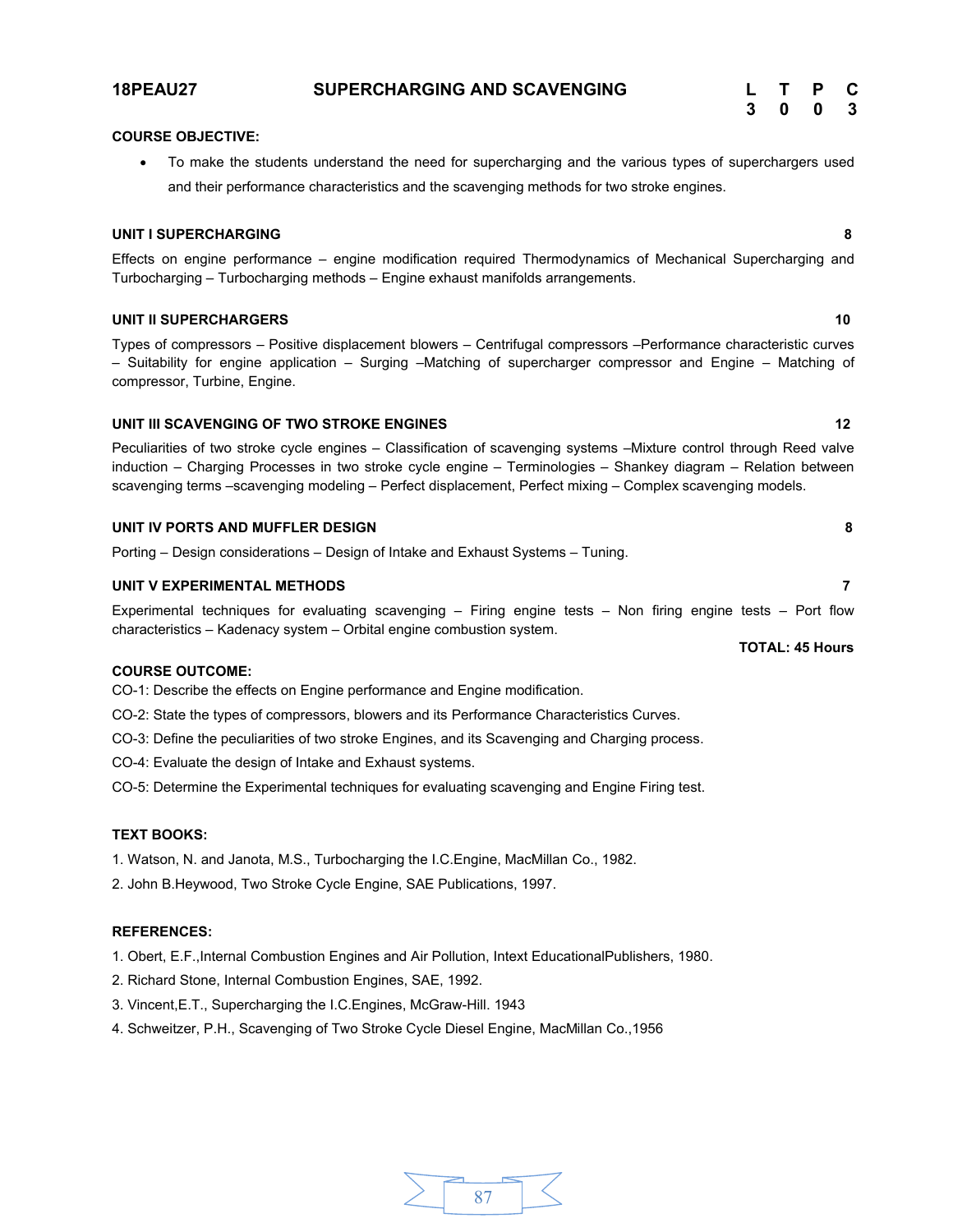**18PEAU27** **SUPERCHARGING AND SCAVENGING**

| L | T | P | C |
|---|---|---|---|
| 3 | 0 | 0 | 3 |

**COURSE OBJECTIVE:**

- To make the students understand the need for supercharging and the various types of superchargers used and their performance characteristics and the scavenging methods for two stroke engines.

**UNIT I SUPERCHARGING** **8**

Effects on engine performance – engine modification required Thermodynamics of Mechanical Supercharging and Turbocharging – Turbocharging methods – Engine exhaust manifolds arrangements.

**UNIT II SUPERCHARGERS** **10**

Types of compressors – Positive displacement blowers – Centrifugal compressors –Performance characteristic curves – Suitability for engine application – Surging –Matching of supercharger compressor and Engine – Matching of compressor, Turbine, Engine.

**UNIT III SCAVENGING OF TWO STROKE ENGINES** **12**

Peculiarities of two stroke cycle engines – Classification of scavenging systems –Mixture control through Reed valve induction – Charging Processes in two stroke cycle engine – Terminologies – Shankey diagram – Relation between scavenging terms –scavenging modeling – Perfect displacement, Perfect mixing – Complex scavenging models.

**UNIT IV PORTS AND MUFFLER DESIGN** **8**

Porting – Design considerations – Design of Intake and Exhaust Systems – Tuning.

**UNIT V EXPERIMENTAL METHODS** **7**

Experimental techniques for evaluating scavenging – Firing engine tests – Non firing engine tests – Port flow characteristics – Kadenacy system – Orbital engine combustion system.

**TOTAL: 45 Hours**

**COURSE OUTCOME:**

CO-1: Describe the effects on Engine performance and Engine modification.

CO-2: State the types of compressors, blowers and its Performance Characteristics Curves.

CO-3: Define the peculiarities of two stroke Engines, and its Scavenging and Charging process.

CO-4: Evaluate the design of Intake and Exhaust systems.

CO-5: Determine the Experimental techniques for evaluating scavenging and Engine Firing test.

**TEXT BOOKS:**

1. Watson, N. and Janota, M.S., Turbocharging the I.C.Engine, MacMillan Co., 1982.
2. John B.Heywood, Two Stroke Cycle Engine, SAE Publications, 1997.

**REFERENCES:**

1. Obert, E.F.,Internal Combustion Engines and Air Pollution, Intext EducationalPublishers, 1980.
2. Richard Stone, Internal Combustion Engines, SAE, 1992.
3. Vincent,E.T., Supercharging the I.C.Engines, McGraw-Hill. 1943
4. Schweitzer, P.H., Scavenging of Two Stroke Cycle Diesel Engine, MacMillan Co.,1956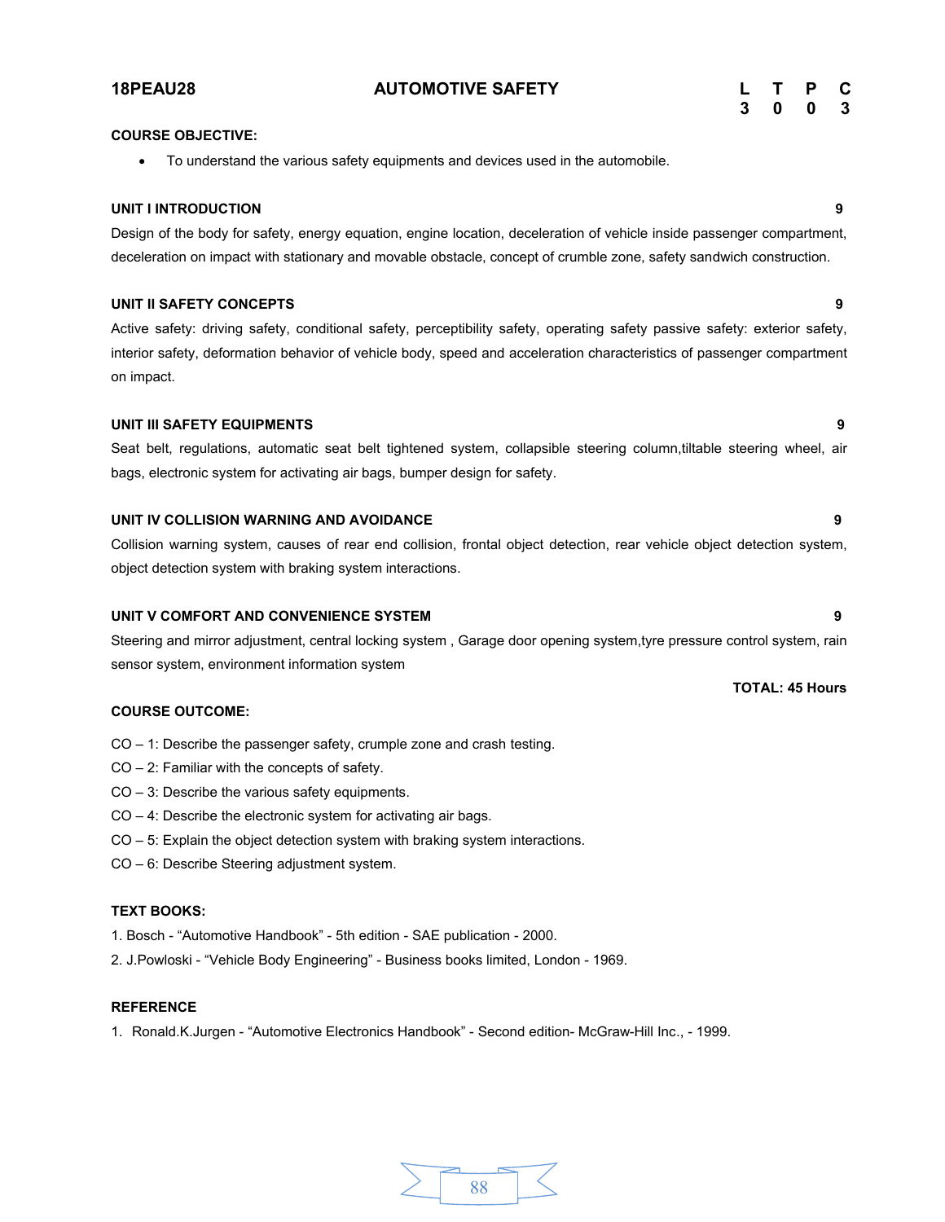## 18PEAU28 AUTOMOTIVE SAFETY

| L | T | P | C |
|---|---|---|---|
| 3 | 0 | 0 | 3 |

**COURSE OBJECTIVE:**

- To understand the various safety equipments and devices used in the automobile.

**UNIT I INTRODUCTION** **9**

Design of the body for safety, energy equation, engine location, deceleration of vehicle inside passenger compartment, deceleration on impact with stationary and movable obstacle, concept of crumble zone, safety sandwich construction.

**UNIT II SAFETY CONCEPTS** **9**

Active safety: driving safety, conditional safety, perceptibility safety, operating safety passive safety: exterior safety, interior safety, deformation behavior of vehicle body, speed and acceleration characteristics of passenger compartment on impact.

**UNIT III SAFETY EQUIPMENTS** **9**

Seat belt, regulations, automatic seat belt tightened system, collapsible steering column,tiltable steering wheel, air bags, electronic system for activating air bags, bumper design for safety.

**UNIT IV COLLISION WARNING AND AVOIDANCE** **9**

Collision warning system, causes of rear end collision, frontal object detection, rear vehicle object detection system, object detection system with braking system interactions.

**UNIT V COMFORT AND CONVENIENCE SYSTEM** **9**

Steering and mirror adjustment, central locking system , Garage door opening system,tyre pressure control system, rain sensor system, environment information system

**TOTAL: 45 Hours**

**COURSE OUTCOME:**

CO – 1: Describe the passenger safety, crumple zone and crash testing.

CO – 2: Familiar with the concepts of safety.

CO – 3: Describe the various safety equipments.

CO – 4: Describe the electronic system for activating air bags.

CO – 5: Explain the object detection system with braking system interactions.

CO – 6: Describe Steering adjustment system.

**TEXT BOOKS:**

1. Bosch - "Automotive Handbook" - 5th edition - SAE publication - 2000.
2. J.Powloski - "Vehicle Body Engineering" - Business books limited, London - 1969.

**REFERENCE**

1. Ronald.K.Jurgen - "Automotive Electronics Handbook" - Second edition- McGraw-Hill Inc., - 1999.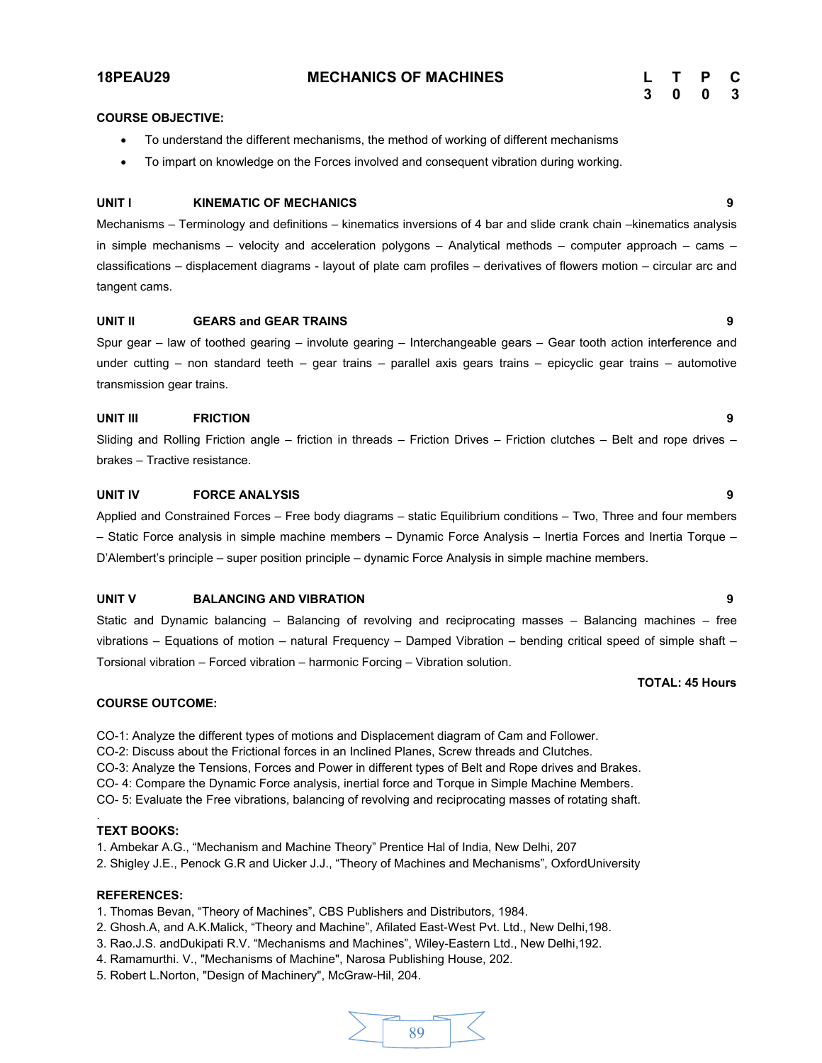# 18PEAU29 MECHANICS OF MACHINES

| L | T | P | C |
|---|---|---|---|
| 3 | 0 | 0 | 3 |

**COURSE OBJECTIVE:**

- To understand the different mechanisms, the method of working of different mechanisms
- To impart on knowledge on the Forces involved and consequent vibration during working.

**UNIT I KINEMATIC OF MECHANICS 9**

Mechanisms – Terminology and definitions – kinematics inversions of 4 bar and slide crank chain –kinematics analysis in simple mechanisms – velocity and acceleration polygons – Analytical methods – computer approach – cams – classifications – displacement diagrams - layout of plate cam profiles – derivatives of flowers motion – circular arc and tangent cams.

**UNIT II GEARS and GEAR TRAINS 9**

Spur gear – law of toothed gearing – involute gearing – Interchangeable gears – Gear tooth action interference and under cutting – non standard teeth – gear trains – parallel axis gears trains – epicyclic gear trains – automotive transmission gear trains.

**UNIT III FRICTION 9**

Sliding and Rolling Friction angle – friction in threads – Friction Drives – Friction clutches – Belt and rope drives – brakes – Tractive resistance.

**UNIT IV FORCE ANALYSIS 9**

Applied and Constrained Forces – Free body diagrams – static Equilibrium conditions – Two, Three and four members – Static Force analysis in simple machine members – Dynamic Force Analysis – Inertia Forces and Inertia Torque – D'Alembert's principle – super position principle – dynamic Force Analysis in simple machine members.

**UNIT V BALANCING AND VIBRATION 9**

Static and Dynamic balancing – Balancing of revolving and reciprocating masses – Balancing machines – free vibrations – Equations of motion – natural Frequency – Damped Vibration – bending critical speed of simple shaft – Torsional vibration – Forced vibration – harmonic Forcing – Vibration solution.

**TOTAL: 45 Hours**

**COURSE OUTCOME:**

CO-1: Analyze the different types of motions and Displacement diagram of Cam and Follower.
CO-2: Discuss about the Frictional forces in an Inclined Planes, Screw threads and Clutches.
CO-3: Analyze the Tensions, Forces and Power in different types of Belt and Rope drives and Brakes.
CO- 4: Compare the Dynamic Force analysis, inertial force and Torque in Simple Machine Members.
CO- 5: Evaluate the Free vibrations, balancing of revolving and reciprocating masses of rotating shaft.

**TEXT BOOKS:**

1. Ambekar A.G., "Mechanism and Machine Theory" Prentice Hal of India, New Delhi, 207
2. Shigley J.E., Penock G.R and Uicker J.J., "Theory of Machines and Mechanisms", OxfordUniversity

**REFERENCES:**

1. Thomas Bevan, "Theory of Machines", CBS Publishers and Distributors, 1984.
2. Ghosh.A, and A.K.Malick, "Theory and Machine", Afilated East-West Pvt. Ltd., New Delhi,198.
3. Rao.J.S. andDukipati R.V. "Mechanisms and Machines", Wiley-Eastern Ltd., New Delhi,192.
4. Ramamurthi. V., "Mechanisms of Machine", Narosa Publishing House, 202.
5. Robert L.Norton, "Design of Machinery", McGraw-Hil, 204.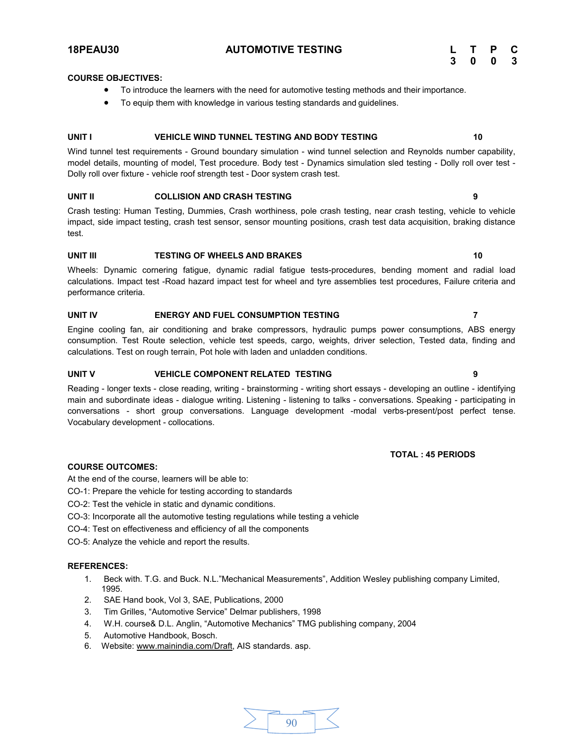**18PEAU30** **AUTOMOTIVE TESTING**

| L | T | P | C |
|---|---|---|---|
| 3 | 0 | 0 | 3 |

**COURSE OBJECTIVES:**

- To introduce the learners with the need for automotive testing methods and their importance.
- To equip them with knowledge in various testing standards and guidelines.

**UNIT I VEHICLE WIND TUNNEL TESTING AND BODY TESTING 10**

Wind tunnel test requirements - Ground boundary simulation - wind tunnel selection and Reynolds number capability, model details, mounting of model, Test procedure. Body test - Dynamics simulation sled testing - Dolly roll over test - Dolly roll over fixture - vehicle roof strength test - Door system crash test.

**UNIT II COLLISION AND CRASH TESTING 9**

Crash testing: Human Testing, Dummies, Crash worthiness, pole crash testing, near crash testing, vehicle to vehicle impact, side impact testing, crash test sensor, sensor mounting positions, crash test data acquisition, braking distance test.

**UNIT III TESTING OF WHEELS AND BRAKES 10**

Wheels: Dynamic cornering fatigue, dynamic radial fatigue tests-procedures, bending moment and radial load calculations. Impact test -Road hazard impact test for wheel and tyre assemblies test procedures, Failure criteria and performance criteria.

**UNIT IV ENERGY AND FUEL CONSUMPTION TESTING 7**

Engine cooling fan, air conditioning and brake compressors, hydraulic pumps power consumptions, ABS energy consumption. Test Route selection, vehicle test speeds, cargo, weights, driver selection, Tested data, finding and calculations. Test on rough terrain, Pot hole with laden and unladden conditions.

**UNIT V VEHICLE COMPONENT RELATED TESTING 9**

Reading - longer texts - close reading, writing - brainstorming - writing short essays - developing an outline - identifying main and subordinate ideas - dialogue writing. Listening - listening to talks - conversations. Speaking - participating in conversations - short group conversations. Language development -modal verbs-present/post perfect tense. Vocabulary development - collocations.

**TOTAL : 45 PERIODS**

**COURSE OUTCOMES:**

At the end of the course, learners will be able to:

CO-1: Prepare the vehicle for testing according to standards

CO-2: Test the vehicle in static and dynamic conditions.

CO-3: Incorporate all the automotive testing regulations while testing a vehicle

CO-4: Test on effectiveness and efficiency of all the components

CO-5: Analyze the vehicle and report the results.

**REFERENCES:**

1. Beck with. T.G. and Buck. N.L."Mechanical Measurements", Addition Wesley publishing company Limited, 1995.
2. SAE Hand book, Vol 3, SAE, Publications, 2000
3. Tim Grilles, "Automotive Service" Delmar publishers, 1998
4. W.H. course& D.L. Anglin, "Automotive Mechanics" TMG publishing company, 2004
5. Automotive Handbook, Bosch.
6. Website: www.mainindia.com/Draft, AIS standards. asp.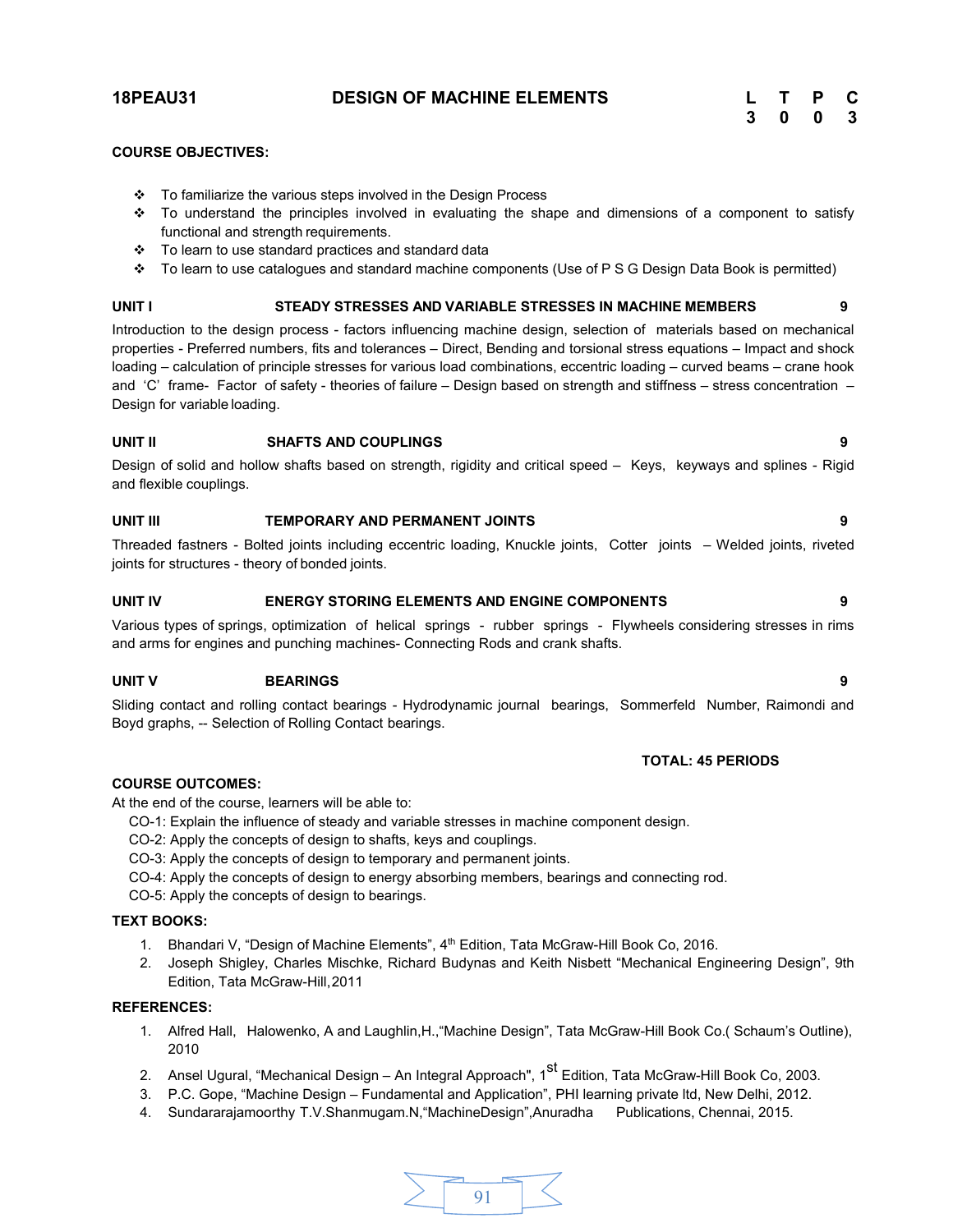## 18PEAU31 DESIGN OF MACHINE ELEMENTS

| L | T | P | C |
|---|---|---|---|
| 3 | 0 | 0 | 3 |

**COURSE OBJECTIVES:**

- To familiarize the various steps involved in the Design Process
- To understand the principles involved in evaluating the shape and dimensions of a component to satisfy functional and strength requirements.
- To learn to use standard practices and standard data
- To learn to use catalogues and standard machine components (Use of P S G Design Data Book is permitted)

**UNIT I STEADY STRESSES AND VARIABLE STRESSES IN MACHINE MEMBERS 9**

Introduction to the design process - factors influencing machine design, selection of materials based on mechanical properties - Preferred numbers, fits and tolerances – Direct, Bending and torsional stress equations – Impact and shock loading – calculation of principle stresses for various load combinations, eccentric loading – curved beams – crane hook and 'C' frame- Factor of safety - theories of failure – Design based on strength and stiffness – stress concentration – Design for variable loading.

**UNIT II SHAFTS AND COUPLINGS 9**

Design of solid and hollow shafts based on strength, rigidity and critical speed – Keys, keyways and splines - Rigid and flexible couplings.

**UNIT III TEMPORARY AND PERMANENT JOINTS 9**

Threaded fastners - Bolted joints including eccentric loading, Knuckle joints, Cotter joints – Welded joints, riveted joints for structures - theory of bonded joints.

**UNIT IV ENERGY STORING ELEMENTS AND ENGINE COMPONENTS 9**

Various types of springs, optimization of helical springs - rubber springs - Flywheels considering stresses in rims and arms for engines and punching machines- Connecting Rods and crank shafts.

**UNIT V BEARINGS 9**

Sliding contact and rolling contact bearings - Hydrodynamic journal bearings, Sommerfeld Number, Raimondi and Boyd graphs, -- Selection of Rolling Contact bearings.

**TOTAL: 45 PERIODS**

**COURSE OUTCOMES:**

At the end of the course, learners will be able to:

CO-1: Explain the influence of steady and variable stresses in machine component design.
CO-2: Apply the concepts of design to shafts, keys and couplings.
CO-3: Apply the concepts of design to temporary and permanent joints.
CO-4: Apply the concepts of design to energy absorbing members, bearings and connecting rod.
CO-5: Apply the concepts of design to bearings.

**TEXT BOOKS:**

1. Bhandari V, "Design of Machine Elements", 4th Edition, Tata McGraw-Hill Book Co, 2016.
2. Joseph Shigley, Charles Mischke, Richard Budynas and Keith Nisbett "Mechanical Engineering Design", 9th Edition, Tata McGraw-Hill, 2011

**REFERENCES:**

1. Alfred Hall, Halowenko, A and Laughlin, H., "Machine Design", Tata McGraw-Hill Book Co.( Schaum's Outline), 2010
2. Ansel Ugural, "Mechanical Design – An Integral Approach", 1st Edition, Tata McGraw-Hill Book Co, 2003.
3. P.C. Gope, "Machine Design – Fundamental and Application", PHI learning private ltd, New Delhi, 2012.
4. Sundararajamoorthy T.V.Shanmugam.N,"MachineDesign",Anuradha Publications, Chennai, 2015.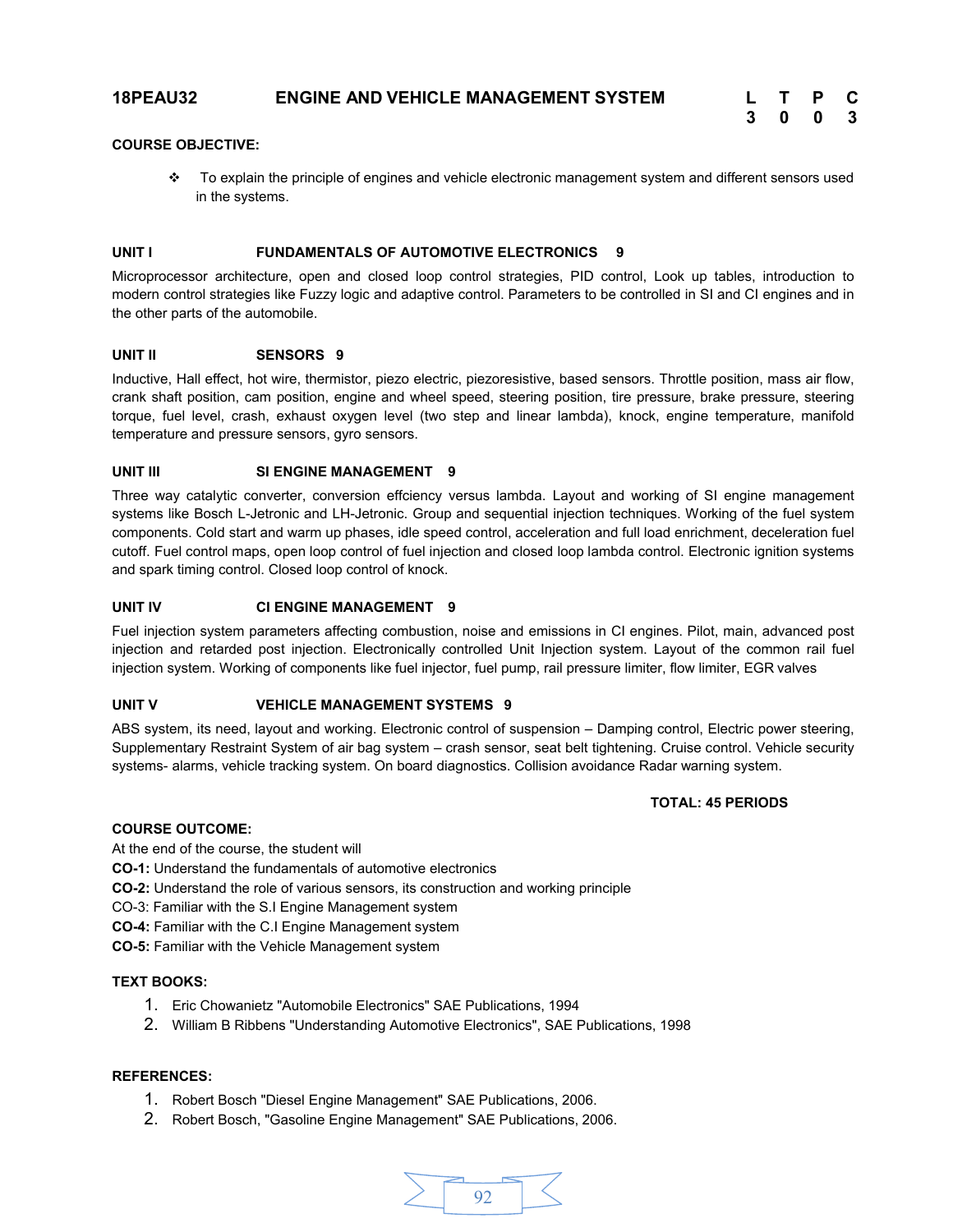**18PEAU32 ENGINE AND VEHICLE MANAGEMENT SYSTEM**

| L | T | P | C |
|---|---|---|---|
| 3 | 0 | 0 | 3 |

**COURSE OBJECTIVE:**

- To explain the principle of engines and vehicle electronic management system and different sensors used in the systems.

**UNIT I FUNDAMENTALS OF AUTOMOTIVE ELECTRONICS 9**

Microprocessor architecture, open and closed loop control strategies, PID control, Look up tables, introduction to modern control strategies like Fuzzy logic and adaptive control. Parameters to be controlled in SI and CI engines and in the other parts of the automobile.

**UNIT II SENSORS 9**

Inductive, Hall effect, hot wire, thermistor, piezo electric, piezoresistive, based sensors. Throttle position, mass air flow, crank shaft position, cam position, engine and wheel speed, steering position, tire pressure, brake pressure, steering torque, fuel level, crash, exhaust oxygen level (two step and linear lambda), knock, engine temperature, manifold temperature and pressure sensors, gyro sensors.

**UNIT III SI ENGINE MANAGEMENT 9**

Three way catalytic converter, conversion effciency versus lambda. Layout and working of SI engine management systems like Bosch L-Jetronic and LH-Jetronic. Group and sequential injection techniques. Working of the fuel system components. Cold start and warm up phases, idle speed control, acceleration and full load enrichment, deceleration fuel cutoff. Fuel control maps, open loop control of fuel injection and closed loop lambda control. Electronic ignition systems and spark timing control. Closed loop control of knock.

**UNIT IV CI ENGINE MANAGEMENT 9**

Fuel injection system parameters affecting combustion, noise and emissions in CI engines. Pilot, main, advanced post injection and retarded post injection. Electronically controlled Unit Injection system. Layout of the common rail fuel injection system. Working of components like fuel injector, fuel pump, rail pressure limiter, flow limiter, EGR valves

**UNIT V VEHICLE MANAGEMENT SYSTEMS 9**

ABS system, its need, layout and working. Electronic control of suspension – Damping control, Electric power steering, Supplementary Restraint System of air bag system – crash sensor, seat belt tightening. Cruise control. Vehicle security systems- alarms, vehicle tracking system. On board diagnostics. Collision avoidance Radar warning system.

**TOTAL: 45 PERIODS**

**COURSE OUTCOME:**

At the end of the course, the student will

**CO-1:** Understand the fundamentals of automotive electronics
**CO-2:** Understand the role of various sensors, its construction and working principle
CO-3: Familiar with the S.I Engine Management system
**CO-4:** Familiar with the C.I Engine Management system
**CO-5:** Familiar with the Vehicle Management system

**TEXT BOOKS:**

1. Eric Chowanietz "Automobile Electronics" SAE Publications, 1994
2. William B Ribbens "Understanding Automotive Electronics", SAE Publications, 1998

**REFERENCES:**

1. Robert Bosch "Diesel Engine Management" SAE Publications, 2006.
2. Robert Bosch, "Gasoline Engine Management" SAE Publications, 2006.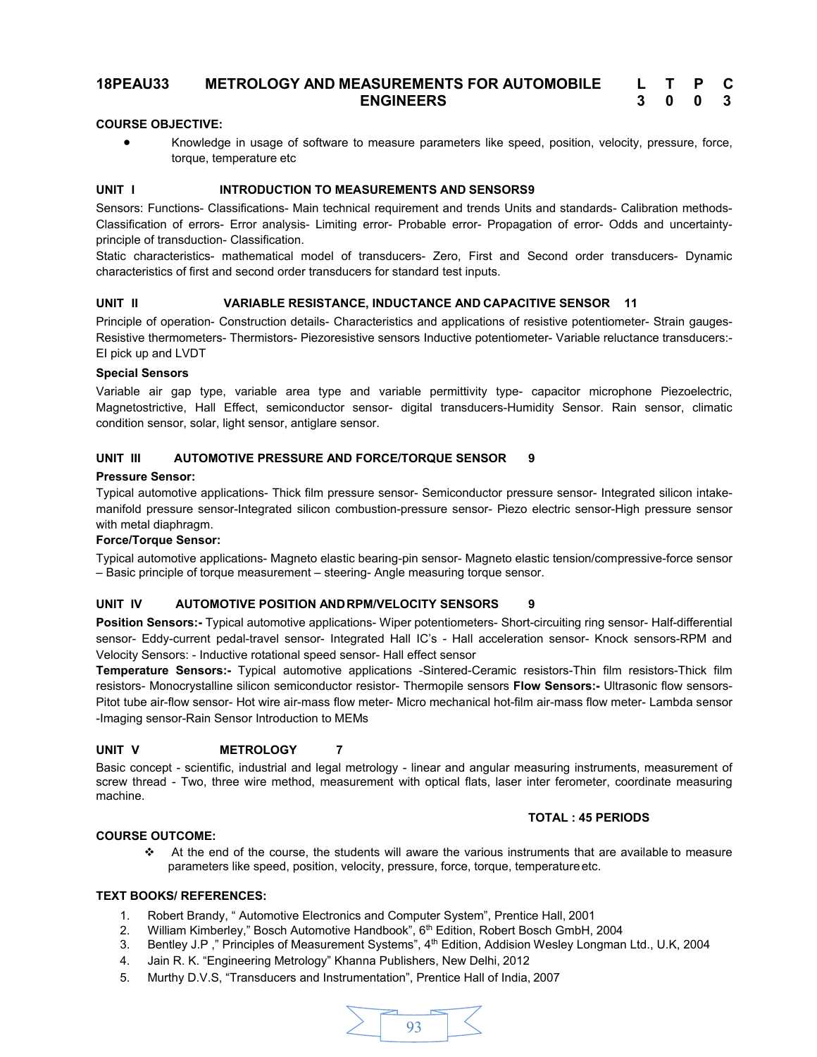## 18PEAU33 METROLOGY AND MEASUREMENTS FOR AUTOMOBILE ENGINEERS

| L | T | P | C |
|---|---|---|---|
| 3 | 0 | 0 | 3 |

**COURSE OBJECTIVE:**

- Knowledge in usage of software to measure parameters like speed, position, velocity, pressure, force, torque, temperature etc

**UNIT I INTRODUCTION TO MEASUREMENTS AND SENSORS 9**

Sensors: Functions- Classifications- Main technical requirement and trends Units and standards- Calibration methods- Classification of errors- Error analysis- Limiting error- Probable error- Propagation of error- Odds and uncertainty- principle of transduction- Classification.

Static characteristics- mathematical model of transducers- Zero, First and Second order transducers- Dynamic characteristics of first and second order transducers for standard test inputs.

**UNIT II VARIABLE RESISTANCE, INDUCTANCE AND CAPACITIVE SENSOR 11**

Principle of operation- Construction details- Characteristics and applications of resistive potentiometer- Strain gauges- Resistive thermometers- Thermistors- Piezoresistive sensors Inductive potentiometer- Variable reluctance transducers:- EI pick up and LVDT

**Special Sensors**

Variable air gap type, variable area type and variable permittivity type- capacitor microphone Piezoelectric, Magnetostrictive, Hall Effect, semiconductor sensor- digital transducers-Humidity Sensor. Rain sensor, climatic condition sensor, solar, light sensor, antiglare sensor.

**UNIT III AUTOMOTIVE PRESSURE AND FORCE/TORQUE SENSOR 9**

**Pressure Sensor:**

Typical automotive applications- Thick film pressure sensor- Semiconductor pressure sensor- Integrated silicon intake-manifold pressure sensor-Integrated silicon combustion-pressure sensor- Piezo electric sensor-High pressure sensor with metal diaphragm.

**Force/Torque Sensor:**

Typical automotive applications- Magneto elastic bearing-pin sensor- Magneto elastic tension/compressive-force sensor – Basic principle of torque measurement – steering- Angle measuring torque sensor.

**UNIT IV AUTOMOTIVE POSITION AND RPM/VELOCITY SENSORS 9**

**Position Sensors:-** Typical automotive applications- Wiper potentiometers- Short-circuiting ring sensor- Half-differential sensor- Eddy-current pedal-travel sensor- Integrated Hall IC's - Hall acceleration sensor- Knock sensors-RPM and Velocity Sensors: - Inductive rotational speed sensor- Hall effect sensor

**Temperature Sensors:-** Typical automotive applications -Sintered-Ceramic resistors-Thin film resistors-Thick film resistors- Monocrystalline silicon semiconductor resistor- Thermopile sensors **Flow Sensors:-** Ultrasonic flow sensors- Pitot tube air-flow sensor- Hot wire air-mass flow meter- Micro mechanical hot-film air-mass flow meter- Lambda sensor -Imaging sensor-Rain Sensor Introduction to MEMs

**UNIT V METROLOGY 7**

Basic concept - scientific, industrial and legal metrology - linear and angular measuring instruments, measurement of screw thread - Two, three wire method, measurement with optical flats, laser inter ferometer, coordinate measuring machine.

**TOTAL : 45 PERIODS**

**COURSE OUTCOME:**

- At the end of the course, the students will aware the various instruments that are available to measure parameters like speed, position, velocity, pressure, force, torque, temperature etc.

**TEXT BOOKS/ REFERENCES:**

1. Robert Brandy, " Automotive Electronics and Computer System", Prentice Hall, 2001
2. William Kimberley," Bosch Automotive Handbook", 6th Edition, Robert Bosch GmbH, 2004
3. Bentley J.P ," Principles of Measurement Systems", 4th Edition, Addision Wesley Longman Ltd., U.K, 2004
4. Jain R. K. "Engineering Metrology" Khanna Publishers, New Delhi, 2012
5. Murthy D.V.S, "Transducers and Instrumentation", Prentice Hall of India, 2007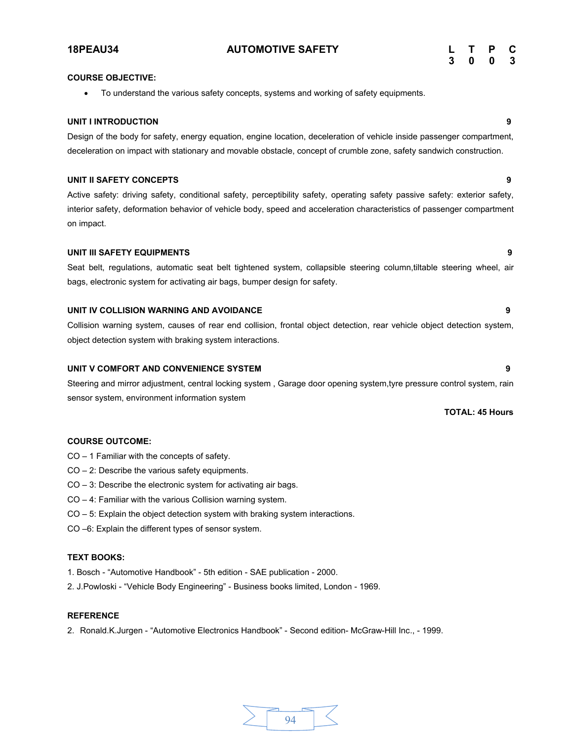| 18PEAU34 | AUTOMOTIVE SAFETY | L | T | P | C |
| --- | --- | --- | --- | --- | --- |
| | | 3 | 0 | 0 | 3 |

**COURSE OBJECTIVE:**

- To understand the various safety concepts, systems and working of safety equipments.

**UNIT I INTRODUCTION** **9**

Design of the body for safety, energy equation, engine location, deceleration of vehicle inside passenger compartment, deceleration on impact with stationary and movable obstacle, concept of crumble zone, safety sandwich construction.

**UNIT II SAFETY CONCEPTS** **9**

Active safety: driving safety, conditional safety, perceptibility safety, operating safety passive safety: exterior safety, interior safety, deformation behavior of vehicle body, speed and acceleration characteristics of passenger compartment on impact.

**UNIT III SAFETY EQUIPMENTS** **9**

Seat belt, regulations, automatic seat belt tightened system, collapsible steering column,tiltable steering wheel, air bags, electronic system for activating air bags, bumper design for safety.

**UNIT IV COLLISION WARNING AND AVOIDANCE** **9**

Collision warning system, causes of rear end collision, frontal object detection, rear vehicle object detection system, object detection system with braking system interactions.

**UNIT V COMFORT AND CONVENIENCE SYSTEM** **9**

Steering and mirror adjustment, central locking system , Garage door opening system,tyre pressure control system, rain sensor system, environment information system

**TOTAL: 45 Hours**

**COURSE OUTCOME:**

CO – 1 Familiar with the concepts of safety.

CO – 2: Describe the various safety equipments.

CO – 3: Describe the electronic system for activating air bags.

CO – 4: Familiar with the various Collision warning system.

CO – 5: Explain the object detection system with braking system interactions.

CO –6: Explain the different types of sensor system.

**TEXT BOOKS:**

1. Bosch - "Automotive Handbook" - 5th edition - SAE publication - 2000.
2. J.Powloski - "Vehicle Body Engineering" - Business books limited, London - 1969.

**REFERENCE**

2. Ronald.K.Jurgen - "Automotive Electronics Handbook" - Second edition- McGraw-Hill Inc., - 1999.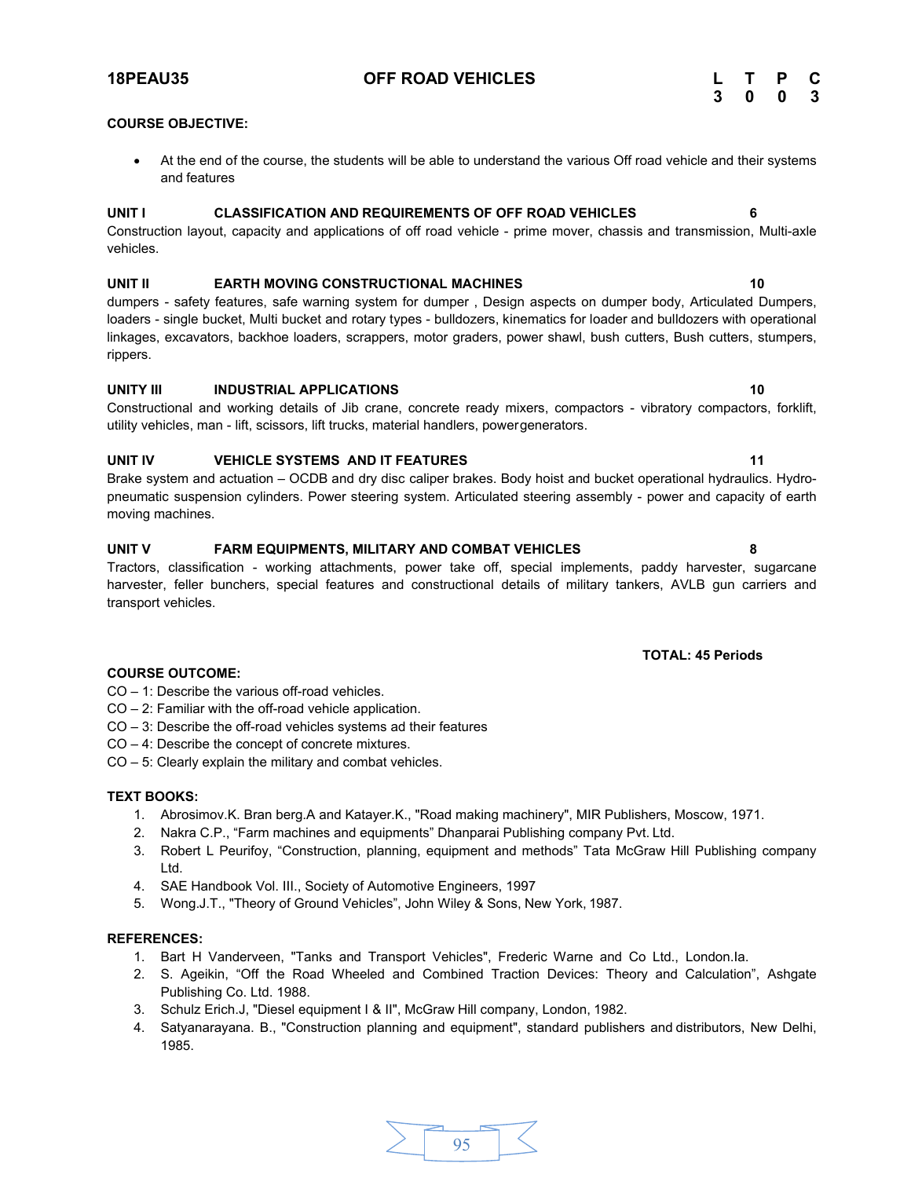## 18PEAU35 OFF ROAD VEHICLES

| L | T | P | C |
|---|---|---|---|
| 3 | 0 | 0 | 3 |

**COURSE OBJECTIVE:**

- At the end of the course, the students will be able to understand the various Off road vehicle and their systems and features

**UNIT I CLASSIFICATION AND REQUIREMENTS OF OFF ROAD VEHICLES 6**

Construction layout, capacity and applications of off road vehicle - prime mover, chassis and transmission, Multi-axle vehicles.

**UNIT II EARTH MOVING CONSTRUCTIONAL MACHINES 10**

dumpers - safety features, safe warning system for dumper , Design aspects on dumper body, Articulated Dumpers, loaders - single bucket, Multi bucket and rotary types - bulldozers, kinematics for loader and bulldozers with operational linkages, excavators, backhoe loaders, scrappers, motor graders, power shawl, bush cutters, Bush cutters, stumpers, rippers.

**UNITY III INDUSTRIAL APPLICATIONS 10**

Constructional and working details of Jib crane, concrete ready mixers, compactors - vibratory compactors, forklift, utility vehicles, man - lift, scissors, lift trucks, material handlers, powergenerators.

**UNIT IV VEHICLE SYSTEMS AND IT FEATURES 11**

Brake system and actuation – OCDB and dry disc caliper brakes. Body hoist and bucket operational hydraulics. Hydro-pneumatic suspension cylinders. Power steering system. Articulated steering assembly - power and capacity of earth moving machines.

**UNIT V FARM EQUIPMENTS, MILITARY AND COMBAT VEHICLES 8**

Tractors, classification - working attachments, power take off, special implements, paddy harvester, sugarcane harvester, feller bunchers, special features and constructional details of military tankers, AVLB gun carriers and transport vehicles.

**TOTAL: 45 Periods**

**COURSE OUTCOME:**

CO – 1: Describe the various off-road vehicles.
CO – 2: Familiar with the off-road vehicle application.
CO – 3: Describe the off-road vehicles systems ad their features
CO – 4: Describe the concept of concrete mixtures.
CO – 5: Clearly explain the military and combat vehicles.

**TEXT BOOKS:**

1. Abrosimov.K. Bran berg.A and Katayer.K., "Road making machinery", MIR Publishers, Moscow, 1971.
2. Nakra C.P., “Farm machines and equipments” Dhanparai Publishing company Pvt. Ltd.
3. Robert L Peurifoy, “Construction, planning, equipment and methods” Tata McGraw Hill Publishing company Ltd.
4. SAE Handbook Vol. III., Society of Automotive Engineers, 1997
5. Wong.J.T., "Theory of Ground Vehicles", John Wiley & Sons, New York, 1987.

**REFERENCES:**

1. Bart H Vanderveen, "Tanks and Transport Vehicles", Frederic Warne and Co Ltd., London.la.
2. S. Ageikin, “Off the Road Wheeled and Combined Traction Devices: Theory and Calculation”, Ashgate Publishing Co. Ltd. 1988.
3. Schulz Erich.J, "Diesel equipment I & II", McGraw Hill company, London, 1982.
4. Satyanarayana. B., "Construction planning and equipment", standard publishers and distributors, New Delhi, 1985.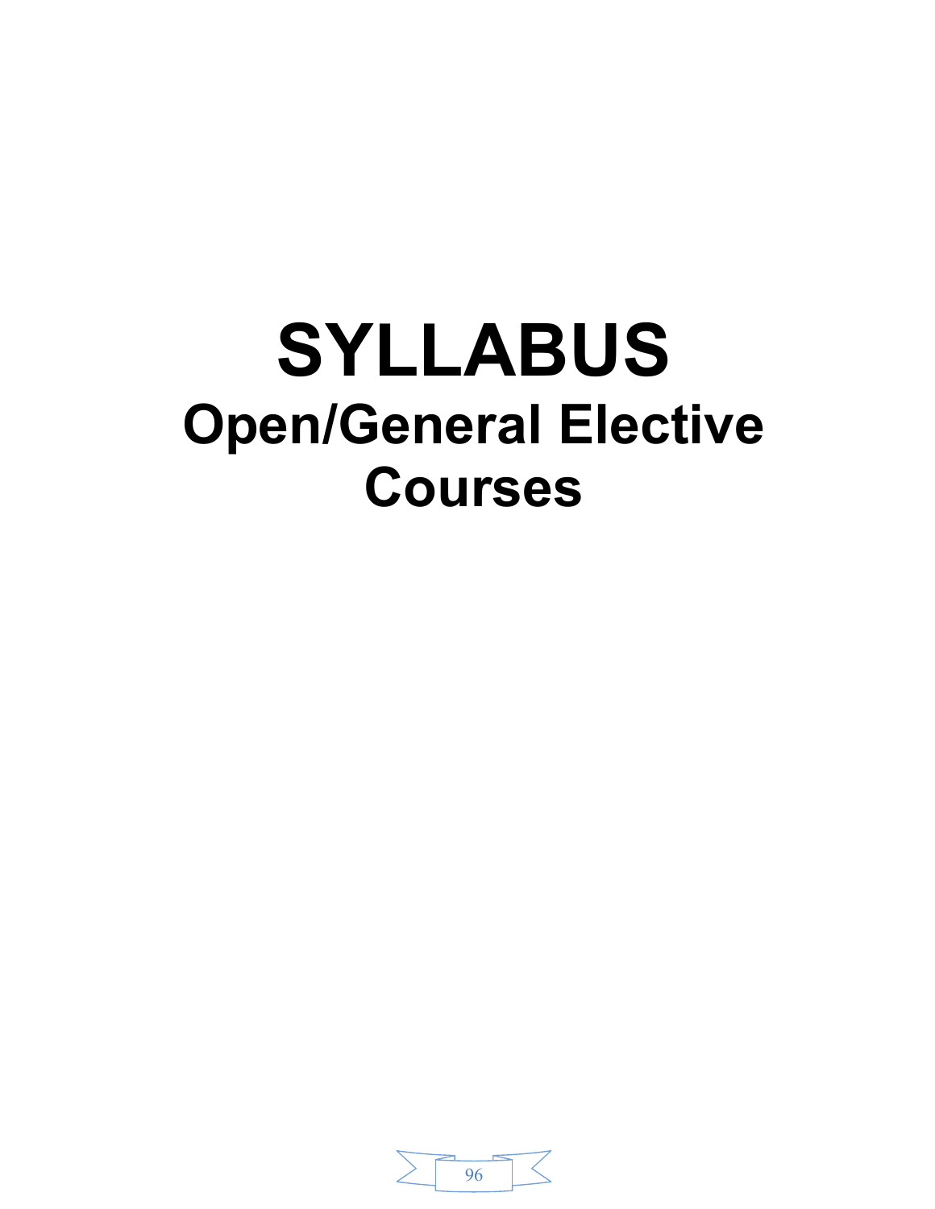# SYLLABUS

## Open/General Elective Courses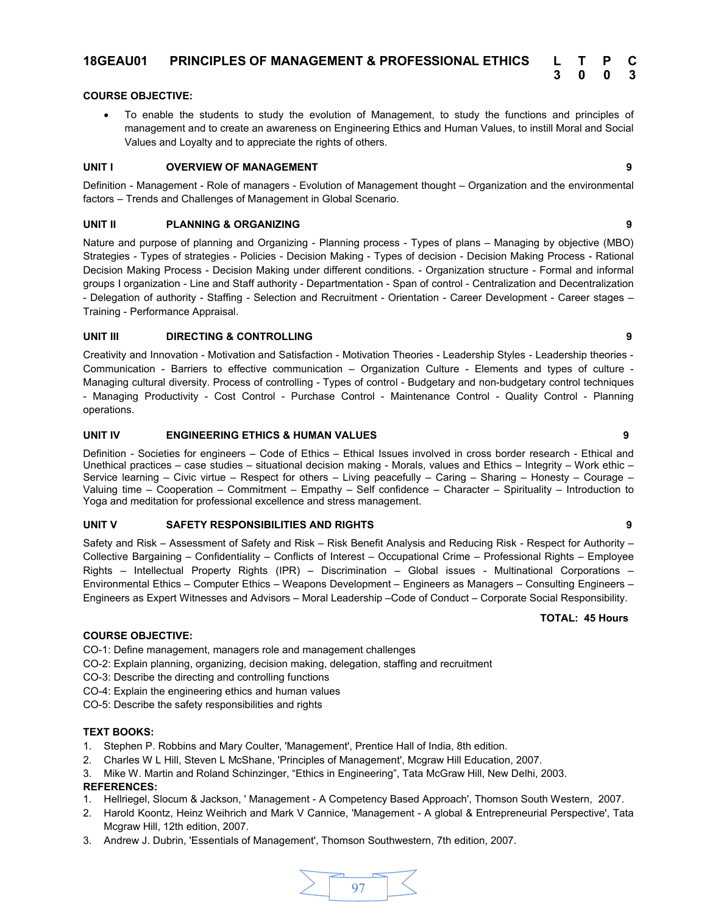## 18GEAU01 PRINCIPLES OF MANAGEMENT & PROFESSIONAL ETHICS

| L | T | P | C |
|---|---|---|---|
| 3 | 0 | 0 | 3 |

**COURSE OBJECTIVE:**

- To enable the students to study the evolution of Management, to study the functions and principles of management and to create an awareness on Engineering Ethics and Human Values, to instill Moral and Social Values and Loyalty and to appreciate the rights of others.

**UNIT I OVERVIEW OF MANAGEMENT 9**

Definition - Management - Role of managers - Evolution of Management thought – Organization and the environmental factors – Trends and Challenges of Management in Global Scenario.

**UNIT II PLANNING & ORGANIZING 9**

Nature and purpose of planning and Organizing - Planning process - Types of plans – Managing by objective (MBO) Strategies - Types of strategies - Policies - Decision Making - Types of decision - Decision Making Process - Rational Decision Making Process - Decision Making under different conditions. - Organization structure - Formal and informal groups I organization - Line and Staff authority - Departmentation - Span of control - Centralization and Decentralization - Delegation of authority - Staffing - Selection and Recruitment - Orientation - Career Development - Career stages – Training - Performance Appraisal.

**UNIT III DIRECTING & CONTROLLING 9**

Creativity and Innovation - Motivation and Satisfaction - Motivation Theories - Leadership Styles - Leadership theories - Communication - Barriers to effective communication – Organization Culture - Elements and types of culture - Managing cultural diversity. Process of controlling - Types of control - Budgetary and non-budgetary control techniques - Managing Productivity - Cost Control - Purchase Control - Maintenance Control - Quality Control - Planning operations.

**UNIT IV ENGINEERING ETHICS & HUMAN VALUES 9**

Definition - Societies for engineers – Code of Ethics – Ethical Issues involved in cross border research - Ethical and Unethical practices – case studies – situational decision making - Morals, values and Ethics – Integrity – Work ethic – Service learning – Civic virtue – Respect for others – Living peacefully – Caring – Sharing – Honesty – Courage – Valuing time – Cooperation – Commitment – Empathy – Self confidence – Character – Spirituality – Introduction to Yoga and meditation for professional excellence and stress management.

**UNIT V SAFETY RESPONSIBILITIES AND RIGHTS 9**

Safety and Risk – Assessment of Safety and Risk – Risk Benefit Analysis and Reducing Risk - Respect for Authority – Collective Bargaining – Confidentiality – Conflicts of Interest – Occupational Crime – Professional Rights – Employee Rights – Intellectual Property Rights (IPR) – Discrimination – Global issues - Multinational Corporations – Environmental Ethics – Computer Ethics – Weapons Development – Engineers as Managers – Consulting Engineers – Engineers as Expert Witnesses and Advisors – Moral Leadership –Code of Conduct – Corporate Social Responsibility.

**TOTAL: 45 Hours**

**COURSE OBJECTIVE:**

CO-1: Define management, managers role and management challenges
CO-2: Explain planning, organizing, decision making, delegation, staffing and recruitment
CO-3: Describe the directing and controlling functions
CO-4: Explain the engineering ethics and human values
CO-5: Describe the safety responsibilities and rights

**TEXT BOOKS:**

1. Stephen P. Robbins and Mary Coulter, 'Management', Prentice Hall of India, 8th edition.
2. Charles W L Hill, Steven L McShane, 'Principles of Management', Mcgraw Hill Education, 2007.
3. Mike W. Martin and Roland Schinzinger, "Ethics in Engineering", Tata McGraw Hill, New Delhi, 2003.

**REFERENCES:**

1. Hellriegel, Slocum & Jackson, ' Management - A Competency Based Approach', Thomson South Western, 2007.
2. Harold Koontz, Heinz Weihrich and Mark V Cannice, 'Management - A global & Entrepreneurial Perspective', Tata Mcgraw Hill, 12th edition, 2007.
3. Andrew J. Dubrin, 'Essentials of Management', Thomson Southwestern, 7th edition, 2007.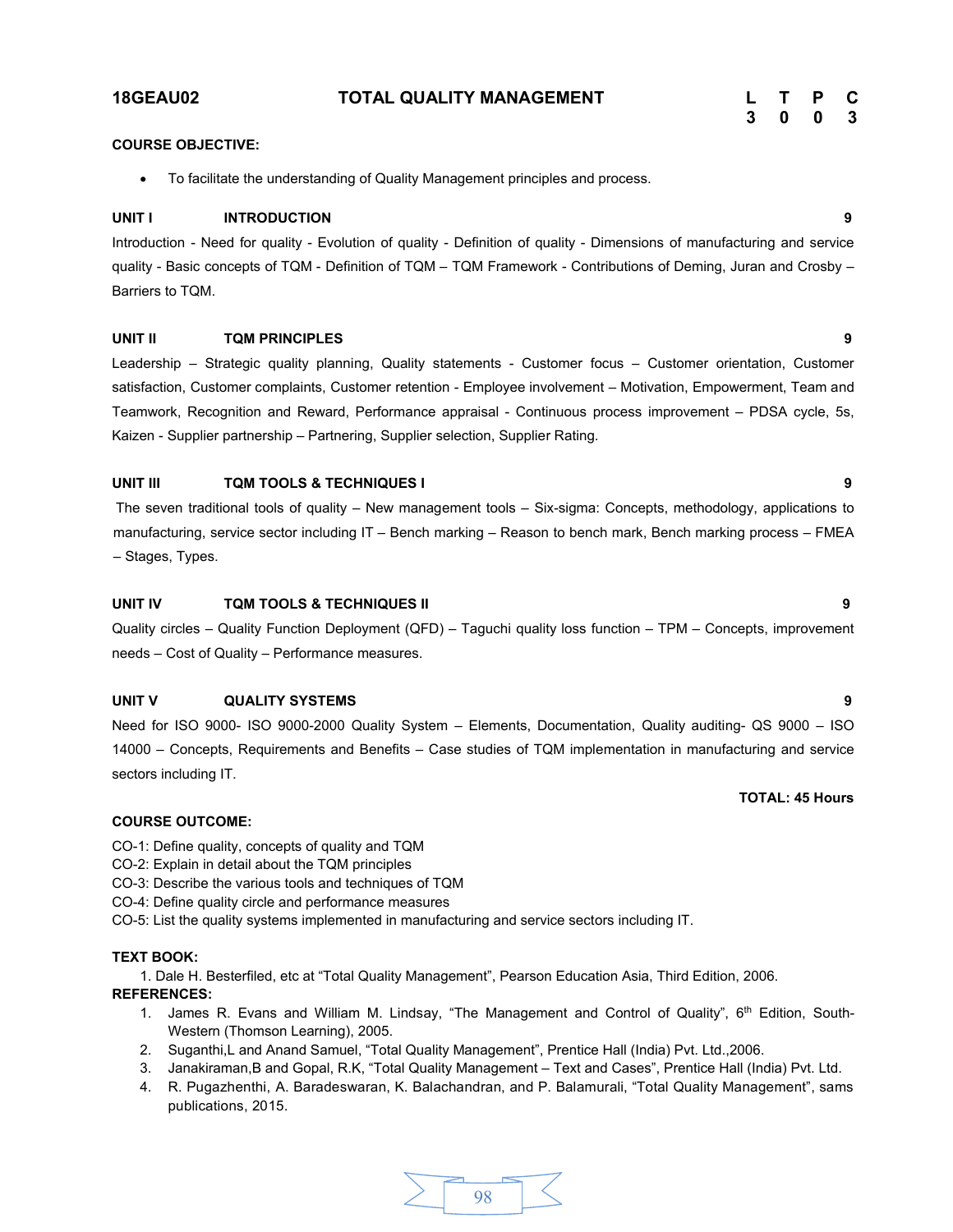## 18GEAU02 TOTAL QUALITY MANAGEMENT

| L | T | P | C |
|---|---|---|---|
| 3 | 0 | 0 | 3 |

**COURSE OBJECTIVE:**

- To facilitate the understanding of Quality Management principles and process.

**UNIT I INTRODUCTION 9**

Introduction - Need for quality - Evolution of quality - Definition of quality - Dimensions of manufacturing and service quality - Basic concepts of TQM - Definition of TQM – TQM Framework - Contributions of Deming, Juran and Crosby – Barriers to TQM.

**UNIT II TQM PRINCIPLES 9**

Leadership – Strategic quality planning, Quality statements - Customer focus – Customer orientation, Customer satisfaction, Customer complaints, Customer retention - Employee involvement – Motivation, Empowerment, Team and Teamwork, Recognition and Reward, Performance appraisal - Continuous process improvement – PDSA cycle, 5s, Kaizen - Supplier partnership – Partnering, Supplier selection, Supplier Rating.

**UNIT III TQM TOOLS & TECHNIQUES I 9**

The seven traditional tools of quality – New management tools – Six-sigma: Concepts, methodology, applications to manufacturing, service sector including IT – Bench marking – Reason to bench mark, Bench marking process – FMEA – Stages, Types.

**UNIT IV TQM TOOLS & TECHNIQUES II 9**

Quality circles – Quality Function Deployment (QFD) – Taguchi quality loss function – TPM – Concepts, improvement needs – Cost of Quality – Performance measures.

**UNIT V QUALITY SYSTEMS 9**

Need for ISO 9000- ISO 9000-2000 Quality System – Elements, Documentation, Quality auditing- QS 9000 – ISO 14000 – Concepts, Requirements and Benefits – Case studies of TQM implementation in manufacturing and service sectors including IT.

**TOTAL: 45 Hours**

**COURSE OUTCOME:**

CO-1: Define quality, concepts of quality and TQM
CO-2: Explain in detail about the TQM principles
CO-3: Describe the various tools and techniques of TQM
CO-4: Define quality circle and performance measures
CO-5: List the quality systems implemented in manufacturing and service sectors including IT.

**TEXT BOOK:**

1. Dale H. Besterfiled, etc at "Total Quality Management", Pearson Education Asia, Third Edition, 2006.

**REFERENCES:**

1. James R. Evans and William M. Lindsay, "The Management and Control of Quality", 6th Edition, South-Western (Thomson Learning), 2005.
2. Suganthi,L and Anand Samuel, "Total Quality Management", Prentice Hall (India) Pvt. Ltd.,2006.
3. Janakiraman,B and Gopal, R.K, "Total Quality Management – Text and Cases", Prentice Hall (India) Pvt. Ltd.
4. R. Pugazhenthi, A. Baradeswaran, K. Balachandran, and P. Balamurali, "Total Quality Management", sams publications, 2015.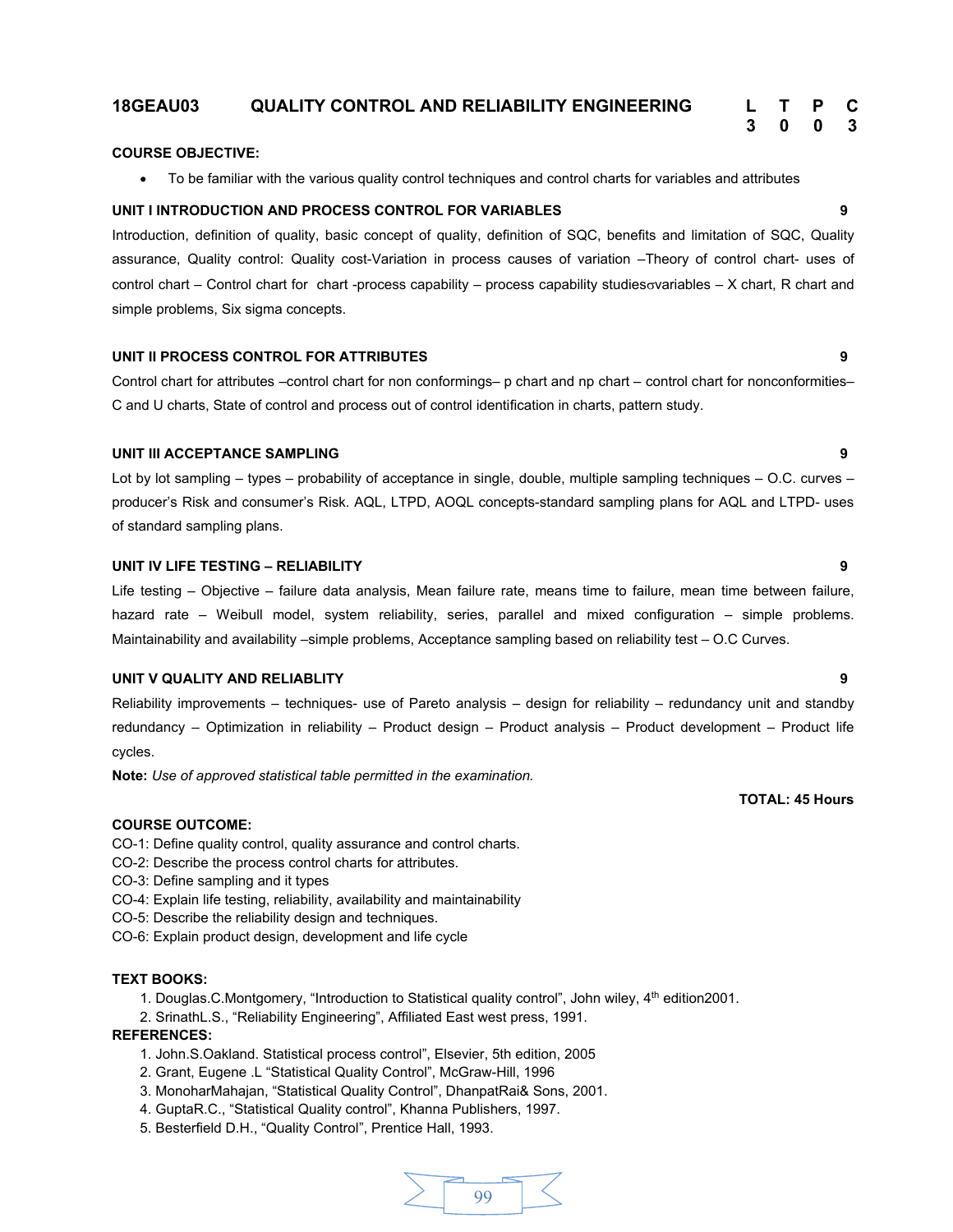## 18GEAU03 QUALITY CONTROL AND RELIABILITY ENGINEERING

| L | T | P | C |
|---|---|---|---|
| 3 | 0 | 0 | 3 |

**COURSE OBJECTIVE:**

- To be familiar with the various quality control techniques and control charts for variables and attributes

**UNIT I INTRODUCTION AND PROCESS CONTROL FOR VARIABLES** **9**

Introduction, definition of quality, basic concept of quality, definition of SQC, benefits and limitation of SQC, Quality assurance, Quality control: Quality cost-Variation in process causes of variation –Theory of control chart- uses of control chart – Control chart for chart -process capability – process capability studies$\sigma$variables – X chart, R chart and simple problems, Six sigma concepts.

**UNIT II PROCESS CONTROL FOR ATTRIBUTES** **9**

Control chart for attributes –control chart for non conformings– p chart and np chart – control chart for nonconformities– C and U charts, State of control and process out of control identification in charts, pattern study.

**UNIT III ACCEPTANCE SAMPLING** **9**

Lot by lot sampling – types – probability of acceptance in single, double, multiple sampling techniques – O.C. curves – producer's Risk and consumer's Risk. AQL, LTPD, AOQL concepts-standard sampling plans for AQL and LTPD- uses of standard sampling plans.

**UNIT IV LIFE TESTING – RELIABILITY** **9**

Life testing – Objective – failure data analysis, Mean failure rate, means time to failure, mean time between failure, hazard rate – Weibull model, system reliability, series, parallel and mixed configuration – simple problems. Maintainability and availability –simple problems, Acceptance sampling based on reliability test – O.C Curves.

**UNIT V QUALITY AND RELIABLITY** **9**

Reliability improvements – techniques- use of Pareto analysis – design for reliability – redundancy unit and standby redundancy – Optimization in reliability – Product design – Product analysis – Product development – Product life cycles.

**Note:** *Use of approved statistical table permitted in the examination.*

**TOTAL: 45 Hours**

**COURSE OUTCOME:**

CO-1: Define quality control, quality assurance and control charts.
CO-2: Describe the process control charts for attributes.
CO-3: Define sampling and it types
CO-4: Explain life testing, reliability, availability and maintainability
CO-5: Describe the reliability design and techniques.
CO-6: Explain product design, development and life cycle

**TEXT BOOKS:**

1. Douglas.C.Montgomery, "Introduction to Statistical quality control", John wiley, 4th edition2001.
2. SrinathL.S., "Reliability Engineering", Affiliated East west press, 1991.

**REFERENCES:**

1. John.S.Oakland. Statistical process control", Elsevier, 5th edition, 2005
2. Grant, Eugene .L "Statistical Quality Control", McGraw-Hill, 1996
3. MonoharMahajan, "Statistical Quality Control", DhanpatRai& Sons, 2001.
4. GuptaR.C., "Statistical Quality control", Khanna Publishers, 1997.
5. Besterfield D.H., "Quality Control", Prentice Hall, 1993.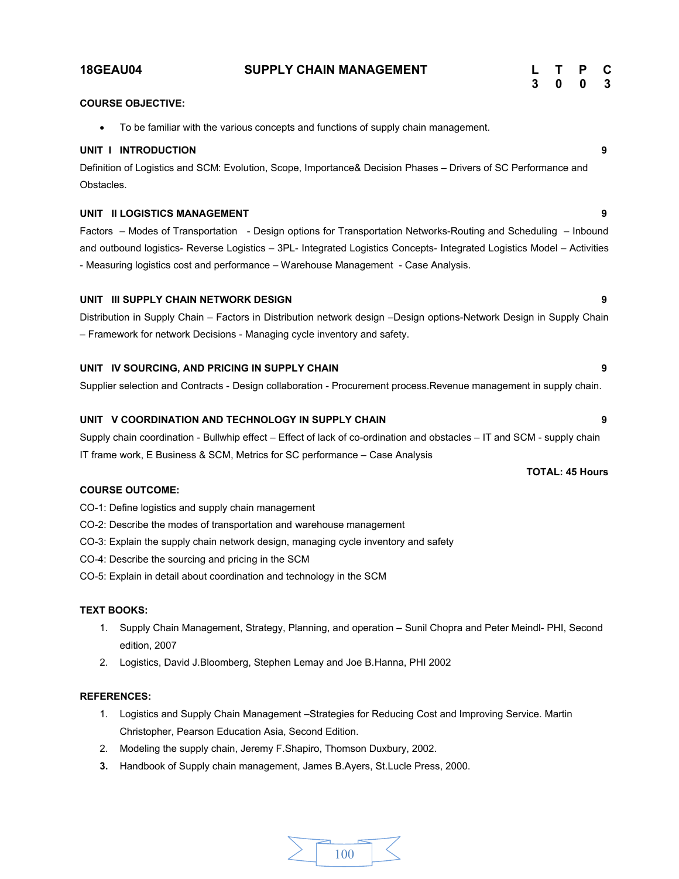| 18GEAU04 | SUPPLY CHAIN MANAGEMENT | L | T | P | C |
|---|---|---|---|---|---|
| | | 3 | 0 | 0 | 3 |

**COURSE OBJECTIVE:**

- To be familiar with the various concepts and functions of supply chain management.

**UNIT I INTRODUCTION** **9**

Definition of Logistics and SCM: Evolution, Scope, Importance& Decision Phases – Drivers of SC Performance and Obstacles.

**UNIT II LOGISTICS MANAGEMENT** **9**

Factors – Modes of Transportation - Design options for Transportation Networks-Routing and Scheduling – Inbound and outbound logistics- Reverse Logistics – 3PL- Integrated Logistics Concepts- Integrated Logistics Model – Activities - Measuring logistics cost and performance – Warehouse Management - Case Analysis.

**UNIT III SUPPLY CHAIN NETWORK DESIGN** **9**

Distribution in Supply Chain – Factors in Distribution network design –Design options-Network Design in Supply Chain – Framework for network Decisions - Managing cycle inventory and safety.

**UNIT IV SOURCING, AND PRICING IN SUPPLY CHAIN** **9**

Supplier selection and Contracts - Design collaboration - Procurement process.Revenue management in supply chain.

**UNIT V COORDINATION AND TECHNOLOGY IN SUPPLY CHAIN** **9**

Supply chain coordination - Bullwhip effect – Effect of lack of co-ordination and obstacles – IT and SCM - supply chain IT frame work, E Business & SCM, Metrics for SC performance – Case Analysis

**TOTAL: 45 Hours**

**COURSE OUTCOME:**

CO-1: Define logistics and supply chain management

CO-2: Describe the modes of transportation and warehouse management

CO-3: Explain the supply chain network design, managing cycle inventory and safety

CO-4: Describe the sourcing and pricing in the SCM

CO-5: Explain in detail about coordination and technology in the SCM

**TEXT BOOKS:**

1. Supply Chain Management, Strategy, Planning, and operation – Sunil Chopra and Peter Meindl- PHI, Second edition, 2007
2. Logistics, David J.Bloomberg, Stephen Lemay and Joe B.Hanna, PHI 2002

**REFERENCES:**

1. Logistics and Supply Chain Management –Strategies for Reducing Cost and Improving Service. Martin Christopher, Pearson Education Asia, Second Edition.
2. Modeling the supply chain, Jeremy F.Shapiro, Thomson Duxbury, 2002.
3. Handbook of Supply chain management, James B.Ayers, St.Lucle Press, 2000.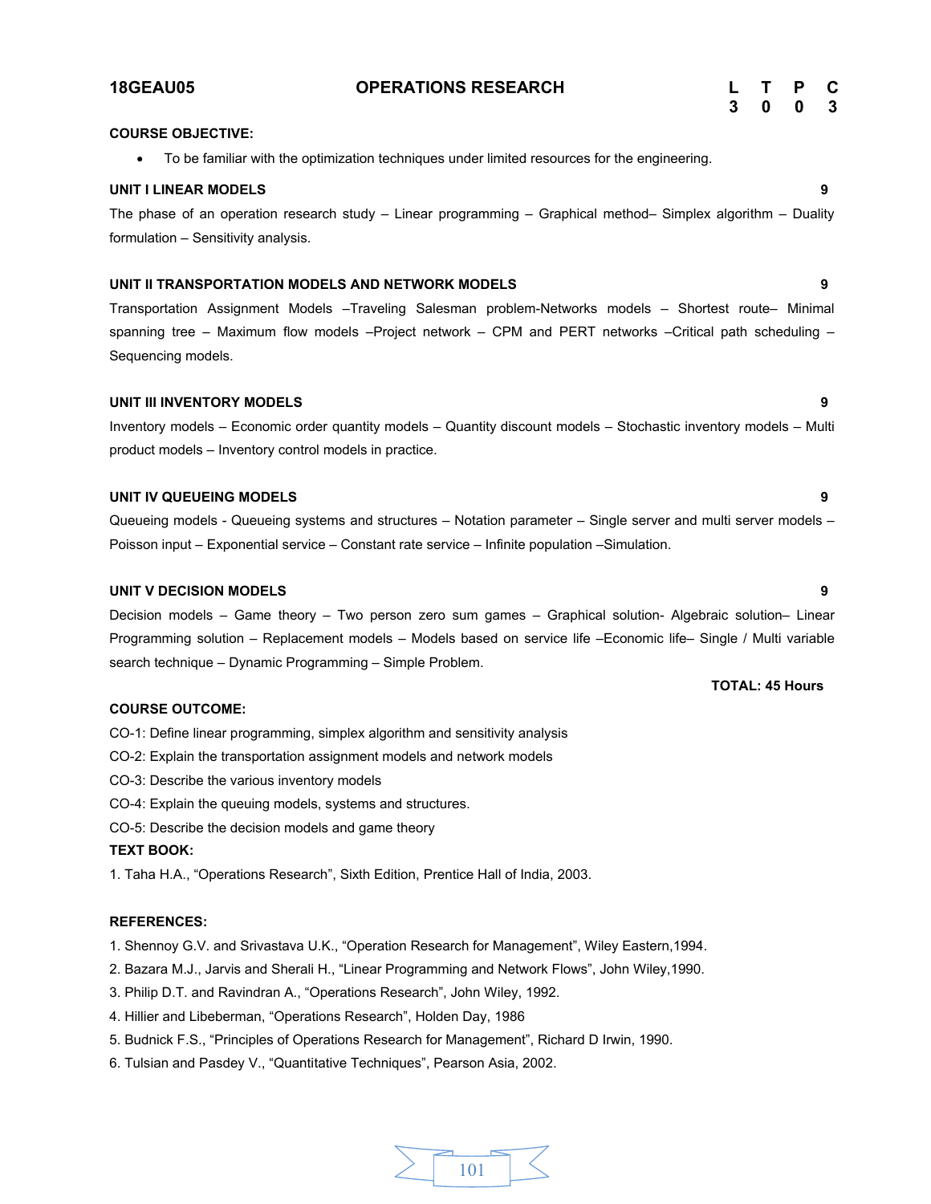## 18GEAU05 OPERATIONS RESEARCH

| L | T | P | C |
|---|---|---|---|
| 3 | 0 | 0 | 3 |

**COURSE OBJECTIVE:**

- To be familiar with the optimization techniques under limited resources for the engineering.

**UNIT I LINEAR MODELS** **9**

The phase of an operation research study – Linear programming – Graphical method– Simplex algorithm – Duality formulation – Sensitivity analysis.

**UNIT II TRANSPORTATION MODELS AND NETWORK MODELS** **9**

Transportation Assignment Models –Traveling Salesman problem-Networks models – Shortest route– Minimal spanning tree – Maximum flow models –Project network – CPM and PERT networks –Critical path scheduling – Sequencing models.

**UNIT III INVENTORY MODELS** **9**

Inventory models – Economic order quantity models – Quantity discount models – Stochastic inventory models – Multi product models – Inventory control models in practice.

**UNIT IV QUEUEING MODELS** **9**

Queueing models - Queueing systems and structures – Notation parameter – Single server and multi server models – Poisson input – Exponential service – Constant rate service – Infinite population –Simulation.

**UNIT V DECISION MODELS** **9**

Decision models – Game theory – Two person zero sum games – Graphical solution- Algebraic solution– Linear Programming solution – Replacement models – Models based on service life –Economic life– Single / Multi variable search technique – Dynamic Programming – Simple Problem.

**TOTAL: 45 Hours**

**COURSE OUTCOME:**

CO-1: Define linear programming, simplex algorithm and sensitivity analysis

CO-2: Explain the transportation assignment models and network models

CO-3: Describe the various inventory models

CO-4: Explain the queuing models, systems and structures.

CO-5: Describe the decision models and game theory

**TEXT BOOK:**

1. Taha H.A., "Operations Research", Sixth Edition, Prentice Hall of India, 2003.

**REFERENCES:**

1. Shennoy G.V. and Srivastava U.K., "Operation Research for Management", Wiley Eastern,1994.
2. Bazara M.J., Jarvis and Sherali H., "Linear Programming and Network Flows", John Wiley,1990.
3. Philip D.T. and Ravindran A., "Operations Research", John Wiley, 1992.
4. Hillier and Libeberman, "Operations Research", Holden Day, 1986
5. Budnick F.S., "Principles of Operations Research for Management", Richard D Irwin, 1990.
6. Tulsian and Pasdey V., "Quantitative Techniques", Pearson Asia, 2002.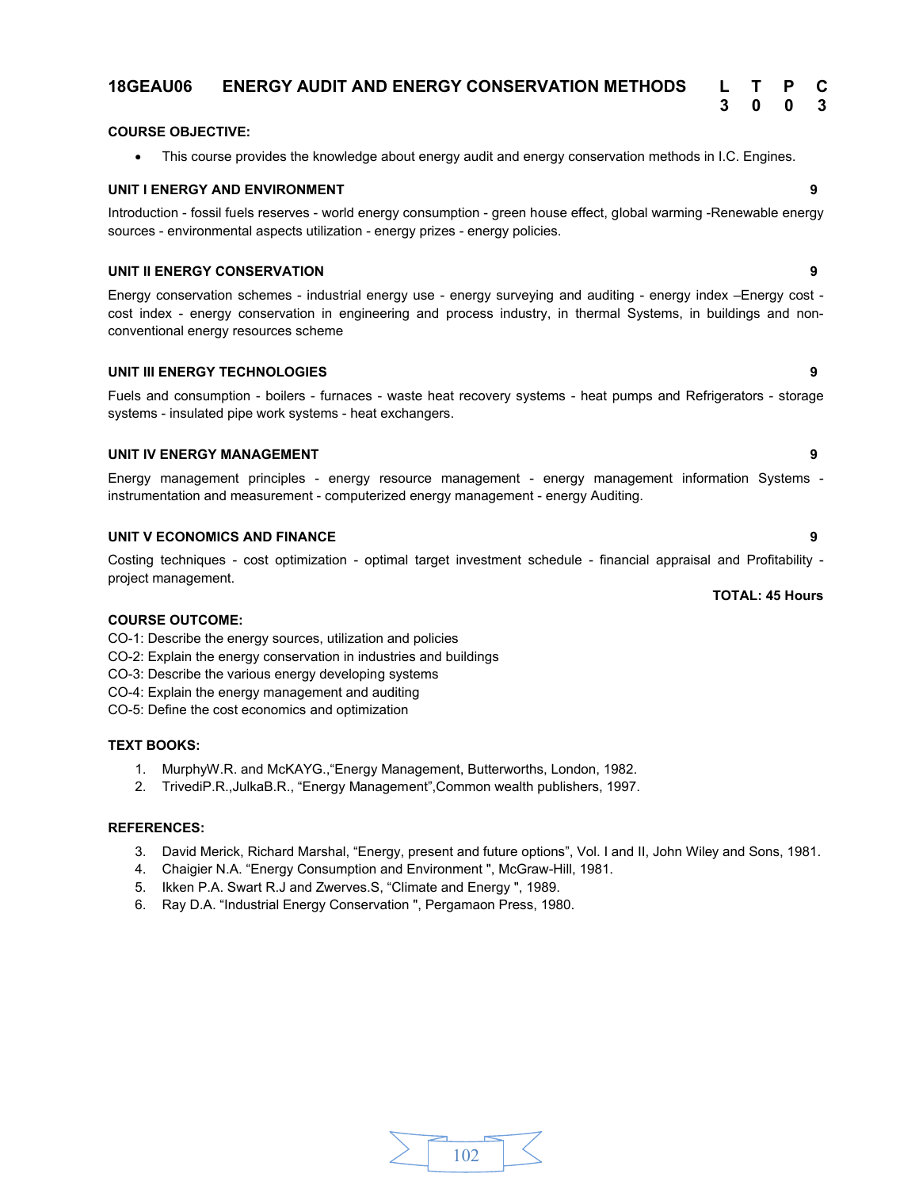## 18GEAU06 ENERGY AUDIT AND ENERGY CONSERVATION METHODS

| L | T | P | C |
|---|---|---|---|
| 3 | 0 | 0 | 3 |

**COURSE OBJECTIVE:**

- This course provides the knowledge about energy audit and energy conservation methods in I.C. Engines.

**UNIT I ENERGY AND ENVIRONMENT** **9**

Introduction - fossil fuels reserves - world energy consumption - green house effect, global warming -Renewable energy sources - environmental aspects utilization - energy prizes - energy policies.

**UNIT II ENERGY CONSERVATION** **9**

Energy conservation schemes - industrial energy use - energy surveying and auditing - energy index –Energy cost - cost index - energy conservation in engineering and process industry, in thermal Systems, in buildings and non-conventional energy resources scheme

**UNIT III ENERGY TECHNOLOGIES** **9**

Fuels and consumption - boilers - furnaces - waste heat recovery systems - heat pumps and Refrigerators - storage systems - insulated pipe work systems - heat exchangers.

**UNIT IV ENERGY MANAGEMENT** **9**

Energy management principles - energy resource management - energy management information Systems - instrumentation and measurement - computerized energy management - energy Auditing.

**UNIT V ECONOMICS AND FINANCE** **9**

Costing techniques - cost optimization - optimal target investment schedule - financial appraisal and Profitability - project management.

**TOTAL: 45 Hours**

**COURSE OUTCOME:**

CO-1: Describe the energy sources, utilization and policies
CO-2: Explain the energy conservation in industries and buildings
CO-3: Describe the various energy developing systems
CO-4: Explain the energy management and auditing
CO-5: Define the cost economics and optimization

**TEXT BOOKS:**

1. MurphyW.R. and McKAYG.,"Energy Management, Butterworths, London, 1982.
2. TrivediP.R.,JulkaB.R., "Energy Management",Common wealth publishers, 1997.

**REFERENCES:**

3. David Merick, Richard Marshal, "Energy, present and future options", Vol. I and II, John Wiley and Sons, 1981.
4. Chaigier N.A. "Energy Consumption and Environment ", McGraw-Hill, 1981.
5. Ikken P.A. Swart R.J and Zwerves.S, "Climate and Energy ", 1989.
6. Ray D.A. "Industrial Energy Conservation ", Pergamaon Press, 1980.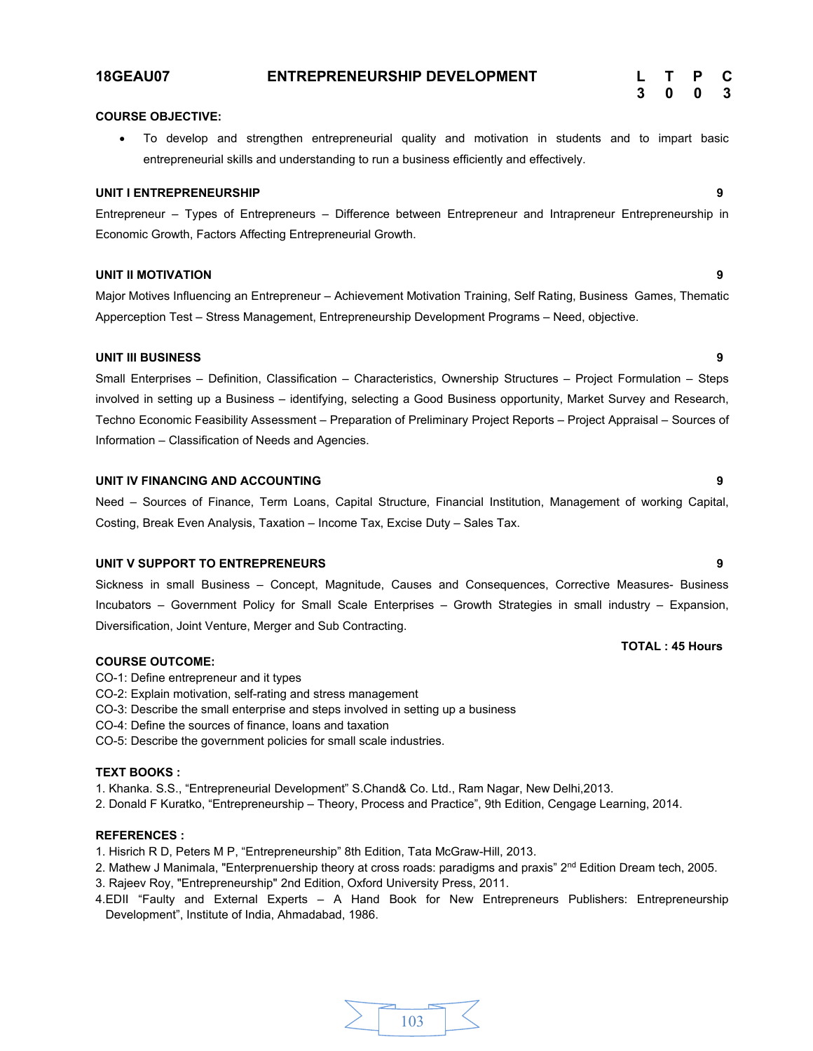**18GEAU07 ENTREPRENEURSHIP DEVELOPMENT**

| L | T | P | C |
|---|---|---|---|
| 3 | 0 | 0 | 3 |

**COURSE OBJECTIVE:**

- To develop and strengthen entrepreneurial quality and motivation in students and to impart basic entrepreneurial skills and understanding to run a business efficiently and effectively.

**UNIT I ENTREPRENEURSHIP** **9**

Entrepreneur – Types of Entrepreneurs – Difference between Entrepreneur and Intrapreneur Entrepreneurship in Economic Growth, Factors Affecting Entrepreneurial Growth.

**UNIT II MOTIVATION** **9**

Major Motives Influencing an Entrepreneur – Achievement Motivation Training, Self Rating, Business Games, Thematic Apperception Test – Stress Management, Entrepreneurship Development Programs – Need, objective.

**UNIT III BUSINESS** **9**

Small Enterprises – Definition, Classification – Characteristics, Ownership Structures – Project Formulation – Steps involved in setting up a Business – identifying, selecting a Good Business opportunity, Market Survey and Research, Techno Economic Feasibility Assessment – Preparation of Preliminary Project Reports – Project Appraisal – Sources of Information – Classification of Needs and Agencies.

**UNIT IV FINANCING AND ACCOUNTING** **9**

Need – Sources of Finance, Term Loans, Capital Structure, Financial Institution, Management of working Capital, Costing, Break Even Analysis, Taxation – Income Tax, Excise Duty – Sales Tax.

**UNIT V SUPPORT TO ENTREPRENEURS** **9**

Sickness in small Business – Concept, Magnitude, Causes and Consequences, Corrective Measures- Business Incubators – Government Policy for Small Scale Enterprises – Growth Strategies in small industry – Expansion, Diversification, Joint Venture, Merger and Sub Contracting.

**TOTAL : 45 Hours**

**COURSE OUTCOME:**

CO-1: Define entrepreneur and it types
CO-2: Explain motivation, self-rating and stress management
CO-3: Describe the small enterprise and steps involved in setting up a business
CO-4: Define the sources of finance, loans and taxation
CO-5: Describe the government policies for small scale industries.

**TEXT BOOKS :**

1. Khanka. S.S., "Entrepreneurial Development" S.Chand& Co. Ltd., Ram Nagar, New Delhi,2013.
2. Donald F Kuratko, "Entrepreneurship – Theory, Process and Practice", 9th Edition, Cengage Learning, 2014.

**REFERENCES :**

1. Hisrich R D, Peters M P, "Entrepreneurship" 8th Edition, Tata McGraw-Hill, 2013.
2. Mathew J Manimala, "Enterprenuership theory at cross roads: paradigms and praxis" 2nd Edition Dream tech, 2005.
3. Rajeev Roy, "Entrepreneurship" 2nd Edition, Oxford University Press, 2011.
4. EDII "Faulty and External Experts – A Hand Book for New Entrepreneurs Publishers: Entrepreneurship Development", Institute of India, Ahmadabad, 1986.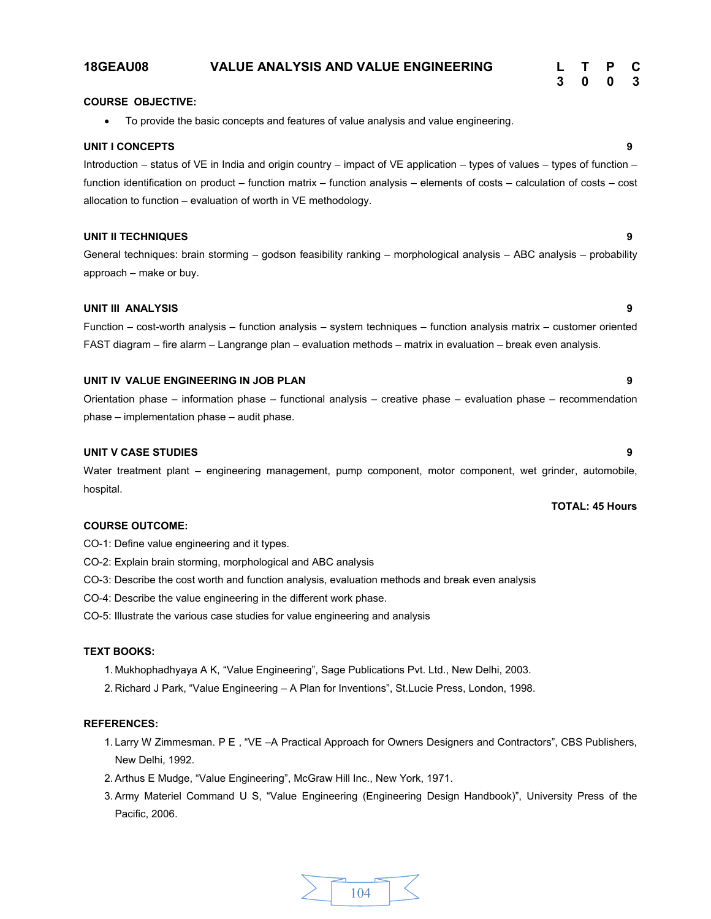## 18GEAU08 VALUE ANALYSIS AND VALUE ENGINEERING

| L | T | P | C |
|---|---|---|---|
| 3 | 0 | 0 | 3 |

**COURSE OBJECTIVE:**

- To provide the basic concepts and features of value analysis and value engineering.

**UNIT I CONCEPTS** **9**

Introduction – status of VE in India and origin country – impact of VE application – types of values – types of function – function identification on product – function matrix – function analysis – elements of costs – calculation of costs – cost allocation to function – evaluation of worth in VE methodology.

**UNIT II TECHNIQUES** **9**

General techniques: brain storming – godson feasibility ranking – morphological analysis – ABC analysis – probability approach – make or buy.

**UNIT III ANALYSIS** **9**

Function – cost-worth analysis – function analysis – system techniques – function analysis matrix – customer oriented FAST diagram – fire alarm – Langrange plan – evaluation methods – matrix in evaluation – break even analysis.

**UNIT IV VALUE ENGINEERING IN JOB PLAN** **9**

Orientation phase – information phase – functional analysis – creative phase – evaluation phase – recommendation phase – implementation phase – audit phase.

**UNIT V CASE STUDIES** **9**

Water treatment plant – engineering management, pump component, motor component, wet grinder, automobile, hospital.

**TOTAL: 45 Hours**

**COURSE OUTCOME:**

CO-1: Define value engineering and it types.

CO-2: Explain brain storming, morphological and ABC analysis

CO-3: Describe the cost worth and function analysis, evaluation methods and break even analysis

CO-4: Describe the value engineering in the different work phase.

CO-5: Illustrate the various case studies for value engineering and analysis

**TEXT BOOKS:**

1. Mukhophadhyaya A K, "Value Engineering", Sage Publications Pvt. Ltd., New Delhi, 2003.
2. Richard J Park, "Value Engineering – A Plan for Inventions", St.Lucie Press, London, 1998.

**REFERENCES:**

1. Larry W Zimmesman. P E , "VE –A Practical Approach for Owners Designers and Contractors", CBS Publishers, New Delhi, 1992.
2. Arthus E Mudge, "Value Engineering", McGraw Hill Inc., New York, 1971.
3. Army Materiel Command U S, "Value Engineering (Engineering Design Handbook)", University Press of the Pacific, 2006.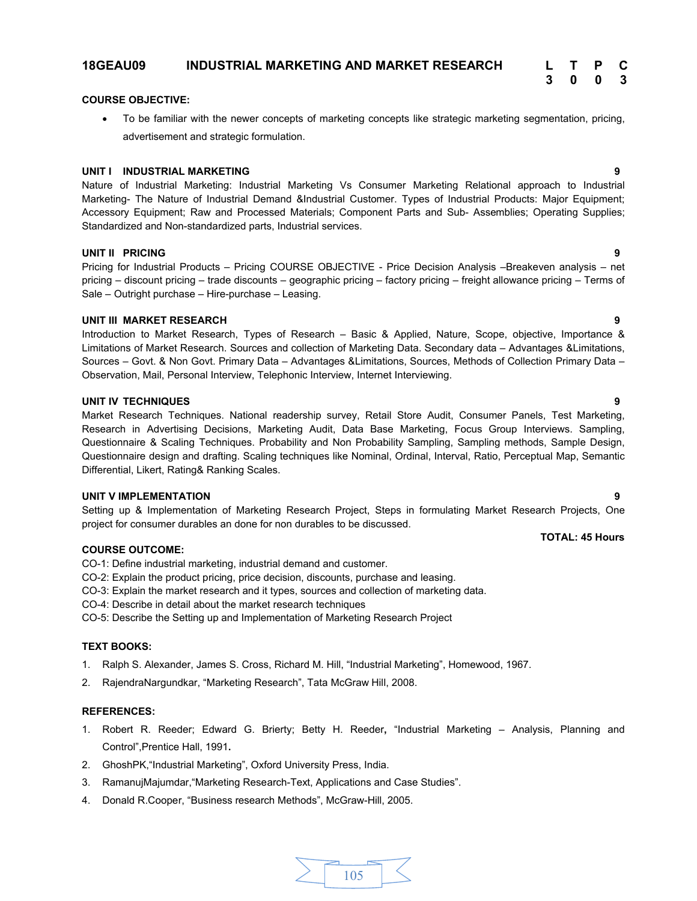## 18GEAU09 INDUSTRIAL MARKETING AND MARKET RESEARCH

| L | T | P | C |
|---|---|---|---|
| 3 | 0 | 0 | 3 |

**COURSE OBJECTIVE:**

- To be familiar with the newer concepts of marketing concepts like strategic marketing segmentation, pricing, advertisement and strategic formulation.

**UNIT I INDUSTRIAL MARKETING** **9**

Nature of Industrial Marketing: Industrial Marketing Vs Consumer Marketing Relational approach to Industrial Marketing- The Nature of Industrial Demand &Industrial Customer. Types of Industrial Products: Major Equipment; Accessory Equipment; Raw and Processed Materials; Component Parts and Sub- Assemblies; Operating Supplies; Standardized and Non-standardized parts, Industrial services.

**UNIT II PRICING** **9**

Pricing for Industrial Products – Pricing COURSE OBJECTIVE - Price Decision Analysis –Breakeven analysis – net pricing – discount pricing – trade discounts – geographic pricing – factory pricing – freight allowance pricing – Terms of Sale – Outright purchase – Hire-purchase – Leasing.

**UNIT III MARKET RESEARCH** **9**

Introduction to Market Research, Types of Research – Basic & Applied, Nature, Scope, objective, Importance & Limitations of Market Research. Sources and collection of Marketing Data. Secondary data – Advantages &Limitations, Sources – Govt. & Non Govt. Primary Data – Advantages &Limitations, Sources, Methods of Collection Primary Data – Observation, Mail, Personal Interview, Telephonic Interview, Internet Interviewing.

**UNIT IV TECHNIQUES** **9**

Market Research Techniques. National readership survey, Retail Store Audit, Consumer Panels, Test Marketing, Research in Advertising Decisions, Marketing Audit, Data Base Marketing, Focus Group Interviews. Sampling, Questionnaire & Scaling Techniques. Probability and Non Probability Sampling, Sampling methods, Sample Design, Questionnaire design and drafting. Scaling techniques like Nominal, Ordinal, Interval, Ratio, Perceptual Map, Semantic Differential, Likert, Rating& Ranking Scales.

**UNIT V IMPLEMENTATION** **9**

Setting up & Implementation of Marketing Research Project, Steps in formulating Market Research Projects, One project for consumer durables an done for non durables to be discussed.

**TOTAL: 45 Hours**

**COURSE OUTCOME:**

CO-1: Define industrial marketing, industrial demand and customer.
CO-2: Explain the product pricing, price decision, discounts, purchase and leasing.
CO-3: Explain the market research and it types, sources and collection of marketing data.
CO-4: Describe in detail about the market research techniques
CO-5: Describe the Setting up and Implementation of Marketing Research Project

**TEXT BOOKS:**

1. Ralph S. Alexander, James S. Cross, Richard M. Hill, "Industrial Marketing", Homewood, 1967.
2. RajendraNargundkar, "Marketing Research", Tata McGraw Hill, 2008.

**REFERENCES:**

1. Robert R. Reeder; Edward G. Brierty; Betty H. Reeder**,** "Industrial Marketing – Analysis, Planning and Control",Prentice Hall, 1991**.**
2. GhoshPK,"Industrial Marketing", Oxford University Press, India.
3. RamanujMajumdar,"Marketing Research-Text, Applications and Case Studies".
4. Donald R.Cooper, "Business research Methods", McGraw-Hill, 2005.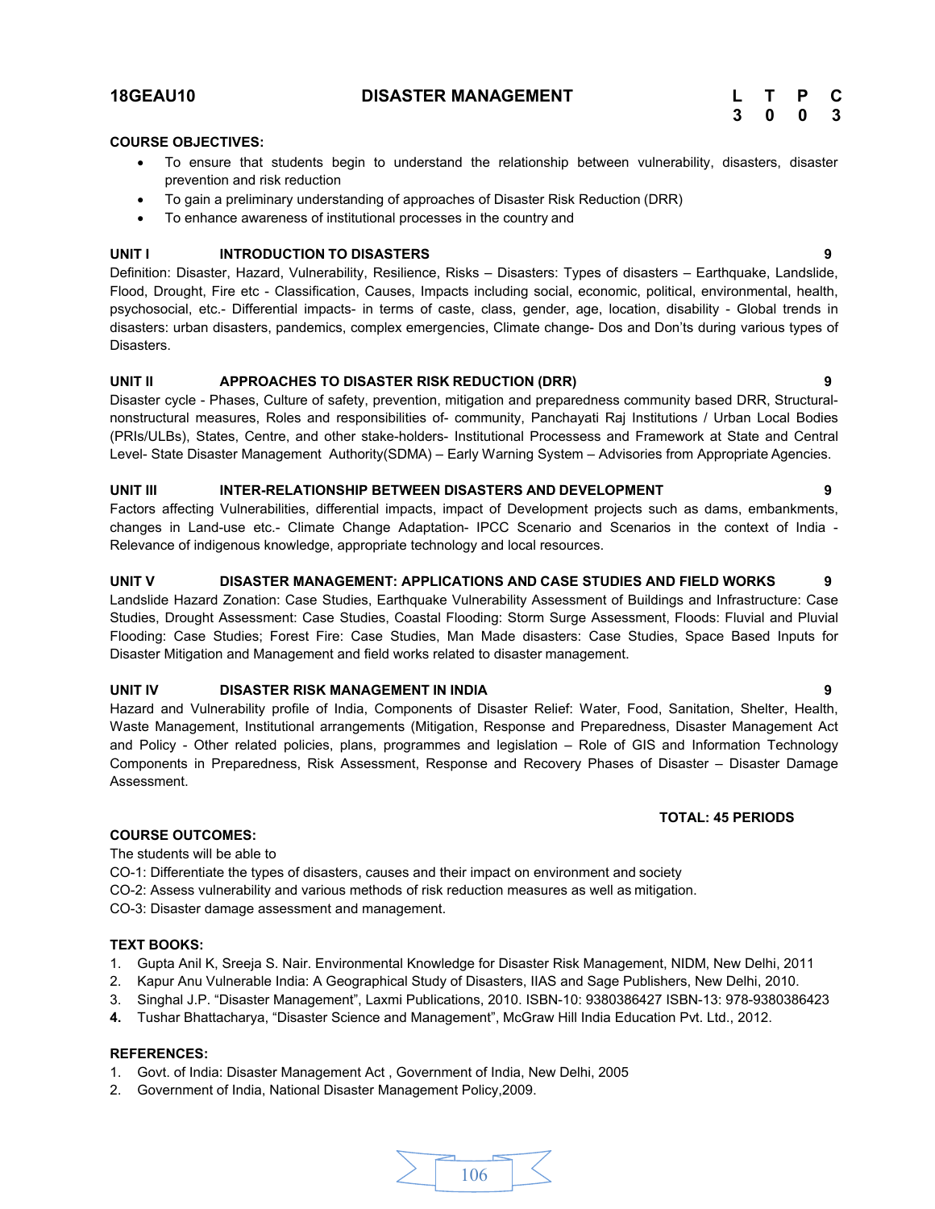## 18GEAU10 DISASTER MANAGEMENT

| L | T | P | C |
|---|---|---|---|
| 3 | 0 | 0 | 3 |

**COURSE OBJECTIVES:**

- To ensure that students begin to understand the relationship between vulnerability, disasters, disaster prevention and risk reduction
- To gain a preliminary understanding of approaches of Disaster Risk Reduction (DRR)
- To enhance awareness of institutional processes in the country and

**UNIT I INTRODUCTION TO DISASTERS 9**

Definition: Disaster, Hazard, Vulnerability, Resilience, Risks – Disasters: Types of disasters – Earthquake, Landslide, Flood, Drought, Fire etc - Classification, Causes, Impacts including social, economic, political, environmental, health, psychosocial, etc.- Differential impacts- in terms of caste, class, gender, age, location, disability - Global trends in disasters: urban disasters, pandemics, complex emergencies, Climate change- Dos and Don'ts during various types of Disasters.

**UNIT II APPROACHES TO DISASTER RISK REDUCTION (DRR) 9**

Disaster cycle - Phases, Culture of safety, prevention, mitigation and preparedness community based DRR, Structural-nonstructural measures, Roles and responsibilities of- community, Panchayati Raj Institutions / Urban Local Bodies (PRIs/ULBs), States, Centre, and other stake-holders- Institutional Processess and Framework at State and Central Level- State Disaster Management Authority(SDMA) – Early Warning System – Advisories from Appropriate Agencies.

**UNIT III INTER-RELATIONSHIP BETWEEN DISASTERS AND DEVELOPMENT 9**

Factors affecting Vulnerabilities, differential impacts, impact of Development projects such as dams, embankments, changes in Land-use etc.- Climate Change Adaptation- IPCC Scenario and Scenarios in the context of India - Relevance of indigenous knowledge, appropriate technology and local resources.

**UNIT V DISASTER MANAGEMENT: APPLICATIONS AND CASE STUDIES AND FIELD WORKS 9**

Landslide Hazard Zonation: Case Studies, Earthquake Vulnerability Assessment of Buildings and Infrastructure: Case Studies, Drought Assessment: Case Studies, Coastal Flooding: Storm Surge Assessment, Floods: Fluvial and Pluvial Flooding: Case Studies; Forest Fire: Case Studies, Man Made disasters: Case Studies, Space Based Inputs for Disaster Mitigation and Management and field works related to disaster management.

**UNIT IV DISASTER RISK MANAGEMENT IN INDIA 9**

Hazard and Vulnerability profile of India, Components of Disaster Relief: Water, Food, Sanitation, Shelter, Health, Waste Management, Institutional arrangements (Mitigation, Response and Preparedness, Disaster Management Act and Policy - Other related policies, plans, programmes and legislation – Role of GIS and Information Technology Components in Preparedness, Risk Assessment, Response and Recovery Phases of Disaster – Disaster Damage Assessment.

**TOTAL: 45 PERIODS**

**COURSE OUTCOMES:**

The students will be able to

CO-1: Differentiate the types of disasters, causes and their impact on environment and society

CO-2: Assess vulnerability and various methods of risk reduction measures as well as mitigation.

CO-3: Disaster damage assessment and management.

**TEXT BOOKS:**

1. Gupta Anil K, Sreeja S. Nair. Environmental Knowledge for Disaster Risk Management, NIDM, New Delhi, 2011
2. Kapur Anu Vulnerable India: A Geographical Study of Disasters, IIAS and Sage Publishers, New Delhi, 2010.
3. Singhal J.P. "Disaster Management", Laxmi Publications, 2010. ISBN-10: 9380386427 ISBN-13: 978-9380386423
4. Tushar Bhattacharya, "Disaster Science and Management", McGraw Hill India Education Pvt. Ltd., 2012.

**REFERENCES:**

1. Govt. of India: Disaster Management Act , Government of India, New Delhi, 2005
2. Government of India, National Disaster Management Policy,2009.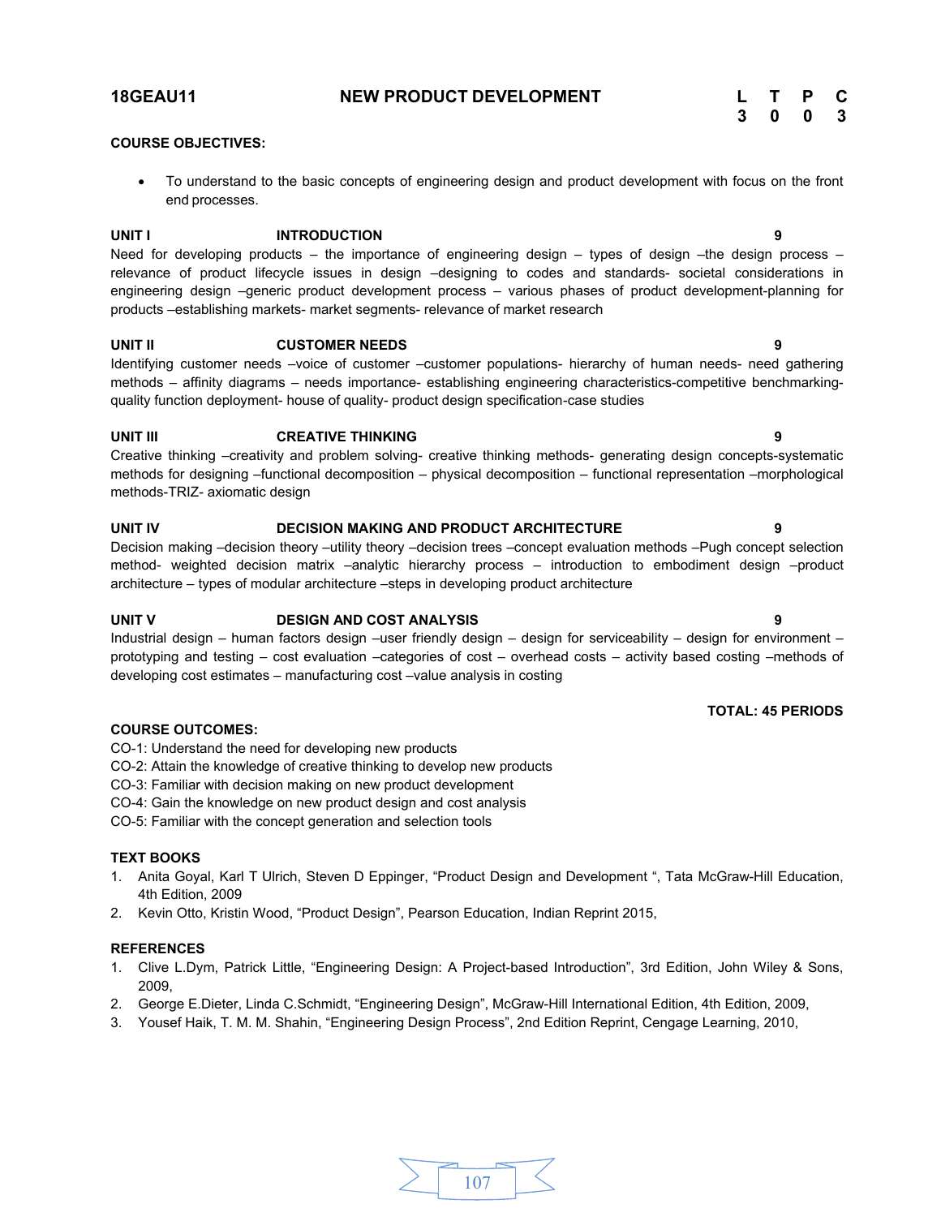## 18GEAU11 NEW PRODUCT DEVELOPMENT

| L | T | P | C |
|---|---|---|---|
| 3 | 0 | 0 | 3 |

**COURSE OBJECTIVES:**

- To understand to the basic concepts of engineering design and product development with focus on the front end processes.

**UNIT I INTRODUCTION 9**

Need for developing products – the importance of engineering design – types of design –the design process – relevance of product lifecycle issues in design –designing to codes and standards- societal considerations in engineering design –generic product development process – various phases of product development-planning for products –establishing markets- market segments- relevance of market research

**UNIT II CUSTOMER NEEDS 9**

Identifying customer needs –voice of customer –customer populations- hierarchy of human needs- need gathering methods – affinity diagrams – needs importance- establishing engineering characteristics-competitive benchmarking-quality function deployment- house of quality- product design specification-case studies

**UNIT III CREATIVE THINKING 9**

Creative thinking –creativity and problem solving- creative thinking methods- generating design concepts-systematic methods for designing –functional decomposition – physical decomposition – functional representation –morphological methods-TRIZ- axiomatic design

**UNIT IV DECISION MAKING AND PRODUCT ARCHITECTURE 9**

Decision making –decision theory –utility theory –decision trees –concept evaluation methods –Pugh concept selection method- weighted decision matrix –analytic hierarchy process – introduction to embodiment design –product architecture – types of modular architecture –steps in developing product architecture

**UNIT V DESIGN AND COST ANALYSIS 9**

Industrial design – human factors design –user friendly design – design for serviceability – design for environment – prototyping and testing – cost evaluation –categories of cost – overhead costs – activity based costing –methods of developing cost estimates – manufacturing cost –value analysis in costing

**TOTAL: 45 PERIODS**

**COURSE OUTCOMES:**

CO-1: Understand the need for developing new products
CO-2: Attain the knowledge of creative thinking to develop new products
CO-3: Familiar with decision making on new product development
CO-4: Gain the knowledge on new product design and cost analysis
CO-5: Familiar with the concept generation and selection tools

**TEXT BOOKS**

1. Anita Goyal, Karl T Ulrich, Steven D Eppinger, "Product Design and Development ", Tata McGraw-Hill Education, 4th Edition, 2009
2. Kevin Otto, Kristin Wood, "Product Design", Pearson Education, Indian Reprint 2015,

**REFERENCES**

1. Clive L.Dym, Patrick Little, "Engineering Design: A Project-based Introduction", 3rd Edition, John Wiley & Sons, 2009,
2. George E.Dieter, Linda C.Schmidt, "Engineering Design", McGraw-Hill International Edition, 4th Edition, 2009,
3. Yousef Haik, T. M. M. Shahin, "Engineering Design Process", 2nd Edition Reprint, Cengage Learning, 2010,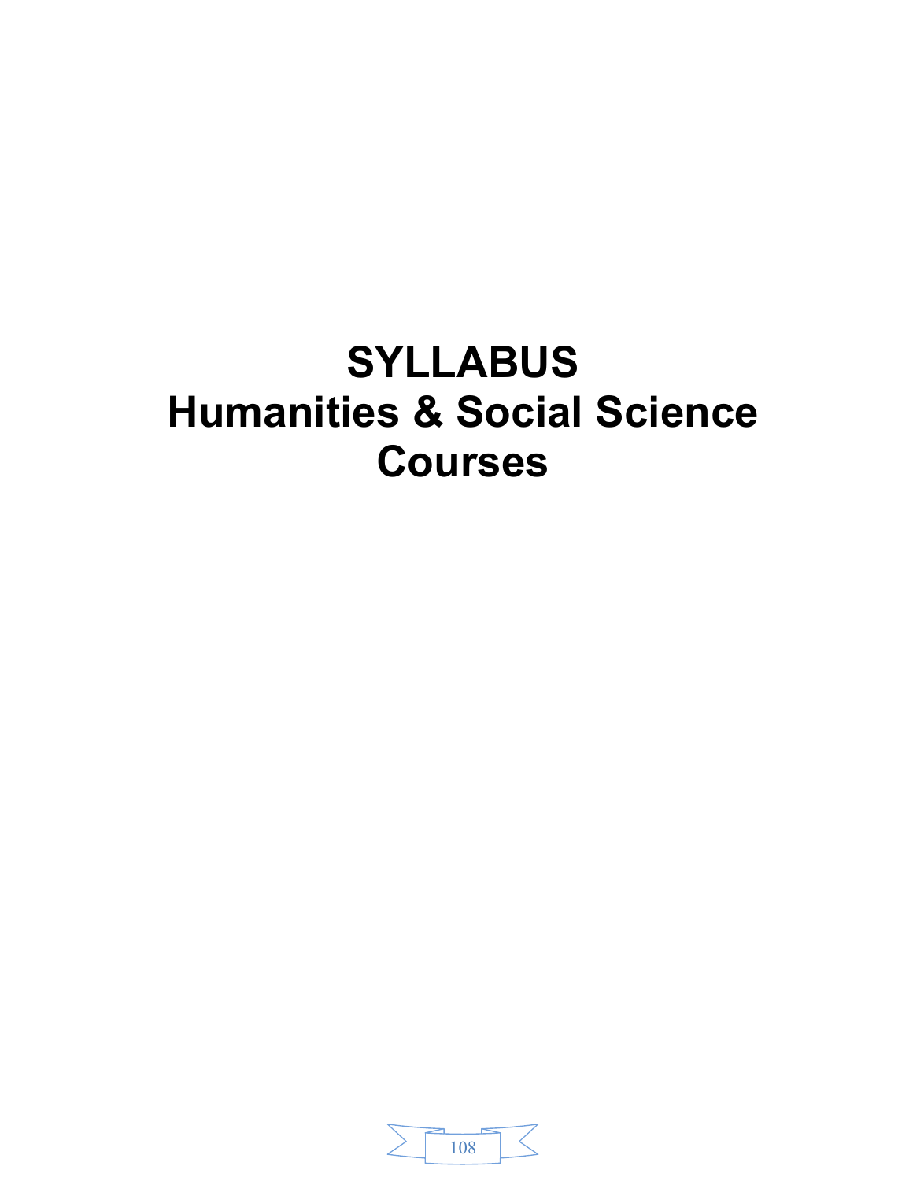# SYLLABUS
# Humanities & Social Science Courses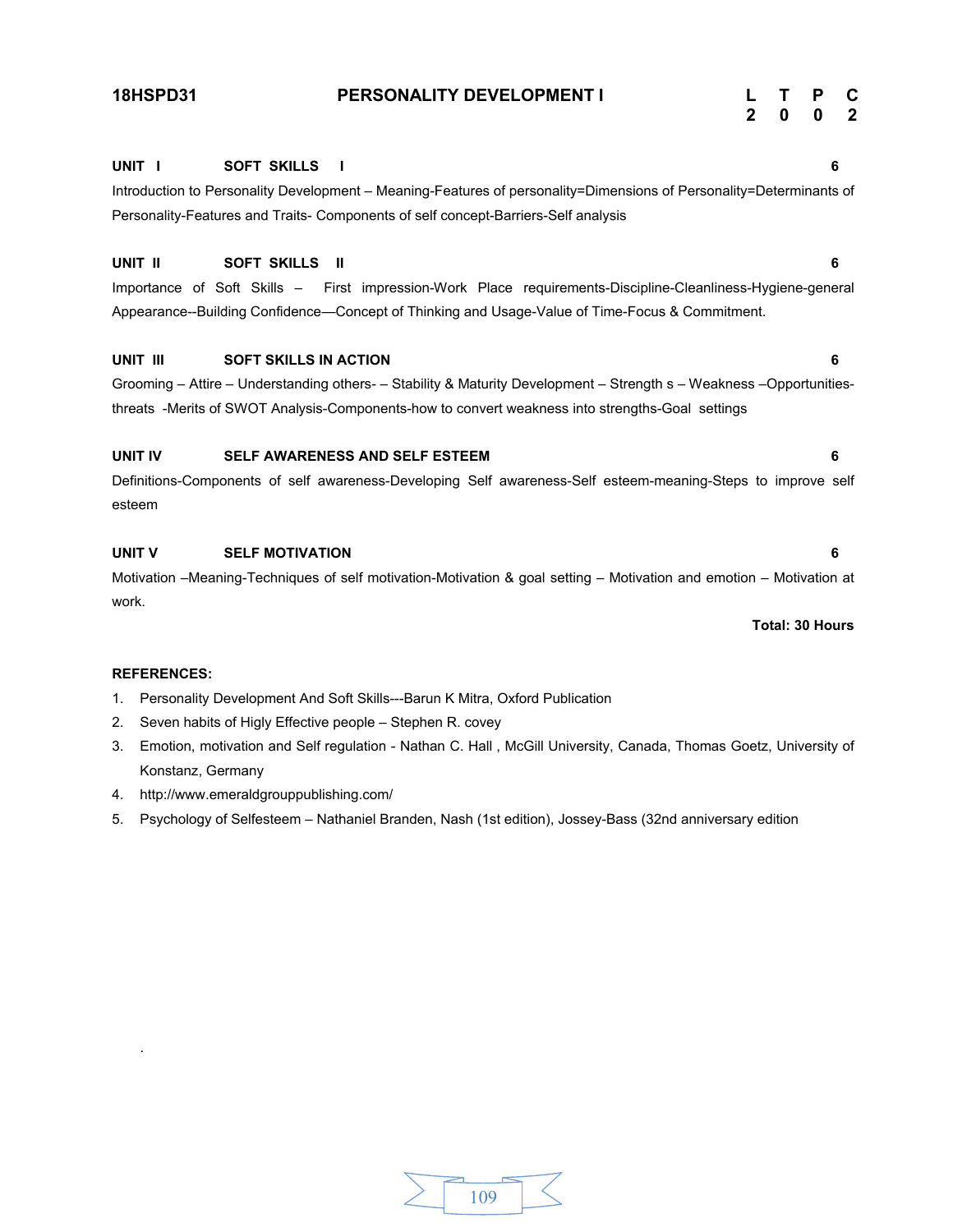**18HSPD31** **PERSONALITY DEVELOPMENT I**

| L | T | P | C |
|---|---|---|---|
| 2 | 0 | 0 | 2 |

**UNIT I SOFT SKILLS I** **6**

Introduction to Personality Development – Meaning-Features of personality=Dimensions of Personality=Determinants of Personality-Features and Traits- Components of self concept-Barriers-Self analysis

**UNIT II SOFT SKILLS II** **6**

Importance of Soft Skills – First impression-Work Place requirements-Discipline-Cleanliness-Hygiene-general Appearance--Building Confidence—Concept of Thinking and Usage-Value of Time-Focus & Commitment.

**UNIT III SOFT SKILLS IN ACTION** **6**

Grooming – Attire – Understanding others- – Stability & Maturity Development – Strength s – Weakness –Opportunities-threats -Merits of SWOT Analysis-Components-how to convert weakness into strengths-Goal settings

**UNIT IV SELF AWARENESS AND SELF ESTEEM** **6**

Definitions-Components of self awareness-Developing Self awareness-Self esteem-meaning-Steps to improve self esteem

**UNIT V SELF MOTIVATION** **6**

Motivation –Meaning-Techniques of self motivation-Motivation & goal setting – Motivation and emotion – Motivation at work.

**Total: 30 Hours**

**REFERENCES:**

1. Personality Development And Soft Skills---Barun K Mitra, Oxford Publication
2. Seven habits of Higly Effective people – Stephen R. covey
3. Emotion, motivation and Self regulation - Nathan C. Hall , McGill University, Canada, Thomas Goetz, University of Konstanz, Germany
4. http://www.emeraldgrouppublishing.com/
5. Psychology of Selfesteem – Nathaniel Branden, Nash (1st edition), Jossey-Bass (32nd anniversary edition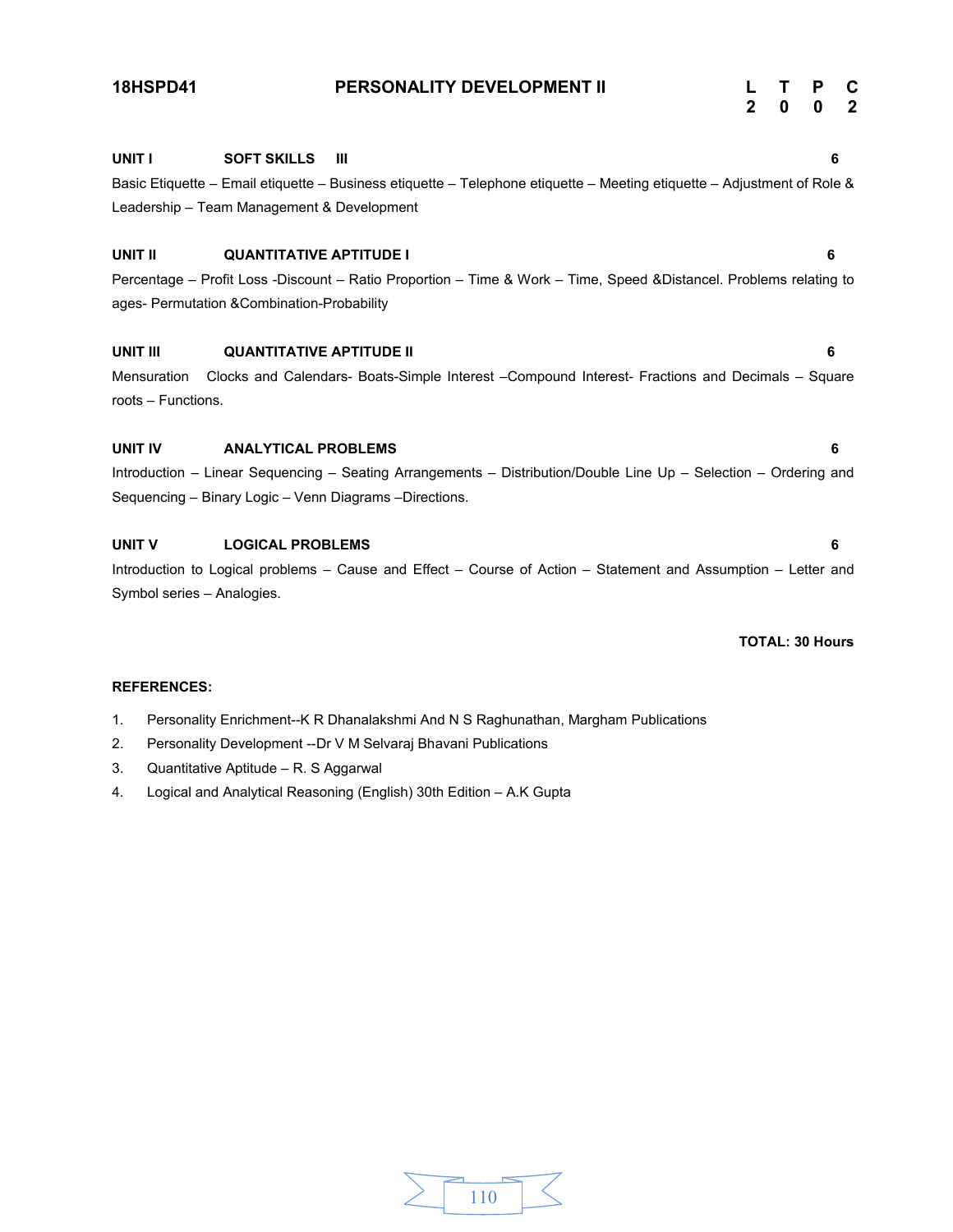**18HSPD41** **PERSONALITY DEVELOPMENT II**

| L | T | P | C |
|---|---|---|---|
| 2 | 0 | 0 | 2 |

**UNIT I SOFT SKILLS III** **6**

Basic Etiquette – Email etiquette – Business etiquette – Telephone etiquette – Meeting etiquette – Adjustment of Role & Leadership – Team Management & Development

**UNIT II QUANTITATIVE APTITUDE I** **6**

Percentage – Profit Loss -Discount – Ratio Proportion – Time & Work – Time, Speed &Distancel. Problems relating to ages- Permutation &Combination-Probability

**UNIT III QUANTITATIVE APTITUDE II** **6**

Mensuration Clocks and Calendars- Boats-Simple Interest –Compound Interest- Fractions and Decimals – Square roots – Functions.

**UNIT IV ANALYTICAL PROBLEMS** **6**

Introduction – Linear Sequencing – Seating Arrangements – Distribution/Double Line Up – Selection – Ordering and Sequencing – Binary Logic – Venn Diagrams –Directions.

**UNIT V LOGICAL PROBLEMS** **6**

Introduction to Logical problems – Cause and Effect – Course of Action – Statement and Assumption – Letter and Symbol series – Analogies.

**TOTAL: 30 Hours**

**REFERENCES:**

1. Personality Enrichment--K R Dhanalakshmi And N S Raghunathan, Margham Publications
2. Personality Development --Dr V M Selvaraj Bhavani Publications
3. Quantitative Aptitude – R. S Aggarwal
4. Logical and Analytical Reasoning (English) 30th Edition – A.K Gupta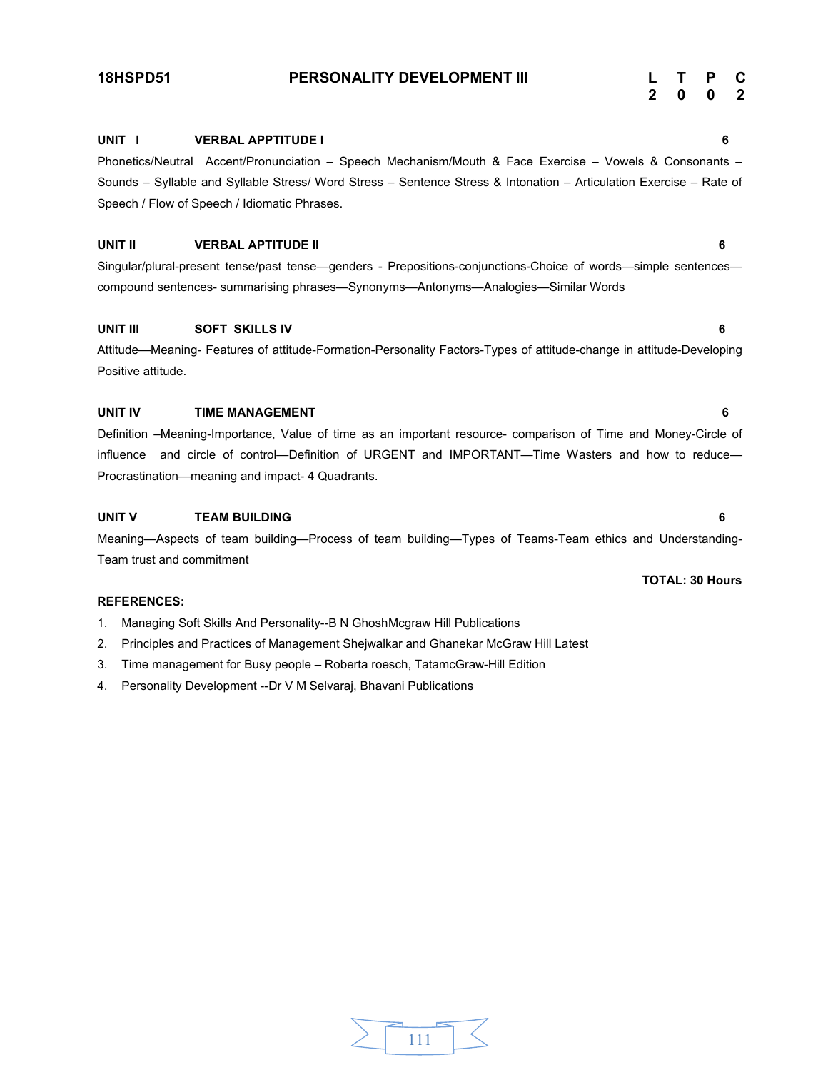**18HSPD51** **PERSONALITY DEVELOPMENT III**

| L | T | P | C |
|---|---|---|---|
| 2 | 0 | 0 | 2 |

**UNIT I** **VERBAL APPTITUDE I** **6**

Phonetics/Neutral Accent/Pronunciation – Speech Mechanism/Mouth & Face Exercise – Vowels & Consonants – Sounds – Syllable and Syllable Stress/ Word Stress – Sentence Stress & Intonation – Articulation Exercise – Rate of Speech / Flow of Speech / Idiomatic Phrases.

**UNIT II** **VERBAL APTITUDE II** **6**

Singular/plural-present tense/past tense—genders - Prepositions-conjunctions-Choice of words—simple sentences—compound sentences- summarising phrases—Synonyms—Antonyms—Analogies—Similar Words

**UNIT III** **SOFT SKILLS IV** **6**

Attitude—Meaning- Features of attitude-Formation-Personality Factors-Types of attitude-change in attitude-Developing Positive attitude.

**UNIT IV** **TIME MANAGEMENT** **6**

Definition –Meaning-Importance, Value of time as an important resource- comparison of Time and Money-Circle of influence and circle of control—Definition of URGENT and IMPORTANT—Time Wasters and how to reduce—Procrastination—meaning and impact- 4 Quadrants.

**UNIT V** **TEAM BUILDING** **6**

Meaning—Aspects of team building—Process of team building—Types of Teams-Team ethics and Understanding-Team trust and commitment

**TOTAL: 30 Hours**

**REFERENCES:**

1. Managing Soft Skills And Personality--B N GhoshMcgraw Hill Publications
2. Principles and Practices of Management Shejwalkar and Ghanekar McGraw Hill Latest
3. Time management for Busy people – Roberta roesch, TatamcGraw-Hill Edition
4. Personality Development --Dr V M Selvaraj, Bhavani Publications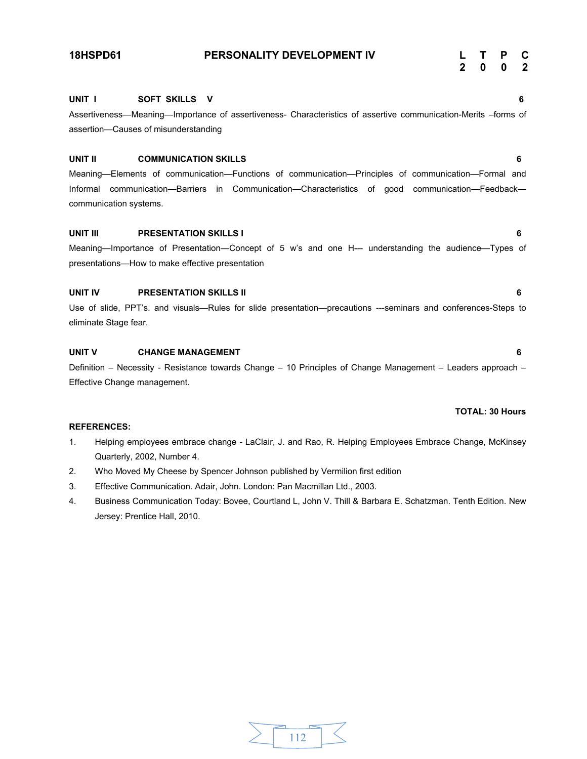**18HSPD61** **PERSONALITY DEVELOPMENT IV**

| L | T | P | C |
|---|---|---|---|
| 2 | 0 | 0 | 2 |

**UNIT I SOFT SKILLS V** **6**

Assertiveness—Meaning—Importance of assertiveness- Characteristics of assertive communication-Merits –forms of assertion—Causes of misunderstanding

**UNIT II COMMUNICATION SKILLS** **6**

Meaning—Elements of communication—Functions of communication—Principles of communication—Formal and Informal communication—Barriers in Communication—Characteristics of good communication—Feedback—communication systems.

**UNIT III PRESENTATION SKILLS I** **6**

Meaning—Importance of Presentation—Concept of 5 w's and one H--- understanding the audience—Types of presentations—How to make effective presentation

**UNIT IV PRESENTATION SKILLS II** **6**

Use of slide, PPT's. and visuals—Rules for slide presentation—precautions ---seminars and conferences-Steps to eliminate Stage fear.

**UNIT V CHANGE MANAGEMENT** **6**

Definition – Necessity - Resistance towards Change – 10 Principles of Change Management – Leaders approach – Effective Change management.

**TOTAL: 30 Hours**

**REFERENCES:**

1. Helping employees embrace change - LaClair, J. and Rao, R. Helping Employees Embrace Change, McKinsey Quarterly, 2002, Number 4.
2. Who Moved My Cheese by Spencer Johnson published by Vermilion first edition
3. Effective Communication. Adair, John. London: Pan Macmillan Ltd., 2003.
4. Business Communication Today: Bovee, Courtland L, John V. Thill & Barbara E. Schatzman. Tenth Edition. New Jersey: Prentice Hall, 2010.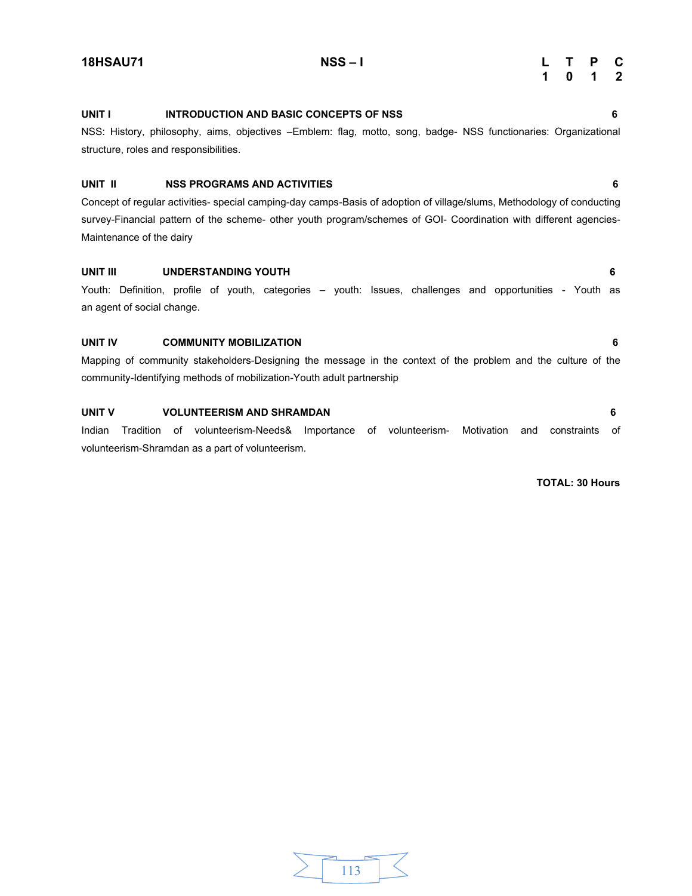| 18HSAU71 | NSS – I | L | T | P | C |
|---|---|---|---|---|---|
| | | 1 | 0 | 1 | 2 |

**UNIT I INTRODUCTION AND BASIC CONCEPTS OF NSS** **6**

NSS: History, philosophy, aims, objectives –Emblem: flag, motto, song, badge- NSS functionaries: Organizational structure, roles and responsibilities.

**UNIT II NSS PROGRAMS AND ACTIVITIES** **6**

Concept of regular activities- special camping-day camps-Basis of adoption of village/slums, Methodology of conducting survey-Financial pattern of the scheme- other youth program/schemes of GOI- Coordination with different agencies-Maintenance of the dairy

**UNIT III UNDERSTANDING YOUTH** **6**

Youth: Definition, profile of youth, categories – youth: Issues, challenges and opportunities - Youth as an agent of social change.

**UNIT IV COMMUNITY MOBILIZATION** **6**

Mapping of community stakeholders-Designing the message in the context of the problem and the culture of the community-Identifying methods of mobilization-Youth adult partnership

**UNIT V VOLUNTEERISM AND SHRAMDAN** **6**

Indian Tradition of volunteerism-Needs& Importance of volunteerism- Motivation and constraints of volunteerism-Shramdan as a part of volunteerism.

**TOTAL: 30 Hours**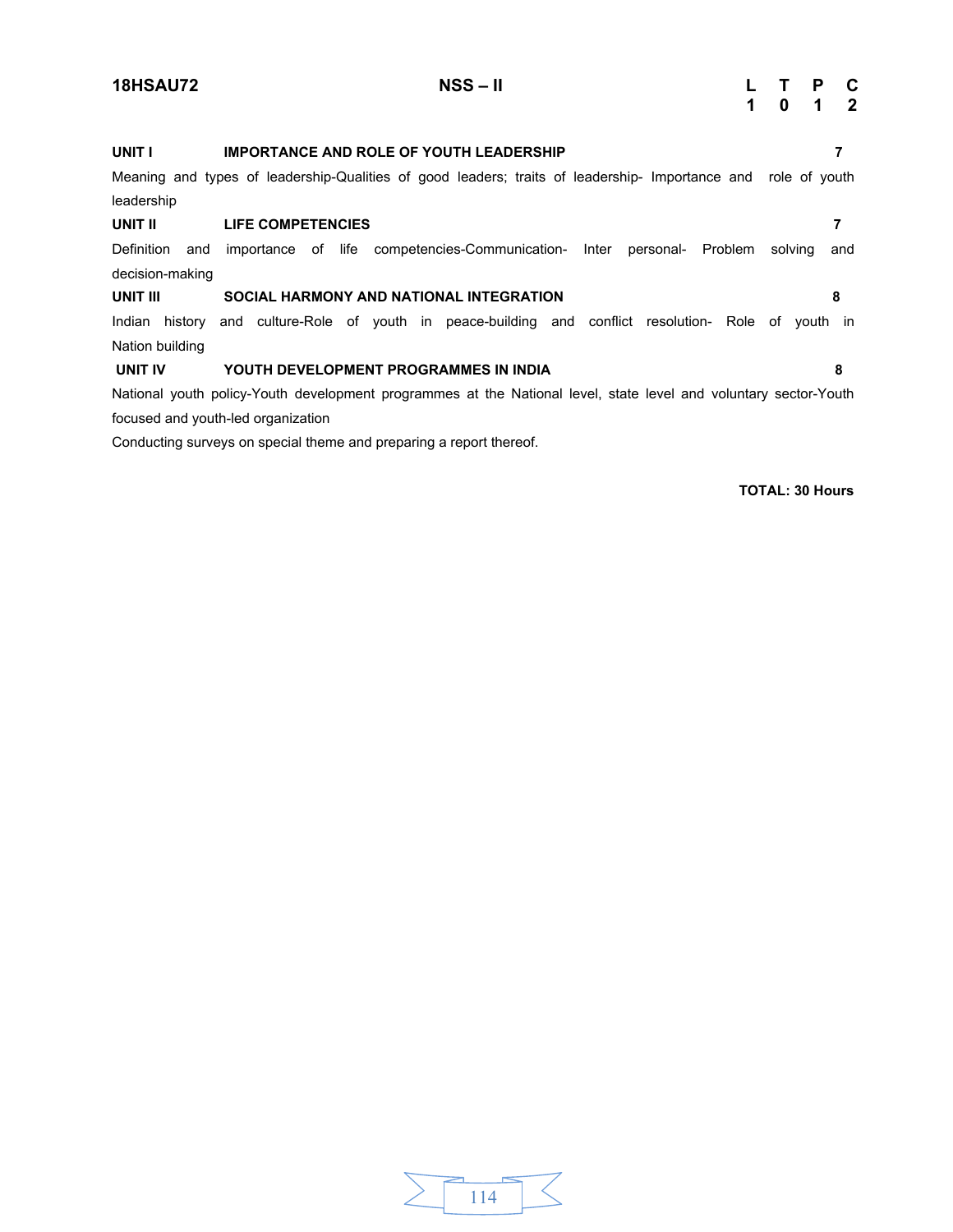| 18HSAU72 | NSS – II | L | T | P | C |
|---|---|---|---|---|---|
| | | 1 | 0 | 1 | 2 |

**UNIT I IMPORTANCE AND ROLE OF YOUTH LEADERSHIP 7**

Meaning and types of leadership-Qualities of good leaders; traits of leadership- Importance and role of youth leadership

**UNIT II LIFE COMPETENCIES 7**

Definition and importance of life competencies-Communication- Inter personal- Problem solving and decision-making

**UNIT III SOCIAL HARMONY AND NATIONAL INTEGRATION 8**

Indian history and culture-Role of youth in peace-building and conflict resolution- Role of youth in Nation building

**UNIT IV YOUTH DEVELOPMENT PROGRAMMES IN INDIA 8**

National youth policy-Youth development programmes at the National level, state level and voluntary sector-Youth focused and youth-led organization

Conducting surveys on special theme and preparing a report thereof.

**TOTAL: 30 Hours**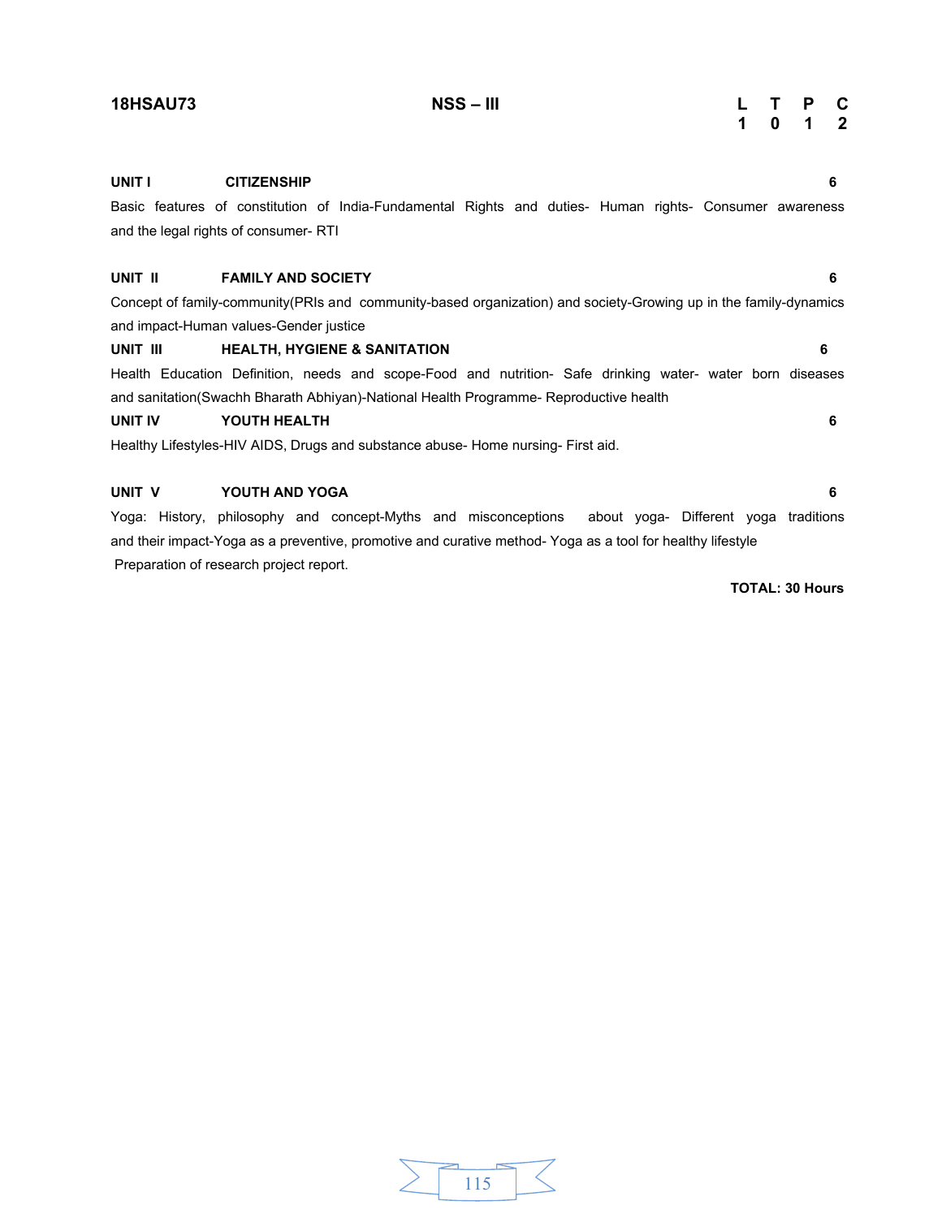**18HSAU73** **NSS – III**

| L | T | P | C |
|---|---|---|---|
| 1 | 0 | 1 | 2 |

**UNIT I CITIZENSHIP** **6**

Basic features of constitution of India-Fundamental Rights and duties- Human rights- Consumer awareness and the legal rights of consumer- RTI

**UNIT II FAMILY AND SOCIETY** **6**

Concept of family-community(PRIs and community-based organization) and society-Growing up in the family-dynamics and impact-Human values-Gender justice

**UNIT III HEALTH, HYGIENE & SANITATION** **6**

Health Education Definition, needs and scope-Food and nutrition- Safe drinking water- water born diseases and sanitation(Swachh Bharath Abhiyan)-National Health Programme- Reproductive health

**UNIT IV YOUTH HEALTH** **6**

Healthy Lifestyles-HIV AIDS, Drugs and substance abuse- Home nursing- First aid.

**UNIT V YOUTH AND YOGA** **6**

Yoga: History, philosophy and concept-Myths and misconceptions about yoga- Different yoga traditions and their impact-Yoga as a preventive, promotive and curative method- Yoga as a tool for healthy lifestyle

Preparation of research project report.

**TOTAL: 30 Hours**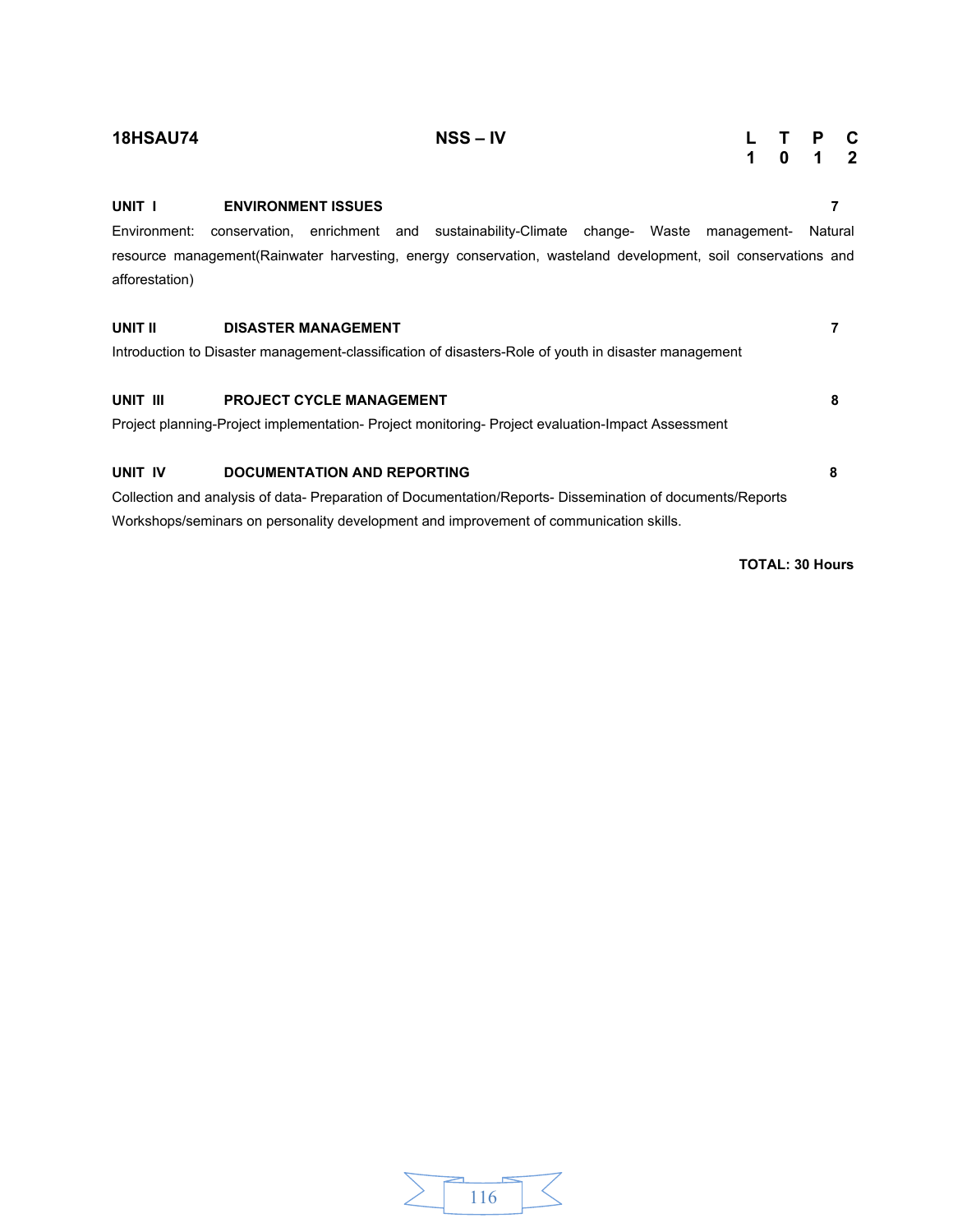**18HSAU74** **NSS – IV**

| L | T | P | C |
|---|---|---|---|
| 1 | 0 | 1 | 2 |

**UNIT I ENVIRONMENT ISSUES** **7**

Environment: conservation, enrichment and sustainability-Climate change- Waste management- Natural resource management(Rainwater harvesting, energy conservation, wasteland development, soil conservations and afforestation)

**UNIT II DISASTER MANAGEMENT** **7**

Introduction to Disaster management-classification of disasters-Role of youth in disaster management

**UNIT III PROJECT CYCLE MANAGEMENT** **8**

Project planning-Project implementation- Project monitoring- Project evaluation-Impact Assessment

**UNIT IV DOCUMENTATION AND REPORTING** **8**

Collection and analysis of data- Preparation of Documentation/Reports- Dissemination of documents/Reports Workshops/seminars on personality development and improvement of communication skills.

**TOTAL: 30 Hours**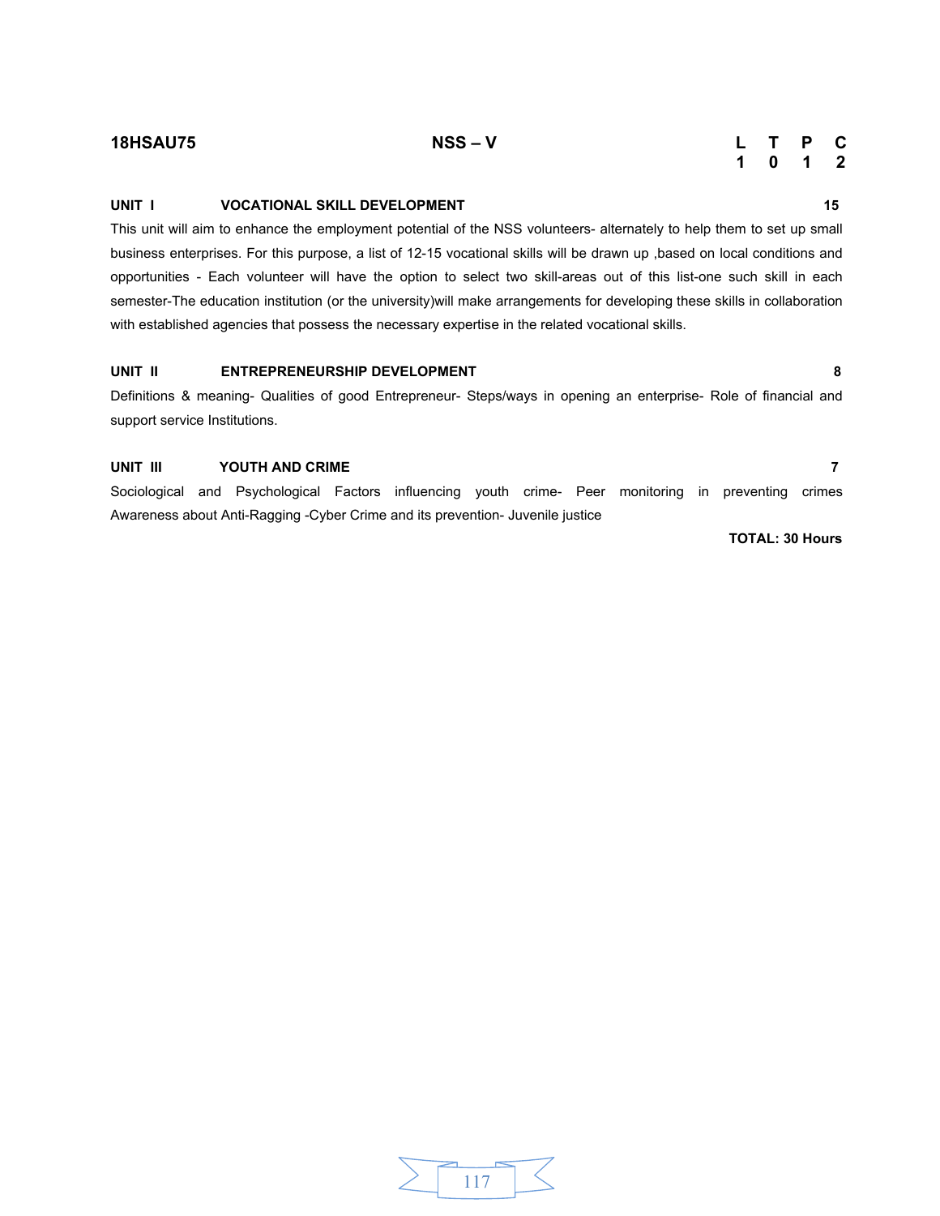**18HSAU75** **NSS – V**

| L | T | P | C |
|---|---|---|---|
| 1 | 0 | 1 | 2 |

**UNIT I VOCATIONAL SKILL DEVELOPMENT** **15**

This unit will aim to enhance the employment potential of the NSS volunteers- alternately to help them to set up small business enterprises. For this purpose, a list of 12-15 vocational skills will be drawn up ,based on local conditions and opportunities - Each volunteer will have the option to select two skill-areas out of this list-one such skill in each semester-The education institution (or the university)will make arrangements for developing these skills in collaboration with established agencies that possess the necessary expertise in the related vocational skills.

**UNIT II ENTREPRENEURSHIP DEVELOPMENT** **8**

Definitions & meaning- Qualities of good Entrepreneur- Steps/ways in opening an enterprise- Role of financial and support service Institutions.

**UNIT III YOUTH AND CRIME** **7**

Sociological and Psychological Factors influencing youth crime- Peer monitoring in preventing crimes Awareness about Anti-Ragging -Cyber Crime and its prevention- Juvenile justice

**TOTAL: 30 Hours**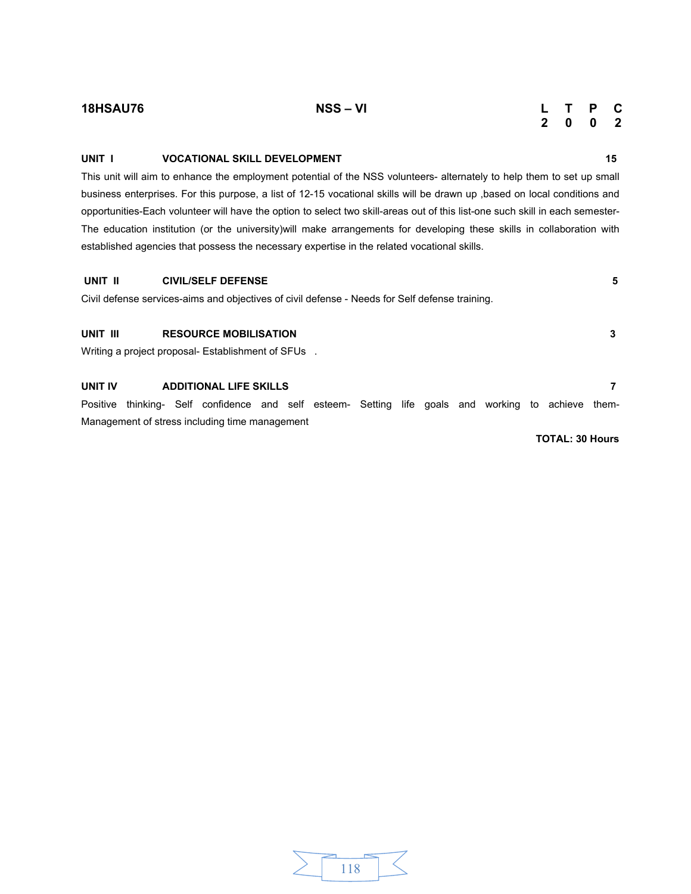## 18HSAU76 NSS – VI

| L | T | P | C |
|---|---|---|---|
| 2 | 0 | 0 | 2 |

**UNIT I VOCATIONAL SKILL DEVELOPMENT** **15**

This unit will aim to enhance the employment potential of the NSS volunteers- alternately to help them to set up small business enterprises. For this purpose, a list of 12-15 vocational skills will be drawn up ,based on local conditions and opportunities-Each volunteer will have the option to select two skill-areas out of this list-one such skill in each semester- The education institution (or the university)will make arrangements for developing these skills in collaboration with established agencies that possess the necessary expertise in the related vocational skills.

**UNIT II CIVIL/SELF DEFENSE** **5**

Civil defense services-aims and objectives of civil defense - Needs for Self defense training.

**UNIT III RESOURCE MOBILISATION** **3**

Writing a project proposal- Establishment of SFUs .

**UNIT IV ADDITIONAL LIFE SKILLS** **7**

Positive thinking- Self confidence and self esteem- Setting life goals and working to achieve them- Management of stress including time management

**TOTAL: 30 Hours**